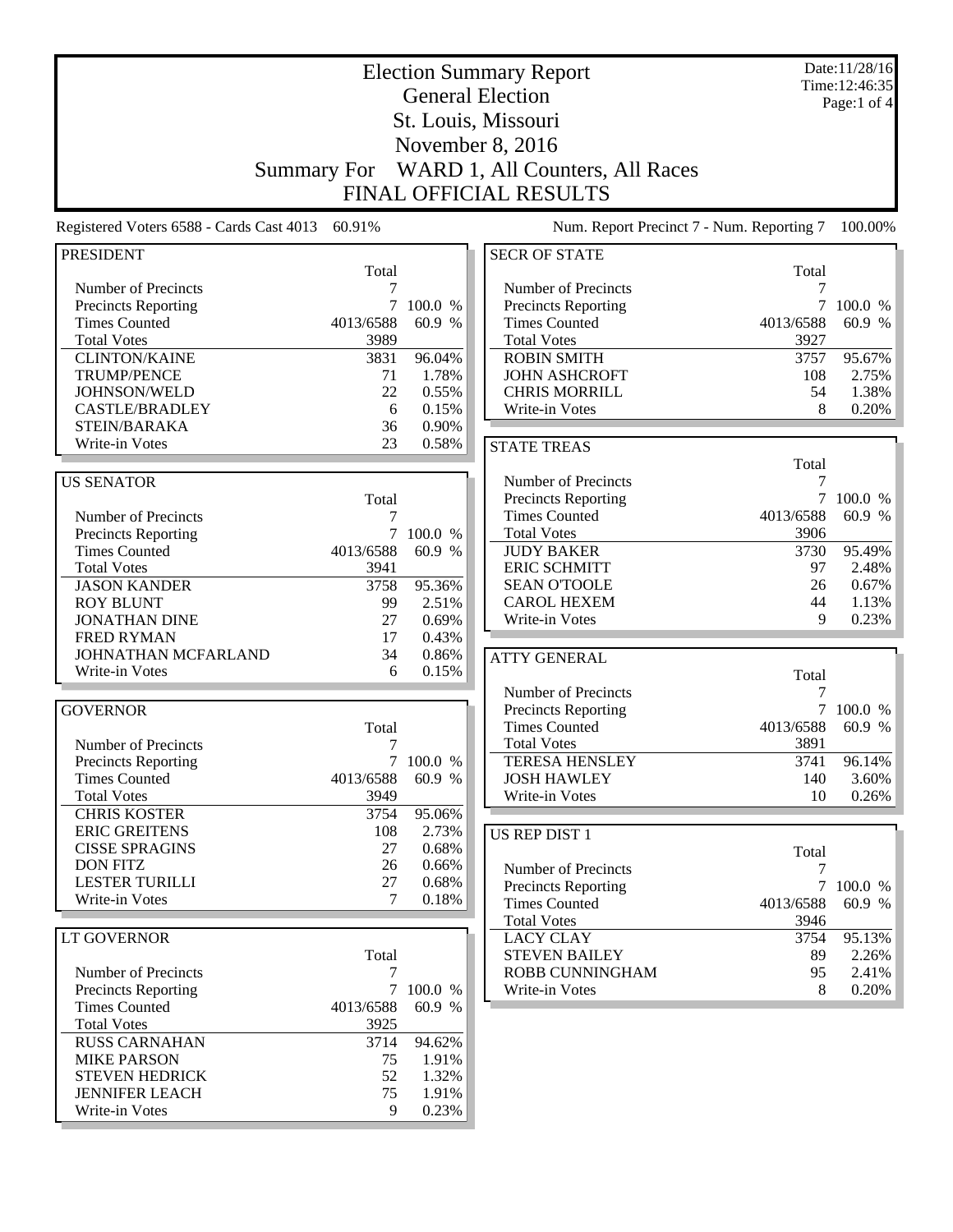# Election Summary Report

## General Election

## St. Louis, Missouri

## November 8, 2016

## Summary For WARD 1, All Counters, All Races

## FINAL OFFICIAL RESULTS

Date:11/28/16
Time:12:46:35

Registered Voters 6588 - Cards Cast 4013 60.91%

Num. Report Precinct 7 - Num. Reporting 7 100.00%

### PRESIDENT

| | Total | |
|---|---|---|
| Number of Precincts | 7 | |
| Precincts Reporting | 7 | 100.0 % |
| Times Counted | 4013/6588 | 60.9 % |
| Total Votes | 3989 | |
| CLINTON/KAINE | 3831 | 96.04% |
| TRUMP/PENCE | 71 | 1.78% |
| JOHNSON/WELD | 22 | 0.55% |
| CASTLE/BRADLEY | 6 | 0.15% |
| STEIN/BARAKA | 36 | 0.90% |
| Write-in Votes | 23 | 0.58% |

### US SENATOR

| | Total | |
|---|---|---|
| Number of Precincts | 7 | |
| Precincts Reporting | 7 | 100.0 % |
| Times Counted | 4013/6588 | 60.9 % |
| Total Votes | 3941 | |
| JASON KANDER | 3758 | 95.36% |
| ROY BLUNT | 99 | 2.51% |
| JONATHAN DINE | 27 | 0.69% |
| FRED RYMAN | 17 | 0.43% |
| JOHNATHAN MCFARLAND | 34 | 0.86% |
| Write-in Votes | 6 | 0.15% |

### GOVERNOR

| | Total | |
|---|---|---|
| Number of Precincts | 7 | |
| Precincts Reporting | 7 | 100.0 % |
| Times Counted | 4013/6588 | 60.9 % |
| Total Votes | 3949 | |
| CHRIS KOSTER | 3754 | 95.06% |
| ERIC GREITENS | 108 | 2.73% |
| CISSE SPRAGINS | 27 | 0.68% |
| DON FITZ | 26 | 0.66% |
| LESTER TURILLI | 27 | 0.68% |
| Write-in Votes | 7 | 0.18% |

### LT GOVERNOR

| | Total | |
|---|---|---|
| Number of Precincts | 7 | |
| Precincts Reporting | 7 | 100.0 % |
| Times Counted | 4013/6588 | 60.9 % |
| Total Votes | 3925 | |
| RUSS CARNAHAN | 3714 | 94.62% |
| MIKE PARSON | 75 | 1.91% |
| STEVEN HEDRICK | 52 | 1.32% |
| JENNIFER LEACH | 75 | 1.91% |
| Write-in Votes | 9 | 0.23% |

### SECR OF STATE

| | Total | |
|---|---|---|
| Number of Precincts | 7 | |
| Precincts Reporting | 7 | 100.0 % |
| Times Counted | 4013/6588 | 60.9 % |
| Total Votes | 3927 | |
| ROBIN SMITH | 3757 | 95.67% |
| JOHN ASHCROFT | 108 | 2.75% |
| CHRIS MORRILL | 54 | 1.38% |
| Write-in Votes | 8 | 0.20% |

### STATE TREAS

| | Total | |
|---|---|---|
| Number of Precincts | 7 | |
| Precincts Reporting | 7 | 100.0 % |
| Times Counted | 4013/6588 | 60.9 % |
| Total Votes | 3906 | |
| JUDY BAKER | 3730 | 95.49% |
| ERIC SCHMITT | 97 | 2.48% |
| SEAN O'TOOLE | 26 | 0.67% |
| CAROL HEXEM | 44 | 1.13% |
| Write-in Votes | 9 | 0.23% |

### ATTY GENERAL

| | Total | |
|---|---|---|
| Number of Precincts | 7 | |
| Precincts Reporting | 7 | 100.0 % |
| Times Counted | 4013/6588 | 60.9 % |
| Total Votes | 3891 | |
| TERESA HENSLEY | 3741 | 96.14% |
| JOSH HAWLEY | 140 | 3.60% |
| Write-in Votes | 10 | 0.26% |

### US REP DIST 1

| | Total | |
|---|---|---|
| Number of Precincts | 7 | |
| Precincts Reporting | 7 | 100.0 % |
| Times Counted | 4013/6588 | 60.9 % |
| Total Votes | 3946 | |
| LACY CLAY | 3754 | 95.13% |
| STEVEN BAILEY | 89 | 2.26% |
| ROBB CUNNINGHAM | 95 | 2.41% |
| Write-in Votes | 8 | 0.20% |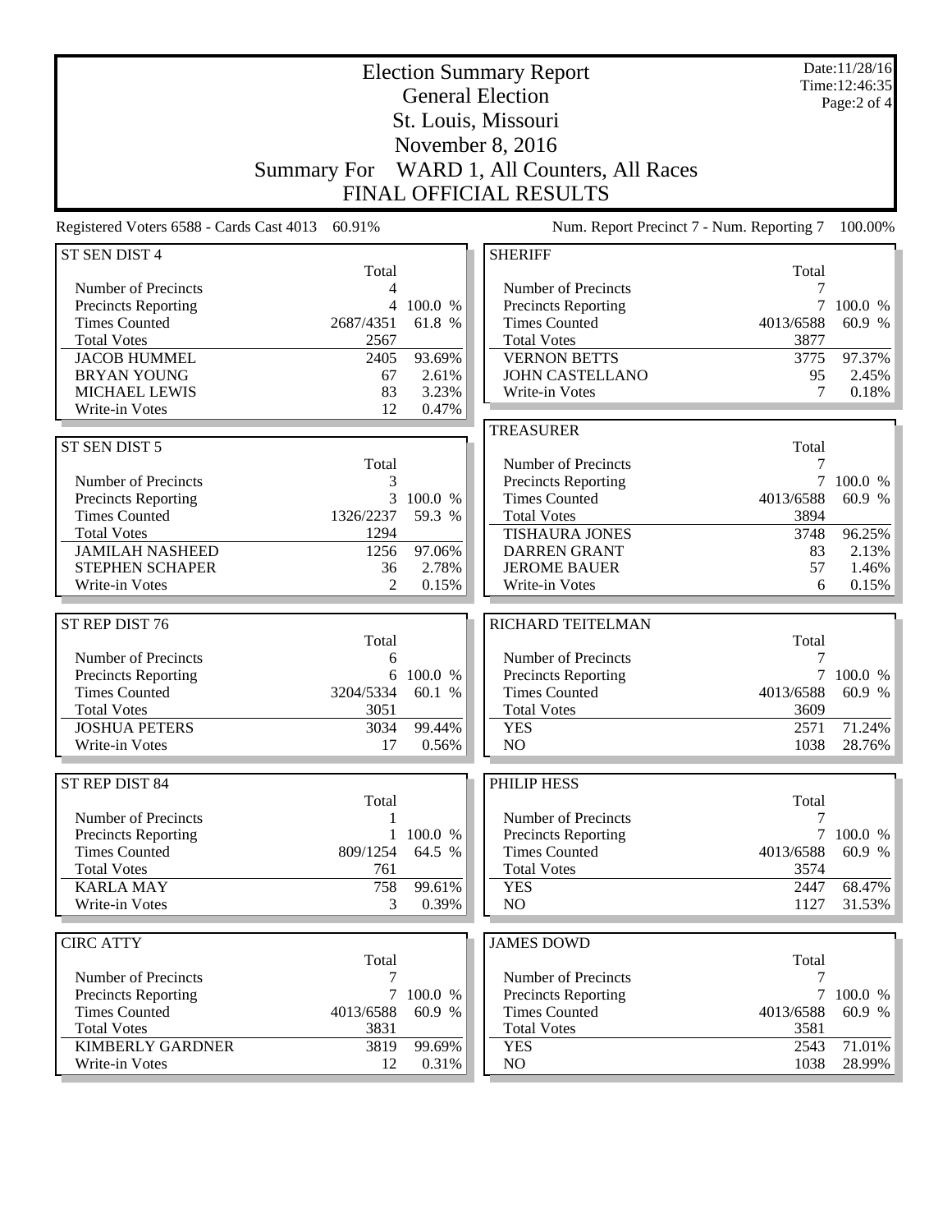# Election Summary Report

## General Election

## St. Louis, Missouri

## November 8, 2016

## Summary For WARD 1, All Counters, All Races

## FINAL OFFICIAL RESULTS

Date:11/28/16
Time:12:46:35

Registered Voters 6588 - Cards Cast 4013 60.91%

Num. Report Precinct 7 - Num. Reporting 7 100.00%

### ST SEN DIST 4

| | Total | |
|---|---|---|
| Number of Precincts | 4 | |
| Precincts Reporting | 4 | 100.0 % |
| Times Counted | 2687/4351 | 61.8 % |
| Total Votes | 2567 | |
| JACOB HUMMEL | 2405 | 93.69% |
| BRYAN YOUNG | 67 | 2.61% |
| MICHAEL LEWIS | 83 | 3.23% |
| Write-in Votes | 12 | 0.47% |

### ST SEN DIST 5

| | Total | |
|---|---|---|
| Number of Precincts | 3 | |
| Precincts Reporting | 3 | 100.0 % |
| Times Counted | 1326/2237 | 59.3 % |
| Total Votes | 1294 | |
| JAMILAH NASHEED | 1256 | 97.06% |
| STEPHEN SCHAPER | 36 | 2.78% |
| Write-in Votes | 2 | 0.15% |

### ST REP DIST 76

| | Total | |
|---|---|---|
| Number of Precincts | 6 | |
| Precincts Reporting | 6 | 100.0 % |
| Times Counted | 3204/5334 | 60.1 % |
| Total Votes | 3051 | |
| JOSHUA PETERS | 3034 | 99.44% |
| Write-in Votes | 17 | 0.56% |

### ST REP DIST 84

| | Total | |
|---|---|---|
| Number of Precincts | 1 | |
| Precincts Reporting | 1 | 100.0 % |
| Times Counted | 809/1254 | 64.5 % |
| Total Votes | 761 | |
| KARLA MAY | 758 | 99.61% |
| Write-in Votes | 3 | 0.39% |

### CIRC ATTY

| | Total | |
|---|---|---|
| Number of Precincts | 7 | |
| Precincts Reporting | 7 | 100.0 % |
| Times Counted | 4013/6588 | 60.9 % |
| Total Votes | 3831 | |
| KIMBERLY GARDNER | 3819 | 99.69% |
| Write-in Votes | 12 | 0.31% |

### SHERIFF

| | Total | |
|---|---|---|
| Number of Precincts | 7 | |
| Precincts Reporting | 7 | 100.0 % |
| Times Counted | 4013/6588 | 60.9 % |
| Total Votes | 3877 | |
| VERNON BETTS | 3775 | 97.37% |
| JOHN CASTELLANO | 95 | 2.45% |
| Write-in Votes | 7 | 0.18% |

### TREASURER

| | Total | |
|---|---|---|
| Number of Precincts | 7 | |
| Precincts Reporting | 7 | 100.0 % |
| Times Counted | 4013/6588 | 60.9 % |
| Total Votes | 3894 | |
| TISHAURA JONES | 3748 | 96.25% |
| DARREN GRANT | 83 | 2.13% |
| JEROME BAUER | 57 | 1.46% |
| Write-in Votes | 6 | 0.15% |

### RICHARD TEITELMAN

| | Total | |
|---|---|---|
| Number of Precincts | 7 | |
| Precincts Reporting | 7 | 100.0 % |
| Times Counted | 4013/6588 | 60.9 % |
| Total Votes | 3609 | |
| YES | 2571 | 71.24% |
| NO | 1038 | 28.76% |

### PHILIP HESS

| | Total | |
|---|---|---|
| Number of Precincts | 7 | |
| Precincts Reporting | 7 | 100.0 % |
| Times Counted | 4013/6588 | 60.9 % |
| Total Votes | 3574 | |
| YES | 2447 | 68.47% |
| NO | 1127 | 31.53% |

### JAMES DOWD

| | Total | |
|---|---|---|
| Number of Precincts | 7 | |
| Precincts Reporting | 7 | 100.0 % |
| Times Counted | 4013/6588 | 60.9 % |
| Total Votes | 3581 | |
| YES | 2543 | 71.01% |
| NO | 1038 | 28.99% |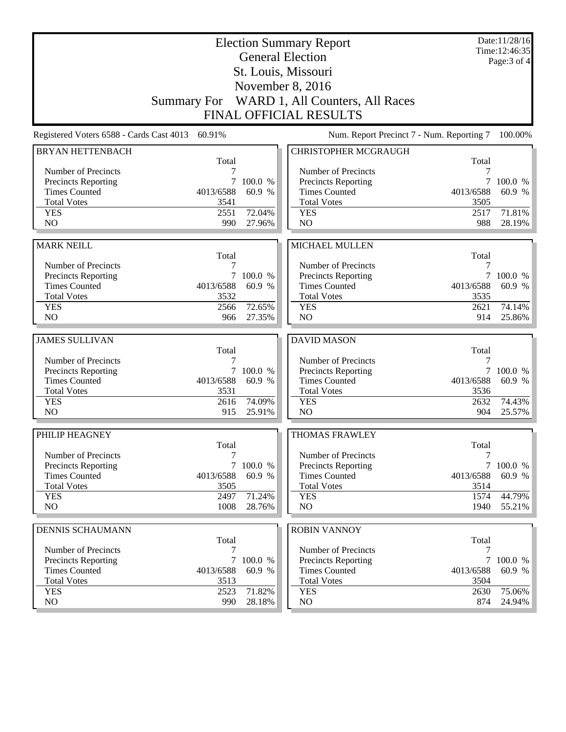# Election Summary Report

## General Election

## St. Louis, Missouri

## November 8, 2016

## Summary For WARD 1, All Counters, All Races

## FINAL OFFICIAL RESULTS

Date:11/28/16
Time:12:46:35

Registered Voters 6588 - Cards Cast 4013 60.91%

Num. Report Precinct 7 - Num. Reporting 7 100.00%

### BRYAN HETTENBACH

| | Total | |
|---|---|---|
| Number of Precincts | 7 | |
| Precincts Reporting | 7 | 100.0 % |
| Times Counted | 4013/6588 | 60.9 % |
| Total Votes | 3541 | |
| YES | 2551 | 72.04% |
| NO | 990 | 27.96% |

### CHRISTOPHER MCGRAUGH

| | Total | |
|---|---|---|
| Number of Precincts | 7 | |
| Precincts Reporting | 7 | 100.0 % |
| Times Counted | 4013/6588 | 60.9 % |
| Total Votes | 3505 | |
| YES | 2517 | 71.81% |
| NO | 988 | 28.19% |

### MARK NEILL

| | Total | |
|---|---|---|
| Number of Precincts | 7 | |
| Precincts Reporting | 7 | 100.0 % |
| Times Counted | 4013/6588 | 60.9 % |
| Total Votes | 3532 | |
| YES | 2566 | 72.65% |
| NO | 966 | 27.35% |

### MICHAEL MULLEN

| | Total | |
|---|---|---|
| Number of Precincts | 7 | |
| Precincts Reporting | 7 | 100.0 % |
| Times Counted | 4013/6588 | 60.9 % |
| Total Votes | 3535 | |
| YES | 2621 | 74.14% |
| NO | 914 | 25.86% |

### JAMES SULLIVAN

| | Total | |
|---|---|---|
| Number of Precincts | 7 | |
| Precincts Reporting | 7 | 100.0 % |
| Times Counted | 4013/6588 | 60.9 % |
| Total Votes | 3531 | |
| YES | 2616 | 74.09% |
| NO | 915 | 25.91% |

### DAVID MASON

| | Total | |
|---|---|---|
| Number of Precincts | 7 | |
| Precincts Reporting | 7 | 100.0 % |
| Times Counted | 4013/6588 | 60.9 % |
| Total Votes | 3536 | |
| YES | 2632 | 74.43% |
| NO | 904 | 25.57% |

### PHILIP HEAGNEY

| | Total | |
|---|---|---|
| Number of Precincts | 7 | |
| Precincts Reporting | 7 | 100.0 % |
| Times Counted | 4013/6588 | 60.9 % |
| Total Votes | 3505 | |
| YES | 2497 | 71.24% |
| NO | 1008 | 28.76% |

### THOMAS FRAWLEY

| | Total | |
|---|---|---|
| Number of Precincts | 7 | |
| Precincts Reporting | 7 | 100.0 % |
| Times Counted | 4013/6588 | 60.9 % |
| Total Votes | 3514 | |
| YES | 1574 | 44.79% |
| NO | 1940 | 55.21% |

### DENNIS SCHAUMANN

| | Total | |
|---|---|---|
| Number of Precincts | 7 | |
| Precincts Reporting | 7 | 100.0 % |
| Times Counted | 4013/6588 | 60.9 % |
| Total Votes | 3513 | |
| YES | 2523 | 71.82% |
| NO | 990 | 28.18% |

### ROBIN VANNOY

| | Total | |
|---|---|---|
| Number of Precincts | 7 | |
| Precincts Reporting | 7 | 100.0 % |
| Times Counted | 4013/6588 | 60.9 % |
| Total Votes | 3504 | |
| YES | 2630 | 75.06% |
| NO | 874 | 24.94% |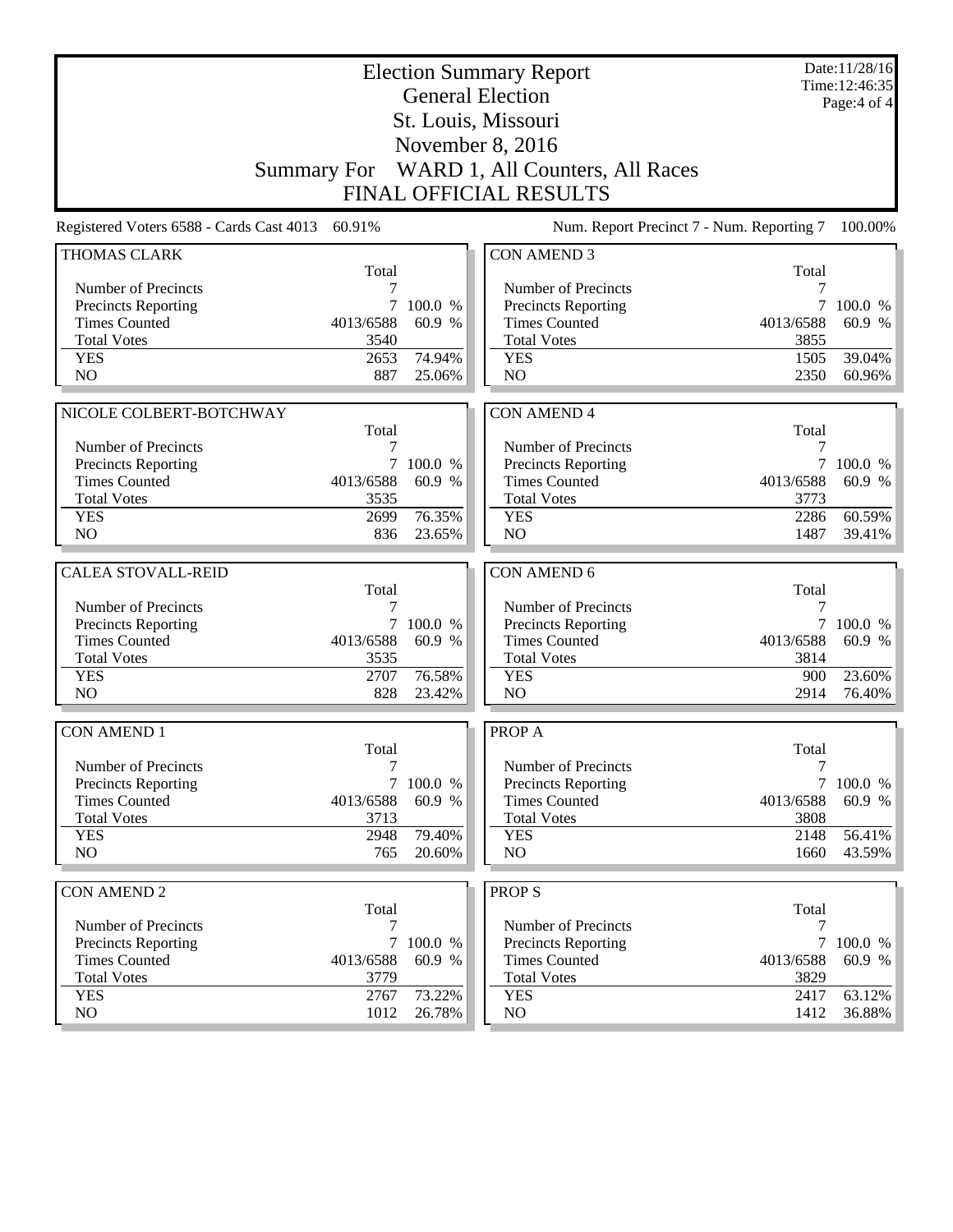# Election Summary Report

## General Election

## St. Louis, Missouri

## November 8, 2016

## Summary For WARD 1, All Counters, All Races

## FINAL OFFICIAL RESULTS

Date:11/28/16
Time:12:46:35

Registered Voters 6588 - Cards Cast 4013 60.91%

Num. Report Precinct 7 - Num. Reporting 7 100.00%

### THOMAS CLARK

| | Total | |
|---|---|---|
| Number of Precincts | 7 | |
| Precincts Reporting | 7 | 100.0 % |
| Times Counted | 4013/6588 | 60.9 % |
| Total Votes | 3540 | |
| YES | 2653 | 74.94% |
| NO | 887 | 25.06% |

### NICOLE COLBERT-BOTCHWAY

| | Total | |
|---|---|---|
| Number of Precincts | 7 | |
| Precincts Reporting | 7 | 100.0 % |
| Times Counted | 4013/6588 | 60.9 % |
| Total Votes | 3535 | |
| YES | 2699 | 76.35% |
| NO | 836 | 23.65% |

### CALEA STOVALL-REID

| | Total | |
|---|---|---|
| Number of Precincts | 7 | |
| Precincts Reporting | 7 | 100.0 % |
| Times Counted | 4013/6588 | 60.9 % |
| Total Votes | 3535 | |
| YES | 2707 | 76.58% |
| NO | 828 | 23.42% |

### CON AMEND 1

| | Total | |
|---|---|---|
| Number of Precincts | 7 | |
| Precincts Reporting | 7 | 100.0 % |
| Times Counted | 4013/6588 | 60.9 % |
| Total Votes | 3713 | |
| YES | 2948 | 79.40% |
| NO | 765 | 20.60% |

### CON AMEND 2

| | Total | |
|---|---|---|
| Number of Precincts | 7 | |
| Precincts Reporting | 7 | 100.0 % |
| Times Counted | 4013/6588 | 60.9 % |
| Total Votes | 3779 | |
| YES | 2767 | 73.22% |
| NO | 1012 | 26.78% |

### CON AMEND 3

| | Total | |
|---|---|---|
| Number of Precincts | 7 | |
| Precincts Reporting | 7 | 100.0 % |
| Times Counted | 4013/6588 | 60.9 % |
| Total Votes | 3855 | |
| YES | 1505 | 39.04% |
| NO | 2350 | 60.96% |

### CON AMEND 4

| | Total | |
|---|---|---|
| Number of Precincts | 7 | |
| Precincts Reporting | 7 | 100.0 % |
| Times Counted | 4013/6588 | 60.9 % |
| Total Votes | 3773 | |
| YES | 2286 | 60.59% |
| NO | 1487 | 39.41% |

### CON AMEND 6

| | Total | |
|---|---|---|
| Number of Precincts | 7 | |
| Precincts Reporting | 7 | 100.0 % |
| Times Counted | 4013/6588 | 60.9 % |
| Total Votes | 3814 | |
| YES | 900 | 23.60% |
| NO | 2914 | 76.40% |

### PROP A

| | Total | |
|---|---|---|
| Number of Precincts | 7 | |
| Precincts Reporting | 7 | 100.0 % |
| Times Counted | 4013/6588 | 60.9 % |
| Total Votes | 3808 | |
| YES | 2148 | 56.41% |
| NO | 1660 | 43.59% |

### PROP S

| | Total | |
|---|---|---|
| Number of Precincts | 7 | |
| Precincts Reporting | 7 | 100.0 % |
| Times Counted | 4013/6588 | 60.9 % |
| Total Votes | 3829 | |
| YES | 2417 | 63.12% |
| NO | 1412 | 36.88% |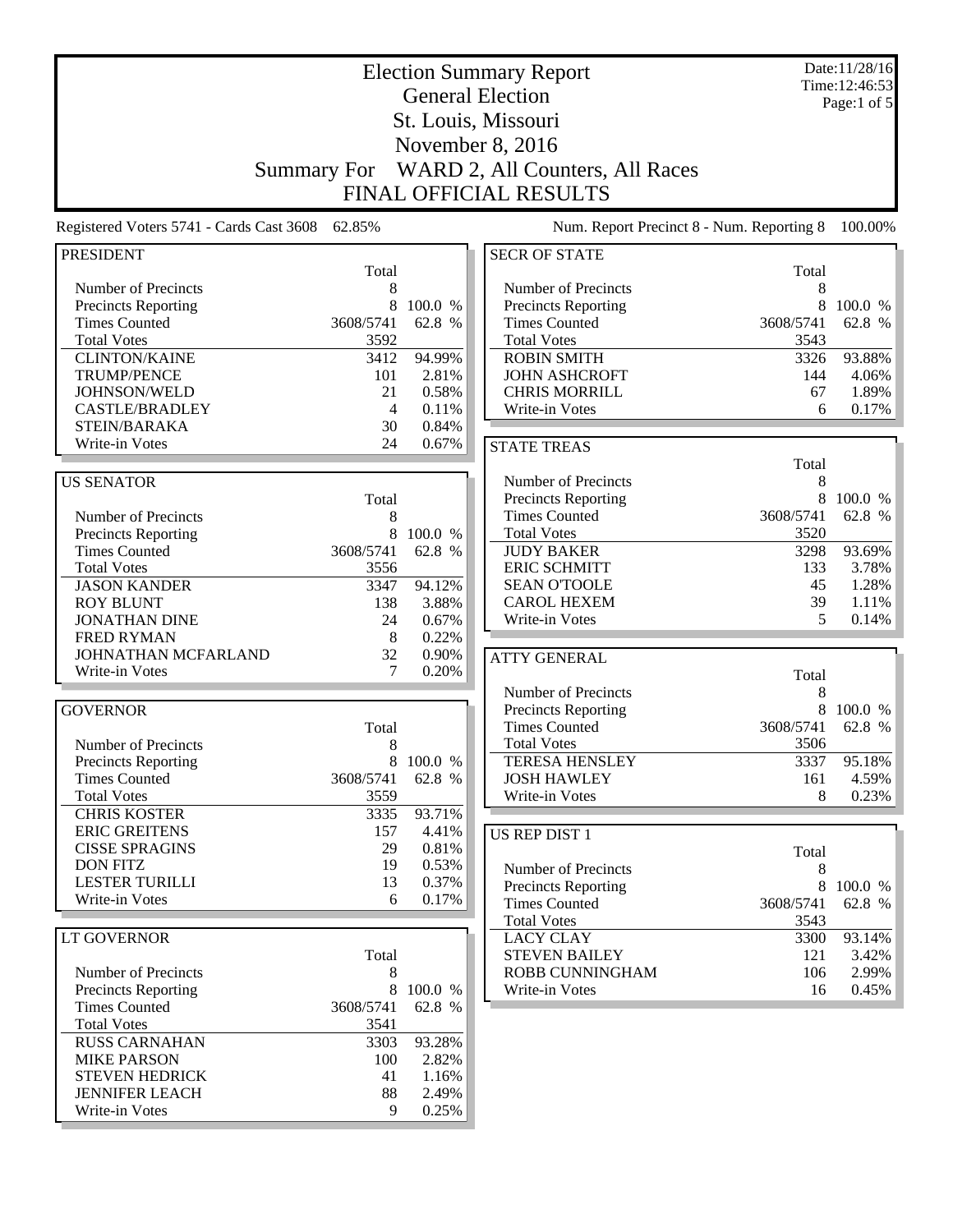# Election Summary Report
## General Election
## St. Louis, Missouri
## November 8, 2016
## Summary For WARD 2, All Counters, All Races
## FINAL OFFICIAL RESULTS

Date:11/28/16
Time:12:46:53

Registered Voters 5741 - Cards Cast 3608 62.85%

Num. Report Precinct 8 - Num. Reporting 8 100.00%

### PRESIDENT

| | Total | |
|---|---|---|
| Number of Precincts | 8 | |
| Precincts Reporting | 8 | 100.0 % |
| Times Counted | 3608/5741 | 62.8 % |
| Total Votes | 3592 | |
| CLINTON/KAINE | 3412 | 94.99% |
| TRUMP/PENCE | 101 | 2.81% |
| JOHNSON/WELD | 21 | 0.58% |
| CASTLE/BRADLEY | 4 | 0.11% |
| STEIN/BARAKA | 30 | 0.84% |
| Write-in Votes | 24 | 0.67% |

### US SENATOR

| | Total | |
|---|---|---|
| Number of Precincts | 8 | |
| Precincts Reporting | 8 | 100.0 % |
| Times Counted | 3608/5741 | 62.8 % |
| Total Votes | 3556 | |
| JASON KANDER | 3347 | 94.12% |
| ROY BLUNT | 138 | 3.88% |
| JONATHAN DINE | 24 | 0.67% |
| FRED RYMAN | 8 | 0.22% |
| JOHNATHAN MCFARLAND | 32 | 0.90% |
| Write-in Votes | 7 | 0.20% |

### GOVERNOR

| | Total | |
|---|---|---|
| Number of Precincts | 8 | |
| Precincts Reporting | 8 | 100.0 % |
| Times Counted | 3608/5741 | 62.8 % |
| Total Votes | 3559 | |
| CHRIS KOSTER | 3335 | 93.71% |
| ERIC GREITENS | 157 | 4.41% |
| CISSE SPRAGINS | 29 | 0.81% |
| DON FITZ | 19 | 0.53% |
| LESTER TURILLI | 13 | 0.37% |
| Write-in Votes | 6 | 0.17% |

### LT GOVERNOR

| | Total | |
|---|---|---|
| Number of Precincts | 8 | |
| Precincts Reporting | 8 | 100.0 % |
| Times Counted | 3608/5741 | 62.8 % |
| Total Votes | 3541 | |
| RUSS CARNAHAN | 3303 | 93.28% |
| MIKE PARSON | 100 | 2.82% |
| STEVEN HEDRICK | 41 | 1.16% |
| JENNIFER LEACH | 88 | 2.49% |
| Write-in Votes | 9 | 0.25% |

### SECR OF STATE

| | Total | |
|---|---|---|
| Number of Precincts | 8 | |
| Precincts Reporting | 8 | 100.0 % |
| Times Counted | 3608/5741 | 62.8 % |
| Total Votes | 3543 | |
| ROBIN SMITH | 3326 | 93.88% |
| JOHN ASHCROFT | 144 | 4.06% |
| CHRIS MORRILL | 67 | 1.89% |
| Write-in Votes | 6 | 0.17% |

### STATE TREAS

| | Total | |
|---|---|---|
| Number of Precincts | 8 | |
| Precincts Reporting | 8 | 100.0 % |
| Times Counted | 3608/5741 | 62.8 % |
| Total Votes | 3520 | |
| JUDY BAKER | 3298 | 93.69% |
| ERIC SCHMITT | 133 | 3.78% |
| SEAN O'TOOLE | 45 | 1.28% |
| CAROL HEXEM | 39 | 1.11% |
| Write-in Votes | 5 | 0.14% |

### ATTY GENERAL

| | Total | |
|---|---|---|
| Number of Precincts | 8 | |
| Precincts Reporting | 8 | 100.0 % |
| Times Counted | 3608/5741 | 62.8 % |
| Total Votes | 3506 | |
| TERESA HENSLEY | 3337 | 95.18% |
| JOSH HAWLEY | 161 | 4.59% |
| Write-in Votes | 8 | 0.23% |

### US REP DIST 1

| | Total | |
|---|---|---|
| Number of Precincts | 8 | |
| Precincts Reporting | 8 | 100.0 % |
| Times Counted | 3608/5741 | 62.8 % |
| Total Votes | 3543 | |
| LACY CLAY | 3300 | 93.14% |
| STEVEN BAILEY | 121 | 3.42% |
| ROBB CUNNINGHAM | 106 | 2.99% |
| Write-in Votes | 16 | 0.45% |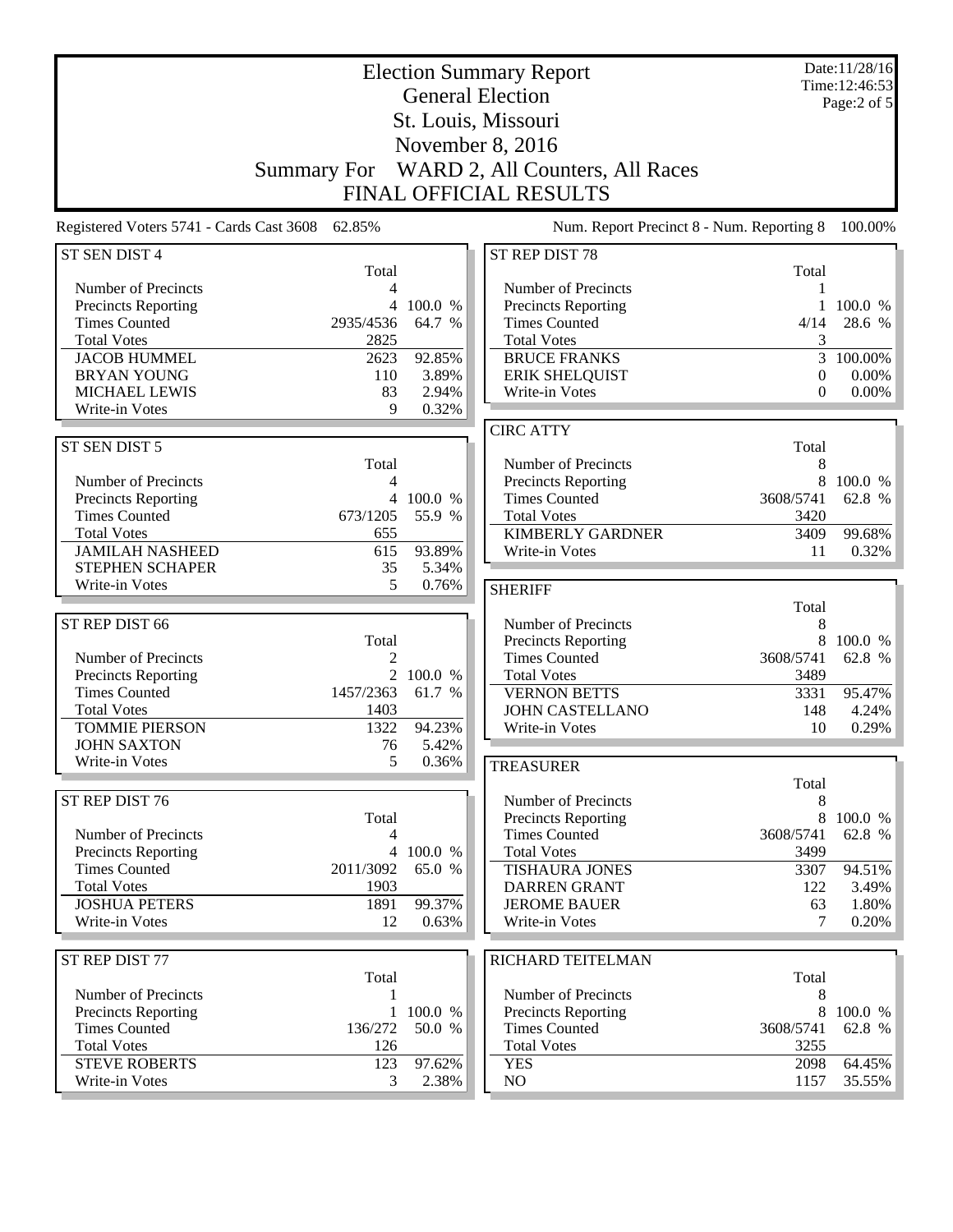# Election Summary Report

## General Election

## St. Louis, Missouri

## November 8, 2016

## Summary For WARD 2, All Counters, All Races

## FINAL OFFICIAL RESULTS

Date:11/28/16
Time:12:46:53

Registered Voters 5741 - Cards Cast 3608 62.85%

Num. Report Precinct 8 - Num. Reporting 8 100.00%

### ST SEN DIST 4

| | Total | |
|---|---|---|
| Number of Precincts | 4 | |
| Precincts Reporting | 4 | 100.0 % |
| Times Counted | 2935/4536 | 64.7 % |
| Total Votes | 2825 | |
| JACOB HUMMEL | 2623 | 92.85% |
| BRYAN YOUNG | 110 | 3.89% |
| MICHAEL LEWIS | 83 | 2.94% |
| Write-in Votes | 9 | 0.32% |

### ST SEN DIST 5

| | Total | |
|---|---|---|
| Number of Precincts | 4 | |
| Precincts Reporting | 4 | 100.0 % |
| Times Counted | 673/1205 | 55.9 % |
| Total Votes | 655 | |
| JAMILAH NASHEED | 615 | 93.89% |
| STEPHEN SCHAPER | 35 | 5.34% |
| Write-in Votes | 5 | 0.76% |

### ST REP DIST 66

| | Total | |
|---|---|---|
| Number of Precincts | 2 | |
| Precincts Reporting | 2 | 100.0 % |
| Times Counted | 1457/2363 | 61.7 % |
| Total Votes | 1403 | |
| TOMMIE PIERSON | 1322 | 94.23% |
| JOHN SAXTON | 76 | 5.42% |
| Write-in Votes | 5 | 0.36% |

### ST REP DIST 76

| | Total | |
|---|---|---|
| Number of Precincts | 4 | |
| Precincts Reporting | 4 | 100.0 % |
| Times Counted | 2011/3092 | 65.0 % |
| Total Votes | 1903 | |
| JOSHUA PETERS | 1891 | 99.37% |
| Write-in Votes | 12 | 0.63% |

### ST REP DIST 77

| | Total | |
|---|---|---|
| Number of Precincts | 1 | |
| Precincts Reporting | 1 | 100.0 % |
| Times Counted | 136/272 | 50.0 % |
| Total Votes | 126 | |
| STEVE ROBERTS | 123 | 97.62% |
| Write-in Votes | 3 | 2.38% |

### ST REP DIST 78

| | Total | |
|---|---|---|
| Number of Precincts | 1 | |
| Precincts Reporting | 1 | 100.0 % |
| Times Counted | 4/14 | 28.6 % |
| Total Votes | 3 | |
| BRUCE FRANKS | 3 | 100.00% |
| ERIK SHELQUIST | 0 | 0.00% |
| Write-in Votes | 0 | 0.00% |

### CIRC ATTY

| | Total | |
|---|---|---|
| Number of Precincts | 8 | |
| Precincts Reporting | 8 | 100.0 % |
| Times Counted | 3608/5741 | 62.8 % |
| Total Votes | 3420 | |
| KIMBERLY GARDNER | 3409 | 99.68% |
| Write-in Votes | 11 | 0.32% |

### SHERIFF

| | Total | |
|---|---|---|
| Number of Precincts | 8 | |
| Precincts Reporting | 8 | 100.0 % |
| Times Counted | 3608/5741 | 62.8 % |
| Total Votes | 3489 | |
| VERNON BETTS | 3331 | 95.47% |
| JOHN CASTELLANO | 148 | 4.24% |
| Write-in Votes | 10 | 0.29% |

### TREASURER

| | Total | |
|---|---|---|
| Number of Precincts | 8 | |
| Precincts Reporting | 8 | 100.0 % |
| Times Counted | 3608/5741 | 62.8 % |
| Total Votes | 3499 | |
| TISHAURA JONES | 3307 | 94.51% |
| DARREN GRANT | 122 | 3.49% |
| JEROME BAUER | 63 | 1.80% |
| Write-in Votes | 7 | 0.20% |

### RICHARD TEITELMAN

| | Total | |
|---|---|---|
| Number of Precincts | 8 | |
| Precincts Reporting | 8 | 100.0 % |
| Times Counted | 3608/5741 | 62.8 % |
| Total Votes | 3255 | |
| YES | 2098 | 64.45% |
| NO | 1157 | 35.55% |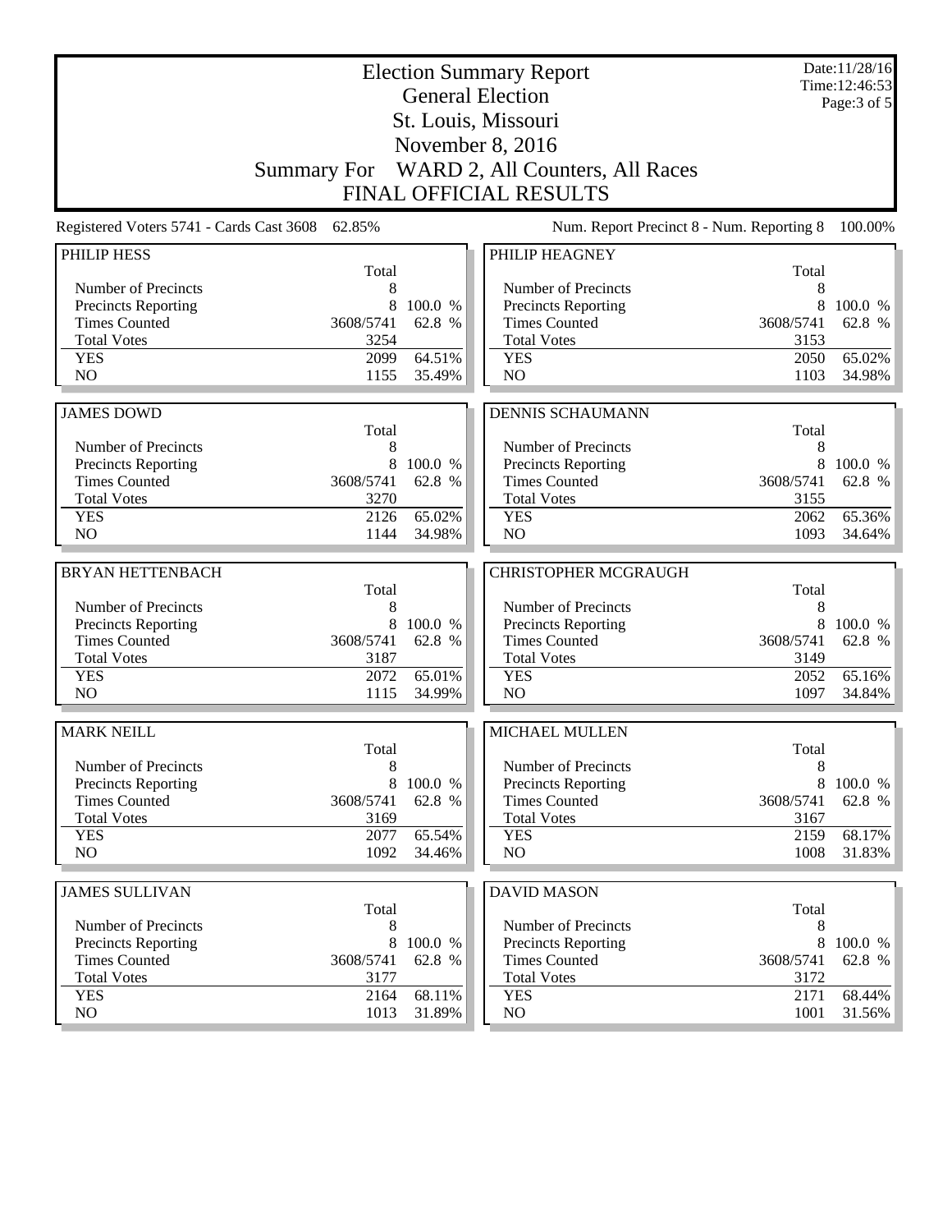# Election Summary Report

## General Election

## St. Louis, Missouri

## November 8, 2016

## Summary For WARD 2, All Counters, All Races

## FINAL OFFICIAL RESULTS

Date:11/28/16
Time:12:46:53

Registered Voters 5741 - Cards Cast 3608 62.85%

Num. Report Precinct 8 - Num. Reporting 8 100.00%

### PHILIP HESS

| | Total | |
|---|---|---|
| Number of Precincts | 8 | |
| Precincts Reporting | 8 | 100.0 % |
| Times Counted | 3608/5741 | 62.8 % |
| Total Votes | 3254 | |
| YES | 2099 | 64.51% |
| NO | 1155 | 35.49% |

### PHILIP HEAGNEY

| | Total | |
|---|---|---|
| Number of Precincts | 8 | |
| Precincts Reporting | 8 | 100.0 % |
| Times Counted | 3608/5741 | 62.8 % |
| Total Votes | 3153 | |
| YES | 2050 | 65.02% |
| NO | 1103 | 34.98% |

### JAMES DOWD

| | Total | |
|---|---|---|
| Number of Precincts | 8 | |
| Precincts Reporting | 8 | 100.0 % |
| Times Counted | 3608/5741 | 62.8 % |
| Total Votes | 3270 | |
| YES | 2126 | 65.02% |
| NO | 1144 | 34.98% |

### DENNIS SCHAUMANN

| | Total | |
|---|---|---|
| Number of Precincts | 8 | |
| Precincts Reporting | 8 | 100.0 % |
| Times Counted | 3608/5741 | 62.8 % |
| Total Votes | 3155 | |
| YES | 2062 | 65.36% |
| NO | 1093 | 34.64% |

### BRYAN HETTENBACH

| | Total | |
|---|---|---|
| Number of Precincts | 8 | |
| Precincts Reporting | 8 | 100.0 % |
| Times Counted | 3608/5741 | 62.8 % |
| Total Votes | 3187 | |
| YES | 2072 | 65.01% |
| NO | 1115 | 34.99% |

### CHRISTOPHER MCGRAUGH

| | Total | |
|---|---|---|
| Number of Precincts | 8 | |
| Precincts Reporting | 8 | 100.0 % |
| Times Counted | 3608/5741 | 62.8 % |
| Total Votes | 3149 | |
| YES | 2052 | 65.16% |
| NO | 1097 | 34.84% |

### MARK NEILL

| | Total | |
|---|---|---|
| Number of Precincts | 8 | |
| Precincts Reporting | 8 | 100.0 % |
| Times Counted | 3608/5741 | 62.8 % |
| Total Votes | 3169 | |
| YES | 2077 | 65.54% |
| NO | 1092 | 34.46% |

### MICHAEL MULLEN

| | Total | |
|---|---|---|
| Number of Precincts | 8 | |
| Precincts Reporting | 8 | 100.0 % |
| Times Counted | 3608/5741 | 62.8 % |
| Total Votes | 3167 | |
| YES | 2159 | 68.17% |
| NO | 1008 | 31.83% |

### JAMES SULLIVAN

| | Total | |
|---|---|---|
| Number of Precincts | 8 | |
| Precincts Reporting | 8 | 100.0 % |
| Times Counted | 3608/5741 | 62.8 % |
| Total Votes | 3177 | |
| YES | 2164 | 68.11% |
| NO | 1013 | 31.89% |

### DAVID MASON

| | Total | |
|---|---|---|
| Number of Precincts | 8 | |
| Precincts Reporting | 8 | 100.0 % |
| Times Counted | 3608/5741 | 62.8 % |
| Total Votes | 3172 | |
| YES | 2171 | 68.44% |
| NO | 1001 | 31.56% |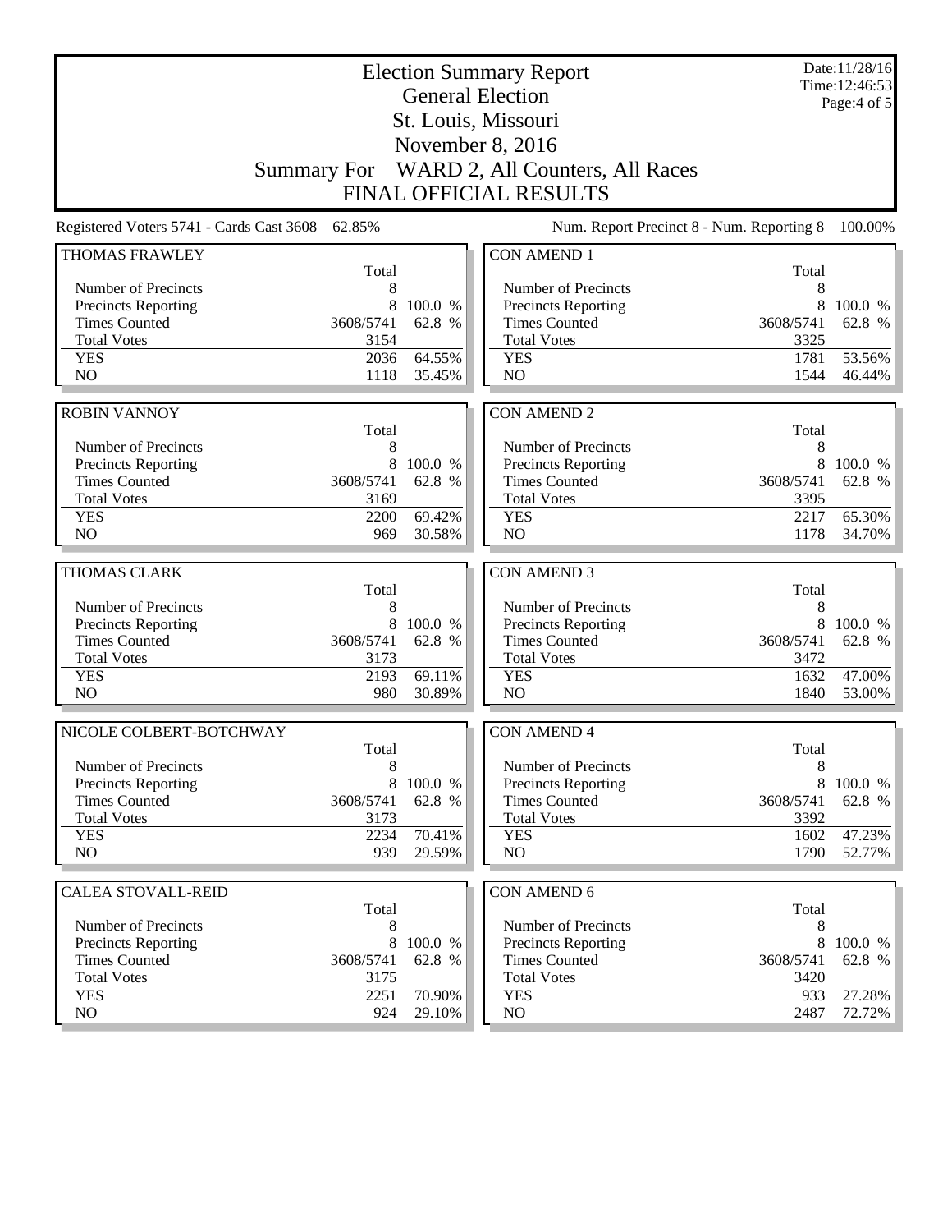# Election Summary Report

## General Election

## St. Louis, Missouri

## November 8, 2016

## Summary For WARD 2, All Counters, All Races

## FINAL OFFICIAL RESULTS

Date:11/28/16
Time:12:46:53

Registered Voters 5741 - Cards Cast 3608 62.85%

Num. Report Precinct 8 - Num. Reporting 8 100.00%

### THOMAS FRAWLEY

| | Total | |
|---|---|---|
| Number of Precincts | 8 | |
| Precincts Reporting | 8 | 100.0 % |
| Times Counted | 3608/5741 | 62.8 % |
| Total Votes | 3154 | |
| YES | 2036 | 64.55% |
| NO | 1118 | 35.45% |

### ROBIN VANNOY

| | Total | |
|---|---|---|
| Number of Precincts | 8 | |
| Precincts Reporting | 8 | 100.0 % |
| Times Counted | 3608/5741 | 62.8 % |
| Total Votes | 3169 | |
| YES | 2200 | 69.42% |
| NO | 969 | 30.58% |

### THOMAS CLARK

| | Total | |
|---|---|---|
| Number of Precincts | 8 | |
| Precincts Reporting | 8 | 100.0 % |
| Times Counted | 3608/5741 | 62.8 % |
| Total Votes | 3173 | |
| YES | 2193 | 69.11% |
| NO | 980 | 30.89% |

### NICOLE COLBERT-BOTCHWAY

| | Total | |
|---|---|---|
| Number of Precincts | 8 | |
| Precincts Reporting | 8 | 100.0 % |
| Times Counted | 3608/5741 | 62.8 % |
| Total Votes | 3173 | |
| YES | 2234 | 70.41% |
| NO | 939 | 29.59% |

### CALEA STOVALL-REID

| | Total | |
|---|---|---|
| Number of Precincts | 8 | |
| Precincts Reporting | 8 | 100.0 % |
| Times Counted | 3608/5741 | 62.8 % |
| Total Votes | 3175 | |
| YES | 2251 | 70.90% |
| NO | 924 | 29.10% |

### CON AMEND 1

| | Total | |
|---|---|---|
| Number of Precincts | 8 | |
| Precincts Reporting | 8 | 100.0 % |
| Times Counted | 3608/5741 | 62.8 % |
| Total Votes | 3325 | |
| YES | 1781 | 53.56% |
| NO | 1544 | 46.44% |

### CON AMEND 2

| | Total | |
|---|---|---|
| Number of Precincts | 8 | |
| Precincts Reporting | 8 | 100.0 % |
| Times Counted | 3608/5741 | 62.8 % |
| Total Votes | 3395 | |
| YES | 2217 | 65.30% |
| NO | 1178 | 34.70% |

### CON AMEND 3

| | Total | |
|---|---|---|
| Number of Precincts | 8 | |
| Precincts Reporting | 8 | 100.0 % |
| Times Counted | 3608/5741 | 62.8 % |
| Total Votes | 3472 | |
| YES | 1632 | 47.00% |
| NO | 1840 | 53.00% |

### CON AMEND 4

| | Total | |
|---|---|---|
| Number of Precincts | 8 | |
| Precincts Reporting | 8 | 100.0 % |
| Times Counted | 3608/5741 | 62.8 % |
| Total Votes | 3392 | |
| YES | 1602 | 47.23% |
| NO | 1790 | 52.77% |

### CON AMEND 6

| | Total | |
|---|---|---|
| Number of Precincts | 8 | |
| Precincts Reporting | 8 | 100.0 % |
| Times Counted | 3608/5741 | 62.8 % |
| Total Votes | 3420 | |
| YES | 933 | 27.28% |
| NO | 2487 | 72.72% |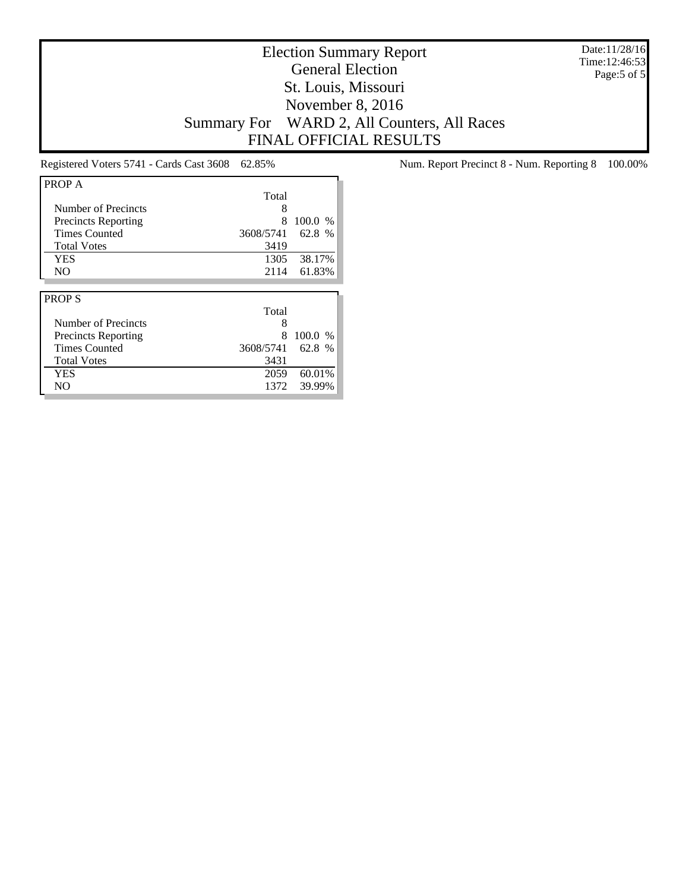# Election Summary Report
## General Election
## St. Louis, Missouri
## November 8, 2016
## Summary For WARD 2, All Counters, All Races
## FINAL OFFICIAL RESULTS

Date:11/28/16
Time:12:46:53

Registered Voters 5741 - Cards Cast 3608 62.85%

Num. Report Precinct 8 - Num. Reporting 8 100.00%

**PROP A**

| | Total | |
|---|---|---|
| Number of Precincts | 8 | |
| Precincts Reporting | 8 | 100.0 % |
| Times Counted | 3608/5741 | 62.8 % |
| Total Votes | 3419 | |
| YES | 1305 | 38.17% |
| NO | 2114 | 61.83% |

**PROP S**

| | Total | |
|---|---|---|
| Number of Precincts | 8 | |
| Precincts Reporting | 8 | 100.0 % |
| Times Counted | 3608/5741 | 62.8 % |
| Total Votes | 3431 | |
| YES | 2059 | 60.01% |
| NO | 1372 | 39.99% |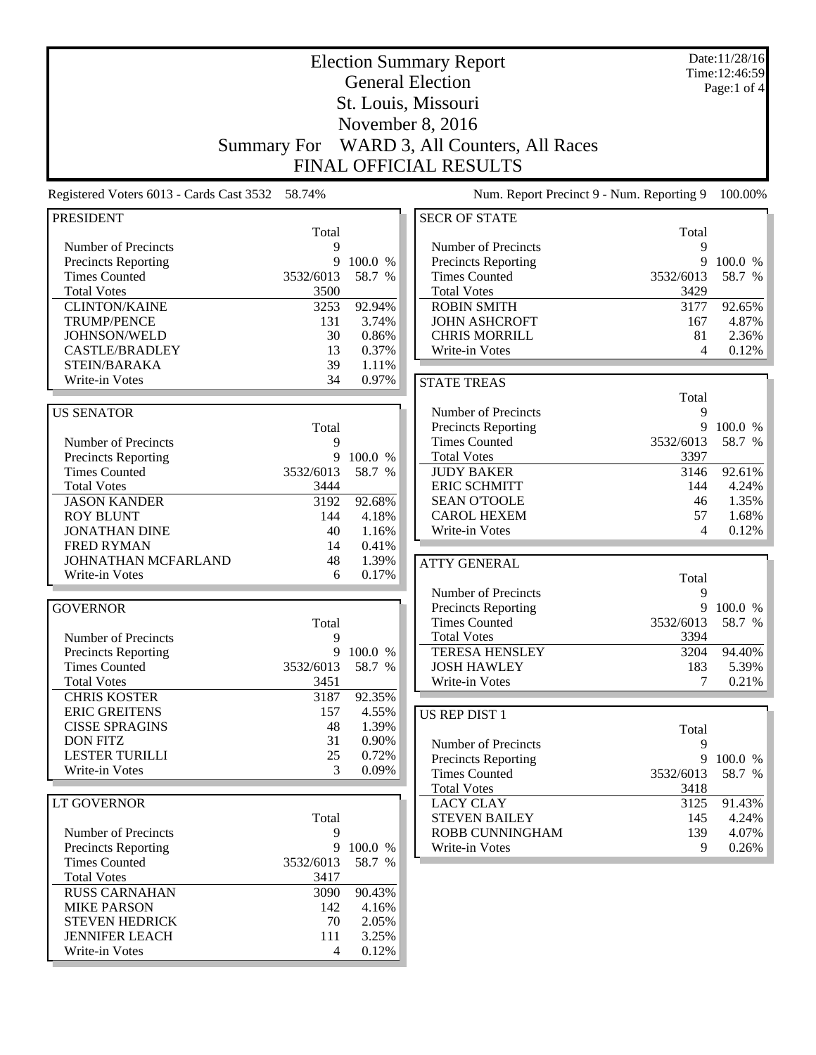# Election Summary Report

## General Election

## St. Louis, Missouri

## November 8, 2016

## Summary For WARD 3, All Counters, All Races

## FINAL OFFICIAL RESULTS

Date:11/28/16
Time:12:46:59

Registered Voters 6013 - Cards Cast 3532 58.74%

Num. Report Precinct 9 - Num. Reporting 9 100.00%

### PRESIDENT

| | Total | |
|---|---|---|
| Number of Precincts | 9 | |
| Precincts Reporting | 9 | 100.0 % |
| Times Counted | 3532/6013 | 58.7 % |
| Total Votes | 3500 | |
| CLINTON/KAINE | 3253 | 92.94% |
| TRUMP/PENCE | 131 | 3.74% |
| JOHNSON/WELD | 30 | 0.86% |
| CASTLE/BRADLEY | 13 | 0.37% |
| STEIN/BARAKA | 39 | 1.11% |
| Write-in Votes | 34 | 0.97% |

### US SENATOR

| | Total | |
|---|---|---|
| Number of Precincts | 9 | |
| Precincts Reporting | 9 | 100.0 % |
| Times Counted | 3532/6013 | 58.7 % |
| Total Votes | 3444 | |
| JASON KANDER | 3192 | 92.68% |
| ROY BLUNT | 144 | 4.18% |
| JONATHAN DINE | 40 | 1.16% |
| FRED RYMAN | 14 | 0.41% |
| JOHNATHAN MCFARLAND | 48 | 1.39% |
| Write-in Votes | 6 | 0.17% |

### GOVERNOR

| | Total | |
|---|---|---|
| Number of Precincts | 9 | |
| Precincts Reporting | 9 | 100.0 % |
| Times Counted | 3532/6013 | 58.7 % |
| Total Votes | 3451 | |
| CHRIS KOSTER | 3187 | 92.35% |
| ERIC GREITENS | 157 | 4.55% |
| CISSE SPRAGINS | 48 | 1.39% |
| DON FITZ | 31 | 0.90% |
| LESTER TURILLI | 25 | 0.72% |
| Write-in Votes | 3 | 0.09% |

### LT GOVERNOR

| | Total | |
|---|---|---|
| Number of Precincts | 9 | |
| Precincts Reporting | 9 | 100.0 % |
| Times Counted | 3532/6013 | 58.7 % |
| Total Votes | 3417 | |
| RUSS CARNAHAN | 3090 | 90.43% |
| MIKE PARSON | 142 | 4.16% |
| STEVEN HEDRICK | 70 | 2.05% |
| JENNIFER LEACH | 111 | 3.25% |
| Write-in Votes | 4 | 0.12% |

### SECR OF STATE

| | Total | |
|---|---|---|
| Number of Precincts | 9 | |
| Precincts Reporting | 9 | 100.0 % |
| Times Counted | 3532/6013 | 58.7 % |
| Total Votes | 3429 | |
| ROBIN SMITH | 3177 | 92.65% |
| JOHN ASHCROFT | 167 | 4.87% |
| CHRIS MORRILL | 81 | 2.36% |
| Write-in Votes | 4 | 0.12% |

### STATE TREAS

| | Total | |
|---|---|---|
| Number of Precincts | 9 | |
| Precincts Reporting | 9 | 100.0 % |
| Times Counted | 3532/6013 | 58.7 % |
| Total Votes | 3397 | |
| JUDY BAKER | 3146 | 92.61% |
| ERIC SCHMITT | 144 | 4.24% |
| SEAN O'TOOLE | 46 | 1.35% |
| CAROL HEXEM | 57 | 1.68% |
| Write-in Votes | 4 | 0.12% |

### ATTY GENERAL

| | Total | |
|---|---|---|
| Number of Precincts | 9 | |
| Precincts Reporting | 9 | 100.0 % |
| Times Counted | 3532/6013 | 58.7 % |
| Total Votes | 3394 | |
| TERESA HENSLEY | 3204 | 94.40% |
| JOSH HAWLEY | 183 | 5.39% |
| Write-in Votes | 7 | 0.21% |

### US REP DIST 1

| | Total | |
|---|---|---|
| Number of Precincts | 9 | |
| Precincts Reporting | 9 | 100.0 % |
| Times Counted | 3532/6013 | 58.7 % |
| Total Votes | 3418 | |
| LACY CLAY | 3125 | 91.43% |
| STEVEN BAILEY | 145 | 4.24% |
| ROBB CUNNINGHAM | 139 | 4.07% |
| Write-in Votes | 9 | 0.26% |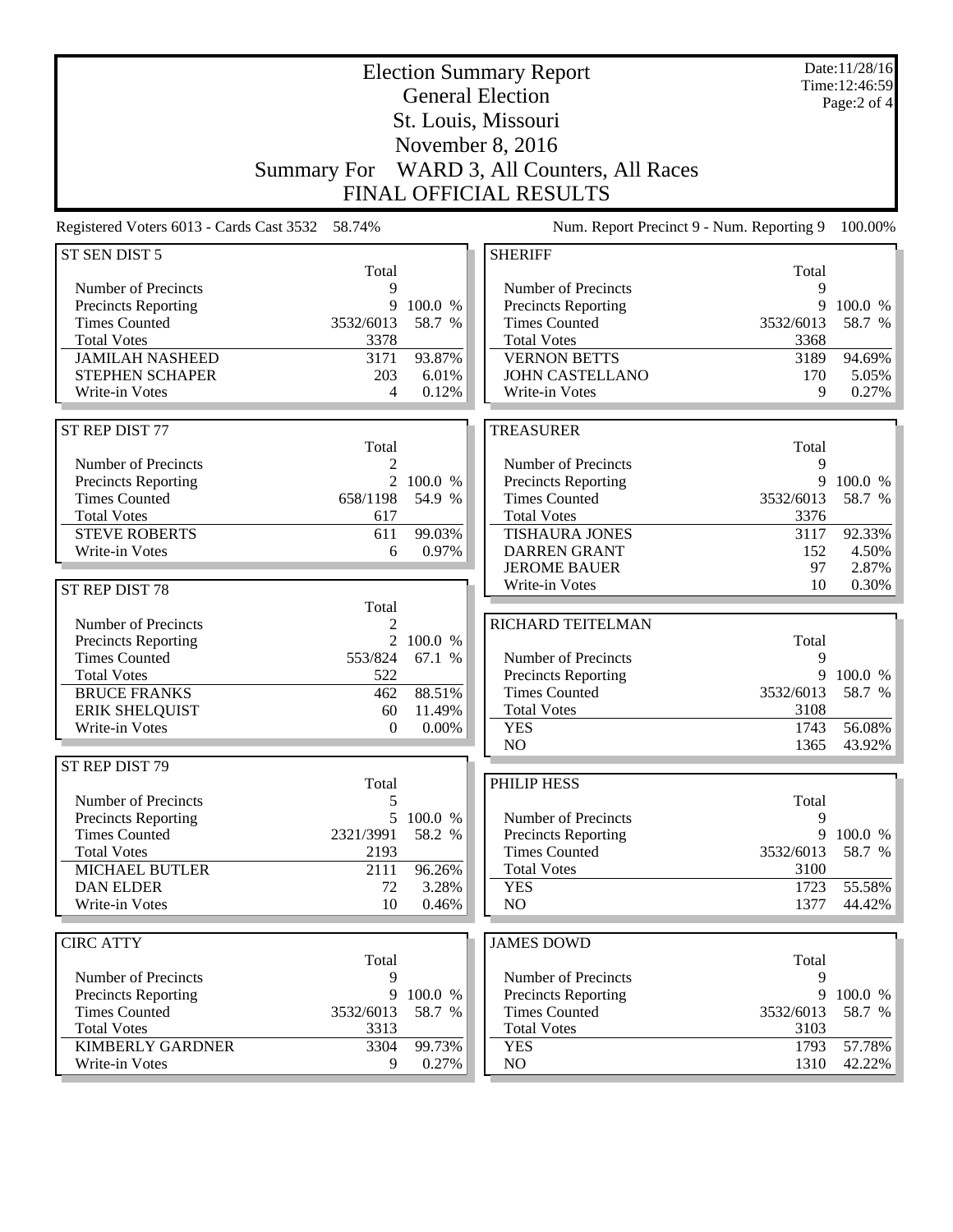# Election Summary Report

## General Election

## St. Louis, Missouri

## November 8, 2016

## Summary For WARD 3, All Counters, All Races

## FINAL OFFICIAL RESULTS

Date:11/28/16
Time:12:46:59

Registered Voters 6013 - Cards Cast 3532 58.74%

Num. Report Precinct 9 - Num. Reporting 9 100.00%

### ST SEN DIST 5

| | Total | |
|---|---|---|
| Number of Precincts | 9 | |
| Precincts Reporting | 9 | 100.0 % |
| Times Counted | 3532/6013 | 58.7 % |
| Total Votes | 3378 | |
| JAMILAH NASHEED | 3171 | 93.87% |
| STEPHEN SCHAPER | 203 | 6.01% |
| Write-in Votes | 4 | 0.12% |

### ST REP DIST 77

| | Total | |
|---|---|---|
| Number of Precincts | 2 | |
| Precincts Reporting | 2 | 100.0 % |
| Times Counted | 658/1198 | 54.9 % |
| Total Votes | 617 | |
| STEVE ROBERTS | 611 | 99.03% |
| Write-in Votes | 6 | 0.97% |

### ST REP DIST 78

| | Total | |
|---|---|---|
| Number of Precincts | 2 | |
| Precincts Reporting | 2 | 100.0 % |
| Times Counted | 553/824 | 67.1 % |
| Total Votes | 522 | |
| BRUCE FRANKS | 462 | 88.51% |
| ERIK SHELQUIST | 60 | 11.49% |
| Write-in Votes | 0 | 0.00% |

### ST REP DIST 79

| | Total | |
|---|---|---|
| Number of Precincts | 5 | |
| Precincts Reporting | 5 | 100.0 % |
| Times Counted | 2321/3991 | 58.2 % |
| Total Votes | 2193 | |
| MICHAEL BUTLER | 2111 | 96.26% |
| DAN ELDER | 72 | 3.28% |
| Write-in Votes | 10 | 0.46% |

### CIRC ATTY

| | Total | |
|---|---|---|
| Number of Precincts | 9 | |
| Precincts Reporting | 9 | 100.0 % |
| Times Counted | 3532/6013 | 58.7 % |
| Total Votes | 3313 | |
| KIMBERLY GARDNER | 3304 | 99.73% |
| Write-in Votes | 9 | 0.27% |

### SHERIFF

| | Total | |
|---|---|---|
| Number of Precincts | 9 | |
| Precincts Reporting | 9 | 100.0 % |
| Times Counted | 3532/6013 | 58.7 % |
| Total Votes | 3368 | |
| VERNON BETTS | 3189 | 94.69% |
| JOHN CASTELLANO | 170 | 5.05% |
| Write-in Votes | 9 | 0.27% |

### TREASURER

| | Total | |
|---|---|---|
| Number of Precincts | 9 | |
| Precincts Reporting | 9 | 100.0 % |
| Times Counted | 3532/6013 | 58.7 % |
| Total Votes | 3376 | |
| TISHAURA JONES | 3117 | 92.33% |
| DARREN GRANT | 152 | 4.50% |
| JEROME BAUER | 97 | 2.87% |
| Write-in Votes | 10 | 0.30% |

### RICHARD TEITELMAN

| | Total | |
|---|---|---|
| Number of Precincts | 9 | |
| Precincts Reporting | 9 | 100.0 % |
| Times Counted | 3532/6013 | 58.7 % |
| Total Votes | 3108 | |
| YES | 1743 | 56.08% |
| NO | 1365 | 43.92% |

### PHILIP HESS

| | Total | |
|---|---|---|
| Number of Precincts | 9 | |
| Precincts Reporting | 9 | 100.0 % |
| Times Counted | 3532/6013 | 58.7 % |
| Total Votes | 3100 | |
| YES | 1723 | 55.58% |
| NO | 1377 | 44.42% |

### JAMES DOWD

| | Total | |
|---|---|---|
| Number of Precincts | 9 | |
| Precincts Reporting | 9 | 100.0 % |
| Times Counted | 3532/6013 | 58.7 % |
| Total Votes | 3103 | |
| YES | 1793 | 57.78% |
| NO | 1310 | 42.22% |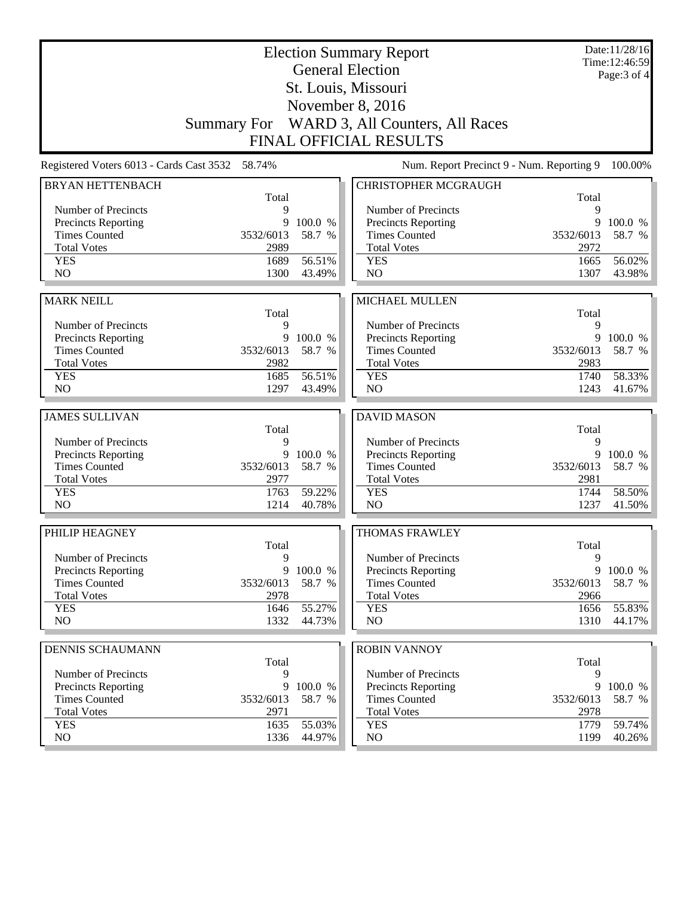# Election Summary Report
## General Election
## St. Louis, Missouri
## November 8, 2016
## Summary For WARD 3, All Counters, All Races
## FINAL OFFICIAL RESULTS

Date:11/28/16
Time:12:46:59

Registered Voters 6013 - Cards Cast 3532 58.74%

Num. Report Precinct 9 - Num. Reporting 9 100.00%

| BRYAN HETTENBACH | Total | |
|---|---|---|
| Number of Precincts | 9 | |
| Precincts Reporting | 9 | 100.0 % |
| Times Counted | 3532/6013 | 58.7 % |
| Total Votes | 2989 | |
| YES | 1689 | 56.51% |
| NO | 1300 | 43.49% |

| CHRISTOPHER MCGRAUGH | Total | |
|---|---|---|
| Number of Precincts | 9 | |
| Precincts Reporting | 9 | 100.0 % |
| Times Counted | 3532/6013 | 58.7 % |
| Total Votes | 2972 | |
| YES | 1665 | 56.02% |
| NO | 1307 | 43.98% |

| MARK NEILL | Total | |
|---|---|---|
| Number of Precincts | 9 | |
| Precincts Reporting | 9 | 100.0 % |
| Times Counted | 3532/6013 | 58.7 % |
| Total Votes | 2982 | |
| YES | 1685 | 56.51% |
| NO | 1297 | 43.49% |

| MICHAEL MULLEN | Total | |
|---|---|---|
| Number of Precincts | 9 | |
| Precincts Reporting | 9 | 100.0 % |
| Times Counted | 3532/6013 | 58.7 % |
| Total Votes | 2983 | |
| YES | 1740 | 58.33% |
| NO | 1243 | 41.67% |

| JAMES SULLIVAN | Total | |
|---|---|---|
| Number of Precincts | 9 | |
| Precincts Reporting | 9 | 100.0 % |
| Times Counted | 3532/6013 | 58.7 % |
| Total Votes | 2977 | |
| YES | 1763 | 59.22% |
| NO | 1214 | 40.78% |

| DAVID MASON | Total | |
|---|---|---|
| Number of Precincts | 9 | |
| Precincts Reporting | 9 | 100.0 % |
| Times Counted | 3532/6013 | 58.7 % |
| Total Votes | 2981 | |
| YES | 1744 | 58.50% |
| NO | 1237 | 41.50% |

| PHILIP HEAGNEY | Total | |
|---|---|---|
| Number of Precincts | 9 | |
| Precincts Reporting | 9 | 100.0 % |
| Times Counted | 3532/6013 | 58.7 % |
| Total Votes | 2978 | |
| YES | 1646 | 55.27% |
| NO | 1332 | 44.73% |

| THOMAS FRAWLEY | Total | |
|---|---|---|
| Number of Precincts | 9 | |
| Precincts Reporting | 9 | 100.0 % |
| Times Counted | 3532/6013 | 58.7 % |
| Total Votes | 2966 | |
| YES | 1656 | 55.83% |
| NO | 1310 | 44.17% |

| DENNIS SCHAUMANN | Total | |
|---|---|---|
| Number of Precincts | 9 | |
| Precincts Reporting | 9 | 100.0 % |
| Times Counted | 3532/6013 | 58.7 % |
| Total Votes | 2971 | |
| YES | 1635 | 55.03% |
| NO | 1336 | 44.97% |

| ROBIN VANNOY | Total | |
|---|---|---|
| Number of Precincts | 9 | |
| Precincts Reporting | 9 | 100.0 % |
| Times Counted | 3532/6013 | 58.7 % |
| Total Votes | 2978 | |
| YES | 1779 | 59.74% |
| NO | 1199 | 40.26% |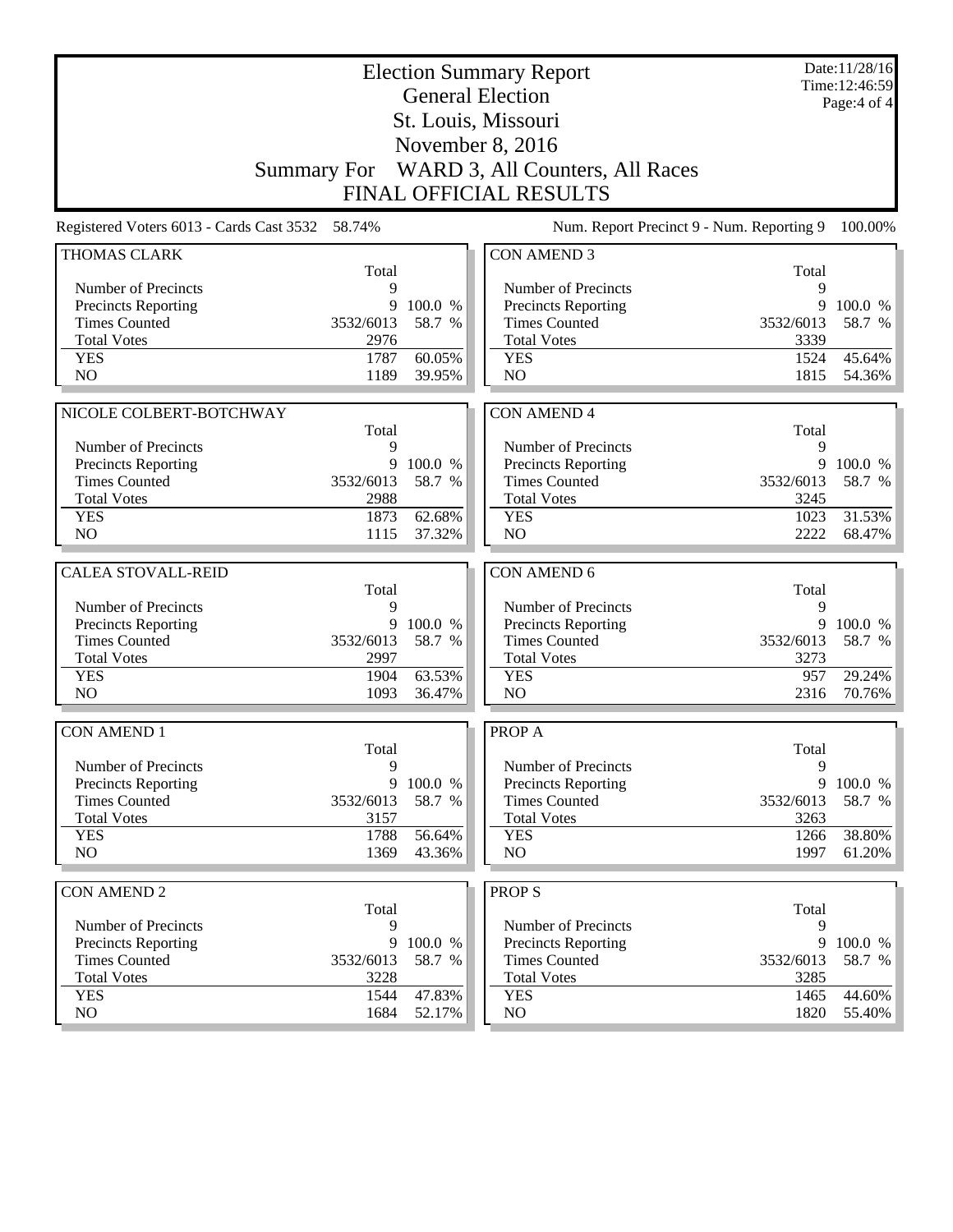# Election Summary Report

## General Election

## St. Louis, Missouri

## November 8, 2016

## Summary For WARD 3, All Counters, All Races

## FINAL OFFICIAL RESULTS

Date:11/28/16
Time:12:46:59

Registered Voters 6013 - Cards Cast 3532 58.74%

Num. Report Precinct 9 - Num. Reporting 9 100.00%

### THOMAS CLARK

| | Total | |
|---|---|---|
| Number of Precincts | 9 | |
| Precincts Reporting | 9 | 100.0 % |
| Times Counted | 3532/6013 | 58.7 % |
| Total Votes | 2976 | |
| YES | 1787 | 60.05% |
| NO | 1189 | 39.95% |

### NICOLE COLBERT-BOTCHWAY

| | Total | |
|---|---|---|
| Number of Precincts | 9 | |
| Precincts Reporting | 9 | 100.0 % |
| Times Counted | 3532/6013 | 58.7 % |
| Total Votes | 2988 | |
| YES | 1873 | 62.68% |
| NO | 1115 | 37.32% |

### CALEA STOVALL-REID

| | Total | |
|---|---|---|
| Number of Precincts | 9 | |
| Precincts Reporting | 9 | 100.0 % |
| Times Counted | 3532/6013 | 58.7 % |
| Total Votes | 2997 | |
| YES | 1904 | 63.53% |
| NO | 1093 | 36.47% |

### CON AMEND 1

| | Total | |
|---|---|---|
| Number of Precincts | 9 | |
| Precincts Reporting | 9 | 100.0 % |
| Times Counted | 3532/6013 | 58.7 % |
| Total Votes | 3157 | |
| YES | 1788 | 56.64% |
| NO | 1369 | 43.36% |

### CON AMEND 2

| | Total | |
|---|---|---|
| Number of Precincts | 9 | |
| Precincts Reporting | 9 | 100.0 % |
| Times Counted | 3532/6013 | 58.7 % |
| Total Votes | 3228 | |
| YES | 1544 | 47.83% |
| NO | 1684 | 52.17% |

### CON AMEND 3

| | Total | |
|---|---|---|
| Number of Precincts | 9 | |
| Precincts Reporting | 9 | 100.0 % |
| Times Counted | 3532/6013 | 58.7 % |
| Total Votes | 3339 | |
| YES | 1524 | 45.64% |
| NO | 1815 | 54.36% |

### CON AMEND 4

| | Total | |
|---|---|---|
| Number of Precincts | 9 | |
| Precincts Reporting | 9 | 100.0 % |
| Times Counted | 3532/6013 | 58.7 % |
| Total Votes | 3245 | |
| YES | 1023 | 31.53% |
| NO | 2222 | 68.47% |

### CON AMEND 6

| | Total | |
|---|---|---|
| Number of Precincts | 9 | |
| Precincts Reporting | 9 | 100.0 % |
| Times Counted | 3532/6013 | 58.7 % |
| Total Votes | 3273 | |
| YES | 957 | 29.24% |
| NO | 2316 | 70.76% |

### PROP A

| | Total | |
|---|---|---|
| Number of Precincts | 9 | |
| Precincts Reporting | 9 | 100.0 % |
| Times Counted | 3532/6013 | 58.7 % |
| Total Votes | 3263 | |
| YES | 1266 | 38.80% |
| NO | 1997 | 61.20% |

### PROP S

| | Total | |
|---|---|---|
| Number of Precincts | 9 | |
| Precincts Reporting | 9 | 100.0 % |
| Times Counted | 3532/6013 | 58.7 % |
| Total Votes | 3285 | |
| YES | 1465 | 44.60% |
| NO | 1820 | 55.40% |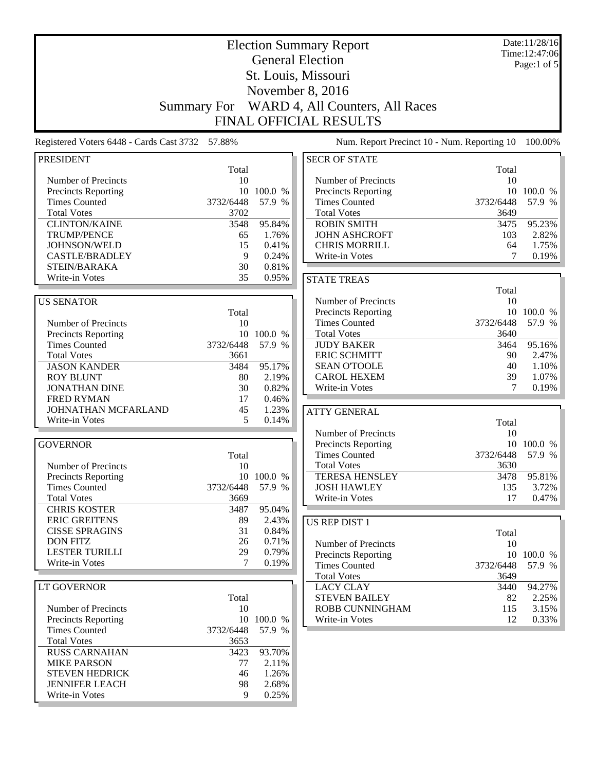# Election Summary Report

## General Election

## St. Louis, Missouri

## November 8, 2016

## Summary For WARD 4, All Counters, All Races

## FINAL OFFICIAL RESULTS

Date:11/28/16
Time:12:47:06

Registered Voters 6448 - Cards Cast 3732 57.88%

Num. Report Precinct 10 - Num. Reporting 10 100.00%

### PRESIDENT

| | Total | |
|---|---|---|
| Number of Precincts | 10 | |
| Precincts Reporting | 10 | 100.0 % |
| Times Counted | 3732/6448 | 57.9 % |
| Total Votes | 3702 | |
| CLINTON/KAINE | 3548 | 95.84% |
| TRUMP/PENCE | 65 | 1.76% |
| JOHNSON/WELD | 15 | 0.41% |
| CASTLE/BRADLEY | 9 | 0.24% |
| STEIN/BARAKA | 30 | 0.81% |
| Write-in Votes | 35 | 0.95% |

### US SENATOR

| | Total | |
|---|---|---|
| Number of Precincts | 10 | |
| Precincts Reporting | 10 | 100.0 % |
| Times Counted | 3732/6448 | 57.9 % |
| Total Votes | 3661 | |
| JASON KANDER | 3484 | 95.17% |
| ROY BLUNT | 80 | 2.19% |
| JONATHAN DINE | 30 | 0.82% |
| FRED RYMAN | 17 | 0.46% |
| JOHNATHAN MCFARLAND | 45 | 1.23% |
| Write-in Votes | 5 | 0.14% |

### GOVERNOR

| | Total | |
|---|---|---|
| Number of Precincts | 10 | |
| Precincts Reporting | 10 | 100.0 % |
| Times Counted | 3732/6448 | 57.9 % |
| Total Votes | 3669 | |
| CHRIS KOSTER | 3487 | 95.04% |
| ERIC GREITENS | 89 | 2.43% |
| CISSE SPRAGINS | 31 | 0.84% |
| DON FITZ | 26 | 0.71% |
| LESTER TURILLI | 29 | 0.79% |
| Write-in Votes | 7 | 0.19% |

### LT GOVERNOR

| | Total | |
|---|---|---|
| Number of Precincts | 10 | |
| Precincts Reporting | 10 | 100.0 % |
| Times Counted | 3732/6448 | 57.9 % |
| Total Votes | 3653 | |
| RUSS CARNAHAN | 3423 | 93.70% |
| MIKE PARSON | 77 | 2.11% |
| STEVEN HEDRICK | 46 | 1.26% |
| JENNIFER LEACH | 98 | 2.68% |
| Write-in Votes | 9 | 0.25% |

### SECR OF STATE

| | Total | |
|---|---|---|
| Number of Precincts | 10 | |
| Precincts Reporting | 10 | 100.0 % |
| Times Counted | 3732/6448 | 57.9 % |
| Total Votes | 3649 | |
| ROBIN SMITH | 3475 | 95.23% |
| JOHN ASHCROFT | 103 | 2.82% |
| CHRIS MORRILL | 64 | 1.75% |
| Write-in Votes | 7 | 0.19% |

### STATE TREAS

| | Total | |
|---|---|---|
| Number of Precincts | 10 | |
| Precincts Reporting | 10 | 100.0 % |
| Times Counted | 3732/6448 | 57.9 % |
| Total Votes | 3640 | |
| JUDY BAKER | 3464 | 95.16% |
| ERIC SCHMITT | 90 | 2.47% |
| SEAN O'TOOLE | 40 | 1.10% |
| CAROL HEXEM | 39 | 1.07% |
| Write-in Votes | 7 | 0.19% |

### ATTY GENERAL

| | Total | |
|---|---|---|
| Number of Precincts | 10 | |
| Precincts Reporting | 10 | 100.0 % |
| Times Counted | 3732/6448 | 57.9 % |
| Total Votes | 3630 | |
| TERESA HENSLEY | 3478 | 95.81% |
| JOSH HAWLEY | 135 | 3.72% |
| Write-in Votes | 17 | 0.47% |

### US REP DIST 1

| | Total | |
|---|---|---|
| Number of Precincts | 10 | |
| Precincts Reporting | 10 | 100.0 % |
| Times Counted | 3732/6448 | 57.9 % |
| Total Votes | 3649 | |
| LACY CLAY | 3440 | 94.27% |
| STEVEN BAILEY | 82 | 2.25% |
| ROBB CUNNINGHAM | 115 | 3.15% |
| Write-in Votes | 12 | 0.33% |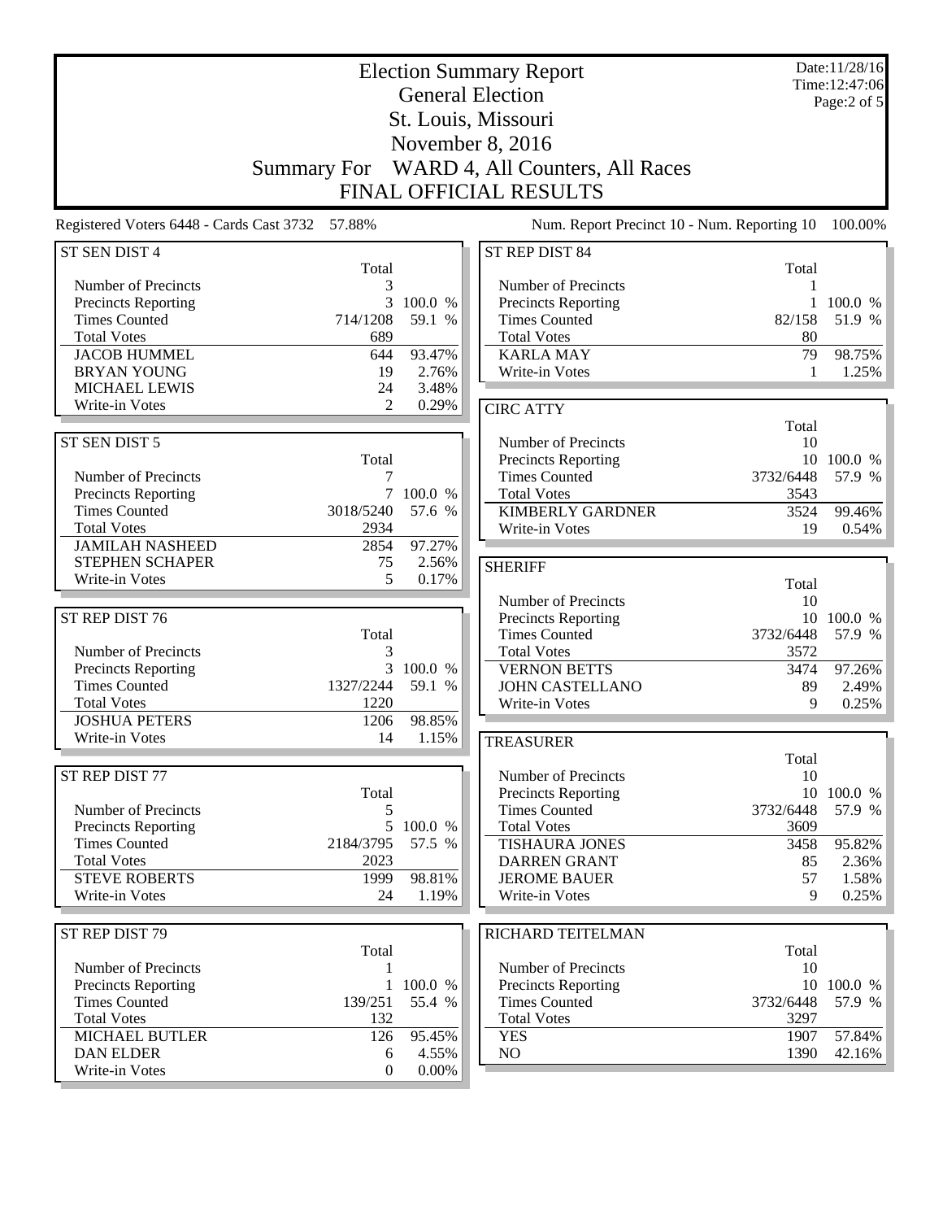# Election Summary Report

## General Election

## St. Louis, Missouri

## November 8, 2016

## Summary For WARD 4, All Counters, All Races

## FINAL OFFICIAL RESULTS

Date:11/28/16
Time:12:47:06

Registered Voters 6448 - Cards Cast 3732 57.88%

Num. Report Precinct 10 - Num. Reporting 10 100.00%

### ST SEN DIST 4

| | Total | |
|---|---|---|
| Number of Precincts | 3 | |
| Precincts Reporting | 3 | 100.0 % |
| Times Counted | 714/1208 | 59.1 % |
| Total Votes | 689 | |
| JACOB HUMMEL | 644 | 93.47% |
| BRYAN YOUNG | 19 | 2.76% |
| MICHAEL LEWIS | 24 | 3.48% |
| Write-in Votes | 2 | 0.29% |

### ST SEN DIST 5

| | Total | |
|---|---|---|
| Number of Precincts | 7 | |
| Precincts Reporting | 7 | 100.0 % |
| Times Counted | 3018/5240 | 57.6 % |
| Total Votes | 2934 | |
| JAMILAH NASHEED | 2854 | 97.27% |
| STEPHEN SCHAPER | 75 | 2.56% |
| Write-in Votes | 5 | 0.17% |

### ST REP DIST 76

| | Total | |
|---|---|---|
| Number of Precincts | 3 | |
| Precincts Reporting | 3 | 100.0 % |
| Times Counted | 1327/2244 | 59.1 % |
| Total Votes | 1220 | |
| JOSHUA PETERS | 1206 | 98.85% |
| Write-in Votes | 14 | 1.15% |

### ST REP DIST 77

| | Total | |
|---|---|---|
| Number of Precincts | 5 | |
| Precincts Reporting | 5 | 100.0 % |
| Times Counted | 2184/3795 | 57.5 % |
| Total Votes | 2023 | |
| STEVE ROBERTS | 1999 | 98.81% |
| Write-in Votes | 24 | 1.19% |

### ST REP DIST 79

| | Total | |
|---|---|---|
| Number of Precincts | 1 | |
| Precincts Reporting | 1 | 100.0 % |
| Times Counted | 139/251 | 55.4 % |
| Total Votes | 132 | |
| MICHAEL BUTLER | 126 | 95.45% |
| DAN ELDER | 6 | 4.55% |
| Write-in Votes | 0 | 0.00% |

### ST REP DIST 84

| | Total | |
|---|---|---|
| Number of Precincts | 1 | |
| Precincts Reporting | 1 | 100.0 % |
| Times Counted | 82/158 | 51.9 % |
| Total Votes | 80 | |
| KARLA MAY | 79 | 98.75% |
| Write-in Votes | 1 | 1.25% |

### CIRC ATTY

| | Total | |
|---|---|---|
| Number of Precincts | 10 | |
| Precincts Reporting | 10 | 100.0 % |
| Times Counted | 3732/6448 | 57.9 % |
| Total Votes | 3543 | |
| KIMBERLY GARDNER | 3524 | 99.46% |
| Write-in Votes | 19 | 0.54% |

### SHERIFF

| | Total | |
|---|---|---|
| Number of Precincts | 10 | |
| Precincts Reporting | 10 | 100.0 % |
| Times Counted | 3732/6448 | 57.9 % |
| Total Votes | 3572 | |
| VERNON BETTS | 3474 | 97.26% |
| JOHN CASTELLANO | 89 | 2.49% |
| Write-in Votes | 9 | 0.25% |

### TREASURER

| | Total | |
|---|---|---|
| Number of Precincts | 10 | |
| Precincts Reporting | 10 | 100.0 % |
| Times Counted | 3732/6448 | 57.9 % |
| Total Votes | 3609 | |
| TISHAURA JONES | 3458 | 95.82% |
| DARREN GRANT | 85 | 2.36% |
| JEROME BAUER | 57 | 1.58% |
| Write-in Votes | 9 | 0.25% |

### RICHARD TEITELMAN

| | Total | |
|---|---|---|
| Number of Precincts | 10 | |
| Precincts Reporting | 10 | 100.0 % |
| Times Counted | 3732/6448 | 57.9 % |
| Total Votes | 3297 | |
| YES | 1907 | 57.84% |
| NO | 1390 | 42.16% |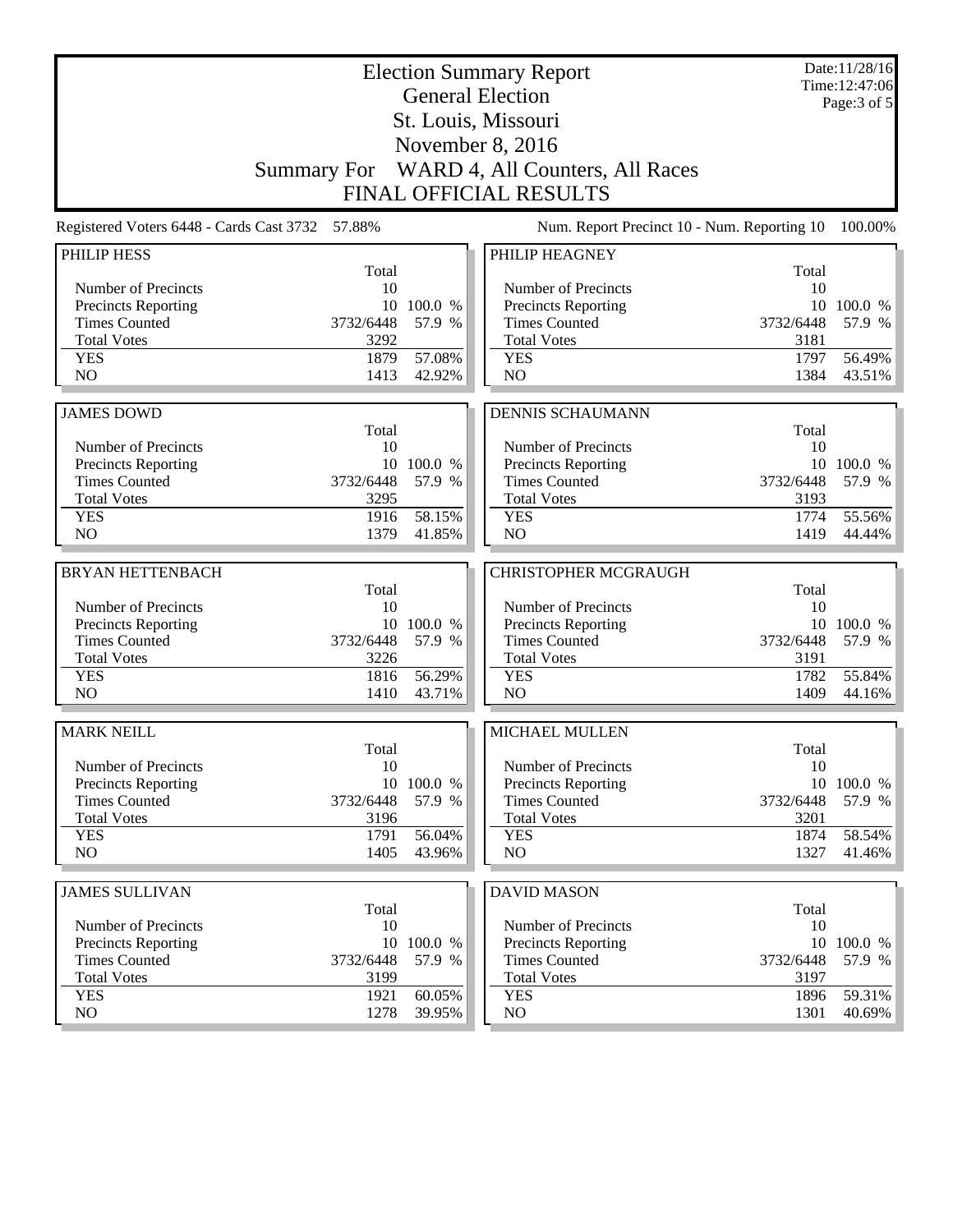# Election Summary Report

## General Election

## St. Louis, Missouri

## November 8, 2016

## Summary For WARD 4, All Counters, All Races

## FINAL OFFICIAL RESULTS

Date:11/28/16
Time:12:47:06

Registered Voters 6448 - Cards Cast 3732 57.88%

Num. Report Precinct 10 - Num. Reporting 10 100.00%

### PHILIP HESS

| | Total | |
|---|---|---|
| Number of Precincts | 10 | |
| Precincts Reporting | 10 | 100.0 % |
| Times Counted | 3732/6448 | 57.9 % |
| Total Votes | 3292 | |
| YES | 1879 | 57.08% |
| NO | 1413 | 42.92% |

### PHILIP HEAGNEY

| | Total | |
|---|---|---|
| Number of Precincts | 10 | |
| Precincts Reporting | 10 | 100.0 % |
| Times Counted | 3732/6448 | 57.9 % |
| Total Votes | 3181 | |
| YES | 1797 | 56.49% |
| NO | 1384 | 43.51% |

### JAMES DOWD

| | Total | |
|---|---|---|
| Number of Precincts | 10 | |
| Precincts Reporting | 10 | 100.0 % |
| Times Counted | 3732/6448 | 57.9 % |
| Total Votes | 3295 | |
| YES | 1916 | 58.15% |
| NO | 1379 | 41.85% |

### DENNIS SCHAUMANN

| | Total | |
|---|---|---|
| Number of Precincts | 10 | |
| Precincts Reporting | 10 | 100.0 % |
| Times Counted | 3732/6448 | 57.9 % |
| Total Votes | 3193 | |
| YES | 1774 | 55.56% |
| NO | 1419 | 44.44% |

### BRYAN HETTENBACH

| | Total | |
|---|---|---|
| Number of Precincts | 10 | |
| Precincts Reporting | 10 | 100.0 % |
| Times Counted | 3732/6448 | 57.9 % |
| Total Votes | 3226 | |
| YES | 1816 | 56.29% |
| NO | 1410 | 43.71% |

### CHRISTOPHER MCGRAUGH

| | Total | |
|---|---|---|
| Number of Precincts | 10 | |
| Precincts Reporting | 10 | 100.0 % |
| Times Counted | 3732/6448 | 57.9 % |
| Total Votes | 3191 | |
| YES | 1782 | 55.84% |
| NO | 1409 | 44.16% |

### MARK NEILL

| | Total | |
|---|---|---|
| Number of Precincts | 10 | |
| Precincts Reporting | 10 | 100.0 % |
| Times Counted | 3732/6448 | 57.9 % |
| Total Votes | 3196 | |
| YES | 1791 | 56.04% |
| NO | 1405 | 43.96% |

### MICHAEL MULLEN

| | Total | |
|---|---|---|
| Number of Precincts | 10 | |
| Precincts Reporting | 10 | 100.0 % |
| Times Counted | 3732/6448 | 57.9 % |
| Total Votes | 3201 | |
| YES | 1874 | 58.54% |
| NO | 1327 | 41.46% |

### JAMES SULLIVAN

| | Total | |
|---|---|---|
| Number of Precincts | 10 | |
| Precincts Reporting | 10 | 100.0 % |
| Times Counted | 3732/6448 | 57.9 % |
| Total Votes | 3199 | |
| YES | 1921 | 60.05% |
| NO | 1278 | 39.95% |

### DAVID MASON

| | Total | |
|---|---|---|
| Number of Precincts | 10 | |
| Precincts Reporting | 10 | 100.0 % |
| Times Counted | 3732/6448 | 57.9 % |
| Total Votes | 3197 | |
| YES | 1896 | 59.31% |
| NO | 1301 | 40.69% |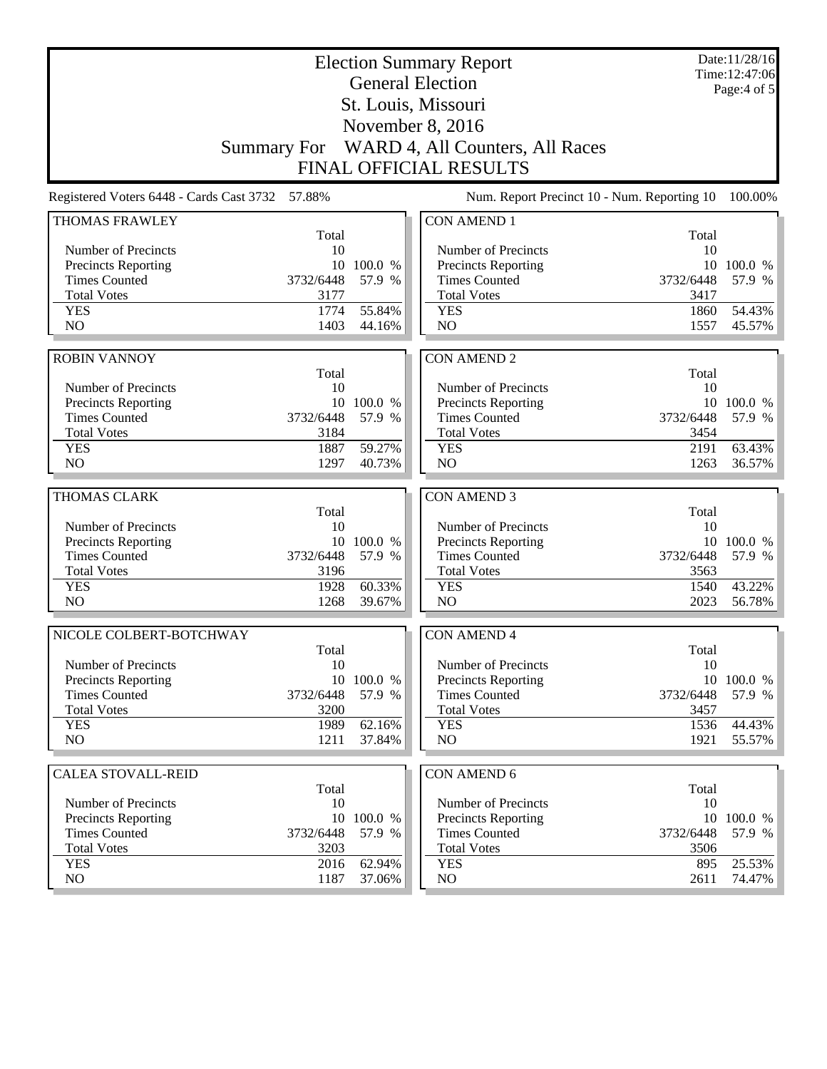# Election Summary Report

## General Election

## St. Louis, Missouri

## November 8, 2016

## Summary For WARD 4, All Counters, All Races

## FINAL OFFICIAL RESULTS

Date:11/28/16
Time:12:47:06

Registered Voters 6448 - Cards Cast 3732 57.88%

Num. Report Precinct 10 - Num. Reporting 10 100.00%

### THOMAS FRAWLEY

| | Total | |
|---|---|---|
| Number of Precincts | 10 | |
| Precincts Reporting | 10 | 100.0 % |
| Times Counted | 3732/6448 | 57.9 % |
| Total Votes | 3177 | |
| YES | 1774 | 55.84% |
| NO | 1403 | 44.16% |

### ROBIN VANNOY

| | Total | |
|---|---|---|
| Number of Precincts | 10 | |
| Precincts Reporting | 10 | 100.0 % |
| Times Counted | 3732/6448 | 57.9 % |
| Total Votes | 3184 | |
| YES | 1887 | 59.27% |
| NO | 1297 | 40.73% |

### THOMAS CLARK

| | Total | |
|---|---|---|
| Number of Precincts | 10 | |
| Precincts Reporting | 10 | 100.0 % |
| Times Counted | 3732/6448 | 57.9 % |
| Total Votes | 3196 | |
| YES | 1928 | 60.33% |
| NO | 1268 | 39.67% |

### NICOLE COLBERT-BOTCHWAY

| | Total | |
|---|---|---|
| Number of Precincts | 10 | |
| Precincts Reporting | 10 | 100.0 % |
| Times Counted | 3732/6448 | 57.9 % |
| Total Votes | 3200 | |
| YES | 1989 | 62.16% |
| NO | 1211 | 37.84% |

### CALEA STOVALL-REID

| | Total | |
|---|---|---|
| Number of Precincts | 10 | |
| Precincts Reporting | 10 | 100.0 % |
| Times Counted | 3732/6448 | 57.9 % |
| Total Votes | 3203 | |
| YES | 2016 | 62.94% |
| NO | 1187 | 37.06% |

### CON AMEND 1

| | Total | |
|---|---|---|
| Number of Precincts | 10 | |
| Precincts Reporting | 10 | 100.0 % |
| Times Counted | 3732/6448 | 57.9 % |
| Total Votes | 3417 | |
| YES | 1860 | 54.43% |
| NO | 1557 | 45.57% |

### CON AMEND 2

| | Total | |
|---|---|---|
| Number of Precincts | 10 | |
| Precincts Reporting | 10 | 100.0 % |
| Times Counted | 3732/6448 | 57.9 % |
| Total Votes | 3454 | |
| YES | 2191 | 63.43% |
| NO | 1263 | 36.57% |

### CON AMEND 3

| | Total | |
|---|---|---|
| Number of Precincts | 10 | |
| Precincts Reporting | 10 | 100.0 % |
| Times Counted | 3732/6448 | 57.9 % |
| Total Votes | 3563 | |
| YES | 1540 | 43.22% |
| NO | 2023 | 56.78% |

### CON AMEND 4

| | Total | |
|---|---|---|
| Number of Precincts | 10 | |
| Precincts Reporting | 10 | 100.0 % |
| Times Counted | 3732/6448 | 57.9 % |
| Total Votes | 3457 | |
| YES | 1536 | 44.43% |
| NO | 1921 | 55.57% |

### CON AMEND 6

| | Total | |
|---|---|---|
| Number of Precincts | 10 | |
| Precincts Reporting | 10 | 100.0 % |
| Times Counted | 3732/6448 | 57.9 % |
| Total Votes | 3506 | |
| YES | 895 | 25.53% |
| NO | 2611 | 74.47% |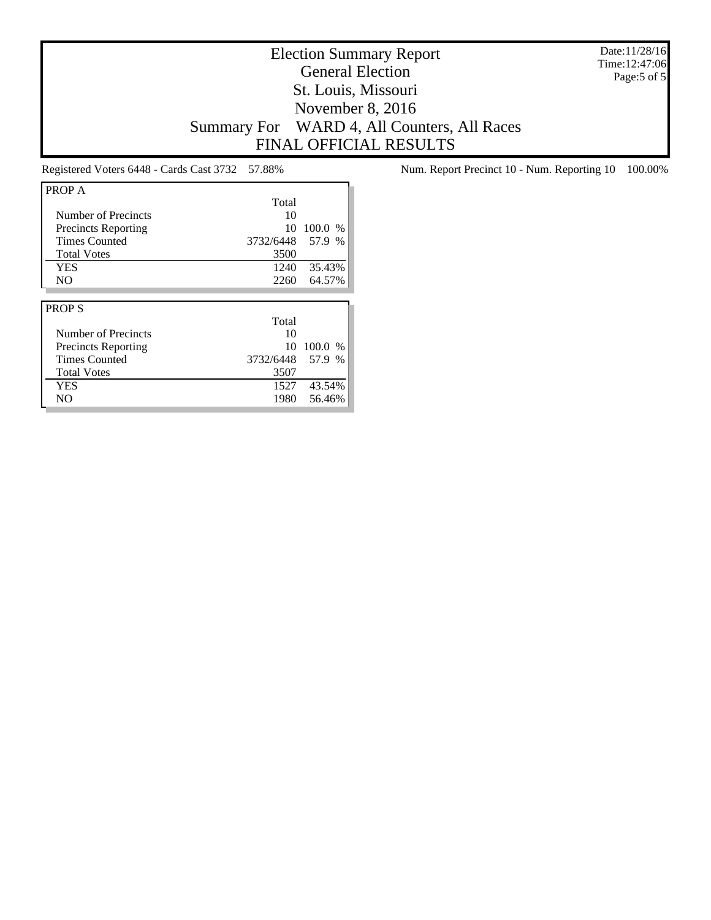# Election Summary Report

## General Election

## St. Louis, Missouri

## November 8, 2016

## Summary For WARD 4, All Counters, All Races

## FINAL OFFICIAL RESULTS

Date:11/28/16
Time:12:47:06

Registered Voters 6448 - Cards Cast 3732 57.88%

Num. Report Precinct 10 - Num. Reporting 10 100.00%

| PROP A | Total | |
|---|---|---|
| Number of Precincts | 10 | |
| Precincts Reporting | 10 | 100.0 % |
| Times Counted | 3732/6448 | 57.9 % |
| Total Votes | 3500 | |
| YES | 1240 | 35.43% |
| NO | 2260 | 64.57% |

| PROP S | Total | |
|---|---|---|
| Number of Precincts | 10 | |
| Precincts Reporting | 10 | 100.0 % |
| Times Counted | 3732/6448 | 57.9 % |
| Total Votes | 3507 | |
| YES | 1527 | 43.54% |
| NO | 1980 | 56.46% |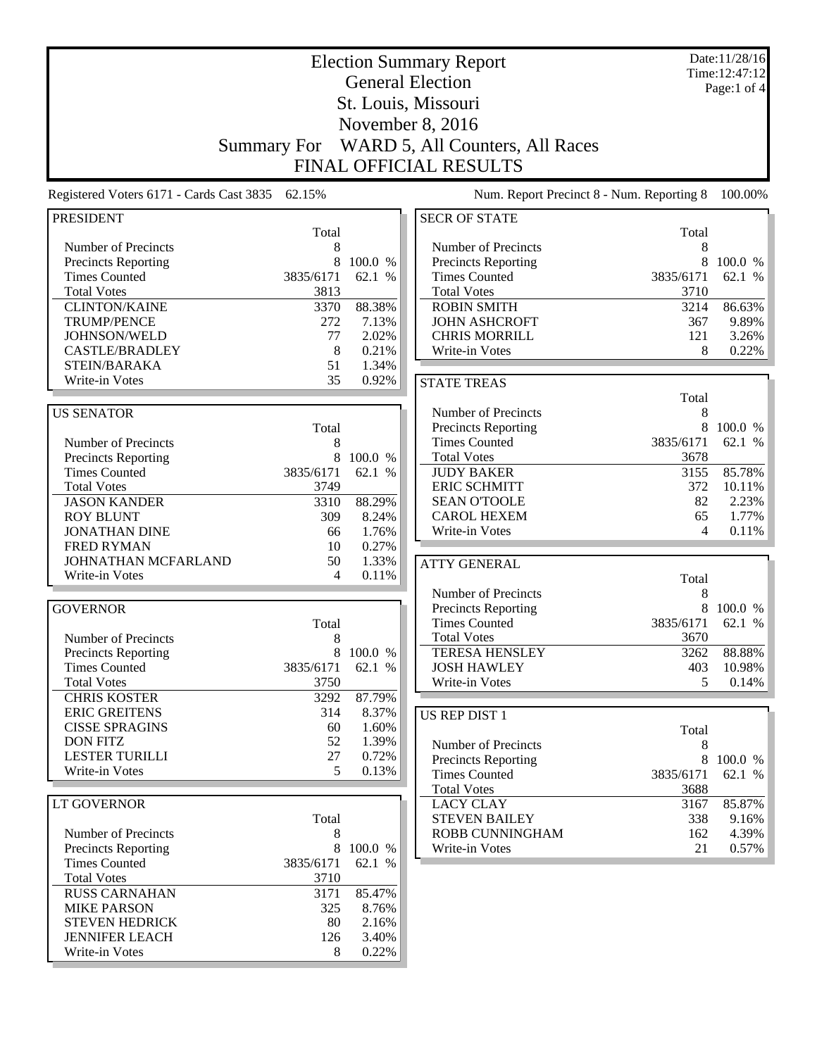# Election Summary Report

## General Election

## St. Louis, Missouri

## November 8, 2016

## Summary For WARD 5, All Counters, All Races

## FINAL OFFICIAL RESULTS

Date:11/28/16
Time:12:47:12

Registered Voters 6171 - Cards Cast 3835 62.15%

Num. Report Precinct 8 - Num. Reporting 8 100.00%

### PRESIDENT

| | Total | |
|---|---|---|
| Number of Precincts | 8 | |
| Precincts Reporting | 8 | 100.0 % |
| Times Counted | 3835/6171 | 62.1 % |
| Total Votes | 3813 | |
| CLINTON/KAINE | 3370 | 88.38% |
| TRUMP/PENCE | 272 | 7.13% |
| JOHNSON/WELD | 77 | 2.02% |
| CASTLE/BRADLEY | 8 | 0.21% |
| STEIN/BARAKA | 51 | 1.34% |
| Write-in Votes | 35 | 0.92% |

### US SENATOR

| | Total | |
|---|---|---|
| Number of Precincts | 8 | |
| Precincts Reporting | 8 | 100.0 % |
| Times Counted | 3835/6171 | 62.1 % |
| Total Votes | 3749 | |
| JASON KANDER | 3310 | 88.29% |
| ROY BLUNT | 309 | 8.24% |
| JONATHAN DINE | 66 | 1.76% |
| FRED RYMAN | 10 | 0.27% |
| JOHNATHAN MCFARLAND | 50 | 1.33% |
| Write-in Votes | 4 | 0.11% |

### GOVERNOR

| | Total | |
|---|---|---|
| Number of Precincts | 8 | |
| Precincts Reporting | 8 | 100.0 % |
| Times Counted | 3835/6171 | 62.1 % |
| Total Votes | 3750 | |
| CHRIS KOSTER | 3292 | 87.79% |
| ERIC GREITENS | 314 | 8.37% |
| CISSE SPRAGINS | 60 | 1.60% |
| DON FITZ | 52 | 1.39% |
| LESTER TURILLI | 27 | 0.72% |
| Write-in Votes | 5 | 0.13% |

### LT GOVERNOR

| | Total | |
|---|---|---|
| Number of Precincts | 8 | |
| Precincts Reporting | 8 | 100.0 % |
| Times Counted | 3835/6171 | 62.1 % |
| Total Votes | 3710 | |
| RUSS CARNAHAN | 3171 | 85.47% |
| MIKE PARSON | 325 | 8.76% |
| STEVEN HEDRICK | 80 | 2.16% |
| JENNIFER LEACH | 126 | 3.40% |
| Write-in Votes | 8 | 0.22% |

### SECR OF STATE

| | Total | |
|---|---|---|
| Number of Precincts | 8 | |
| Precincts Reporting | 8 | 100.0 % |
| Times Counted | 3835/6171 | 62.1 % |
| Total Votes | 3710 | |
| ROBIN SMITH | 3214 | 86.63% |
| JOHN ASHCROFT | 367 | 9.89% |
| CHRIS MORRILL | 121 | 3.26% |
| Write-in Votes | 8 | 0.22% |

### STATE TREAS

| | Total | |
|---|---|---|
| Number of Precincts | 8 | |
| Precincts Reporting | 8 | 100.0 % |
| Times Counted | 3835/6171 | 62.1 % |
| Total Votes | 3678 | |
| JUDY BAKER | 3155 | 85.78% |
| ERIC SCHMITT | 372 | 10.11% |
| SEAN O'TOOLE | 82 | 2.23% |
| CAROL HEXEM | 65 | 1.77% |
| Write-in Votes | 4 | 0.11% |

### ATTY GENERAL

| | Total | |
|---|---|---|
| Number of Precincts | 8 | |
| Precincts Reporting | 8 | 100.0 % |
| Times Counted | 3835/6171 | 62.1 % |
| Total Votes | 3670 | |
| TERESA HENSLEY | 3262 | 88.88% |
| JOSH HAWLEY | 403 | 10.98% |
| Write-in Votes | 5 | 0.14% |

### US REP DIST 1

| | Total | |
|---|---|---|
| Number of Precincts | 8 | |
| Precincts Reporting | 8 | 100.0 % |
| Times Counted | 3835/6171 | 62.1 % |
| Total Votes | 3688 | |
| LACY CLAY | 3167 | 85.87% |
| STEVEN BAILEY | 338 | 9.16% |
| ROBB CUNNINGHAM | 162 | 4.39% |
| Write-in Votes | 21 | 0.57% |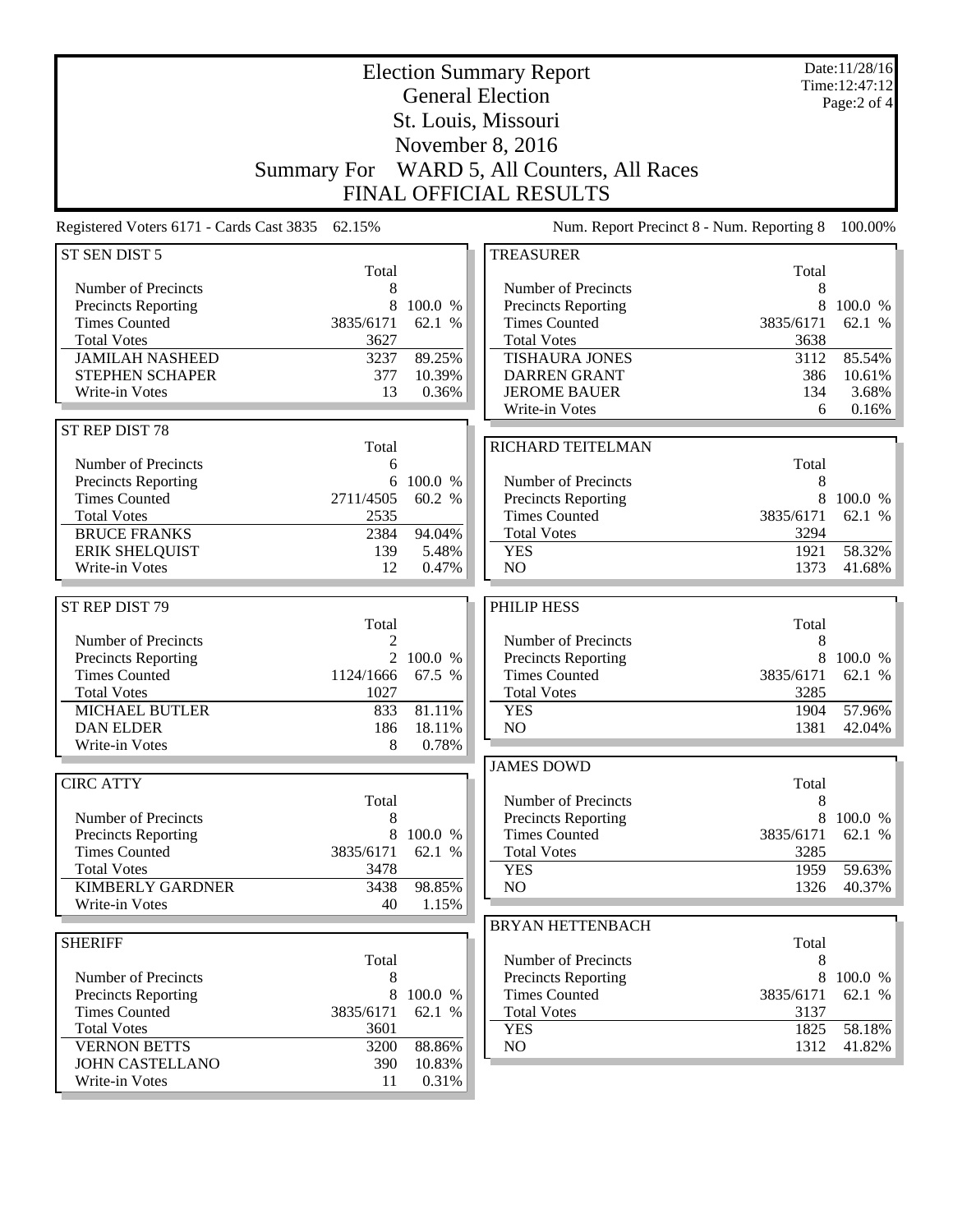# Election Summary Report

## General Election

## St. Louis, Missouri

## November 8, 2016

## Summary For WARD 5, All Counters, All Races

## FINAL OFFICIAL RESULTS

Date:11/28/16
Time:12:47:12

Registered Voters 6171 - Cards Cast 3835 62.15%

Num. Report Precinct 8 - Num. Reporting 8 100.00%

### ST SEN DIST 5

| | Total | |
|---|---|---|
| Number of Precincts | 8 | |
| Precincts Reporting | 8 | 100.0 % |
| Times Counted | 3835/6171 | 62.1 % |
| Total Votes | 3627 | |
| JAMILAH NASHEED | 3237 | 89.25% |
| STEPHEN SCHAPER | 377 | 10.39% |
| Write-in Votes | 13 | 0.36% |

### ST REP DIST 78

| | Total | |
|---|---|---|
| Number of Precincts | 6 | |
| Precincts Reporting | 6 | 100.0 % |
| Times Counted | 2711/4505 | 60.2 % |
| Total Votes | 2535 | |
| BRUCE FRANKS | 2384 | 94.04% |
| ERIK SHELQUIST | 139 | 5.48% |
| Write-in Votes | 12 | 0.47% |

### ST REP DIST 79

| | Total | |
|---|---|---|
| Number of Precincts | 2 | |
| Precincts Reporting | 2 | 100.0 % |
| Times Counted | 1124/1666 | 67.5 % |
| Total Votes | 1027 | |
| MICHAEL BUTLER | 833 | 81.11% |
| DAN ELDER | 186 | 18.11% |
| Write-in Votes | 8 | 0.78% |

### CIRC ATTY

| | Total | |
|---|---|---|
| Number of Precincts | 8 | |
| Precincts Reporting | 8 | 100.0 % |
| Times Counted | 3835/6171 | 62.1 % |
| Total Votes | 3478 | |
| KIMBERLY GARDNER | 3438 | 98.85% |
| Write-in Votes | 40 | 1.15% |

### SHERIFF

| | Total | |
|---|---|---|
| Number of Precincts | 8 | |
| Precincts Reporting | 8 | 100.0 % |
| Times Counted | 3835/6171 | 62.1 % |
| Total Votes | 3601 | |
| VERNON BETTS | 3200 | 88.86% |
| JOHN CASTELLANO | 390 | 10.83% |
| Write-in Votes | 11 | 0.31% |

### TREASURER

| | Total | |
|---|---|---|
| Number of Precincts | 8 | |
| Precincts Reporting | 8 | 100.0 % |
| Times Counted | 3835/6171 | 62.1 % |
| Total Votes | 3638 | |
| TISHAURA JONES | 3112 | 85.54% |
| DARREN GRANT | 386 | 10.61% |
| JEROME BAUER | 134 | 3.68% |
| Write-in Votes | 6 | 0.16% |

### RICHARD TEITELMAN

| | Total | |
|---|---|---|
| Number of Precincts | 8 | |
| Precincts Reporting | 8 | 100.0 % |
| Times Counted | 3835/6171 | 62.1 % |
| Total Votes | 3294 | |
| YES | 1921 | 58.32% |
| NO | 1373 | 41.68% |

### PHILIP HESS

| | Total | |
|---|---|---|
| Number of Precincts | 8 | |
| Precincts Reporting | 8 | 100.0 % |
| Times Counted | 3835/6171 | 62.1 % |
| Total Votes | 3285 | |
| YES | 1904 | 57.96% |
| NO | 1381 | 42.04% |

### JAMES DOWD

| | Total | |
|---|---|---|
| Number of Precincts | 8 | |
| Precincts Reporting | 8 | 100.0 % |
| Times Counted | 3835/6171 | 62.1 % |
| Total Votes | 3285 | |
| YES | 1959 | 59.63% |
| NO | 1326 | 40.37% |

### BRYAN HETTENBACH

| | Total | |
|---|---|---|
| Number of Precincts | 8 | |
| Precincts Reporting | 8 | 100.0 % |
| Times Counted | 3835/6171 | 62.1 % |
| Total Votes | 3137 | |
| YES | 1825 | 58.18% |
| NO | 1312 | 41.82% |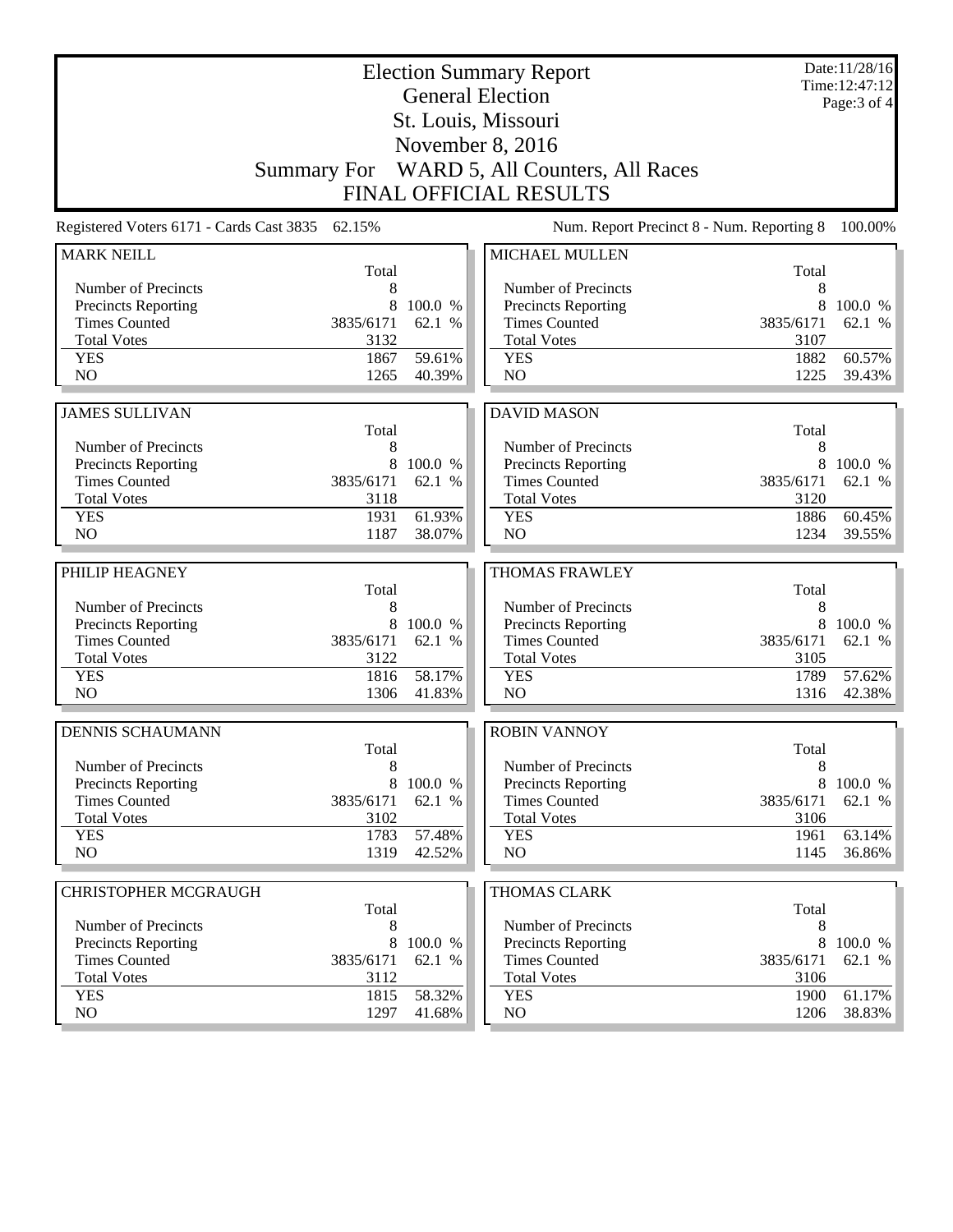# Election Summary Report

## General Election

## St. Louis, Missouri

## November 8, 2016

## Summary For WARD 5, All Counters, All Races

## FINAL OFFICIAL RESULTS

Date:11/28/16
Time:12:47:12

Registered Voters 6171 - Cards Cast 3835 62.15%

Num. Report Precinct 8 - Num. Reporting 8 100.00%

### MARK NEILL

| | Total | |
|---|---|---|
| Number of Precincts | 8 | |
| Precincts Reporting | 8 | 100.0 % |
| Times Counted | 3835/6171 | 62.1 % |
| Total Votes | 3132 | |
| YES | 1867 | 59.61% |
| NO | 1265 | 40.39% |

### MICHAEL MULLEN

| | Total | |
|---|---|---|
| Number of Precincts | 8 | |
| Precincts Reporting | 8 | 100.0 % |
| Times Counted | 3835/6171 | 62.1 % |
| Total Votes | 3107 | |
| YES | 1882 | 60.57% |
| NO | 1225 | 39.43% |

### JAMES SULLIVAN

| | Total | |
|---|---|---|
| Number of Precincts | 8 | |
| Precincts Reporting | 8 | 100.0 % |
| Times Counted | 3835/6171 | 62.1 % |
| Total Votes | 3118 | |
| YES | 1931 | 61.93% |
| NO | 1187 | 38.07% |

### DAVID MASON

| | Total | |
|---|---|---|
| Number of Precincts | 8 | |
| Precincts Reporting | 8 | 100.0 % |
| Times Counted | 3835/6171 | 62.1 % |
| Total Votes | 3120 | |
| YES | 1886 | 60.45% |
| NO | 1234 | 39.55% |

### PHILIP HEAGNEY

| | Total | |
|---|---|---|
| Number of Precincts | 8 | |
| Precincts Reporting | 8 | 100.0 % |
| Times Counted | 3835/6171 | 62.1 % |
| Total Votes | 3122 | |
| YES | 1816 | 58.17% |
| NO | 1306 | 41.83% |

### THOMAS FRAWLEY

| | Total | |
|---|---|---|
| Number of Precincts | 8 | |
| Precincts Reporting | 8 | 100.0 % |
| Times Counted | 3835/6171 | 62.1 % |
| Total Votes | 3105 | |
| YES | 1789 | 57.62% |
| NO | 1316 | 42.38% |

### DENNIS SCHAUMANN

| | Total | |
|---|---|---|
| Number of Precincts | 8 | |
| Precincts Reporting | 8 | 100.0 % |
| Times Counted | 3835/6171 | 62.1 % |
| Total Votes | 3102 | |
| YES | 1783 | 57.48% |
| NO | 1319 | 42.52% |

### ROBIN VANNOY

| | Total | |
|---|---|---|
| Number of Precincts | 8 | |
| Precincts Reporting | 8 | 100.0 % |
| Times Counted | 3835/6171 | 62.1 % |
| Total Votes | 3106 | |
| YES | 1961 | 63.14% |
| NO | 1145 | 36.86% |

### CHRISTOPHER MCGRAUGH

| | Total | |
|---|---|---|
| Number of Precincts | 8 | |
| Precincts Reporting | 8 | 100.0 % |
| Times Counted | 3835/6171 | 62.1 % |
| Total Votes | 3112 | |
| YES | 1815 | 58.32% |
| NO | 1297 | 41.68% |

### THOMAS CLARK

| | Total | |
|---|---|---|
| Number of Precincts | 8 | |
| Precincts Reporting | 8 | 100.0 % |
| Times Counted | 3835/6171 | 62.1 % |
| Total Votes | 3106 | |
| YES | 1900 | 61.17% |
| NO | 1206 | 38.83% |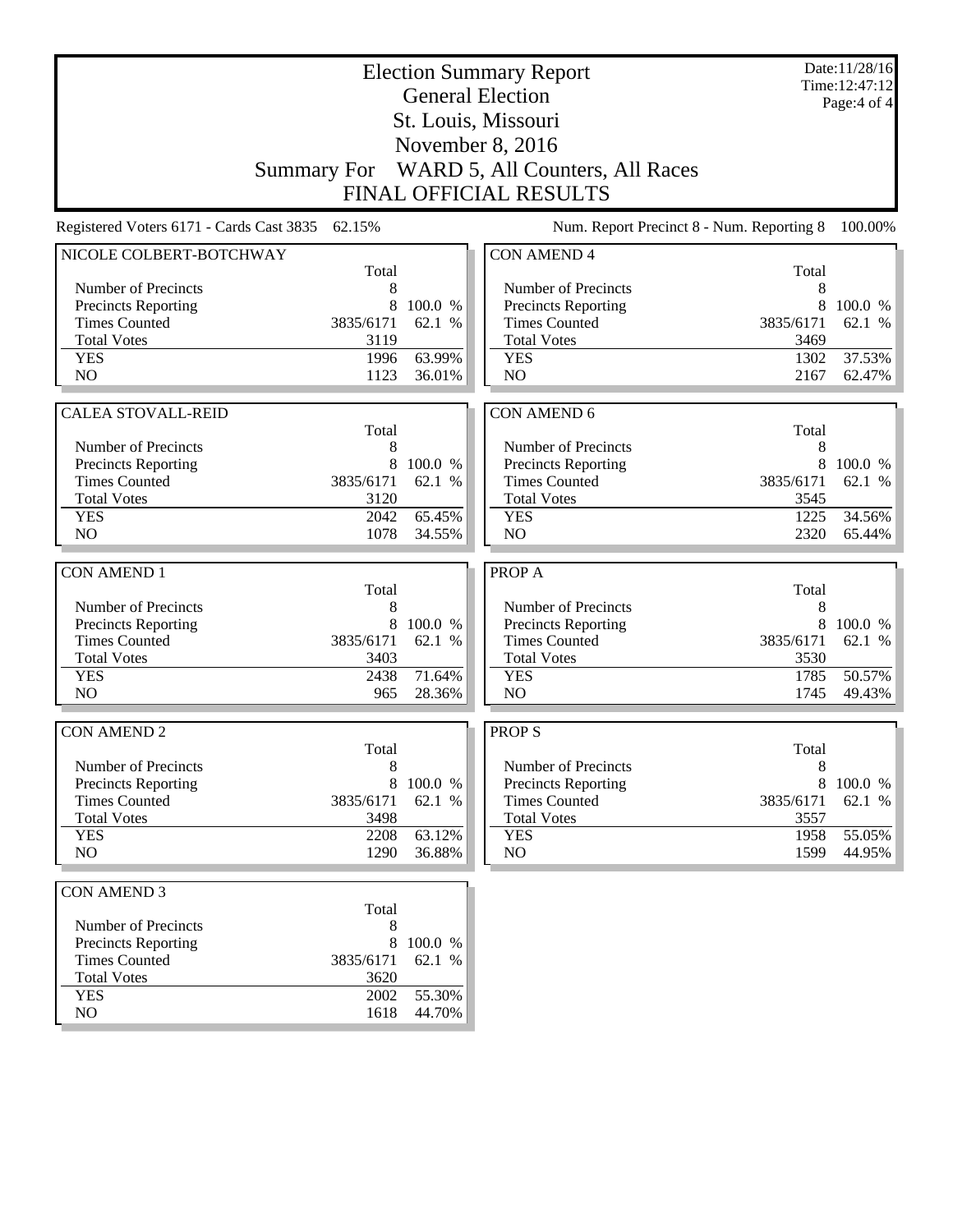# Election Summary Report
## General Election
## St. Louis, Missouri
## November 8, 2016
## Summary For WARD 5, All Counters, All Races
## FINAL OFFICIAL RESULTS

Date:11/28/16
Time:12:47:12

Registered Voters 6171 - Cards Cast 3835 62.15%

Num. Report Precinct 8 - Num. Reporting 8 100.00%

### NICOLE COLBERT-BOTCHWAY

| | Total | |
|---|---|---|
| Number of Precincts | 8 | |
| Precincts Reporting | 8 | 100.0 % |
| Times Counted | 3835/6171 | 62.1 % |
| Total Votes | 3119 | |
| YES | 1996 | 63.99% |
| NO | 1123 | 36.01% |

### CALEA STOVALL-REID

| | Total | |
|---|---|---|
| Number of Precincts | 8 | |
| Precincts Reporting | 8 | 100.0 % |
| Times Counted | 3835/6171 | 62.1 % |
| Total Votes | 3120 | |
| YES | 2042 | 65.45% |
| NO | 1078 | 34.55% |

### CON AMEND 1

| | Total | |
|---|---|---|
| Number of Precincts | 8 | |
| Precincts Reporting | 8 | 100.0 % |
| Times Counted | 3835/6171 | 62.1 % |
| Total Votes | 3403 | |
| YES | 2438 | 71.64% |
| NO | 965 | 28.36% |

### CON AMEND 2

| | Total | |
|---|---|---|
| Number of Precincts | 8 | |
| Precincts Reporting | 8 | 100.0 % |
| Times Counted | 3835/6171 | 62.1 % |
| Total Votes | 3498 | |
| YES | 2208 | 63.12% |
| NO | 1290 | 36.88% |

### CON AMEND 3

| | Total | |
|---|---|---|
| Number of Precincts | 8 | |
| Precincts Reporting | 8 | 100.0 % |
| Times Counted | 3835/6171 | 62.1 % |
| Total Votes | 3620 | |
| YES | 2002 | 55.30% |
| NO | 1618 | 44.70% |

### CON AMEND 4

| | Total | |
|---|---|---|
| Number of Precincts | 8 | |
| Precincts Reporting | 8 | 100.0 % |
| Times Counted | 3835/6171 | 62.1 % |
| Total Votes | 3469 | |
| YES | 1302 | 37.53% |
| NO | 2167 | 62.47% |

### CON AMEND 6

| | Total | |
|---|---|---|
| Number of Precincts | 8 | |
| Precincts Reporting | 8 | 100.0 % |
| Times Counted | 3835/6171 | 62.1 % |
| Total Votes | 3545 | |
| YES | 1225 | 34.56% |
| NO | 2320 | 65.44% |

### PROP A

| | Total | |
|---|---|---|
| Number of Precincts | 8 | |
| Precincts Reporting | 8 | 100.0 % |
| Times Counted | 3835/6171 | 62.1 % |
| Total Votes | 3530 | |
| YES | 1785 | 50.57% |
| NO | 1745 | 49.43% |

### PROP S

| | Total | |
|---|---|---|
| Number of Precincts | 8 | |
| Precincts Reporting | 8 | 100.0 % |
| Times Counted | 3835/6171 | 62.1 % |
| Total Votes | 3557 | |
| YES | 1958 | 55.05% |
| NO | 1599 | 44.95% |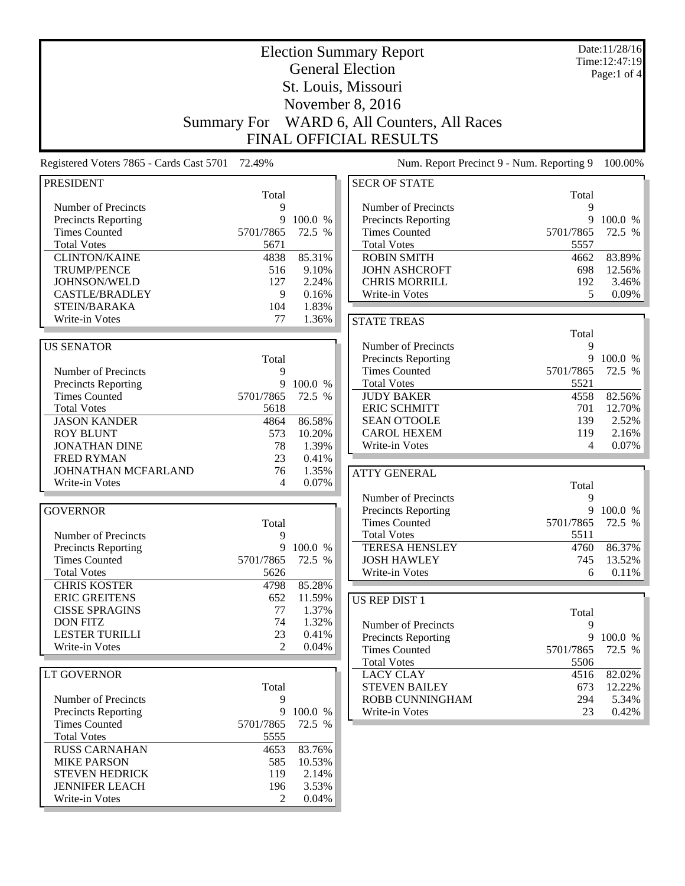# Election Summary Report

## General Election

## St. Louis, Missouri

## November 8, 2016

## Summary For WARD 6, All Counters, All Races

## FINAL OFFICIAL RESULTS

Date:11/28/16
Time:12:47:19

Registered Voters 7865 - Cards Cast 5701 72.49%

Num. Report Precinct 9 - Num. Reporting 9 100.00%

### PRESIDENT

| | Total | |
|---|---|---|
| Number of Precincts | 9 | |
| Precincts Reporting | 9 | 100.0 % |
| Times Counted | 5701/7865 | 72.5 % |
| Total Votes | 5671 | |
| CLINTON/KAINE | 4838 | 85.31% |
| TRUMP/PENCE | 516 | 9.10% |
| JOHNSON/WELD | 127 | 2.24% |
| CASTLE/BRADLEY | 9 | 0.16% |
| STEIN/BARAKA | 104 | 1.83% |
| Write-in Votes | 77 | 1.36% |

### US SENATOR

| | Total | |
|---|---|---|
| Number of Precincts | 9 | |
| Precincts Reporting | 9 | 100.0 % |
| Times Counted | 5701/7865 | 72.5 % |
| Total Votes | 5618 | |
| JASON KANDER | 4864 | 86.58% |
| ROY BLUNT | 573 | 10.20% |
| JONATHAN DINE | 78 | 1.39% |
| FRED RYMAN | 23 | 0.41% |
| JOHNATHAN MCFARLAND | 76 | 1.35% |
| Write-in Votes | 4 | 0.07% |

### GOVERNOR

| | Total | |
|---|---|---|
| Number of Precincts | 9 | |
| Precincts Reporting | 9 | 100.0 % |
| Times Counted | 5701/7865 | 72.5 % |
| Total Votes | 5626 | |
| CHRIS KOSTER | 4798 | 85.28% |
| ERIC GREITENS | 652 | 11.59% |
| CISSE SPRAGINS | 77 | 1.37% |
| DON FITZ | 74 | 1.32% |
| LESTER TURILLI | 23 | 0.41% |
| Write-in Votes | 2 | 0.04% |

### LT GOVERNOR

| | Total | |
|---|---|---|
| Number of Precincts | 9 | |
| Precincts Reporting | 9 | 100.0 % |
| Times Counted | 5701/7865 | 72.5 % |
| Total Votes | 5555 | |
| RUSS CARNAHAN | 4653 | 83.76% |
| MIKE PARSON | 585 | 10.53% |
| STEVEN HEDRICK | 119 | 2.14% |
| JENNIFER LEACH | 196 | 3.53% |
| Write-in Votes | 2 | 0.04% |

### SECR OF STATE

| | Total | |
|---|---|---|
| Number of Precincts | 9 | |
| Precincts Reporting | 9 | 100.0 % |
| Times Counted | 5701/7865 | 72.5 % |
| Total Votes | 5557 | |
| ROBIN SMITH | 4662 | 83.89% |
| JOHN ASHCROFT | 698 | 12.56% |
| CHRIS MORRILL | 192 | 3.46% |
| Write-in Votes | 5 | 0.09% |

### STATE TREAS

| | Total | |
|---|---|---|
| Number of Precincts | 9 | |
| Precincts Reporting | 9 | 100.0 % |
| Times Counted | 5701/7865 | 72.5 % |
| Total Votes | 5521 | |
| JUDY BAKER | 4558 | 82.56% |
| ERIC SCHMITT | 701 | 12.70% |
| SEAN O'TOOLE | 139 | 2.52% |
| CAROL HEXEM | 119 | 2.16% |
| Write-in Votes | 4 | 0.07% |

### ATTY GENERAL

| | Total | |
|---|---|---|
| Number of Precincts | 9 | |
| Precincts Reporting | 9 | 100.0 % |
| Times Counted | 5701/7865 | 72.5 % |
| Total Votes | 5511 | |
| TERESA HENSLEY | 4760 | 86.37% |
| JOSH HAWLEY | 745 | 13.52% |
| Write-in Votes | 6 | 0.11% |

### US REP DIST 1

| | Total | |
|---|---|---|
| Number of Precincts | 9 | |
| Precincts Reporting | 9 | 100.0 % |
| Times Counted | 5701/7865 | 72.5 % |
| Total Votes | 5506 | |
| LACY CLAY | 4516 | 82.02% |
| STEVEN BAILEY | 673 | 12.22% |
| ROBB CUNNINGHAM | 294 | 5.34% |
| Write-in Votes | 23 | 0.42% |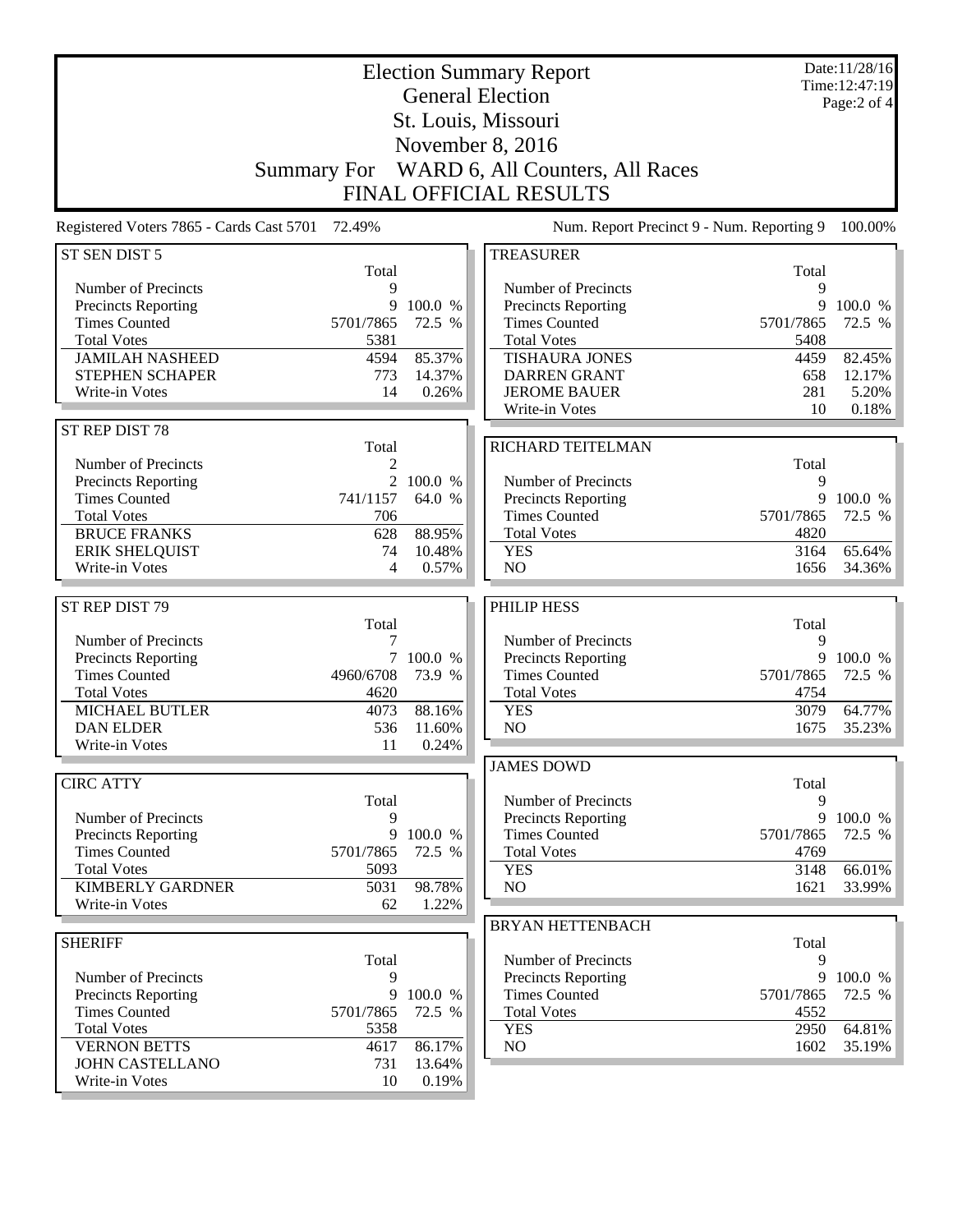# Election Summary Report

## General Election

## St. Louis, Missouri

## November 8, 2016

## Summary For WARD 6, All Counters, All Races

## FINAL OFFICIAL RESULTS

Date:11/28/16
Time:12:47:19

Registered Voters 7865 - Cards Cast 5701 72.49%

Num. Report Precinct 9 - Num. Reporting 9 100.00%

### ST SEN DIST 5

| | Total | |
|---|---|---|
| Number of Precincts | 9 | |
| Precincts Reporting | 9 | 100.0 % |
| Times Counted | 5701/7865 | 72.5 % |
| Total Votes | 5381 | |
| JAMILAH NASHEED | 4594 | 85.37% |
| STEPHEN SCHAPER | 773 | 14.37% |
| Write-in Votes | 14 | 0.26% |

### ST REP DIST 78

| | Total | |
|---|---|---|
| Number of Precincts | 2 | |
| Precincts Reporting | 2 | 100.0 % |
| Times Counted | 741/1157 | 64.0 % |
| Total Votes | 706 | |
| BRUCE FRANKS | 628 | 88.95% |
| ERIK SHELQUIST | 74 | 10.48% |
| Write-in Votes | 4 | 0.57% |

### ST REP DIST 79

| | Total | |
|---|---|---|
| Number of Precincts | 7 | |
| Precincts Reporting | 7 | 100.0 % |
| Times Counted | 4960/6708 | 73.9 % |
| Total Votes | 4620 | |
| MICHAEL BUTLER | 4073 | 88.16% |
| DAN ELDER | 536 | 11.60% |
| Write-in Votes | 11 | 0.24% |

### CIRC ATTY

| | Total | |
|---|---|---|
| Number of Precincts | 9 | |
| Precincts Reporting | 9 | 100.0 % |
| Times Counted | 5701/7865 | 72.5 % |
| Total Votes | 5093 | |
| KIMBERLY GARDNER | 5031 | 98.78% |
| Write-in Votes | 62 | 1.22% |

### SHERIFF

| | Total | |
|---|---|---|
| Number of Precincts | 9 | |
| Precincts Reporting | 9 | 100.0 % |
| Times Counted | 5701/7865 | 72.5 % |
| Total Votes | 5358 | |
| VERNON BETTS | 4617 | 86.17% |
| JOHN CASTELLANO | 731 | 13.64% |
| Write-in Votes | 10 | 0.19% |

### TREASURER

| | Total | |
|---|---|---|
| Number of Precincts | 9 | |
| Precincts Reporting | 9 | 100.0 % |
| Times Counted | 5701/7865 | 72.5 % |
| Total Votes | 5408 | |
| TISHAURA JONES | 4459 | 82.45% |
| DARREN GRANT | 658 | 12.17% |
| JEROME BAUER | 281 | 5.20% |
| Write-in Votes | 10 | 0.18% |

### RICHARD TEITELMAN

| | Total | |
|---|---|---|
| Number of Precincts | 9 | |
| Precincts Reporting | 9 | 100.0 % |
| Times Counted | 5701/7865 | 72.5 % |
| Total Votes | 4820 | |
| YES | 3164 | 65.64% |
| NO | 1656 | 34.36% |

### PHILIP HESS

| | Total | |
|---|---|---|
| Number of Precincts | 9 | |
| Precincts Reporting | 9 | 100.0 % |
| Times Counted | 5701/7865 | 72.5 % |
| Total Votes | 4754 | |
| YES | 3079 | 64.77% |
| NO | 1675 | 35.23% |

### JAMES DOWD

| | Total | |
|---|---|---|
| Number of Precincts | 9 | |
| Precincts Reporting | 9 | 100.0 % |
| Times Counted | 5701/7865 | 72.5 % |
| Total Votes | 4769 | |
| YES | 3148 | 66.01% |
| NO | 1621 | 33.99% |

### BRYAN HETTENBACH

| | Total | |
|---|---|---|
| Number of Precincts | 9 | |
| Precincts Reporting | 9 | 100.0 % |
| Times Counted | 5701/7865 | 72.5 % |
| Total Votes | 4552 | |
| YES | 2950 | 64.81% |
| NO | 1602 | 35.19% |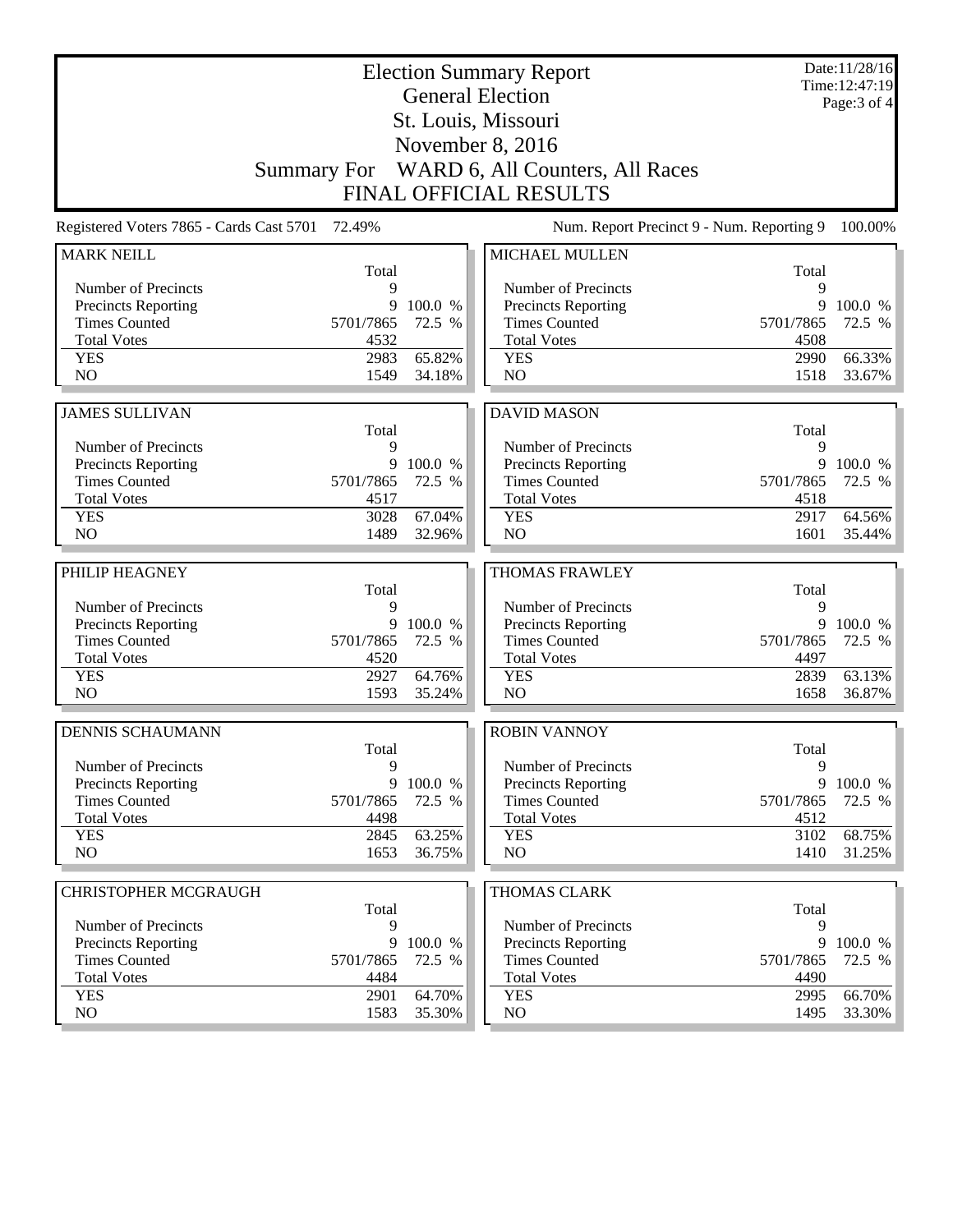# Election Summary Report
## General Election
## St. Louis, Missouri
## November 8, 2016
## Summary For WARD 6, All Counters, All Races
## FINAL OFFICIAL RESULTS

Date:11/28/16
Time:12:47:19

Registered Voters 7865 - Cards Cast 5701 72.49%

Num. Report Precinct 9 - Num. Reporting 9 100.00%

### MARK NEILL

| | Total | |
|---|---|---|
| Number of Precincts | 9 | |
| Precincts Reporting | 9 | 100.0 % |
| Times Counted | 5701/7865 | 72.5 % |
| Total Votes | 4532 | |
| YES | 2983 | 65.82% |
| NO | 1549 | 34.18% |

### MICHAEL MULLEN

| | Total | |
|---|---|---|
| Number of Precincts | 9 | |
| Precincts Reporting | 9 | 100.0 % |
| Times Counted | 5701/7865 | 72.5 % |
| Total Votes | 4508 | |
| YES | 2990 | 66.33% |
| NO | 1518 | 33.67% |

### JAMES SULLIVAN

| | Total | |
|---|---|---|
| Number of Precincts | 9 | |
| Precincts Reporting | 9 | 100.0 % |
| Times Counted | 5701/7865 | 72.5 % |
| Total Votes | 4517 | |
| YES | 3028 | 67.04% |
| NO | 1489 | 32.96% |

### DAVID MASON

| | Total | |
|---|---|---|
| Number of Precincts | 9 | |
| Precincts Reporting | 9 | 100.0 % |
| Times Counted | 5701/7865 | 72.5 % |
| Total Votes | 4518 | |
| YES | 2917 | 64.56% |
| NO | 1601 | 35.44% |

### PHILIP HEAGNEY

| | Total | |
|---|---|---|
| Number of Precincts | 9 | |
| Precincts Reporting | 9 | 100.0 % |
| Times Counted | 5701/7865 | 72.5 % |
| Total Votes | 4520 | |
| YES | 2927 | 64.76% |
| NO | 1593 | 35.24% |

### THOMAS FRAWLEY

| | Total | |
|---|---|---|
| Number of Precincts | 9 | |
| Precincts Reporting | 9 | 100.0 % |
| Times Counted | 5701/7865 | 72.5 % |
| Total Votes | 4497 | |
| YES | 2839 | 63.13% |
| NO | 1658 | 36.87% |

### DENNIS SCHAUMANN

| | Total | |
|---|---|---|
| Number of Precincts | 9 | |
| Precincts Reporting | 9 | 100.0 % |
| Times Counted | 5701/7865 | 72.5 % |
| Total Votes | 4498 | |
| YES | 2845 | 63.25% |
| NO | 1653 | 36.75% |

### ROBIN VANNOY

| | Total | |
|---|---|---|
| Number of Precincts | 9 | |
| Precincts Reporting | 9 | 100.0 % |
| Times Counted | 5701/7865 | 72.5 % |
| Total Votes | 4512 | |
| YES | 3102 | 68.75% |
| NO | 1410 | 31.25% |

### CHRISTOPHER MCGRAUGH

| | Total | |
|---|---|---|
| Number of Precincts | 9 | |
| Precincts Reporting | 9 | 100.0 % |
| Times Counted | 5701/7865 | 72.5 % |
| Total Votes | 4484 | |
| YES | 2901 | 64.70% |
| NO | 1583 | 35.30% |

### THOMAS CLARK

| | Total | |
|---|---|---|
| Number of Precincts | 9 | |
| Precincts Reporting | 9 | 100.0 % |
| Times Counted | 5701/7865 | 72.5 % |
| Total Votes | 4490 | |
| YES | 2995 | 66.70% |
| NO | 1495 | 33.30% |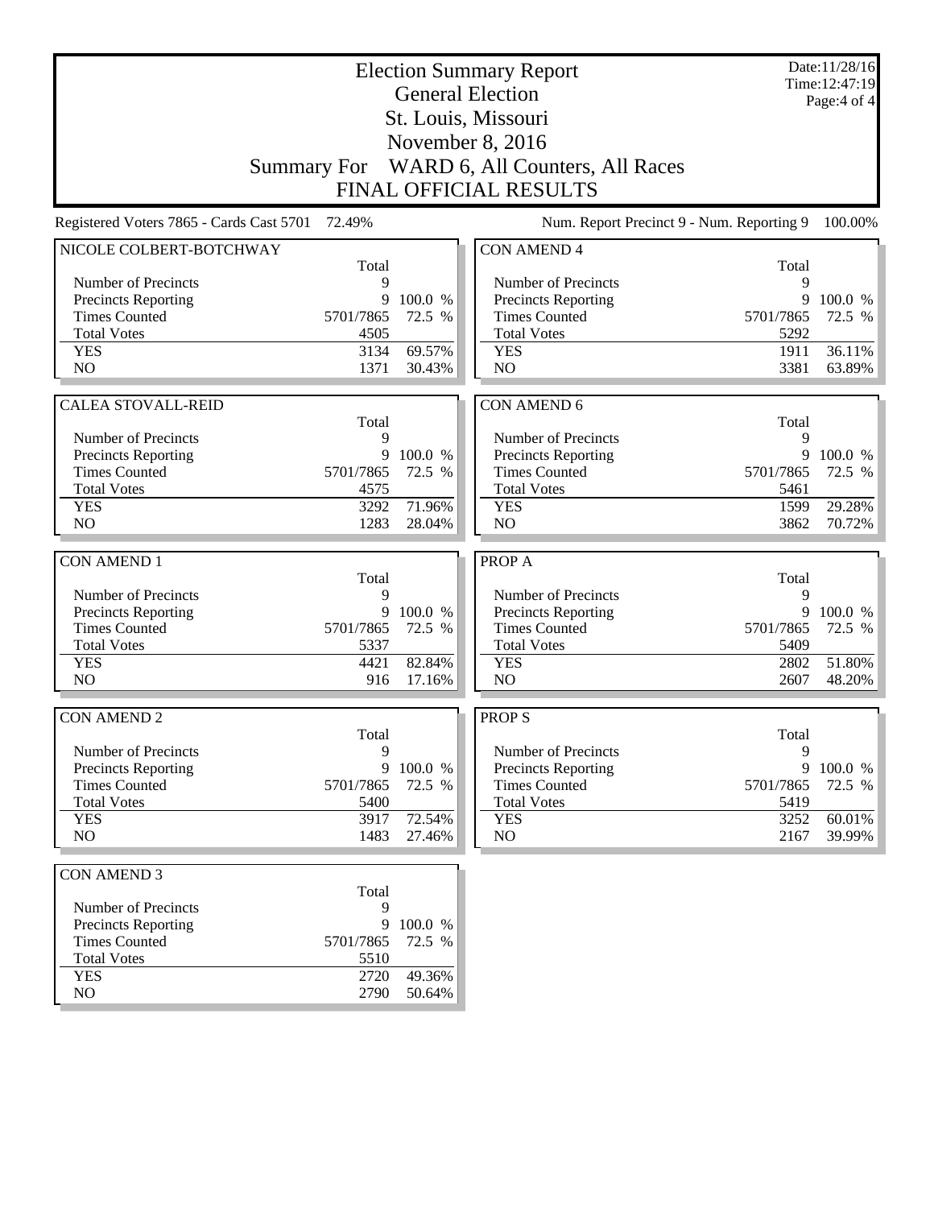# Election Summary Report

## General Election

## St. Louis, Missouri

## November 8, 2016

## Summary For WARD 6, All Counters, All Races

## FINAL OFFICIAL RESULTS

Date:11/28/16
Time:12:47:19

Registered Voters 7865 - Cards Cast 5701 72.49%

Num. Report Precinct 9 - Num. Reporting 9 100.00%

### NICOLE COLBERT-BOTCHWAY

| | Total | |
|---|---|---|
| Number of Precincts | 9 | |
| Precincts Reporting | 9 | 100.0 % |
| Times Counted | 5701/7865 | 72.5 % |
| Total Votes | 4505 | |
| YES | 3134 | 69.57% |
| NO | 1371 | 30.43% |

### CALEA STOVALL-REID

| | Total | |
|---|---|---|
| Number of Precincts | 9 | |
| Precincts Reporting | 9 | 100.0 % |
| Times Counted | 5701/7865 | 72.5 % |
| Total Votes | 4575 | |
| YES | 3292 | 71.96% |
| NO | 1283 | 28.04% |

### CON AMEND 1

| | Total | |
|---|---|---|
| Number of Precincts | 9 | |
| Precincts Reporting | 9 | 100.0 % |
| Times Counted | 5701/7865 | 72.5 % |
| Total Votes | 5337 | |
| YES | 4421 | 82.84% |
| NO | 916 | 17.16% |

### CON AMEND 2

| | Total | |
|---|---|---|
| Number of Precincts | 9 | |
| Precincts Reporting | 9 | 100.0 % |
| Times Counted | 5701/7865 | 72.5 % |
| Total Votes | 5400 | |
| YES | 3917 | 72.54% |
| NO | 1483 | 27.46% |

### CON AMEND 3

| | Total | |
|---|---|---|
| Number of Precincts | 9 | |
| Precincts Reporting | 9 | 100.0 % |
| Times Counted | 5701/7865 | 72.5 % |
| Total Votes | 5510 | |
| YES | 2720 | 49.36% |
| NO | 2790 | 50.64% |

### CON AMEND 4

| | Total | |
|---|---|---|
| Number of Precincts | 9 | |
| Precincts Reporting | 9 | 100.0 % |
| Times Counted | 5701/7865 | 72.5 % |
| Total Votes | 5292 | |
| YES | 1911 | 36.11% |
| NO | 3381 | 63.89% |

### CON AMEND 6

| | Total | |
|---|---|---|
| Number of Precincts | 9 | |
| Precincts Reporting | 9 | 100.0 % |
| Times Counted | 5701/7865 | 72.5 % |
| Total Votes | 5461 | |
| YES | 1599 | 29.28% |
| NO | 3862 | 70.72% |

### PROP A

| | Total | |
|---|---|---|
| Number of Precincts | 9 | |
| Precincts Reporting | 9 | 100.0 % |
| Times Counted | 5701/7865 | 72.5 % |
| Total Votes | 5409 | |
| YES | 2802 | 51.80% |
| NO | 2607 | 48.20% |

### PROP S

| | Total | |
|---|---|---|
| Number of Precincts | 9 | |
| Precincts Reporting | 9 | 100.0 % |
| Times Counted | 5701/7865 | 72.5 % |
| Total Votes | 5419 | |
| YES | 3252 | 60.01% |
| NO | 2167 | 39.99% |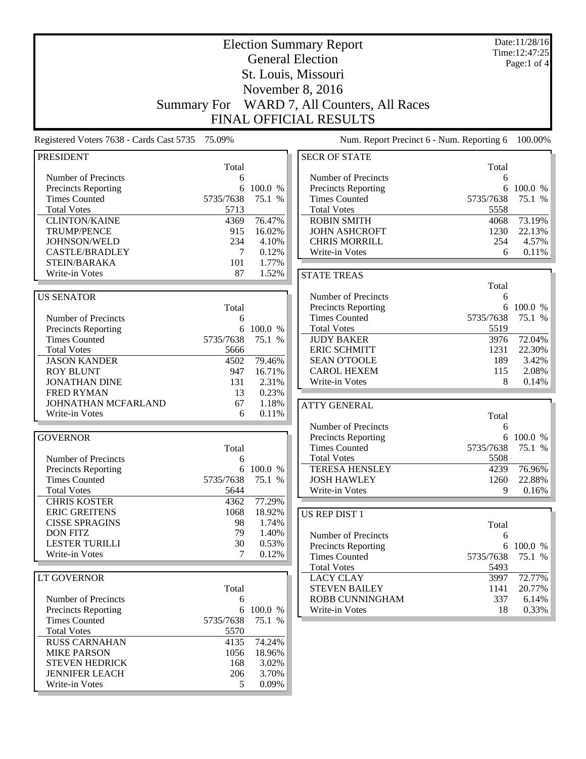# Election Summary Report

## General Election

## St. Louis, Missouri

## November 8, 2016

## Summary For WARD 7, All Counters, All Races

## FINAL OFFICIAL RESULTS

Date:11/28/16
Time:12:47:25
Page:1 of 4

Registered Voters 7638 - Cards Cast 5735 75.09%

Num. Report Precinct 6 - Num. Reporting 6 100.00%

| PRESIDENT | Total | |
|---|---|---|
| Number of Precincts | 6 | |
| Precincts Reporting | 6 | 100.0 % |
| Times Counted | 5735/7638 | 75.1 % |
| Total Votes | 5713 | |
| CLINTON/KAINE | 4369 | 76.47% |
| TRUMP/PENCE | 915 | 16.02% |
| JOHNSON/WELD | 234 | 4.10% |
| CASTLE/BRADLEY | 7 | 0.12% |
| STEIN/BARAKA | 101 | 1.77% |
| Write-in Votes | 87 | 1.52% |

| US SENATOR | Total | |
|---|---|---|
| Number of Precincts | 6 | |
| Precincts Reporting | 6 | 100.0 % |
| Times Counted | 5735/7638 | 75.1 % |
| Total Votes | 5666 | |
| JASON KANDER | 4502 | 79.46% |
| ROY BLUNT | 947 | 16.71% |
| JONATHAN DINE | 131 | 2.31% |
| FRED RYMAN | 13 | 0.23% |
| JOHNATHAN MCFARLAND | 67 | 1.18% |
| Write-in Votes | 6 | 0.11% |

| GOVERNOR | Total | |
|---|---|---|
| Number of Precincts | 6 | |
| Precincts Reporting | 6 | 100.0 % |
| Times Counted | 5735/7638 | 75.1 % |
| Total Votes | 5644 | |
| CHRIS KOSTER | 4362 | 77.29% |
| ERIC GREITENS | 1068 | 18.92% |
| CISSE SPRAGINS | 98 | 1.74% |
| DON FITZ | 79 | 1.40% |
| LESTER TURILLI | 30 | 0.53% |
| Write-in Votes | 7 | 0.12% |

| LT GOVERNOR | Total | |
|---|---|---|
| Number of Precincts | 6 | |
| Precincts Reporting | 6 | 100.0 % |
| Times Counted | 5735/7638 | 75.1 % |
| Total Votes | 5570 | |
| RUSS CARNAHAN | 4135 | 74.24% |
| MIKE PARSON | 1056 | 18.96% |
| STEVEN HEDRICK | 168 | 3.02% |
| JENNIFER LEACH | 206 | 3.70% |
| Write-in Votes | 5 | 0.09% |

| SECR OF STATE | Total | |
|---|---|---|
| Number of Precincts | 6 | |
| Precincts Reporting | 6 | 100.0 % |
| Times Counted | 5735/7638 | 75.1 % |
| Total Votes | 5558 | |
| ROBIN SMITH | 4068 | 73.19% |
| JOHN ASHCROFT | 1230 | 22.13% |
| CHRIS MORRILL | 254 | 4.57% |
| Write-in Votes | 6 | 0.11% |

| STATE TREAS | Total | |
|---|---|---|
| Number of Precincts | 6 | |
| Precincts Reporting | 6 | 100.0 % |
| Times Counted | 5735/7638 | 75.1 % |
| Total Votes | 5519 | |
| JUDY BAKER | 3976 | 72.04% |
| ERIC SCHMITT | 1231 | 22.30% |
| SEAN O'TOOLE | 189 | 3.42% |
| CAROL HEXEM | 115 | 2.08% |
| Write-in Votes | 8 | 0.14% |

| ATTY GENERAL | Total | |
|---|---|---|
| Number of Precincts | 6 | |
| Precincts Reporting | 6 | 100.0 % |
| Times Counted | 5735/7638 | 75.1 % |
| Total Votes | 5508 | |
| TERESA HENSLEY | 4239 | 76.96% |
| JOSH HAWLEY | 1260 | 22.88% |
| Write-in Votes | 9 | 0.16% |

| US REP DIST 1 | Total | |
|---|---|---|
| Number of Precincts | 6 | |
| Precincts Reporting | 6 | 100.0 % |
| Times Counted | 5735/7638 | 75.1 % |
| Total Votes | 5493 | |
| LACY CLAY | 3997 | 72.77% |
| STEVEN BAILEY | 1141 | 20.77% |
| ROBB CUNNINGHAM | 337 | 6.14% |
| Write-in Votes | 18 | 0.33% |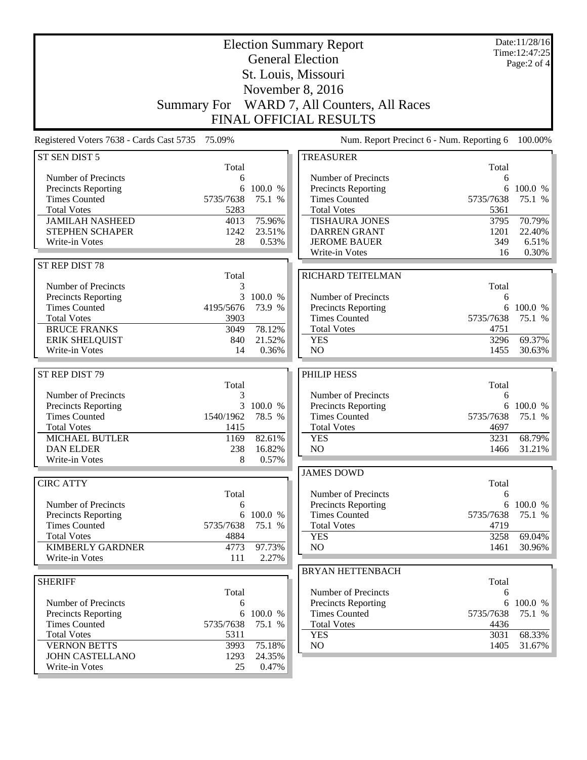# Election Summary Report

## General Election

## St. Louis, Missouri

## November 8, 2016

## Summary For WARD 7, All Counters, All Races

## FINAL OFFICIAL RESULTS

Date:11/28/16
Time:12:47:25

Registered Voters 7638 - Cards Cast 5735 75.09%

Num. Report Precinct 6 - Num. Reporting 6 100.00%

### ST SEN DIST 5

| | Total | |
|---|---|---|
| Number of Precincts | 6 | |
| Precincts Reporting | 6 | 100.0 % |
| Times Counted | 5735/7638 | 75.1 % |
| Total Votes | 5283 | |
| JAMILAH NASHEED | 4013 | 75.96% |
| STEPHEN SCHAPER | 1242 | 23.51% |
| Write-in Votes | 28 | 0.53% |

### ST REP DIST 78

| | Total | |
|---|---|---|
| Number of Precincts | 3 | |
| Precincts Reporting | 3 | 100.0 % |
| Times Counted | 4195/5676 | 73.9 % |
| Total Votes | 3903 | |
| BRUCE FRANKS | 3049 | 78.12% |
| ERIK SHELQUIST | 840 | 21.52% |
| Write-in Votes | 14 | 0.36% |

### ST REP DIST 79

| | Total | |
|---|---|---|
| Number of Precincts | 3 | |
| Precincts Reporting | 3 | 100.0 % |
| Times Counted | 1540/1962 | 78.5 % |
| Total Votes | 1415 | |
| MICHAEL BUTLER | 1169 | 82.61% |
| DAN ELDER | 238 | 16.82% |
| Write-in Votes | 8 | 0.57% |

### CIRC ATTY

| | Total | |
|---|---|---|
| Number of Precincts | 6 | |
| Precincts Reporting | 6 | 100.0 % |
| Times Counted | 5735/7638 | 75.1 % |
| Total Votes | 4884 | |
| KIMBERLY GARDNER | 4773 | 97.73% |
| Write-in Votes | 111 | 2.27% |

### SHERIFF

| | Total | |
|---|---|---|
| Number of Precincts | 6 | |
| Precincts Reporting | 6 | 100.0 % |
| Times Counted | 5735/7638 | 75.1 % |
| Total Votes | 5311 | |
| VERNON BETTS | 3993 | 75.18% |
| JOHN CASTELLANO | 1293 | 24.35% |
| Write-in Votes | 25 | 0.47% |

### TREASURER

| | Total | |
|---|---|---|
| Number of Precincts | 6 | |
| Precincts Reporting | 6 | 100.0 % |
| Times Counted | 5735/7638 | 75.1 % |
| Total Votes | 5361 | |
| TISHAURA JONES | 3795 | 70.79% |
| DARREN GRANT | 1201 | 22.40% |
| JEROME BAUER | 349 | 6.51% |
| Write-in Votes | 16 | 0.30% |

### RICHARD TEITELMAN

| | Total | |
|---|---|---|
| Number of Precincts | 6 | |
| Precincts Reporting | 6 | 100.0 % |
| Times Counted | 5735/7638 | 75.1 % |
| Total Votes | 4751 | |
| YES | 3296 | 69.37% |
| NO | 1455 | 30.63% |

### PHILIP HESS

| | Total | |
|---|---|---|
| Number of Precincts | 6 | |
| Precincts Reporting | 6 | 100.0 % |
| Times Counted | 5735/7638 | 75.1 % |
| Total Votes | 4697 | |
| YES | 3231 | 68.79% |
| NO | 1466 | 31.21% |

### JAMES DOWD

| | Total | |
|---|---|---|
| Number of Precincts | 6 | |
| Precincts Reporting | 6 | 100.0 % |
| Times Counted | 5735/7638 | 75.1 % |
| Total Votes | 4719 | |
| YES | 3258 | 69.04% |
| NO | 1461 | 30.96% |

### BRYAN HETTENBACH

| | Total | |
|---|---|---|
| Number of Precincts | 6 | |
| Precincts Reporting | 6 | 100.0 % |
| Times Counted | 5735/7638 | 75.1 % |
| Total Votes | 4436 | |
| YES | 3031 | 68.33% |
| NO | 1405 | 31.67% |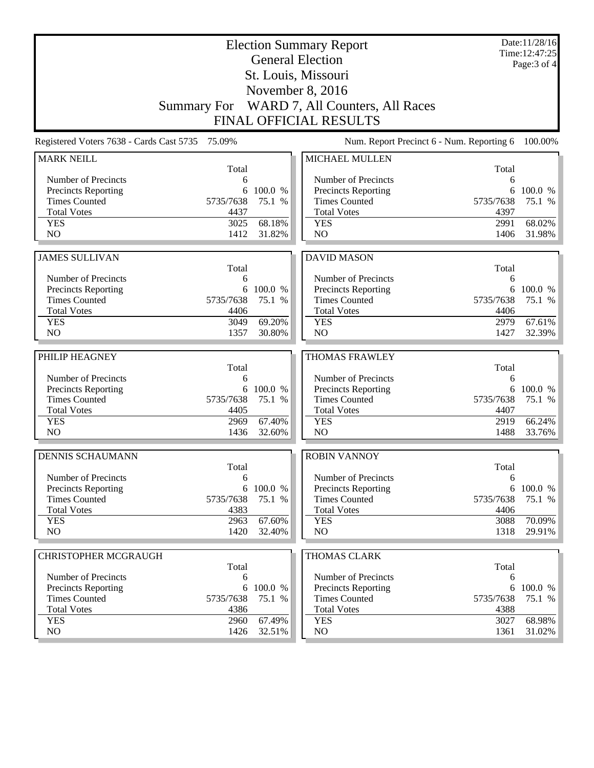# Election Summary Report

## General Election

## St. Louis, Missouri

## November 8, 2016

## Summary For WARD 7, All Counters, All Races

## FINAL OFFICIAL RESULTS

Date:11/28/16
Time:12:47:25

Registered Voters 7638 - Cards Cast 5735 75.09%

Num. Report Precinct 6 - Num. Reporting 6 100.00%

### MARK NEILL

| | Total | |
|---|---|---|
| Number of Precincts | 6 | |
| Precincts Reporting | 6 | 100.0 % |
| Times Counted | 5735/7638 | 75.1 % |
| Total Votes | 4437 | |
| YES | 3025 | 68.18% |
| NO | 1412 | 31.82% |

### MICHAEL MULLEN

| | Total | |
|---|---|---|
| Number of Precincts | 6 | |
| Precincts Reporting | 6 | 100.0 % |
| Times Counted | 5735/7638 | 75.1 % |
| Total Votes | 4397 | |
| YES | 2991 | 68.02% |
| NO | 1406 | 31.98% |

### JAMES SULLIVAN

| | Total | |
|---|---|---|
| Number of Precincts | 6 | |
| Precincts Reporting | 6 | 100.0 % |
| Times Counted | 5735/7638 | 75.1 % |
| Total Votes | 4406 | |
| YES | 3049 | 69.20% |
| NO | 1357 | 30.80% |

### DAVID MASON

| | Total | |
|---|---|---|
| Number of Precincts | 6 | |
| Precincts Reporting | 6 | 100.0 % |
| Times Counted | 5735/7638 | 75.1 % |
| Total Votes | 4406 | |
| YES | 2979 | 67.61% |
| NO | 1427 | 32.39% |

### PHILIP HEAGNEY

| | Total | |
|---|---|---|
| Number of Precincts | 6 | |
| Precincts Reporting | 6 | 100.0 % |
| Times Counted | 5735/7638 | 75.1 % |
| Total Votes | 4405 | |
| YES | 2969 | 67.40% |
| NO | 1436 | 32.60% |

### THOMAS FRAWLEY

| | Total | |
|---|---|---|
| Number of Precincts | 6 | |
| Precincts Reporting | 6 | 100.0 % |
| Times Counted | 5735/7638 | 75.1 % |
| Total Votes | 4407 | |
| YES | 2919 | 66.24% |
| NO | 1488 | 33.76% |

### DENNIS SCHAUMANN

| | Total | |
|---|---|---|
| Number of Precincts | 6 | |
| Precincts Reporting | 6 | 100.0 % |
| Times Counted | 5735/7638 | 75.1 % |
| Total Votes | 4383 | |
| YES | 2963 | 67.60% |
| NO | 1420 | 32.40% |

### ROBIN VANNOY

| | Total | |
|---|---|---|
| Number of Precincts | 6 | |
| Precincts Reporting | 6 | 100.0 % |
| Times Counted | 5735/7638 | 75.1 % |
| Total Votes | 4406 | |
| YES | 3088 | 70.09% |
| NO | 1318 | 29.91% |

### CHRISTOPHER MCGRAUGH

| | Total | |
|---|---|---|
| Number of Precincts | 6 | |
| Precincts Reporting | 6 | 100.0 % |
| Times Counted | 5735/7638 | 75.1 % |
| Total Votes | 4386 | |
| YES | 2960 | 67.49% |
| NO | 1426 | 32.51% |

### THOMAS CLARK

| | Total | |
|---|---|---|
| Number of Precincts | 6 | |
| Precincts Reporting | 6 | 100.0 % |
| Times Counted | 5735/7638 | 75.1 % |
| Total Votes | 4388 | |
| YES | 3027 | 68.98% |
| NO | 1361 | 31.02% |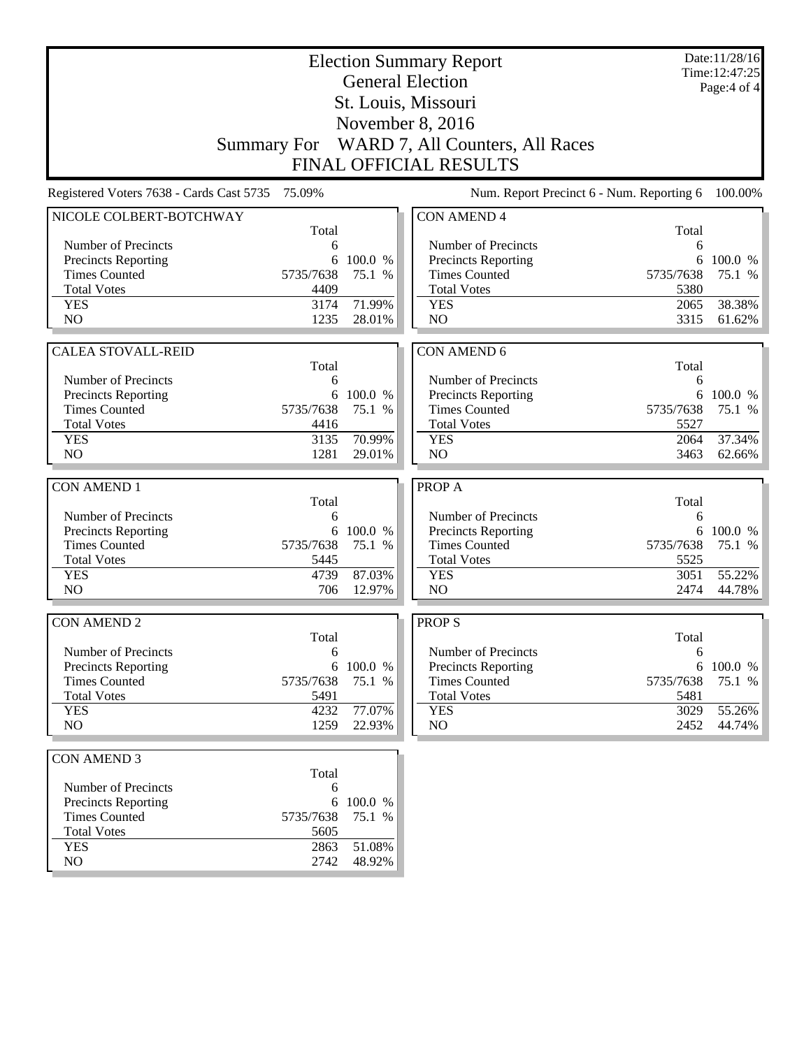# Election Summary Report

## General Election

## St. Louis, Missouri

## November 8, 2016

## Summary For WARD 7, All Counters, All Races

## FINAL OFFICIAL RESULTS

Date:11/28/16
Time:12:47:25

Registered Voters 7638 - Cards Cast 5735 75.09%

Num. Report Precinct 6 - Num. Reporting 6 100.00%

### NICOLE COLBERT-BOTCHWAY

| | Total | |
|---|---|---|
| Number of Precincts | 6 | |
| Precincts Reporting | 6 | 100.0 % |
| Times Counted | 5735/7638 | 75.1 % |
| Total Votes | 4409 | |
| YES | 3174 | 71.99% |
| NO | 1235 | 28.01% |

### CALEA STOVALL-REID

| | Total | |
|---|---|---|
| Number of Precincts | 6 | |
| Precincts Reporting | 6 | 100.0 % |
| Times Counted | 5735/7638 | 75.1 % |
| Total Votes | 4416 | |
| YES | 3135 | 70.99% |
| NO | 1281 | 29.01% |

### CON AMEND 1

| | Total | |
|---|---|---|
| Number of Precincts | 6 | |
| Precincts Reporting | 6 | 100.0 % |
| Times Counted | 5735/7638 | 75.1 % |
| Total Votes | 5445 | |
| YES | 4739 | 87.03% |
| NO | 706 | 12.97% |

### CON AMEND 2

| | Total | |
|---|---|---|
| Number of Precincts | 6 | |
| Precincts Reporting | 6 | 100.0 % |
| Times Counted | 5735/7638 | 75.1 % |
| Total Votes | 5491 | |
| YES | 4232 | 77.07% |
| NO | 1259 | 22.93% |

### CON AMEND 3

| | Total | |
|---|---|---|
| Number of Precincts | 6 | |
| Precincts Reporting | 6 | 100.0 % |
| Times Counted | 5735/7638 | 75.1 % |
| Total Votes | 5605 | |
| YES | 2863 | 51.08% |
| NO | 2742 | 48.92% |

### CON AMEND 4

| | Total | |
|---|---|---|
| Number of Precincts | 6 | |
| Precincts Reporting | 6 | 100.0 % |
| Times Counted | 5735/7638 | 75.1 % |
| Total Votes | 5380 | |
| YES | 2065 | 38.38% |
| NO | 3315 | 61.62% |

### CON AMEND 6

| | Total | |
|---|---|---|
| Number of Precincts | 6 | |
| Precincts Reporting | 6 | 100.0 % |
| Times Counted | 5735/7638 | 75.1 % |
| Total Votes | 5527 | |
| YES | 2064 | 37.34% |
| NO | 3463 | 62.66% |

### PROP A

| | Total | |
|---|---|---|
| Number of Precincts | 6 | |
| Precincts Reporting | 6 | 100.0 % |
| Times Counted | 5735/7638 | 75.1 % |
| Total Votes | 5525 | |
| YES | 3051 | 55.22% |
| NO | 2474 | 44.78% |

### PROP S

| | Total | |
|---|---|---|
| Number of Precincts | 6 | |
| Precincts Reporting | 6 | 100.0 % |
| Times Counted | 5735/7638 | 75.1 % |
| Total Votes | 5481 | |
| YES | 3029 | 55.26% |
| NO | 2452 | 44.74% |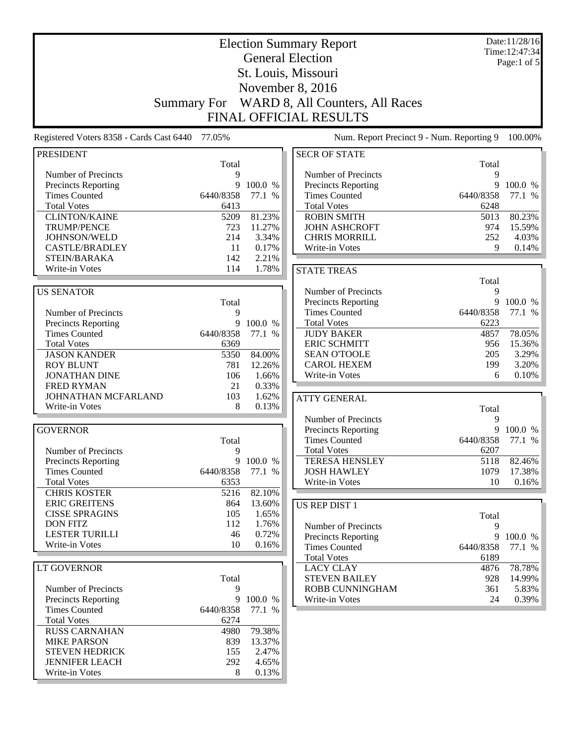# Election Summary Report

## General Election

## St. Louis, Missouri

## November 8, 2016

## Summary For WARD 8, All Counters, All Races

## FINAL OFFICIAL RESULTS

Date:11/28/16
Time:12:47:34

Registered Voters 8358 - Cards Cast 6440 77.05%

Num. Report Precinct 9 - Num. Reporting 9 100.00%

### PRESIDENT

| | Total | |
|---|---|---|
| Number of Precincts | 9 | |
| Precincts Reporting | 9 | 100.0 % |
| Times Counted | 6440/8358 | 77.1 % |
| Total Votes | 6413 | |
| CLINTON/KAINE | 5209 | 81.23% |
| TRUMP/PENCE | 723 | 11.27% |
| JOHNSON/WELD | 214 | 3.34% |
| CASTLE/BRADLEY | 11 | 0.17% |
| STEIN/BARAKA | 142 | 2.21% |
| Write-in Votes | 114 | 1.78% |

### US SENATOR

| | Total | |
|---|---|---|
| Number of Precincts | 9 | |
| Precincts Reporting | 9 | 100.0 % |
| Times Counted | 6440/8358 | 77.1 % |
| Total Votes | 6369 | |
| JASON KANDER | 5350 | 84.00% |
| ROY BLUNT | 781 | 12.26% |
| JONATHAN DINE | 106 | 1.66% |
| FRED RYMAN | 21 | 0.33% |
| JOHNATHAN MCFARLAND | 103 | 1.62% |
| Write-in Votes | 8 | 0.13% |

### GOVERNOR

| | Total | |
|---|---|---|
| Number of Precincts | 9 | |
| Precincts Reporting | 9 | 100.0 % |
| Times Counted | 6440/8358 | 77.1 % |
| Total Votes | 6353 | |
| CHRIS KOSTER | 5216 | 82.10% |
| ERIC GREITENS | 864 | 13.60% |
| CISSE SPRAGINS | 105 | 1.65% |
| DON FITZ | 112 | 1.76% |
| LESTER TURILLI | 46 | 0.72% |
| Write-in Votes | 10 | 0.16% |

### LT GOVERNOR

| | Total | |
|---|---|---|
| Number of Precincts | 9 | |
| Precincts Reporting | 9 | 100.0 % |
| Times Counted | 6440/8358 | 77.1 % |
| Total Votes | 6274 | |
| RUSS CARNAHAN | 4980 | 79.38% |
| MIKE PARSON | 839 | 13.37% |
| STEVEN HEDRICK | 155 | 2.47% |
| JENNIFER LEACH | 292 | 4.65% |
| Write-in Votes | 8 | 0.13% |

### SECR OF STATE

| | Total | |
|---|---|---|
| Number of Precincts | 9 | |
| Precincts Reporting | 9 | 100.0 % |
| Times Counted | 6440/8358 | 77.1 % |
| Total Votes | 6248 | |
| ROBIN SMITH | 5013 | 80.23% |
| JOHN ASHCROFT | 974 | 15.59% |
| CHRIS MORRILL | 252 | 4.03% |
| Write-in Votes | 9 | 0.14% |

### STATE TREAS

| | Total | |
|---|---|---|
| Number of Precincts | 9 | |
| Precincts Reporting | 9 | 100.0 % |
| Times Counted | 6440/8358 | 77.1 % |
| Total Votes | 6223 | |
| JUDY BAKER | 4857 | 78.05% |
| ERIC SCHMITT | 956 | 15.36% |
| SEAN O'TOOLE | 205 | 3.29% |
| CAROL HEXEM | 199 | 3.20% |
| Write-in Votes | 6 | 0.10% |

### ATTY GENERAL

| | Total | |
|---|---|---|
| Number of Precincts | 9 | |
| Precincts Reporting | 9 | 100.0 % |
| Times Counted | 6440/8358 | 77.1 % |
| Total Votes | 6207 | |
| TERESA HENSLEY | 5118 | 82.46% |
| JOSH HAWLEY | 1079 | 17.38% |
| Write-in Votes | 10 | 0.16% |

### US REP DIST 1

| | Total | |
|---|---|---|
| Number of Precincts | 9 | |
| Precincts Reporting | 9 | 100.0 % |
| Times Counted | 6440/8358 | 77.1 % |
| Total Votes | 6189 | |
| LACY CLAY | 4876 | 78.78% |
| STEVEN BAILEY | 928 | 14.99% |
| ROBB CUNNINGHAM | 361 | 5.83% |
| Write-in Votes | 24 | 0.39% |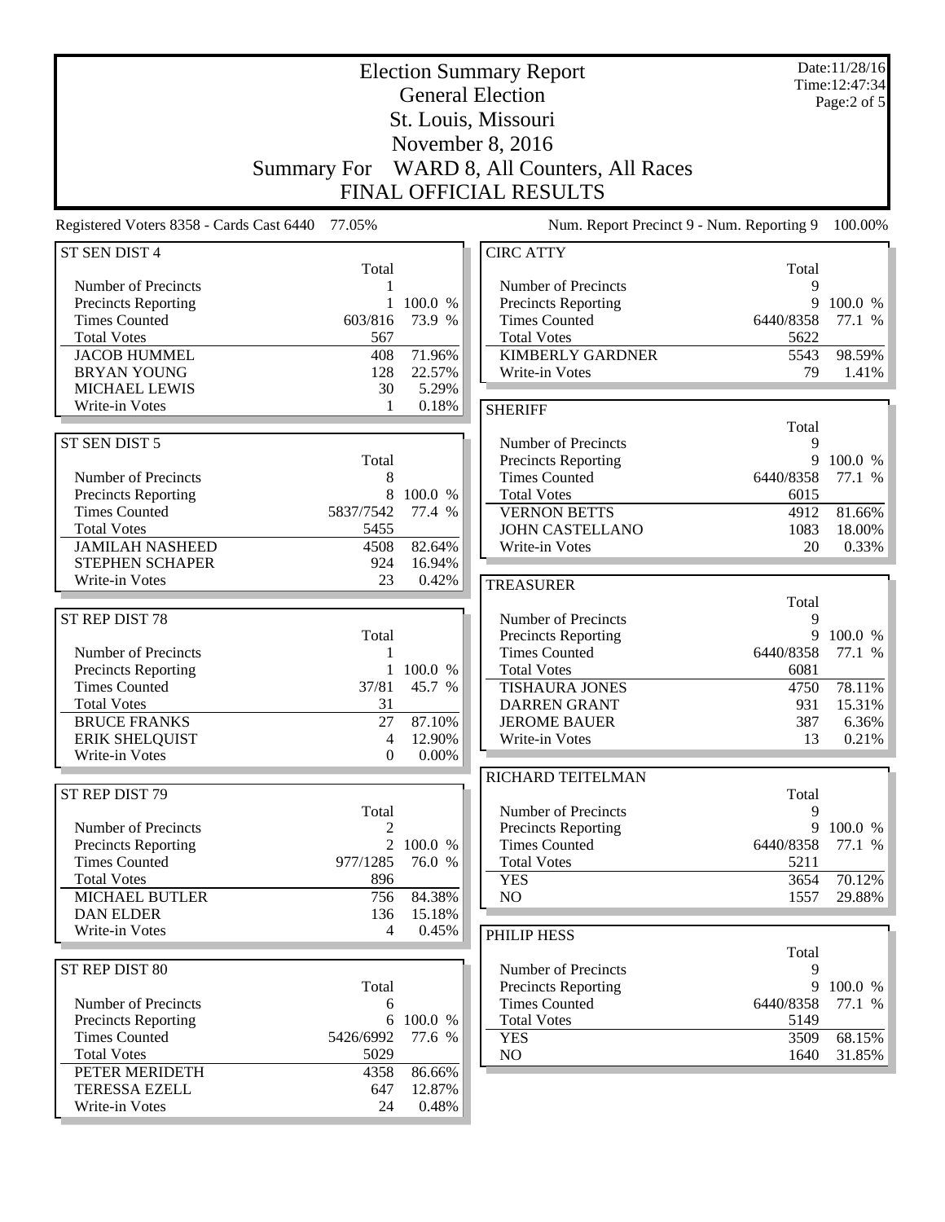# Election Summary Report

## General Election

## St. Louis, Missouri

## November 8, 2016

## Summary For WARD 8, All Counters, All Races

## FINAL OFFICIAL RESULTS

Date:11/28/16
Time:12:47:34

Registered Voters 8358 - Cards Cast 6440 77.05%

Num. Report Precinct 9 - Num. Reporting 9 100.00%

### ST SEN DIST 4

| | Total | |
|---|---|---|
| Number of Precincts | 1 | |
| Precincts Reporting | 1 | 100.0 % |
| Times Counted | 603/816 | 73.9 % |
| Total Votes | 567 | |
| JACOB HUMMEL | 408 | 71.96% |
| BRYAN YOUNG | 128 | 22.57% |
| MICHAEL LEWIS | 30 | 5.29% |
| Write-in Votes | 1 | 0.18% |

### ST SEN DIST 5

| | Total | |
|---|---|---|
| Number of Precincts | 8 | |
| Precincts Reporting | 8 | 100.0 % |
| Times Counted | 5837/7542 | 77.4 % |
| Total Votes | 5455 | |
| JAMILAH NASHEED | 4508 | 82.64% |
| STEPHEN SCHAPER | 924 | 16.94% |
| Write-in Votes | 23 | 0.42% |

### ST REP DIST 78

| | Total | |
|---|---|---|
| Number of Precincts | 1 | |
| Precincts Reporting | 1 | 100.0 % |
| Times Counted | 37/81 | 45.7 % |
| Total Votes | 31 | |
| BRUCE FRANKS | 27 | 87.10% |
| ERIK SHELQUIST | 4 | 12.90% |
| Write-in Votes | 0 | 0.00% |

### ST REP DIST 79

| | Total | |
|---|---|---|
| Number of Precincts | 2 | |
| Precincts Reporting | 2 | 100.0 % |
| Times Counted | 977/1285 | 76.0 % |
| Total Votes | 896 | |
| MICHAEL BUTLER | 756 | 84.38% |
| DAN ELDER | 136 | 15.18% |
| Write-in Votes | 4 | 0.45% |

### ST REP DIST 80

| | Total | |
|---|---|---|
| Number of Precincts | 6 | |
| Precincts Reporting | 6 | 100.0 % |
| Times Counted | 5426/6992 | 77.6 % |
| Total Votes | 5029 | |
| PETER MERIDETH | 4358 | 86.66% |
| TERESSA EZELL | 647 | 12.87% |
| Write-in Votes | 24 | 0.48% |

### CIRC ATTY

| | Total | |
|---|---|---|
| Number of Precincts | 9 | |
| Precincts Reporting | 9 | 100.0 % |
| Times Counted | 6440/8358 | 77.1 % |
| Total Votes | 5622 | |
| KIMBERLY GARDNER | 5543 | 98.59% |
| Write-in Votes | 79 | 1.41% |

### SHERIFF

| | Total | |
|---|---|---|
| Number of Precincts | 9 | |
| Precincts Reporting | 9 | 100.0 % |
| Times Counted | 6440/8358 | 77.1 % |
| Total Votes | 6015 | |
| VERNON BETTS | 4912 | 81.66% |
| JOHN CASTELLANO | 1083 | 18.00% |
| Write-in Votes | 20 | 0.33% |

### TREASURER

| | Total | |
|---|---|---|
| Number of Precincts | 9 | |
| Precincts Reporting | 9 | 100.0 % |
| Times Counted | 6440/8358 | 77.1 % |
| Total Votes | 6081 | |
| TISHAURA JONES | 4750 | 78.11% |
| DARREN GRANT | 931 | 15.31% |
| JEROME BAUER | 387 | 6.36% |
| Write-in Votes | 13 | 0.21% |

### RICHARD TEITELMAN

| | Total | |
|---|---|---|
| Number of Precincts | 9 | |
| Precincts Reporting | 9 | 100.0 % |
| Times Counted | 6440/8358 | 77.1 % |
| Total Votes | 5211 | |
| YES | 3654 | 70.12% |
| NO | 1557 | 29.88% |

### PHILIP HESS

| | Total | |
|---|---|---|
| Number of Precincts | 9 | |
| Precincts Reporting | 9 | 100.0 % |
| Times Counted | 6440/8358 | 77.1 % |
| Total Votes | 5149 | |
| YES | 3509 | 68.15% |
| NO | 1640 | 31.85% |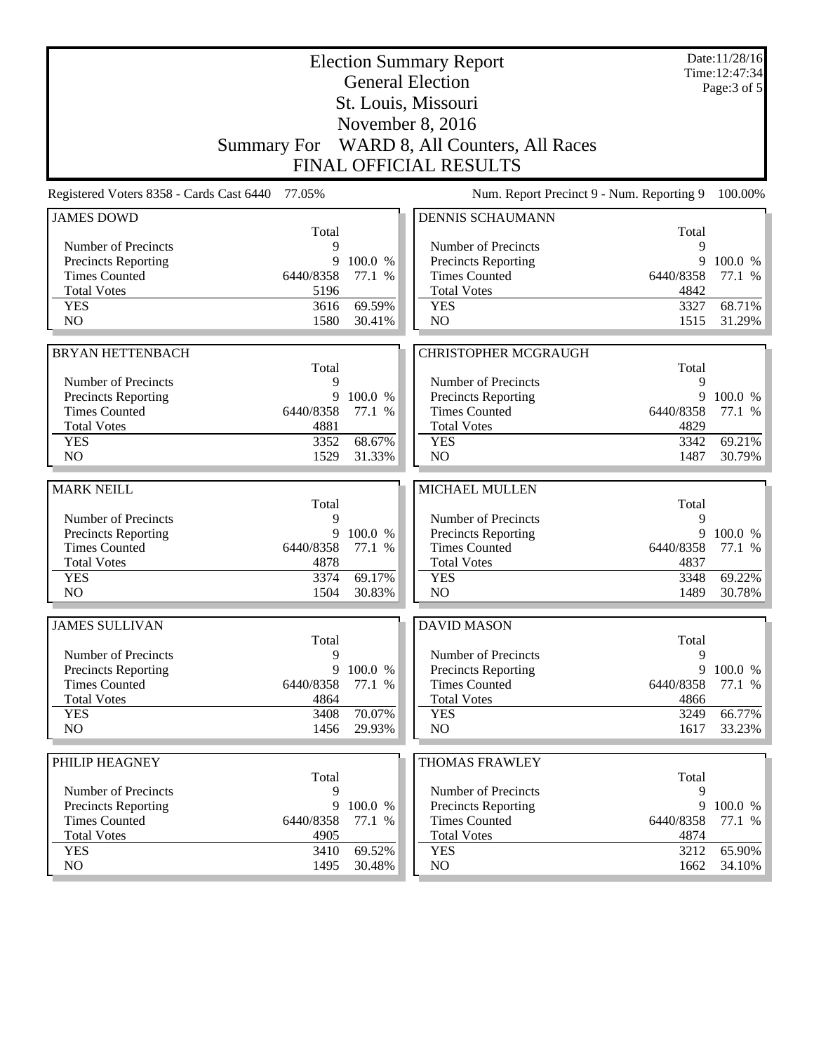# Election Summary Report

## General Election
## St. Louis, Missouri
## November 8, 2016
## Summary For WARD 8, All Counters, All Races
## FINAL OFFICIAL RESULTS

Date:11/28/16
Time:12:47:34

Registered Voters 8358 - Cards Cast 6440 77.05%

Num. Report Precinct 9 - Num. Reporting 9 100.00%

### JAMES DOWD

| | Total | |
|---|---|---|
| Number of Precincts | 9 | |
| Precincts Reporting | 9 | 100.0 % |
| Times Counted | 6440/8358 | 77.1 % |
| Total Votes | 5196 | |
| YES | 3616 | 69.59% |
| NO | 1580 | 30.41% |

### DENNIS SCHAUMANN

| | Total | |
|---|---|---|
| Number of Precincts | 9 | |
| Precincts Reporting | 9 | 100.0 % |
| Times Counted | 6440/8358 | 77.1 % |
| Total Votes | 4842 | |
| YES | 3327 | 68.71% |
| NO | 1515 | 31.29% |

### BRYAN HETTENBACH

| | Total | |
|---|---|---|
| Number of Precincts | 9 | |
| Precincts Reporting | 9 | 100.0 % |
| Times Counted | 6440/8358 | 77.1 % |
| Total Votes | 4881 | |
| YES | 3352 | 68.67% |
| NO | 1529 | 31.33% |

### CHRISTOPHER MCGRAUGH

| | Total | |
|---|---|---|
| Number of Precincts | 9 | |
| Precincts Reporting | 9 | 100.0 % |
| Times Counted | 6440/8358 | 77.1 % |
| Total Votes | 4829 | |
| YES | 3342 | 69.21% |
| NO | 1487 | 30.79% |

### MARK NEILL

| | Total | |
|---|---|---|
| Number of Precincts | 9 | |
| Precincts Reporting | 9 | 100.0 % |
| Times Counted | 6440/8358 | 77.1 % |
| Total Votes | 4878 | |
| YES | 3374 | 69.17% |
| NO | 1504 | 30.83% |

### MICHAEL MULLEN

| | Total | |
|---|---|---|
| Number of Precincts | 9 | |
| Precincts Reporting | 9 | 100.0 % |
| Times Counted | 6440/8358 | 77.1 % |
| Total Votes | 4837 | |
| YES | 3348 | 69.22% |
| NO | 1489 | 30.78% |

### JAMES SULLIVAN

| | Total | |
|---|---|---|
| Number of Precincts | 9 | |
| Precincts Reporting | 9 | 100.0 % |
| Times Counted | 6440/8358 | 77.1 % |
| Total Votes | 4864 | |
| YES | 3408 | 70.07% |
| NO | 1456 | 29.93% |

### DAVID MASON

| | Total | |
|---|---|---|
| Number of Precincts | 9 | |
| Precincts Reporting | 9 | 100.0 % |
| Times Counted | 6440/8358 | 77.1 % |
| Total Votes | 4866 | |
| YES | 3249 | 66.77% |
| NO | 1617 | 33.23% |

### PHILIP HEAGNEY

| | Total | |
|---|---|---|
| Number of Precincts | 9 | |
| Precincts Reporting | 9 | 100.0 % |
| Times Counted | 6440/8358 | 77.1 % |
| Total Votes | 4905 | |
| YES | 3410 | 69.52% |
| NO | 1495 | 30.48% |

### THOMAS FRAWLEY

| | Total | |
|---|---|---|
| Number of Precincts | 9 | |
| Precincts Reporting | 9 | 100.0 % |
| Times Counted | 6440/8358 | 77.1 % |
| Total Votes | 4874 | |
| YES | 3212 | 65.90% |
| NO | 1662 | 34.10% |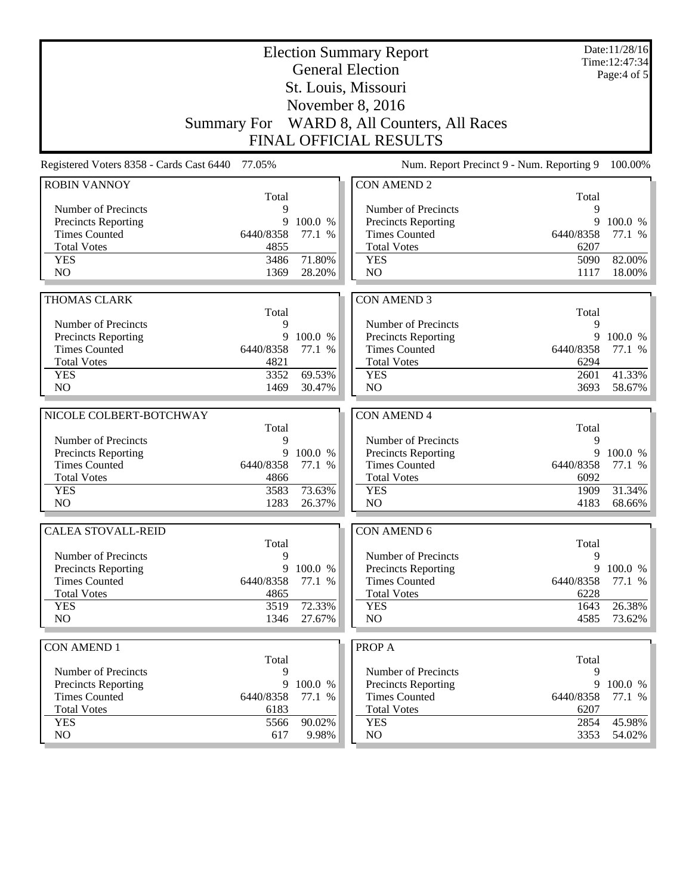# Election Summary Report

## General Election
## St. Louis, Missouri
## November 8, 2016
## Summary For WARD 8, All Counters, All Races
## FINAL OFFICIAL RESULTS

Date:11/28/16
Time:12:47:34

Registered Voters 8358 - Cards Cast 6440 77.05%

Num. Report Precinct 9 - Num. Reporting 9 100.00%

### ROBIN VANNOY

| | Total | |
|---|---|---|
| Number of Precincts | 9 | |
| Precincts Reporting | 9 | 100.0 % |
| Times Counted | 6440/8358 | 77.1 % |
| Total Votes | 4855 | |
| YES | 3486 | 71.80% |
| NO | 1369 | 28.20% |

### THOMAS CLARK

| | Total | |
|---|---|---|
| Number of Precincts | 9 | |
| Precincts Reporting | 9 | 100.0 % |
| Times Counted | 6440/8358 | 77.1 % |
| Total Votes | 4821 | |
| YES | 3352 | 69.53% |
| NO | 1469 | 30.47% |

### NICOLE COLBERT-BOTCHWAY

| | Total | |
|---|---|---|
| Number of Precincts | 9 | |
| Precincts Reporting | 9 | 100.0 % |
| Times Counted | 6440/8358 | 77.1 % |
| Total Votes | 4866 | |
| YES | 3583 | 73.63% |
| NO | 1283 | 26.37% |

### CALEA STOVALL-REID

| | Total | |
|---|---|---|
| Number of Precincts | 9 | |
| Precincts Reporting | 9 | 100.0 % |
| Times Counted | 6440/8358 | 77.1 % |
| Total Votes | 4865 | |
| YES | 3519 | 72.33% |
| NO | 1346 | 27.67% |

### CON AMEND 1

| | Total | |
|---|---|---|
| Number of Precincts | 9 | |
| Precincts Reporting | 9 | 100.0 % |
| Times Counted | 6440/8358 | 77.1 % |
| Total Votes | 6183 | |
| YES | 5566 | 90.02% |
| NO | 617 | 9.98% |

### CON AMEND 2

| | Total | |
|---|---|---|
| Number of Precincts | 9 | |
| Precincts Reporting | 9 | 100.0 % |
| Times Counted | 6440/8358 | 77.1 % |
| Total Votes | 6207 | |
| YES | 5090 | 82.00% |
| NO | 1117 | 18.00% |

### CON AMEND 3

| | Total | |
|---|---|---|
| Number of Precincts | 9 | |
| Precincts Reporting | 9 | 100.0 % |
| Times Counted | 6440/8358 | 77.1 % |
| Total Votes | 6294 | |
| YES | 2601 | 41.33% |
| NO | 3693 | 58.67% |

### CON AMEND 4

| | Total | |
|---|---|---|
| Number of Precincts | 9 | |
| Precincts Reporting | 9 | 100.0 % |
| Times Counted | 6440/8358 | 77.1 % |
| Total Votes | 6092 | |
| YES | 1909 | 31.34% |
| NO | 4183 | 68.66% |

### CON AMEND 6

| | Total | |
|---|---|---|
| Number of Precincts | 9 | |
| Precincts Reporting | 9 | 100.0 % |
| Times Counted | 6440/8358 | 77.1 % |
| Total Votes | 6228 | |
| YES | 1643 | 26.38% |
| NO | 4585 | 73.62% |

### PROP A

| | Total | |
|---|---|---|
| Number of Precincts | 9 | |
| Precincts Reporting | 9 | 100.0 % |
| Times Counted | 6440/8358 | 77.1 % |
| Total Votes | 6207 | |
| YES | 2854 | 45.98% |
| NO | 3353 | 54.02% |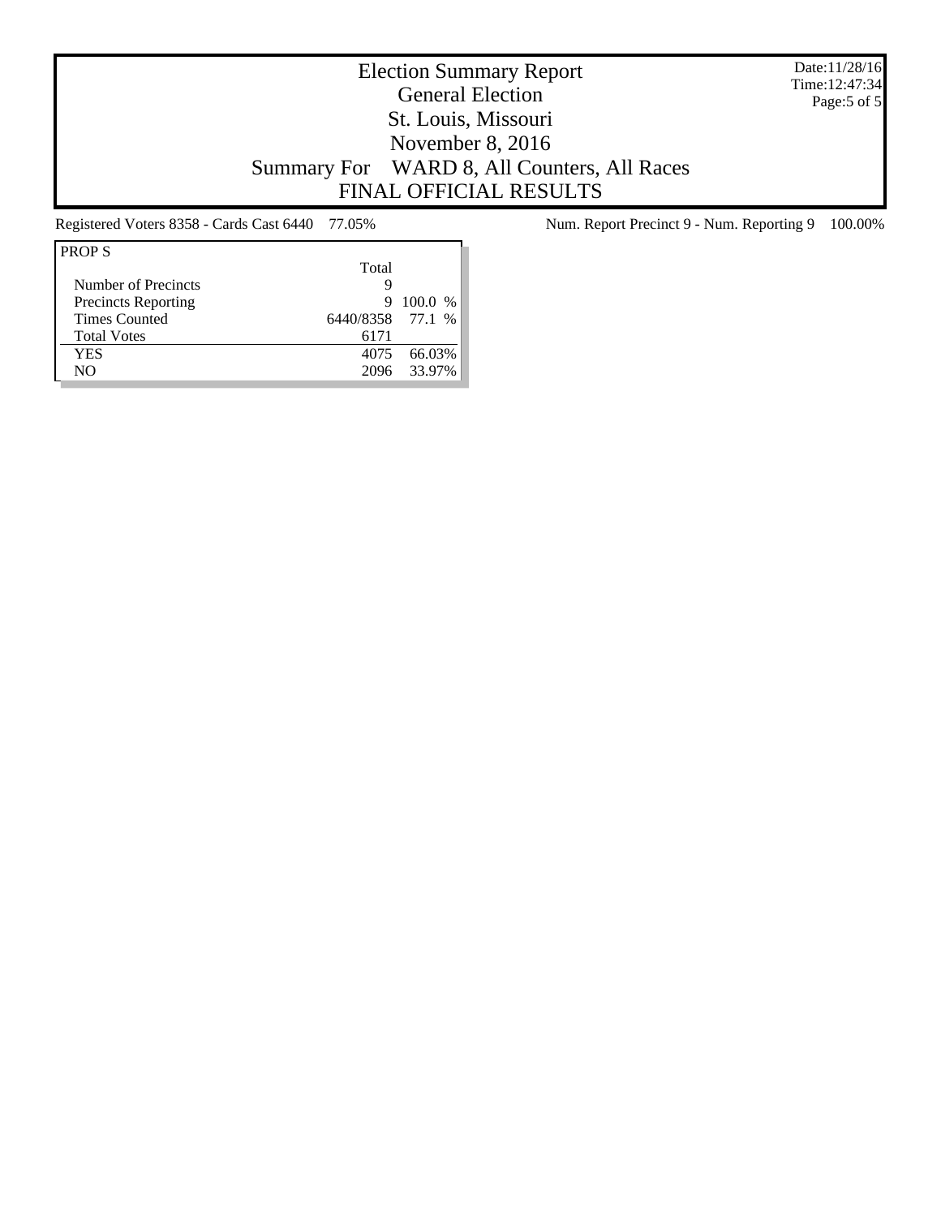# Election Summary Report
## General Election
## St. Louis, Missouri
## November 8, 2016
## Summary For WARD 8, All Counters, All Races
## FINAL OFFICIAL RESULTS

Date:11/28/16
Time:12:47:34

Registered Voters 8358 - Cards Cast 6440 77.05%

Num. Report Precinct 9 - Num. Reporting 9 100.00%

| PROP S | Total | |
|---|---|---|
| Number of Precincts | 9 | |
| Precincts Reporting | 9 | 100.0 % |
| Times Counted | 6440/8358 | 77.1 % |
| Total Votes | 6171 | |
| YES | 4075 | 66.03% |
| NO | 2096 | 33.97% |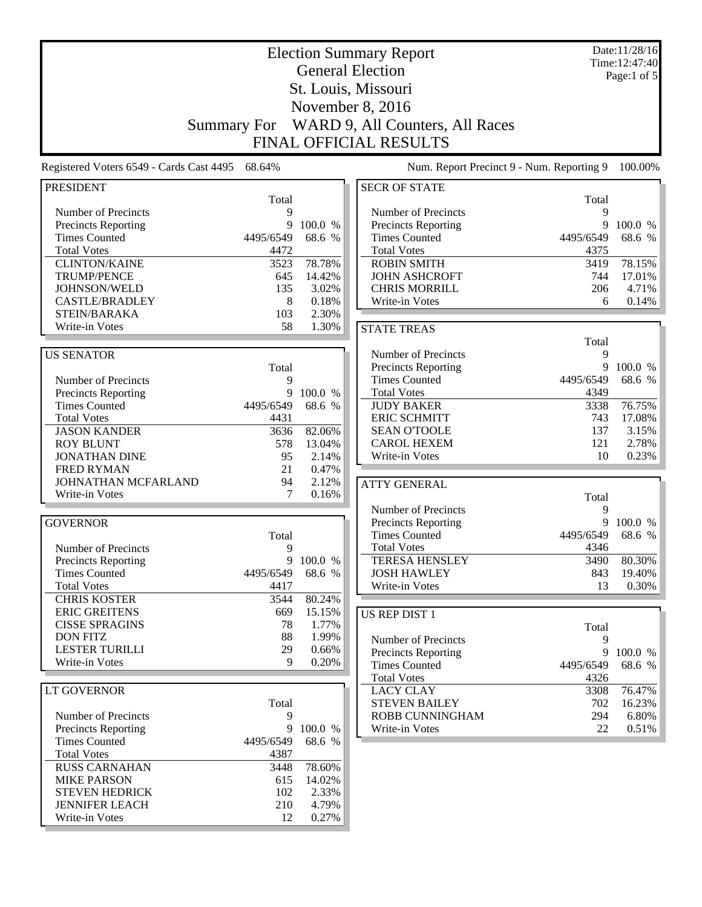# Election Summary Report

## General Election

## St. Louis, Missouri

## November 8, 2016

## Summary For WARD 9, All Counters, All Races

## FINAL OFFICIAL RESULTS

Date:11/28/16
Time:12:47:40

Registered Voters 6549 - Cards Cast 4495 68.64%

Num. Report Precinct 9 - Num. Reporting 9 100.00%

### PRESIDENT

| | Total | |
|---|---|---|
| Number of Precincts | 9 | |
| Precincts Reporting | 9 | 100.0 % |
| Times Counted | 4495/6549 | 68.6 % |
| Total Votes | 4472 | |
| CLINTON/KAINE | 3523 | 78.78% |
| TRUMP/PENCE | 645 | 14.42% |
| JOHNSON/WELD | 135 | 3.02% |
| CASTLE/BRADLEY | 8 | 0.18% |
| STEIN/BARAKA | 103 | 2.30% |
| Write-in Votes | 58 | 1.30% |

### US SENATOR

| | Total | |
|---|---|---|
| Number of Precincts | 9 | |
| Precincts Reporting | 9 | 100.0 % |
| Times Counted | 4495/6549 | 68.6 % |
| Total Votes | 4431 | |
| JASON KANDER | 3636 | 82.06% |
| ROY BLUNT | 578 | 13.04% |
| JONATHAN DINE | 95 | 2.14% |
| FRED RYMAN | 21 | 0.47% |
| JOHNATHAN MCFARLAND | 94 | 2.12% |
| Write-in Votes | 7 | 0.16% |

### GOVERNOR

| | Total | |
|---|---|---|
| Number of Precincts | 9 | |
| Precincts Reporting | 9 | 100.0 % |
| Times Counted | 4495/6549 | 68.6 % |
| Total Votes | 4417 | |
| CHRIS KOSTER | 3544 | 80.24% |
| ERIC GREITENS | 669 | 15.15% |
| CISSE SPRAGINS | 78 | 1.77% |
| DON FITZ | 88 | 1.99% |
| LESTER TURILLI | 29 | 0.66% |
| Write-in Votes | 9 | 0.20% |

### LT GOVERNOR

| | Total | |
|---|---|---|
| Number of Precincts | 9 | |
| Precincts Reporting | 9 | 100.0 % |
| Times Counted | 4495/6549 | 68.6 % |
| Total Votes | 4387 | |
| RUSS CARNAHAN | 3448 | 78.60% |
| MIKE PARSON | 615 | 14.02% |
| STEVEN HEDRICK | 102 | 2.33% |
| JENNIFER LEACH | 210 | 4.79% |
| Write-in Votes | 12 | 0.27% |

### SECR OF STATE

| | Total | |
|---|---|---|
| Number of Precincts | 9 | |
| Precincts Reporting | 9 | 100.0 % |
| Times Counted | 4495/6549 | 68.6 % |
| Total Votes | 4375 | |
| ROBIN SMITH | 3419 | 78.15% |
| JOHN ASHCROFT | 744 | 17.01% |
| CHRIS MORRILL | 206 | 4.71% |
| Write-in Votes | 6 | 0.14% |

### STATE TREAS

| | Total | |
|---|---|---|
| Number of Precincts | 9 | |
| Precincts Reporting | 9 | 100.0 % |
| Times Counted | 4495/6549 | 68.6 % |
| Total Votes | 4349 | |
| JUDY BAKER | 3338 | 76.75% |
| ERIC SCHMITT | 743 | 17.08% |
| SEAN O'TOOLE | 137 | 3.15% |
| CAROL HEXEM | 121 | 2.78% |
| Write-in Votes | 10 | 0.23% |

### ATTY GENERAL

| | Total | |
|---|---|---|
| Number of Precincts | 9 | |
| Precincts Reporting | 9 | 100.0 % |
| Times Counted | 4495/6549 | 68.6 % |
| Total Votes | 4346 | |
| TERESA HENSLEY | 3490 | 80.30% |
| JOSH HAWLEY | 843 | 19.40% |
| Write-in Votes | 13 | 0.30% |

### US REP DIST 1

| | Total | |
|---|---|---|
| Number of Precincts | 9 | |
| Precincts Reporting | 9 | 100.0 % |
| Times Counted | 4495/6549 | 68.6 % |
| Total Votes | 4326 | |
| LACY CLAY | 3308 | 76.47% |
| STEVEN BAILEY | 702 | 16.23% |
| ROBB CUNNINGHAM | 294 | 6.80% |
| Write-in Votes | 22 | 0.51% |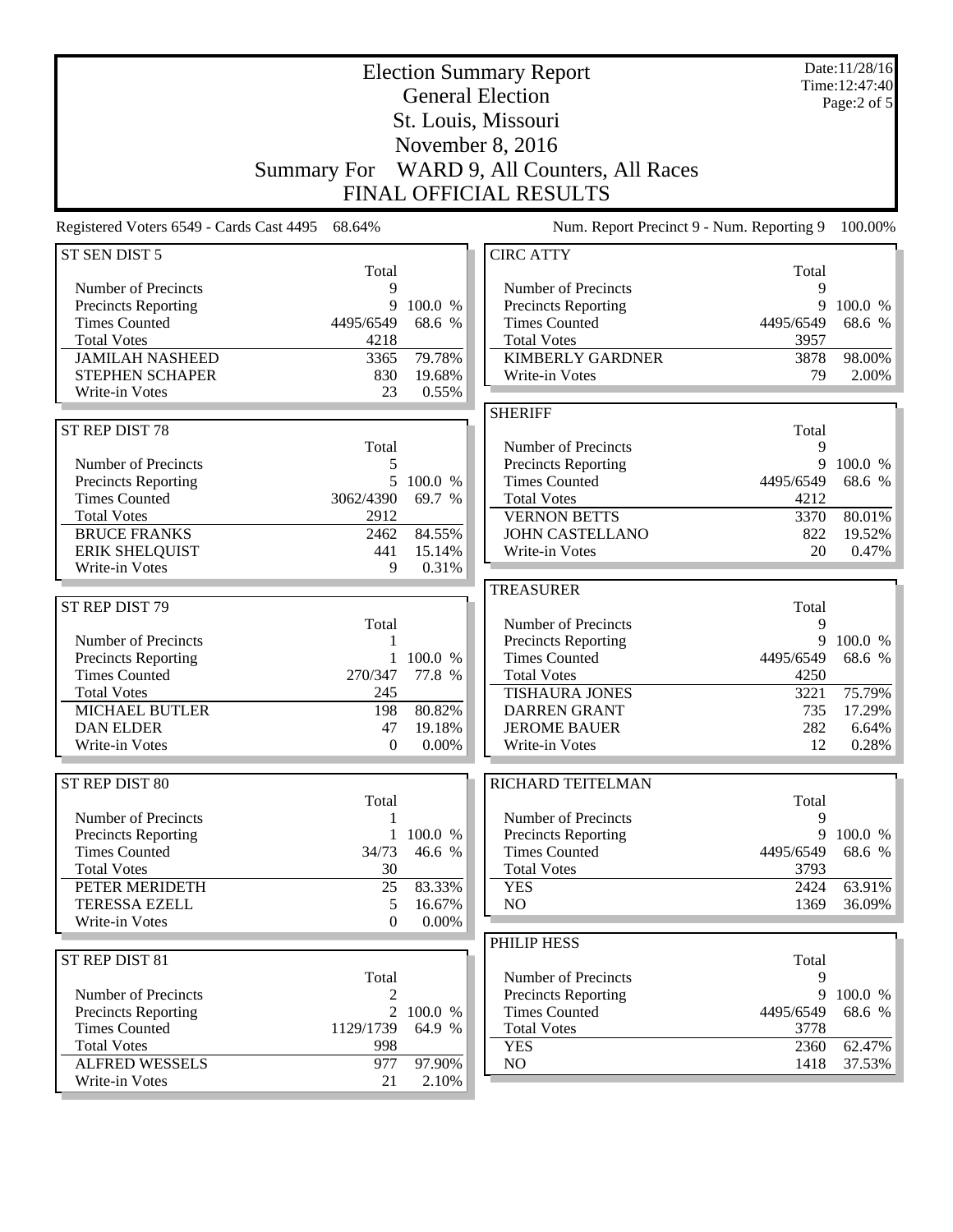# Election Summary Report

General Election
St. Louis, Missouri
November 8, 2016
Summary For WARD 9, All Counters, All Races
FINAL OFFICIAL RESULTS

Date:11/28/16
Time:12:47:40

Registered Voters 6549 - Cards Cast 4495 68.64%

Num. Report Precinct 9 - Num. Reporting 9 100.00%

### ST SEN DIST 5

| | Total | |
|---|---|---|
| Number of Precincts | 9 | |
| Precincts Reporting | 9 | 100.0 % |
| Times Counted | 4495/6549 | 68.6 % |
| Total Votes | 4218 | |
| JAMILAH NASHEED | 3365 | 79.78% |
| STEPHEN SCHAPER | 830 | 19.68% |
| Write-in Votes | 23 | 0.55% |

### ST REP DIST 78

| | Total | |
|---|---|---|
| Number of Precincts | 5 | |
| Precincts Reporting | 5 | 100.0 % |
| Times Counted | 3062/4390 | 69.7 % |
| Total Votes | 2912 | |
| BRUCE FRANKS | 2462 | 84.55% |
| ERIK SHELQUIST | 441 | 15.14% |
| Write-in Votes | 9 | 0.31% |

### ST REP DIST 79

| | Total | |
|---|---|---|
| Number of Precincts | 1 | |
| Precincts Reporting | 1 | 100.0 % |
| Times Counted | 270/347 | 77.8 % |
| Total Votes | 245 | |
| MICHAEL BUTLER | 198 | 80.82% |
| DAN ELDER | 47 | 19.18% |
| Write-in Votes | 0 | 0.00% |

### ST REP DIST 80

| | Total | |
|---|---|---|
| Number of Precincts | 1 | |
| Precincts Reporting | 1 | 100.0 % |
| Times Counted | 34/73 | 46.6 % |
| Total Votes | 30 | |
| PETER MERIDETH | 25 | 83.33% |
| TERESSA EZELL | 5 | 16.67% |
| Write-in Votes | 0 | 0.00% |

### ST REP DIST 81

| | Total | |
|---|---|---|
| Number of Precincts | 2 | |
| Precincts Reporting | 2 | 100.0 % |
| Times Counted | 1129/1739 | 64.9 % |
| Total Votes | 998 | |
| ALFRED WESSELS | 977 | 97.90% |
| Write-in Votes | 21 | 2.10% |

### CIRC ATTY

| | Total | |
|---|---|---|
| Number of Precincts | 9 | |
| Precincts Reporting | 9 | 100.0 % |
| Times Counted | 4495/6549 | 68.6 % |
| Total Votes | 3957 | |
| KIMBERLY GARDNER | 3878 | 98.00% |
| Write-in Votes | 79 | 2.00% |

### SHERIFF

| | Total | |
|---|---|---|
| Number of Precincts | 9 | |
| Precincts Reporting | 9 | 100.0 % |
| Times Counted | 4495/6549 | 68.6 % |
| Total Votes | 4212 | |
| VERNON BETTS | 3370 | 80.01% |
| JOHN CASTELLANO | 822 | 19.52% |
| Write-in Votes | 20 | 0.47% |

### TREASURER

| | Total | |
|---|---|---|
| Number of Precincts | 9 | |
| Precincts Reporting | 9 | 100.0 % |
| Times Counted | 4495/6549 | 68.6 % |
| Total Votes | 4250 | |
| TISHAURA JONES | 3221 | 75.79% |
| DARREN GRANT | 735 | 17.29% |
| JEROME BAUER | 282 | 6.64% |
| Write-in Votes | 12 | 0.28% |

### RICHARD TEITELMAN

| | Total | |
|---|---|---|
| Number of Precincts | 9 | |
| Precincts Reporting | 9 | 100.0 % |
| Times Counted | 4495/6549 | 68.6 % |
| Total Votes | 3793 | |
| YES | 2424 | 63.91% |
| NO | 1369 | 36.09% |

### PHILIP HESS

| | Total | |
|---|---|---|
| Number of Precincts | 9 | |
| Precincts Reporting | 9 | 100.0 % |
| Times Counted | 4495/6549 | 68.6 % |
| Total Votes | 3778 | |
| YES | 2360 | 62.47% |
| NO | 1418 | 37.53% |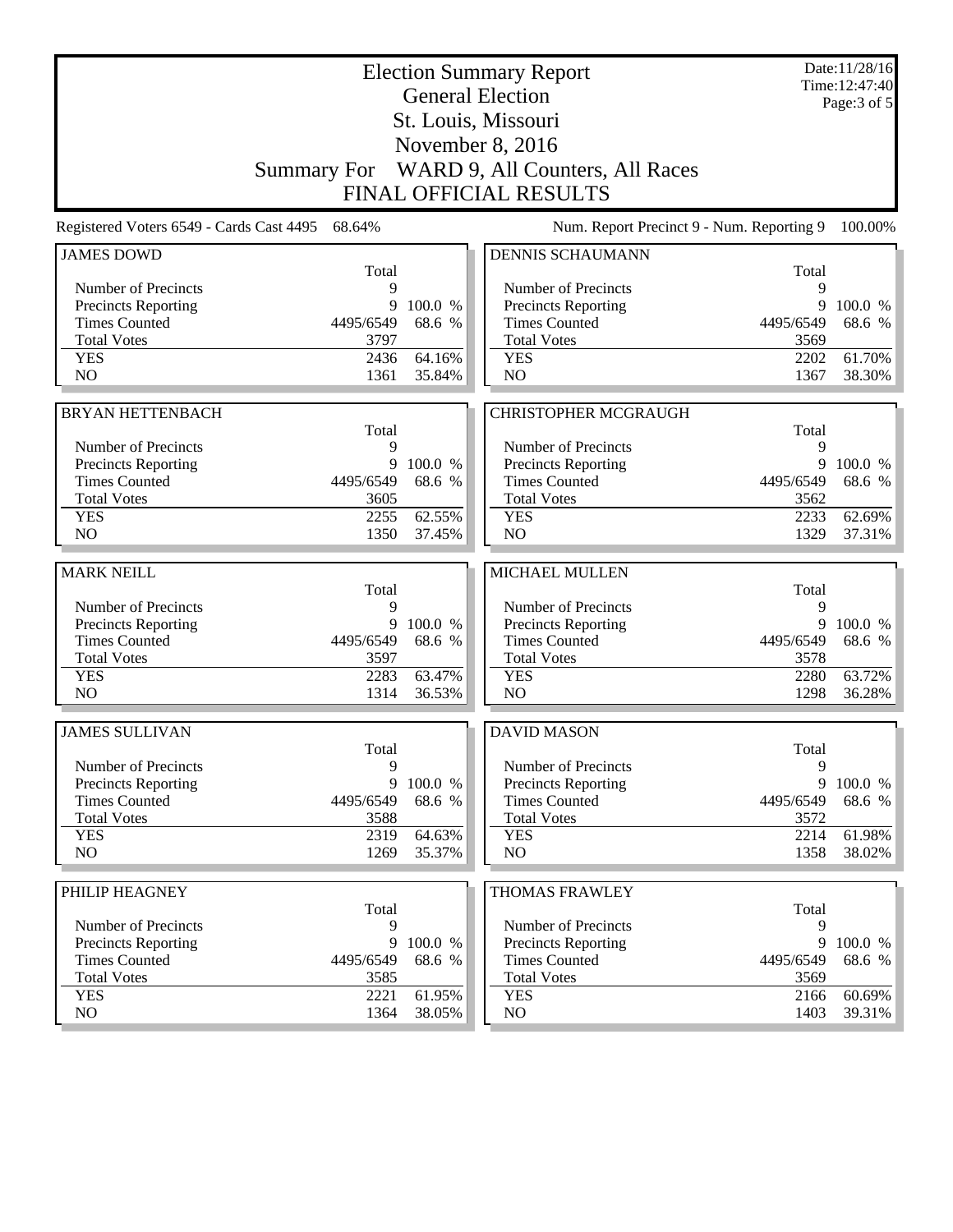# Election Summary Report

## General Election

## St. Louis, Missouri

## November 8, 2016

## Summary For WARD 9, All Counters, All Races

## FINAL OFFICIAL RESULTS

Date:11/28/16
Time:12:47:40

Registered Voters 6549 - Cards Cast 4495 68.64%

Num. Report Precinct 9 - Num. Reporting 9 100.00%

### JAMES DOWD

| | Total | |
|---|---|---|
| Number of Precincts | 9 | |
| Precincts Reporting | 9 | 100.0 % |
| Times Counted | 4495/6549 | 68.6 % |
| Total Votes | 3797 | |
| YES | 2436 | 64.16% |
| NO | 1361 | 35.84% |

### DENNIS SCHAUMANN

| | Total | |
|---|---|---|
| Number of Precincts | 9 | |
| Precincts Reporting | 9 | 100.0 % |
| Times Counted | 4495/6549 | 68.6 % |
| Total Votes | 3569 | |
| YES | 2202 | 61.70% |
| NO | 1367 | 38.30% |

### BRYAN HETTENBACH

| | Total | |
|---|---|---|
| Number of Precincts | 9 | |
| Precincts Reporting | 9 | 100.0 % |
| Times Counted | 4495/6549 | 68.6 % |
| Total Votes | 3605 | |
| YES | 2255 | 62.55% |
| NO | 1350 | 37.45% |

### CHRISTOPHER MCGRAUGH

| | Total | |
|---|---|---|
| Number of Precincts | 9 | |
| Precincts Reporting | 9 | 100.0 % |
| Times Counted | 4495/6549 | 68.6 % |
| Total Votes | 3562 | |
| YES | 2233 | 62.69% |
| NO | 1329 | 37.31% |

### MARK NEILL

| | Total | |
|---|---|---|
| Number of Precincts | 9 | |
| Precincts Reporting | 9 | 100.0 % |
| Times Counted | 4495/6549 | 68.6 % |
| Total Votes | 3597 | |
| YES | 2283 | 63.47% |
| NO | 1314 | 36.53% |

### MICHAEL MULLEN

| | Total | |
|---|---|---|
| Number of Precincts | 9 | |
| Precincts Reporting | 9 | 100.0 % |
| Times Counted | 4495/6549 | 68.6 % |
| Total Votes | 3578 | |
| YES | 2280 | 63.72% |
| NO | 1298 | 36.28% |

### JAMES SULLIVAN

| | Total | |
|---|---|---|
| Number of Precincts | 9 | |
| Precincts Reporting | 9 | 100.0 % |
| Times Counted | 4495/6549 | 68.6 % |
| Total Votes | 3588 | |
| YES | 2319 | 64.63% |
| NO | 1269 | 35.37% |

### DAVID MASON

| | Total | |
|---|---|---|
| Number of Precincts | 9 | |
| Precincts Reporting | 9 | 100.0 % |
| Times Counted | 4495/6549 | 68.6 % |
| Total Votes | 3572 | |
| YES | 2214 | 61.98% |
| NO | 1358 | 38.02% |

### PHILIP HEAGNEY

| | Total | |
|---|---|---|
| Number of Precincts | 9 | |
| Precincts Reporting | 9 | 100.0 % |
| Times Counted | 4495/6549 | 68.6 % |
| Total Votes | 3585 | |
| YES | 2221 | 61.95% |
| NO | 1364 | 38.05% |

### THOMAS FRAWLEY

| | Total | |
|---|---|---|
| Number of Precincts | 9 | |
| Precincts Reporting | 9 | 100.0 % |
| Times Counted | 4495/6549 | 68.6 % |
| Total Votes | 3569 | |
| YES | 2166 | 60.69% |
| NO | 1403 | 39.31% |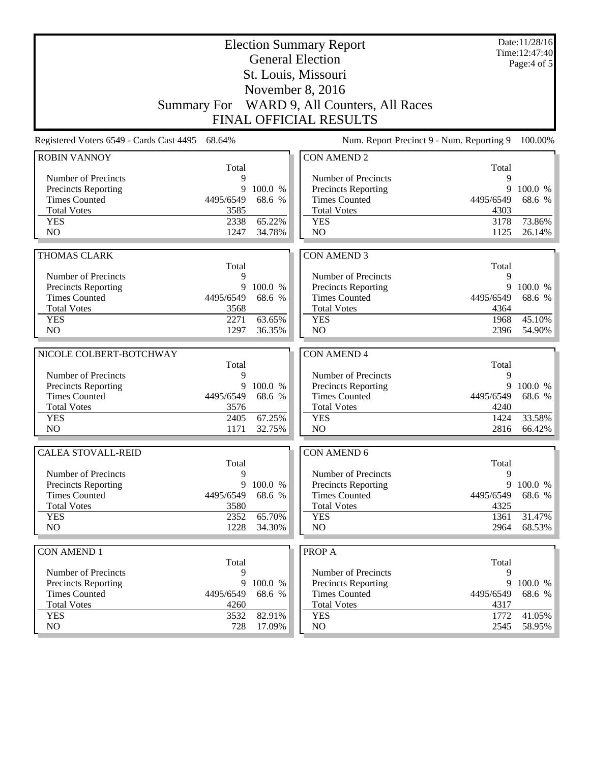# Election Summary Report

## General Election

## St. Louis, Missouri

## November 8, 2016

## Summary For WARD 9, All Counters, All Races

## FINAL OFFICIAL RESULTS

Date:11/28/16
Time:12:47:40

Registered Voters 6549 - Cards Cast 4495 68.64%

Num. Report Precinct 9 - Num. Reporting 9 100.00%

### ROBIN VANNOY

| | Total | |
|---|---|---|
| Number of Precincts | 9 | |
| Precincts Reporting | 9 | 100.0 % |
| Times Counted | 4495/6549 | 68.6 % |
| Total Votes | 3585 | |
| YES | 2338 | 65.22% |
| NO | 1247 | 34.78% |

### THOMAS CLARK

| | Total | |
|---|---|---|
| Number of Precincts | 9 | |
| Precincts Reporting | 9 | 100.0 % |
| Times Counted | 4495/6549 | 68.6 % |
| Total Votes | 3568 | |
| YES | 2271 | 63.65% |
| NO | 1297 | 36.35% |

### NICOLE COLBERT-BOTCHWAY

| | Total | |
|---|---|---|
| Number of Precincts | 9 | |
| Precincts Reporting | 9 | 100.0 % |
| Times Counted | 4495/6549 | 68.6 % |
| Total Votes | 3576 | |
| YES | 2405 | 67.25% |
| NO | 1171 | 32.75% |

### CALEA STOVALL-REID

| | Total | |
|---|---|---|
| Number of Precincts | 9 | |
| Precincts Reporting | 9 | 100.0 % |
| Times Counted | 4495/6549 | 68.6 % |
| Total Votes | 3580 | |
| YES | 2352 | 65.70% |
| NO | 1228 | 34.30% |

### CON AMEND 1

| | Total | |
|---|---|---|
| Number of Precincts | 9 | |
| Precincts Reporting | 9 | 100.0 % |
| Times Counted | 4495/6549 | 68.6 % |
| Total Votes | 4260 | |
| YES | 3532 | 82.91% |
| NO | 728 | 17.09% |

### CON AMEND 2

| | Total | |
|---|---|---|
| Number of Precincts | 9 | |
| Precincts Reporting | 9 | 100.0 % |
| Times Counted | 4495/6549 | 68.6 % |
| Total Votes | 4303 | |
| YES | 3178 | 73.86% |
| NO | 1125 | 26.14% |

### CON AMEND 3

| | Total | |
|---|---|---|
| Number of Precincts | 9 | |
| Precincts Reporting | 9 | 100.0 % |
| Times Counted | 4495/6549 | 68.6 % |
| Total Votes | 4364 | |
| YES | 1968 | 45.10% |
| NO | 2396 | 54.90% |

### CON AMEND 4

| | Total | |
|---|---|---|
| Number of Precincts | 9 | |
| Precincts Reporting | 9 | 100.0 % |
| Times Counted | 4495/6549 | 68.6 % |
| Total Votes | 4240 | |
| YES | 1424 | 33.58% |
| NO | 2816 | 66.42% |

### CON AMEND 6

| | Total | |
|---|---|---|
| Number of Precincts | 9 | |
| Precincts Reporting | 9 | 100.0 % |
| Times Counted | 4495/6549 | 68.6 % |
| Total Votes | 4325 | |
| YES | 1361 | 31.47% |
| NO | 2964 | 68.53% |

### PROP A

| | Total | |
|---|---|---|
| Number of Precincts | 9 | |
| Precincts Reporting | 9 | 100.0 % |
| Times Counted | 4495/6549 | 68.6 % |
| Total Votes | 4317 | |
| YES | 1772 | 41.05% |
| NO | 2545 | 58.95% |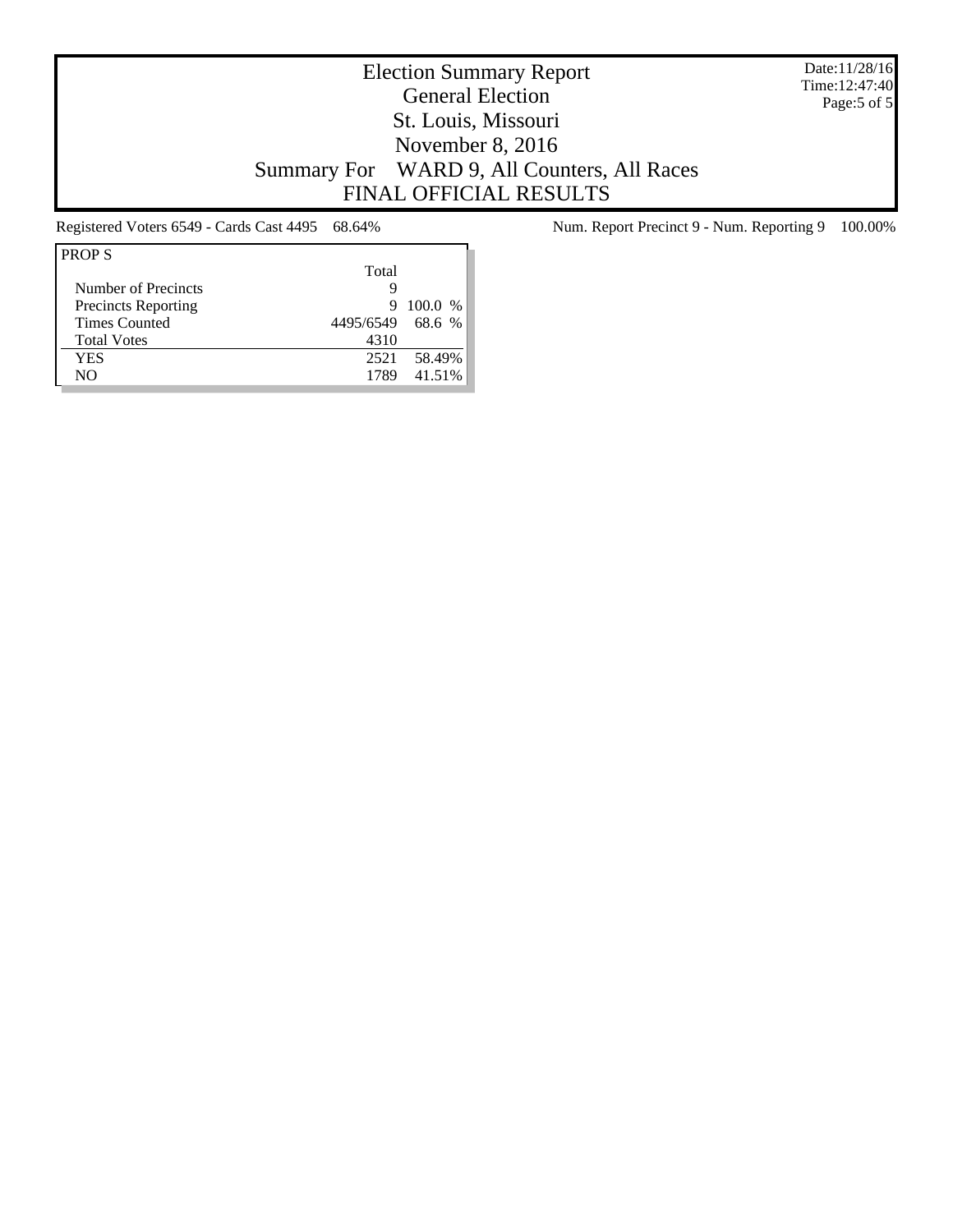# Election Summary Report
## General Election
## St. Louis, Missouri
## November 8, 2016
## Summary For WARD 9, All Counters, All Races
## FINAL OFFICIAL RESULTS

Date:11/28/16
Time:12:47:40

Registered Voters 6549 - Cards Cast 4495 68.64%

Num. Report Precinct 9 - Num. Reporting 9 100.00%

| PROP S | Total | |
|---|---|---|
| Number of Precincts | 9 | |
| Precincts Reporting | 9 | 100.0 % |
| Times Counted | 4495/6549 | 68.6 % |
| Total Votes | 4310 | |
| YES | 2521 | 58.49% |
| NO | 1789 | 41.51% |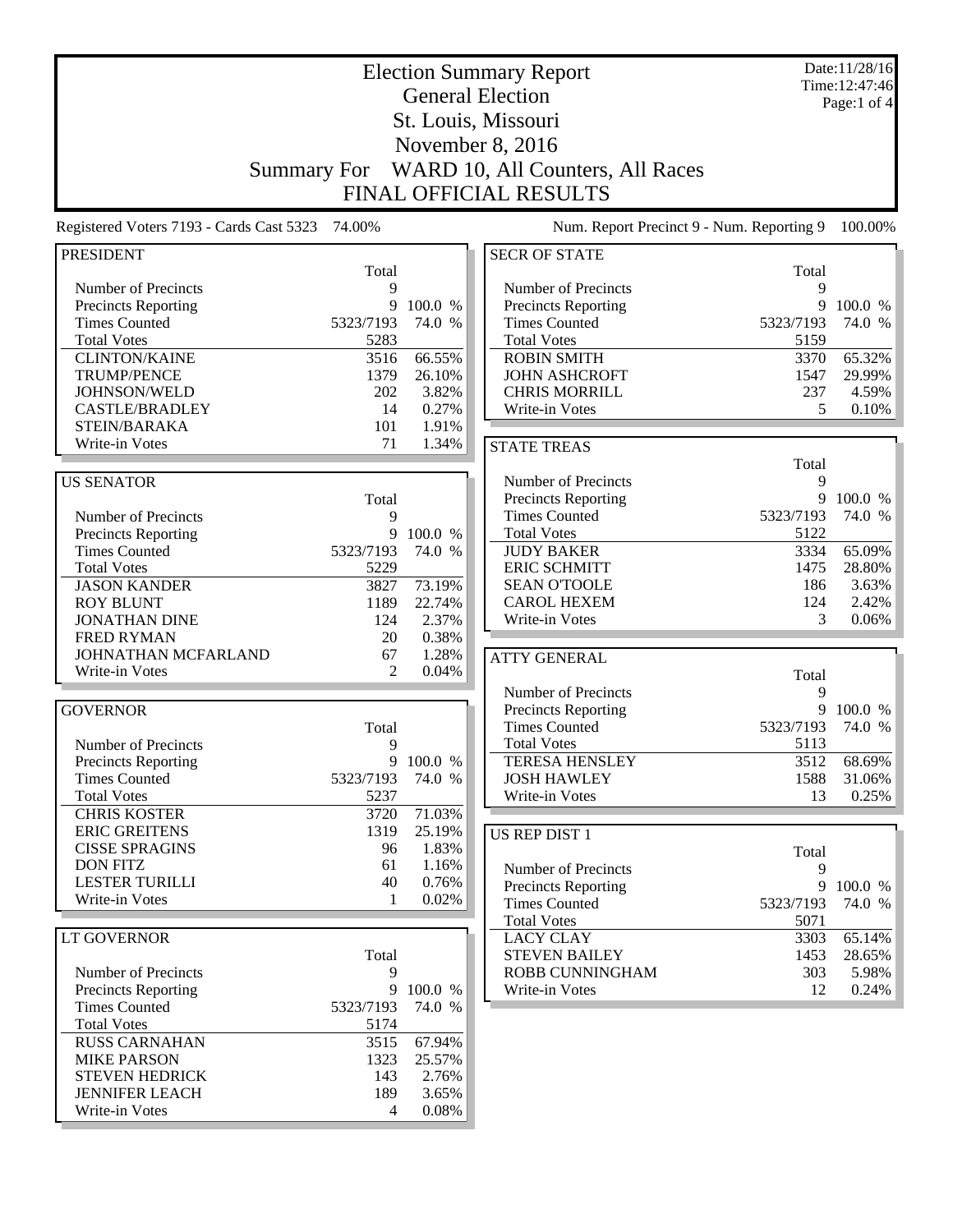# Election Summary Report

## General Election

## St. Louis, Missouri

## November 8, 2016

## Summary For WARD 10, All Counters, All Races

## FINAL OFFICIAL RESULTS

Date:11/28/16
Time:12:47:46

Registered Voters 7193 - Cards Cast 5323 74.00%

Num. Report Precinct 9 - Num. Reporting 9 100.00%

### PRESIDENT

| | Total | |
|---|---|---|
| Number of Precincts | 9 | |
| Precincts Reporting | 9 | 100.0 % |
| Times Counted | 5323/7193 | 74.0 % |
| Total Votes | 5283 | |
| CLINTON/KAINE | 3516 | 66.55% |
| TRUMP/PENCE | 1379 | 26.10% |
| JOHNSON/WELD | 202 | 3.82% |
| CASTLE/BRADLEY | 14 | 0.27% |
| STEIN/BARAKA | 101 | 1.91% |
| Write-in Votes | 71 | 1.34% |

### US SENATOR

| | Total | |
|---|---|---|
| Number of Precincts | 9 | |
| Precincts Reporting | 9 | 100.0 % |
| Times Counted | 5323/7193 | 74.0 % |
| Total Votes | 5229 | |
| JASON KANDER | 3827 | 73.19% |
| ROY BLUNT | 1189 | 22.74% |
| JONATHAN DINE | 124 | 2.37% |
| FRED RYMAN | 20 | 0.38% |
| JOHNATHAN MCFARLAND | 67 | 1.28% |
| Write-in Votes | 2 | 0.04% |

### GOVERNOR

| | Total | |
|---|---|---|
| Number of Precincts | 9 | |
| Precincts Reporting | 9 | 100.0 % |
| Times Counted | 5323/7193 | 74.0 % |
| Total Votes | 5237 | |
| CHRIS KOSTER | 3720 | 71.03% |
| ERIC GREITENS | 1319 | 25.19% |
| CISSE SPRAGINS | 96 | 1.83% |
| DON FITZ | 61 | 1.16% |
| LESTER TURILLI | 40 | 0.76% |
| Write-in Votes | 1 | 0.02% |

### LT GOVERNOR

| | Total | |
|---|---|---|
| Number of Precincts | 9 | |
| Precincts Reporting | 9 | 100.0 % |
| Times Counted | 5323/7193 | 74.0 % |
| Total Votes | 5174 | |
| RUSS CARNAHAN | 3515 | 67.94% |
| MIKE PARSON | 1323 | 25.57% |
| STEVEN HEDRICK | 143 | 2.76% |
| JENNIFER LEACH | 189 | 3.65% |
| Write-in Votes | 4 | 0.08% |

### SECR OF STATE

| | Total | |
|---|---|---|
| Number of Precincts | 9 | |
| Precincts Reporting | 9 | 100.0 % |
| Times Counted | 5323/7193 | 74.0 % |
| Total Votes | 5159 | |
| ROBIN SMITH | 3370 | 65.32% |
| JOHN ASHCROFT | 1547 | 29.99% |
| CHRIS MORRILL | 237 | 4.59% |
| Write-in Votes | 5 | 0.10% |

### STATE TREAS

| | Total | |
|---|---|---|
| Number of Precincts | 9 | |
| Precincts Reporting | 9 | 100.0 % |
| Times Counted | 5323/7193 | 74.0 % |
| Total Votes | 5122 | |
| JUDY BAKER | 3334 | 65.09% |
| ERIC SCHMITT | 1475 | 28.80% |
| SEAN O'TOOLE | 186 | 3.63% |
| CAROL HEXEM | 124 | 2.42% |
| Write-in Votes | 3 | 0.06% |

### ATTY GENERAL

| | Total | |
|---|---|---|
| Number of Precincts | 9 | |
| Precincts Reporting | 9 | 100.0 % |
| Times Counted | 5323/7193 | 74.0 % |
| Total Votes | 5113 | |
| TERESA HENSLEY | 3512 | 68.69% |
| JOSH HAWLEY | 1588 | 31.06% |
| Write-in Votes | 13 | 0.25% |

### US REP DIST 1

| | Total | |
|---|---|---|
| Number of Precincts | 9 | |
| Precincts Reporting | 9 | 100.0 % |
| Times Counted | 5323/7193 | 74.0 % |
| Total Votes | 5071 | |
| LACY CLAY | 3303 | 65.14% |
| STEVEN BAILEY | 1453 | 28.65% |
| ROBB CUNNINGHAM | 303 | 5.98% |
| Write-in Votes | 12 | 0.24% |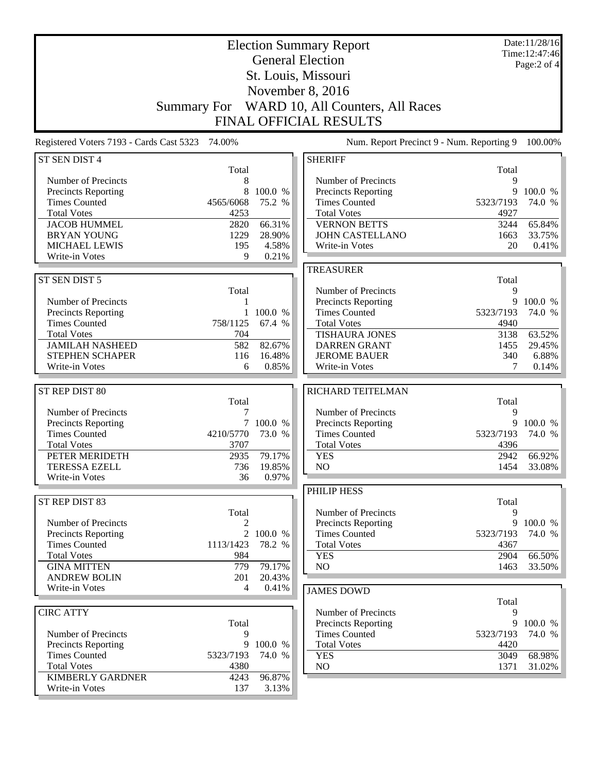# Election Summary Report

## General Election

## St. Louis, Missouri

## November 8, 2016

## Summary For WARD 10, All Counters, All Races

## FINAL OFFICIAL RESULTS

Date:11/28/16
Time:12:47:46

Registered Voters 7193 - Cards Cast 5323 74.00%

Num. Report Precinct 9 - Num. Reporting 9 100.00%

### ST SEN DIST 4

| | Total | |
|---|---|---|
| Number of Precincts | 8 | |
| Precincts Reporting | 8 | 100.0 % |
| Times Counted | 4565/6068 | 75.2 % |
| Total Votes | 4253 | |
| JACOB HUMMEL | 2820 | 66.31% |
| BRYAN YOUNG | 1229 | 28.90% |
| MICHAEL LEWIS | 195 | 4.58% |
| Write-in Votes | 9 | 0.21% |

### ST SEN DIST 5

| | Total | |
|---|---|---|
| Number of Precincts | 1 | |
| Precincts Reporting | 1 | 100.0 % |
| Times Counted | 758/1125 | 67.4 % |
| Total Votes | 704 | |
| JAMILAH NASHEED | 582 | 82.67% |
| STEPHEN SCHAPER | 116 | 16.48% |
| Write-in Votes | 6 | 0.85% |

### ST REP DIST 80

| | Total | |
|---|---|---|
| Number of Precincts | 7 | |
| Precincts Reporting | 7 | 100.0 % |
| Times Counted | 4210/5770 | 73.0 % |
| Total Votes | 3707 | |
| PETER MERIDETH | 2935 | 79.17% |
| TERESSA EZELL | 736 | 19.85% |
| Write-in Votes | 36 | 0.97% |

### ST REP DIST 83

| | Total | |
|---|---|---|
| Number of Precincts | 2 | |
| Precincts Reporting | 2 | 100.0 % |
| Times Counted | 1113/1423 | 78.2 % |
| Total Votes | 984 | |
| GINA MITTEN | 779 | 79.17% |
| ANDREW BOLIN | 201 | 20.43% |
| Write-in Votes | 4 | 0.41% |

### CIRC ATTY

| | Total | |
|---|---|---|
| Number of Precincts | 9 | |
| Precincts Reporting | 9 | 100.0 % |
| Times Counted | 5323/7193 | 74.0 % |
| Total Votes | 4380 | |
| KIMBERLY GARDNER | 4243 | 96.87% |
| Write-in Votes | 137 | 3.13% |

### SHERIFF

| | Total | |
|---|---|---|
| Number of Precincts | 9 | |
| Precincts Reporting | 9 | 100.0 % |
| Times Counted | 5323/7193 | 74.0 % |
| Total Votes | 4927 | |
| VERNON BETTS | 3244 | 65.84% |
| JOHN CASTELLANO | 1663 | 33.75% |
| Write-in Votes | 20 | 0.41% |

### TREASURER

| | Total | |
|---|---|---|
| Number of Precincts | 9 | |
| Precincts Reporting | 9 | 100.0 % |
| Times Counted | 5323/7193 | 74.0 % |
| Total Votes | 4940 | |
| TISHAURA JONES | 3138 | 63.52% |
| DARREN GRANT | 1455 | 29.45% |
| JEROME BAUER | 340 | 6.88% |
| Write-in Votes | 7 | 0.14% |

### RICHARD TEITELMAN

| | Total | |
|---|---|---|
| Number of Precincts | 9 | |
| Precincts Reporting | 9 | 100.0 % |
| Times Counted | 5323/7193 | 74.0 % |
| Total Votes | 4396 | |
| YES | 2942 | 66.92% |
| NO | 1454 | 33.08% |

### PHILIP HESS

| | Total | |
|---|---|---|
| Number of Precincts | 9 | |
| Precincts Reporting | 9 | 100.0 % |
| Times Counted | 5323/7193 | 74.0 % |
| Total Votes | 4367 | |
| YES | 2904 | 66.50% |
| NO | 1463 | 33.50% |

### JAMES DOWD

| | Total | |
|---|---|---|
| Number of Precincts | 9 | |
| Precincts Reporting | 9 | 100.0 % |
| Times Counted | 5323/7193 | 74.0 % |
| Total Votes | 4420 | |
| YES | 3049 | 68.98% |
| NO | 1371 | 31.02% |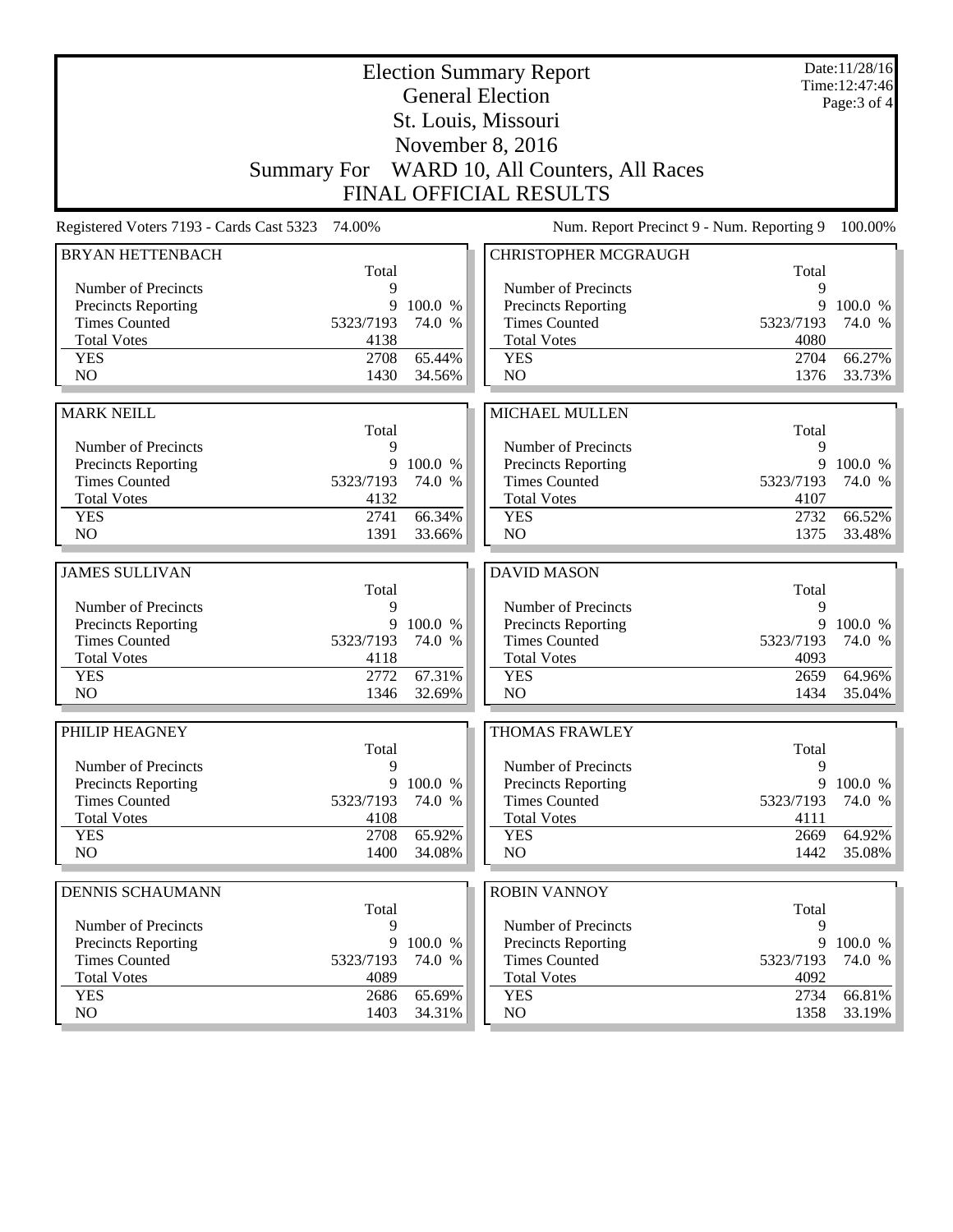# Election Summary Report

## General Election

## St. Louis, Missouri

## November 8, 2016

## Summary For WARD 10, All Counters, All Races

## FINAL OFFICIAL RESULTS

Date:11/28/16
Time:12:47:46

Registered Voters 7193 - Cards Cast 5323 74.00%

Num. Report Precinct 9 - Num. Reporting 9 100.00%

### BRYAN HETTENBACH

| | Total | |
|---|---|---|
| Number of Precincts | 9 | |
| Precincts Reporting | 9 | 100.0 % |
| Times Counted | 5323/7193 | 74.0 % |
| Total Votes | 4138 | |
| YES | 2708 | 65.44% |
| NO | 1430 | 34.56% |

### CHRISTOPHER MCGRAUGH

| | Total | |
|---|---|---|
| Number of Precincts | 9 | |
| Precincts Reporting | 9 | 100.0 % |
| Times Counted | 5323/7193 | 74.0 % |
| Total Votes | 4080 | |
| YES | 2704 | 66.27% |
| NO | 1376 | 33.73% |

### MARK NEILL

| | Total | |
|---|---|---|
| Number of Precincts | 9 | |
| Precincts Reporting | 9 | 100.0 % |
| Times Counted | 5323/7193 | 74.0 % |
| Total Votes | 4132 | |
| YES | 2741 | 66.34% |
| NO | 1391 | 33.66% |

### MICHAEL MULLEN

| | Total | |
|---|---|---|
| Number of Precincts | 9 | |
| Precincts Reporting | 9 | 100.0 % |
| Times Counted | 5323/7193 | 74.0 % |
| Total Votes | 4107 | |
| YES | 2732 | 66.52% |
| NO | 1375 | 33.48% |

### JAMES SULLIVAN

| | Total | |
|---|---|---|
| Number of Precincts | 9 | |
| Precincts Reporting | 9 | 100.0 % |
| Times Counted | 5323/7193 | 74.0 % |
| Total Votes | 4118 | |
| YES | 2772 | 67.31% |
| NO | 1346 | 32.69% |

### DAVID MASON

| | Total | |
|---|---|---|
| Number of Precincts | 9 | |
| Precincts Reporting | 9 | 100.0 % |
| Times Counted | 5323/7193 | 74.0 % |
| Total Votes | 4093 | |
| YES | 2659 | 64.96% |
| NO | 1434 | 35.04% |

### PHILIP HEAGNEY

| | Total | |
|---|---|---|
| Number of Precincts | 9 | |
| Precincts Reporting | 9 | 100.0 % |
| Times Counted | 5323/7193 | 74.0 % |
| Total Votes | 4108 | |
| YES | 2708 | 65.92% |
| NO | 1400 | 34.08% |

### THOMAS FRAWLEY

| | Total | |
|---|---|---|
| Number of Precincts | 9 | |
| Precincts Reporting | 9 | 100.0 % |
| Times Counted | 5323/7193 | 74.0 % |
| Total Votes | 4111 | |
| YES | 2669 | 64.92% |
| NO | 1442 | 35.08% |

### DENNIS SCHAUMANN

| | Total | |
|---|---|---|
| Number of Precincts | 9 | |
| Precincts Reporting | 9 | 100.0 % |
| Times Counted | 5323/7193 | 74.0 % |
| Total Votes | 4089 | |
| YES | 2686 | 65.69% |
| NO | 1403 | 34.31% |

### ROBIN VANNOY

| | Total | |
|---|---|---|
| Number of Precincts | 9 | |
| Precincts Reporting | 9 | 100.0 % |
| Times Counted | 5323/7193 | 74.0 % |
| Total Votes | 4092 | |
| YES | 2734 | 66.81% |
| NO | 1358 | 33.19% |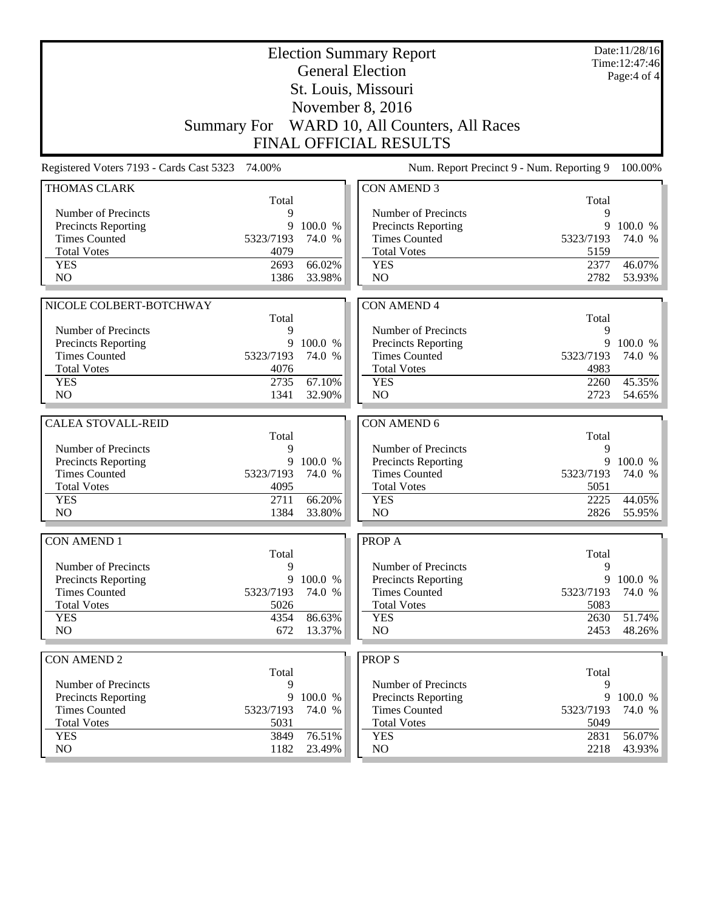# Election Summary Report

## General Election

## St. Louis, Missouri

## November 8, 2016

## Summary For WARD 10, All Counters, All Races

## FINAL OFFICIAL RESULTS

Date:11/28/16
Time:12:47:46

Registered Voters 7193 - Cards Cast 5323 74.00%

Num. Report Precinct 9 - Num. Reporting 9 100.00%

### THOMAS CLARK

| | Total | |
|---|---|---|
| Number of Precincts | 9 | |
| Precincts Reporting | 9 | 100.0 % |
| Times Counted | 5323/7193 | 74.0 % |
| Total Votes | 4079 | |
| YES | 2693 | 66.02% |
| NO | 1386 | 33.98% |

### NICOLE COLBERT-BOTCHWAY

| | Total | |
|---|---|---|
| Number of Precincts | 9 | |
| Precincts Reporting | 9 | 100.0 % |
| Times Counted | 5323/7193 | 74.0 % |
| Total Votes | 4076 | |
| YES | 2735 | 67.10% |
| NO | 1341 | 32.90% |

### CALEA STOVALL-REID

| | Total | |
|---|---|---|
| Number of Precincts | 9 | |
| Precincts Reporting | 9 | 100.0 % |
| Times Counted | 5323/7193 | 74.0 % |
| Total Votes | 4095 | |
| YES | 2711 | 66.20% |
| NO | 1384 | 33.80% |

### CON AMEND 1

| | Total | |
|---|---|---|
| Number of Precincts | 9 | |
| Precincts Reporting | 9 | 100.0 % |
| Times Counted | 5323/7193 | 74.0 % |
| Total Votes | 5026 | |
| YES | 4354 | 86.63% |
| NO | 672 | 13.37% |

### CON AMEND 2

| | Total | |
|---|---|---|
| Number of Precincts | 9 | |
| Precincts Reporting | 9 | 100.0 % |
| Times Counted | 5323/7193 | 74.0 % |
| Total Votes | 5031 | |
| YES | 3849 | 76.51% |
| NO | 1182 | 23.49% |

### CON AMEND 3

| | Total | |
|---|---|---|
| Number of Precincts | 9 | |
| Precincts Reporting | 9 | 100.0 % |
| Times Counted | 5323/7193 | 74.0 % |
| Total Votes | 5159 | |
| YES | 2377 | 46.07% |
| NO | 2782 | 53.93% |

### CON AMEND 4

| | Total | |
|---|---|---|
| Number of Precincts | 9 | |
| Precincts Reporting | 9 | 100.0 % |
| Times Counted | 5323/7193 | 74.0 % |
| Total Votes | 4983 | |
| YES | 2260 | 45.35% |
| NO | 2723 | 54.65% |

### CON AMEND 6

| | Total | |
|---|---|---|
| Number of Precincts | 9 | |
| Precincts Reporting | 9 | 100.0 % |
| Times Counted | 5323/7193 | 74.0 % |
| Total Votes | 5051 | |
| YES | 2225 | 44.05% |
| NO | 2826 | 55.95% |

### PROP A

| | Total | |
|---|---|---|
| Number of Precincts | 9 | |
| Precincts Reporting | 9 | 100.0 % |
| Times Counted | 5323/7193 | 74.0 % |
| Total Votes | 5083 | |
| YES | 2630 | 51.74% |
| NO | 2453 | 48.26% |

### PROP S

| | Total | |
|---|---|---|
| Number of Precincts | 9 | |
| Precincts Reporting | 9 | 100.0 % |
| Times Counted | 5323/7193 | 74.0 % |
| Total Votes | 5049 | |
| YES | 2831 | 56.07% |
| NO | 2218 | 43.93% |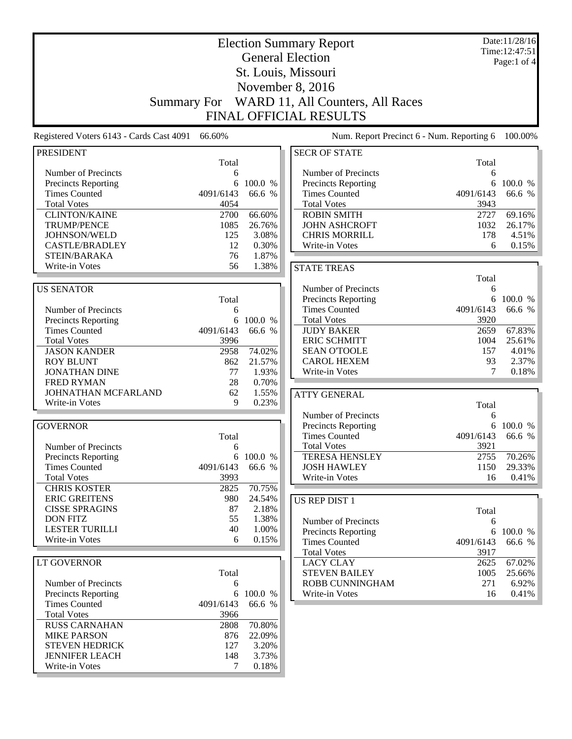# Election Summary Report

## General Election

## St. Louis, Missouri

## November 8, 2016

## Summary For WARD 11, All Counters, All Races

## FINAL OFFICIAL RESULTS

Date:11/28/16
Time:12:47:51

Registered Voters 6143 - Cards Cast 4091 66.60%

Num. Report Precinct 6 - Num. Reporting 6 100.00%

### PRESIDENT

| | Total | |
|---|---|---|
| Number of Precincts | 6 | |
| Precincts Reporting | 6 | 100.0 % |
| Times Counted | 4091/6143 | 66.6 % |
| Total Votes | 4054 | |
| CLINTON/KAINE | 2700 | 66.60% |
| TRUMP/PENCE | 1085 | 26.76% |
| JOHNSON/WELD | 125 | 3.08% |
| CASTLE/BRADLEY | 12 | 0.30% |
| STEIN/BARAKA | 76 | 1.87% |
| Write-in Votes | 56 | 1.38% |

### US SENATOR

| | Total | |
|---|---|---|
| Number of Precincts | 6 | |
| Precincts Reporting | 6 | 100.0 % |
| Times Counted | 4091/6143 | 66.6 % |
| Total Votes | 3996 | |
| JASON KANDER | 2958 | 74.02% |
| ROY BLUNT | 862 | 21.57% |
| JONATHAN DINE | 77 | 1.93% |
| FRED RYMAN | 28 | 0.70% |
| JOHNATHAN MCFARLAND | 62 | 1.55% |
| Write-in Votes | 9 | 0.23% |

### GOVERNOR

| | Total | |
|---|---|---|
| Number of Precincts | 6 | |
| Precincts Reporting | 6 | 100.0 % |
| Times Counted | 4091/6143 | 66.6 % |
| Total Votes | 3993 | |
| CHRIS KOSTER | 2825 | 70.75% |
| ERIC GREITENS | 980 | 24.54% |
| CISSE SPRAGINS | 87 | 2.18% |
| DON FITZ | 55 | 1.38% |
| LESTER TURILLI | 40 | 1.00% |
| Write-in Votes | 6 | 0.15% |

### LT GOVERNOR

| | Total | |
|---|---|---|
| Number of Precincts | 6 | |
| Precincts Reporting | 6 | 100.0 % |
| Times Counted | 4091/6143 | 66.6 % |
| Total Votes | 3966 | |
| RUSS CARNAHAN | 2808 | 70.80% |
| MIKE PARSON | 876 | 22.09% |
| STEVEN HEDRICK | 127 | 3.20% |
| JENNIFER LEACH | 148 | 3.73% |
| Write-in Votes | 7 | 0.18% |

### SECR OF STATE

| | Total | |
|---|---|---|
| Number of Precincts | 6 | |
| Precincts Reporting | 6 | 100.0 % |
| Times Counted | 4091/6143 | 66.6 % |
| Total Votes | 3943 | |
| ROBIN SMITH | 2727 | 69.16% |
| JOHN ASHCROFT | 1032 | 26.17% |
| CHRIS MORRILL | 178 | 4.51% |
| Write-in Votes | 6 | 0.15% |

### STATE TREAS

| | Total | |
|---|---|---|
| Number of Precincts | 6 | |
| Precincts Reporting | 6 | 100.0 % |
| Times Counted | 4091/6143 | 66.6 % |
| Total Votes | 3920 | |
| JUDY BAKER | 2659 | 67.83% |
| ERIC SCHMITT | 1004 | 25.61% |
| SEAN O'TOOLE | 157 | 4.01% |
| CAROL HEXEM | 93 | 2.37% |
| Write-in Votes | 7 | 0.18% |

### ATTY GENERAL

| | Total | |
|---|---|---|
| Number of Precincts | 6 | |
| Precincts Reporting | 6 | 100.0 % |
| Times Counted | 4091/6143 | 66.6 % |
| Total Votes | 3921 | |
| TERESA HENSLEY | 2755 | 70.26% |
| JOSH HAWLEY | 1150 | 29.33% |
| Write-in Votes | 16 | 0.41% |

### US REP DIST 1

| | Total | |
|---|---|---|
| Number of Precincts | 6 | |
| Precincts Reporting | 6 | 100.0 % |
| Times Counted | 4091/6143 | 66.6 % |
| Total Votes | 3917 | |
| LACY CLAY | 2625 | 67.02% |
| STEVEN BAILEY | 1005 | 25.66% |
| ROBB CUNNINGHAM | 271 | 6.92% |
| Write-in Votes | 16 | 0.41% |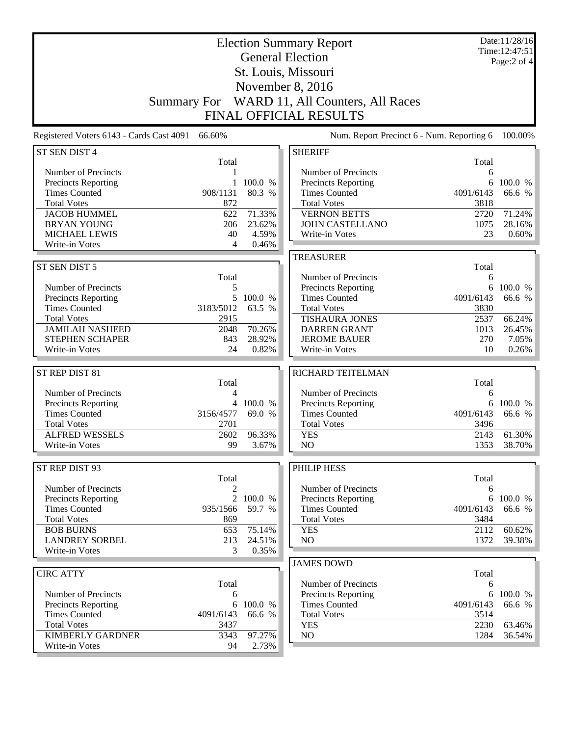# Election Summary Report

## General Election

## St. Louis, Missouri

## November 8, 2016

## Summary For WARD 11, All Counters, All Races

## FINAL OFFICIAL RESULTS

Date:11/28/16
Time:12:47:51

Registered Voters 6143 - Cards Cast 4091 66.60%

Num. Report Precinct 6 - Num. Reporting 6 100.00%

### ST SEN DIST 4

| | Total | |
|---|---|---|
| Number of Precincts | 1 | |
| Precincts Reporting | 1 | 100.0 % |
| Times Counted | 908/1131 | 80.3 % |
| Total Votes | 872 | |
| JACOB HUMMEL | 622 | 71.33% |
| BRYAN YOUNG | 206 | 23.62% |
| MICHAEL LEWIS | 40 | 4.59% |
| Write-in Votes | 4 | 0.46% |

### ST SEN DIST 5

| | Total | |
|---|---|---|
| Number of Precincts | 5 | |
| Precincts Reporting | 5 | 100.0 % |
| Times Counted | 3183/5012 | 63.5 % |
| Total Votes | 2915 | |
| JAMILAH NASHEED | 2048 | 70.26% |
| STEPHEN SCHAPER | 843 | 28.92% |
| Write-in Votes | 24 | 0.82% |

### ST REP DIST 81

| | Total | |
|---|---|---|
| Number of Precincts | 4 | |
| Precincts Reporting | 4 | 100.0 % |
| Times Counted | 3156/4577 | 69.0 % |
| Total Votes | 2701 | |
| ALFRED WESSELS | 2602 | 96.33% |
| Write-in Votes | 99 | 3.67% |

### ST REP DIST 93

| | Total | |
|---|---|---|
| Number of Precincts | 2 | |
| Precincts Reporting | 2 | 100.0 % |
| Times Counted | 935/1566 | 59.7 % |
| Total Votes | 869 | |
| BOB BURNS | 653 | 75.14% |
| LANDREY SORBEL | 213 | 24.51% |
| Write-in Votes | 3 | 0.35% |

### CIRC ATTY

| | Total | |
|---|---|---|
| Number of Precincts | 6 | |
| Precincts Reporting | 6 | 100.0 % |
| Times Counted | 4091/6143 | 66.6 % |
| Total Votes | 3437 | |
| KIMBERLY GARDNER | 3343 | 97.27% |
| Write-in Votes | 94 | 2.73% |

### SHERIFF

| | Total | |
|---|---|---|
| Number of Precincts | 6 | |
| Precincts Reporting | 6 | 100.0 % |
| Times Counted | 4091/6143 | 66.6 % |
| Total Votes | 3818 | |
| VERNON BETTS | 2720 | 71.24% |
| JOHN CASTELLANO | 1075 | 28.16% |
| Write-in Votes | 23 | 0.60% |

### TREASURER

| | Total | |
|---|---|---|
| Number of Precincts | 6 | |
| Precincts Reporting | 6 | 100.0 % |
| Times Counted | 4091/6143 | 66.6 % |
| Total Votes | 3830 | |
| TISHAURA JONES | 2537 | 66.24% |
| DARREN GRANT | 1013 | 26.45% |
| JEROME BAUER | 270 | 7.05% |
| Write-in Votes | 10 | 0.26% |

### RICHARD TEITELMAN

| | Total | |
|---|---|---|
| Number of Precincts | 6 | |
| Precincts Reporting | 6 | 100.0 % |
| Times Counted | 4091/6143 | 66.6 % |
| Total Votes | 3496 | |
| YES | 2143 | 61.30% |
| NO | 1353 | 38.70% |

### PHILIP HESS

| | Total | |
|---|---|---|
| Number of Precincts | 6 | |
| Precincts Reporting | 6 | 100.0 % |
| Times Counted | 4091/6143 | 66.6 % |
| Total Votes | 3484 | |
| YES | 2112 | 60.62% |
| NO | 1372 | 39.38% |

### JAMES DOWD

| | Total | |
|---|---|---|
| Number of Precincts | 6 | |
| Precincts Reporting | 6 | 100.0 % |
| Times Counted | 4091/6143 | 66.6 % |
| Total Votes | 3514 | |
| YES | 2230 | 63.46% |
| NO | 1284 | 36.54% |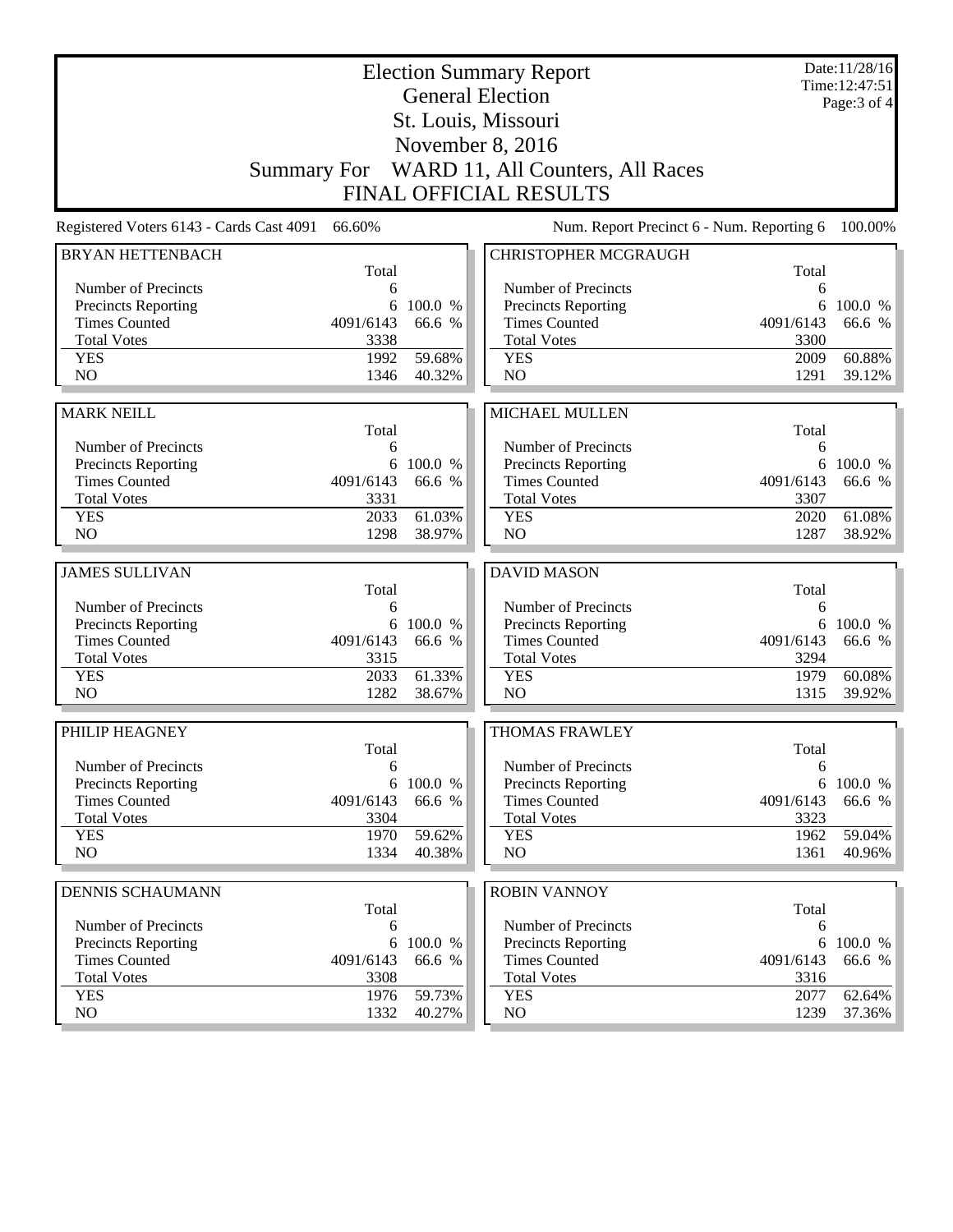# Election Summary Report

## General Election

## St. Louis, Missouri

## November 8, 2016

## Summary For WARD 11, All Counters, All Races

## FINAL OFFICIAL RESULTS

Date:11/28/16
Time:12:47:51

Registered Voters 6143 - Cards Cast 4091 66.60%

Num. Report Precinct 6 - Num. Reporting 6 100.00%

| BRYAN HETTENBACH | Total | |
|---|---|---|
| Number of Precincts | 6 | |
| Precincts Reporting | 6 | 100.0 % |
| Times Counted | 4091/6143 | 66.6 % |
| Total Votes | 3338 | |
| YES | 1992 | 59.68% |
| NO | 1346 | 40.32% |

| CHRISTOPHER MCGRAUGH | Total | |
|---|---|---|
| Number of Precincts | 6 | |
| Precincts Reporting | 6 | 100.0 % |
| Times Counted | 4091/6143 | 66.6 % |
| Total Votes | 3300 | |
| YES | 2009 | 60.88% |
| NO | 1291 | 39.12% |

| MARK NEILL | Total | |
|---|---|---|
| Number of Precincts | 6 | |
| Precincts Reporting | 6 | 100.0 % |
| Times Counted | 4091/6143 | 66.6 % |
| Total Votes | 3331 | |
| YES | 2033 | 61.03% |
| NO | 1298 | 38.97% |

| MICHAEL MULLEN | Total | |
|---|---|---|
| Number of Precincts | 6 | |
| Precincts Reporting | 6 | 100.0 % |
| Times Counted | 4091/6143 | 66.6 % |
| Total Votes | 3307 | |
| YES | 2020 | 61.08% |
| NO | 1287 | 38.92% |

| JAMES SULLIVAN | Total | |
|---|---|---|
| Number of Precincts | 6 | |
| Precincts Reporting | 6 | 100.0 % |
| Times Counted | 4091/6143 | 66.6 % |
| Total Votes | 3315 | |
| YES | 2033 | 61.33% |
| NO | 1282 | 38.67% |

| DAVID MASON | Total | |
|---|---|---|
| Number of Precincts | 6 | |
| Precincts Reporting | 6 | 100.0 % |
| Times Counted | 4091/6143 | 66.6 % |
| Total Votes | 3294 | |
| YES | 1979 | 60.08% |
| NO | 1315 | 39.92% |

| PHILIP HEAGNEY | Total | |
|---|---|---|
| Number of Precincts | 6 | |
| Precincts Reporting | 6 | 100.0 % |
| Times Counted | 4091/6143 | 66.6 % |
| Total Votes | 3304 | |
| YES | 1970 | 59.62% |
| NO | 1334 | 40.38% |

| THOMAS FRAWLEY | Total | |
|---|---|---|
| Number of Precincts | 6 | |
| Precincts Reporting | 6 | 100.0 % |
| Times Counted | 4091/6143 | 66.6 % |
| Total Votes | 3323 | |
| YES | 1962 | 59.04% |
| NO | 1361 | 40.96% |

| DENNIS SCHAUMANN | Total | |
|---|---|---|
| Number of Precincts | 6 | |
| Precincts Reporting | 6 | 100.0 % |
| Times Counted | 4091/6143 | 66.6 % |
| Total Votes | 3308 | |
| YES | 1976 | 59.73% |
| NO | 1332 | 40.27% |

| ROBIN VANNOY | Total | |
|---|---|---|
| Number of Precincts | 6 | |
| Precincts Reporting | 6 | 100.0 % |
| Times Counted | 4091/6143 | 66.6 % |
| Total Votes | 3316 | |
| YES | 2077 | 62.64% |
| NO | 1239 | 37.36% |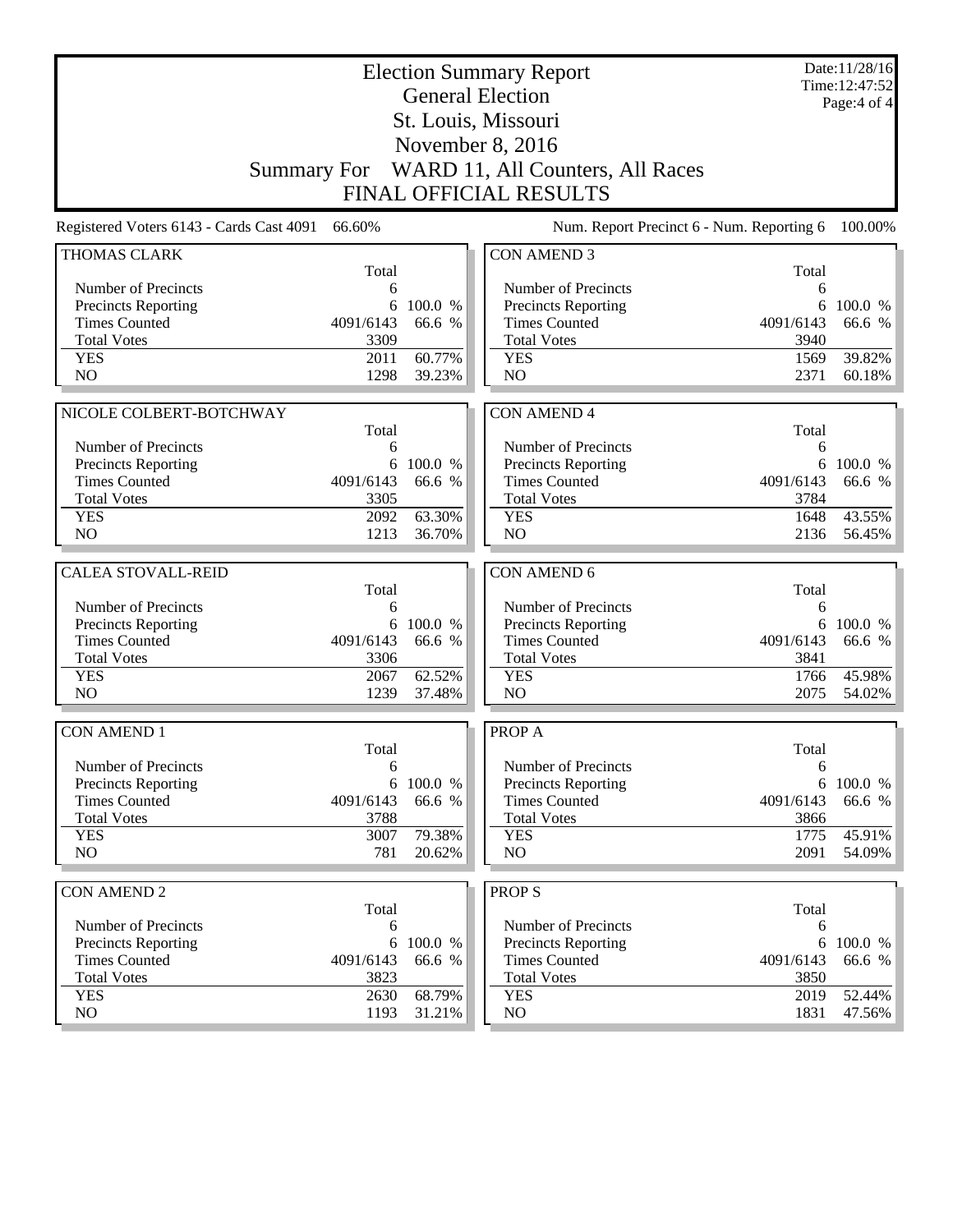# Election Summary Report

## General Election

## St. Louis, Missouri

## November 8, 2016

## Summary For WARD 11, All Counters, All Races

## FINAL OFFICIAL RESULTS

Date:11/28/16
Time:12:47:52

Registered Voters 6143 - Cards Cast 4091 66.60%

Num. Report Precinct 6 - Num. Reporting 6 100.00%

### THOMAS CLARK

| | Total | |
|---|---|---|
| Number of Precincts | 6 | |
| Precincts Reporting | 6 | 100.0 % |
| Times Counted | 4091/6143 | 66.6 % |
| Total Votes | 3309 | |
| YES | 2011 | 60.77% |
| NO | 1298 | 39.23% |

### NICOLE COLBERT-BOTCHWAY

| | Total | |
|---|---|---|
| Number of Precincts | 6 | |
| Precincts Reporting | 6 | 100.0 % |
| Times Counted | 4091/6143 | 66.6 % |
| Total Votes | 3305 | |
| YES | 2092 | 63.30% |
| NO | 1213 | 36.70% |

### CALEA STOVALL-REID

| | Total | |
|---|---|---|
| Number of Precincts | 6 | |
| Precincts Reporting | 6 | 100.0 % |
| Times Counted | 4091/6143 | 66.6 % |
| Total Votes | 3306 | |
| YES | 2067 | 62.52% |
| NO | 1239 | 37.48% |

### CON AMEND 1

| | Total | |
|---|---|---|
| Number of Precincts | 6 | |
| Precincts Reporting | 6 | 100.0 % |
| Times Counted | 4091/6143 | 66.6 % |
| Total Votes | 3788 | |
| YES | 3007 | 79.38% |
| NO | 781 | 20.62% |

### CON AMEND 2

| | Total | |
|---|---|---|
| Number of Precincts | 6 | |
| Precincts Reporting | 6 | 100.0 % |
| Times Counted | 4091/6143 | 66.6 % |
| Total Votes | 3823 | |
| YES | 2630 | 68.79% |
| NO | 1193 | 31.21% |

### CON AMEND 3

| | Total | |
|---|---|---|
| Number of Precincts | 6 | |
| Precincts Reporting | 6 | 100.0 % |
| Times Counted | 4091/6143 | 66.6 % |
| Total Votes | 3940 | |
| YES | 1569 | 39.82% |
| NO | 2371 | 60.18% |

### CON AMEND 4

| | Total | |
|---|---|---|
| Number of Precincts | 6 | |
| Precincts Reporting | 6 | 100.0 % |
| Times Counted | 4091/6143 | 66.6 % |
| Total Votes | 3784 | |
| YES | 1648 | 43.55% |
| NO | 2136 | 56.45% |

### CON AMEND 6

| | Total | |
|---|---|---|
| Number of Precincts | 6 | |
| Precincts Reporting | 6 | 100.0 % |
| Times Counted | 4091/6143 | 66.6 % |
| Total Votes | 3841 | |
| YES | 1766 | 45.98% |
| NO | 2075 | 54.02% |

### PROP A

| | Total | |
|---|---|---|
| Number of Precincts | 6 | |
| Precincts Reporting | 6 | 100.0 % |
| Times Counted | 4091/6143 | 66.6 % |
| Total Votes | 3866 | |
| YES | 1775 | 45.91% |
| NO | 2091 | 54.09% |

### PROP S

| | Total | |
|---|---|---|
| Number of Precincts | 6 | |
| Precincts Reporting | 6 | 100.0 % |
| Times Counted | 4091/6143 | 66.6 % |
| Total Votes | 3850 | |
| YES | 2019 | 52.44% |
| NO | 1831 | 47.56% |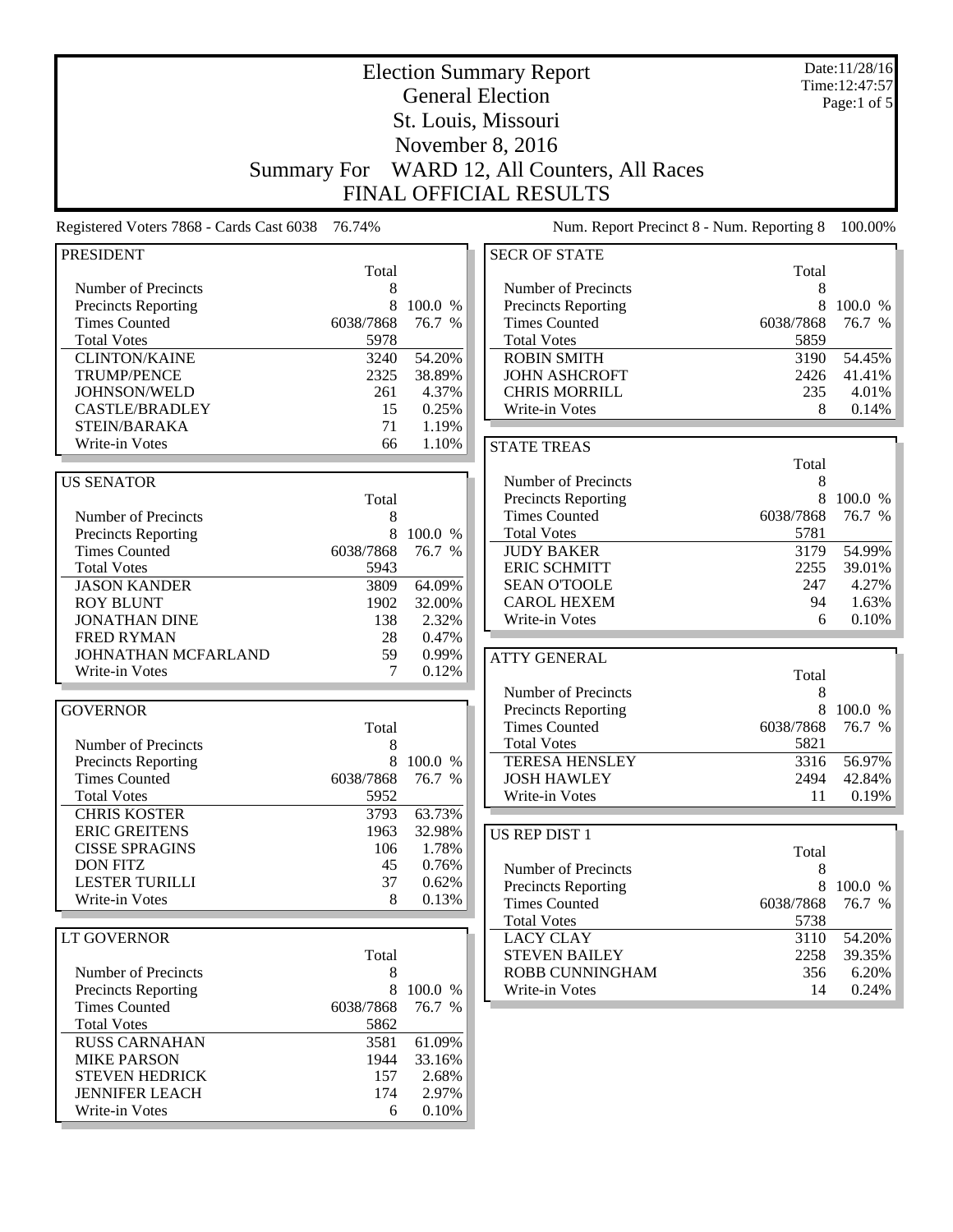# Election Summary Report

## General Election

## St. Louis, Missouri

## November 8, 2016

## Summary For WARD 12, All Counters, All Races

## FINAL OFFICIAL RESULTS

Date:11/28/16
Time:12:47:57

Registered Voters 7868 - Cards Cast 6038 76.74%

Num. Report Precinct 8 - Num. Reporting 8 100.00%

| PRESIDENT | Total | |
|---|---|---|
| Number of Precincts | 8 | |
| Precincts Reporting | 8 | 100.0 % |
| Times Counted | 6038/7868 | 76.7 % |
| Total Votes | 5978 | |
| CLINTON/KAINE | 3240 | 54.20% |
| TRUMP/PENCE | 2325 | 38.89% |
| JOHNSON/WELD | 261 | 4.37% |
| CASTLE/BRADLEY | 15 | 0.25% |
| STEIN/BARAKA | 71 | 1.19% |
| Write-in Votes | 66 | 1.10% |

| US SENATOR | Total | |
|---|---|---|
| Number of Precincts | 8 | |
| Precincts Reporting | 8 | 100.0 % |
| Times Counted | 6038/7868 | 76.7 % |
| Total Votes | 5943 | |
| JASON KANDER | 3809 | 64.09% |
| ROY BLUNT | 1902 | 32.00% |
| JONATHAN DINE | 138 | 2.32% |
| FRED RYMAN | 28 | 0.47% |
| JOHNATHAN MCFARLAND | 59 | 0.99% |
| Write-in Votes | 7 | 0.12% |

| GOVERNOR | Total | |
|---|---|---|
| Number of Precincts | 8 | |
| Precincts Reporting | 8 | 100.0 % |
| Times Counted | 6038/7868 | 76.7 % |
| Total Votes | 5952 | |
| CHRIS KOSTER | 3793 | 63.73% |
| ERIC GREITENS | 1963 | 32.98% |
| CISSE SPRAGINS | 106 | 1.78% |
| DON FITZ | 45 | 0.76% |
| LESTER TURILLI | 37 | 0.62% |
| Write-in Votes | 8 | 0.13% |

| LT GOVERNOR | Total | |
|---|---|---|
| Number of Precincts | 8 | |
| Precincts Reporting | 8 | 100.0 % |
| Times Counted | 6038/7868 | 76.7 % |
| Total Votes | 5862 | |
| RUSS CARNAHAN | 3581 | 61.09% |
| MIKE PARSON | 1944 | 33.16% |
| STEVEN HEDRICK | 157 | 2.68% |
| JENNIFER LEACH | 174 | 2.97% |
| Write-in Votes | 6 | 0.10% |

| SECR OF STATE | Total | |
|---|---|---|
| Number of Precincts | 8 | |
| Precincts Reporting | 8 | 100.0 % |
| Times Counted | 6038/7868 | 76.7 % |
| Total Votes | 5859 | |
| ROBIN SMITH | 3190 | 54.45% |
| JOHN ASHCROFT | 2426 | 41.41% |
| CHRIS MORRILL | 235 | 4.01% |
| Write-in Votes | 8 | 0.14% |

| STATE TREAS | Total | |
|---|---|---|
| Number of Precincts | 8 | |
| Precincts Reporting | 8 | 100.0 % |
| Times Counted | 6038/7868 | 76.7 % |
| Total Votes | 5781 | |
| JUDY BAKER | 3179 | 54.99% |
| ERIC SCHMITT | 2255 | 39.01% |
| SEAN O'TOOLE | 247 | 4.27% |
| CAROL HEXEM | 94 | 1.63% |
| Write-in Votes | 6 | 0.10% |

| ATTY GENERAL | Total | |
|---|---|---|
| Number of Precincts | 8 | |
| Precincts Reporting | 8 | 100.0 % |
| Times Counted | 6038/7868 | 76.7 % |
| Total Votes | 5821 | |
| TERESA HENSLEY | 3316 | 56.97% |
| JOSH HAWLEY | 2494 | 42.84% |
| Write-in Votes | 11 | 0.19% |

| US REP DIST 1 | Total | |
|---|---|---|
| Number of Precincts | 8 | |
| Precincts Reporting | 8 | 100.0 % |
| Times Counted | 6038/7868 | 76.7 % |
| Total Votes | 5738 | |
| LACY CLAY | 3110 | 54.20% |
| STEVEN BAILEY | 2258 | 39.35% |
| ROBB CUNNINGHAM | 356 | 6.20% |
| Write-in Votes | 14 | 0.24% |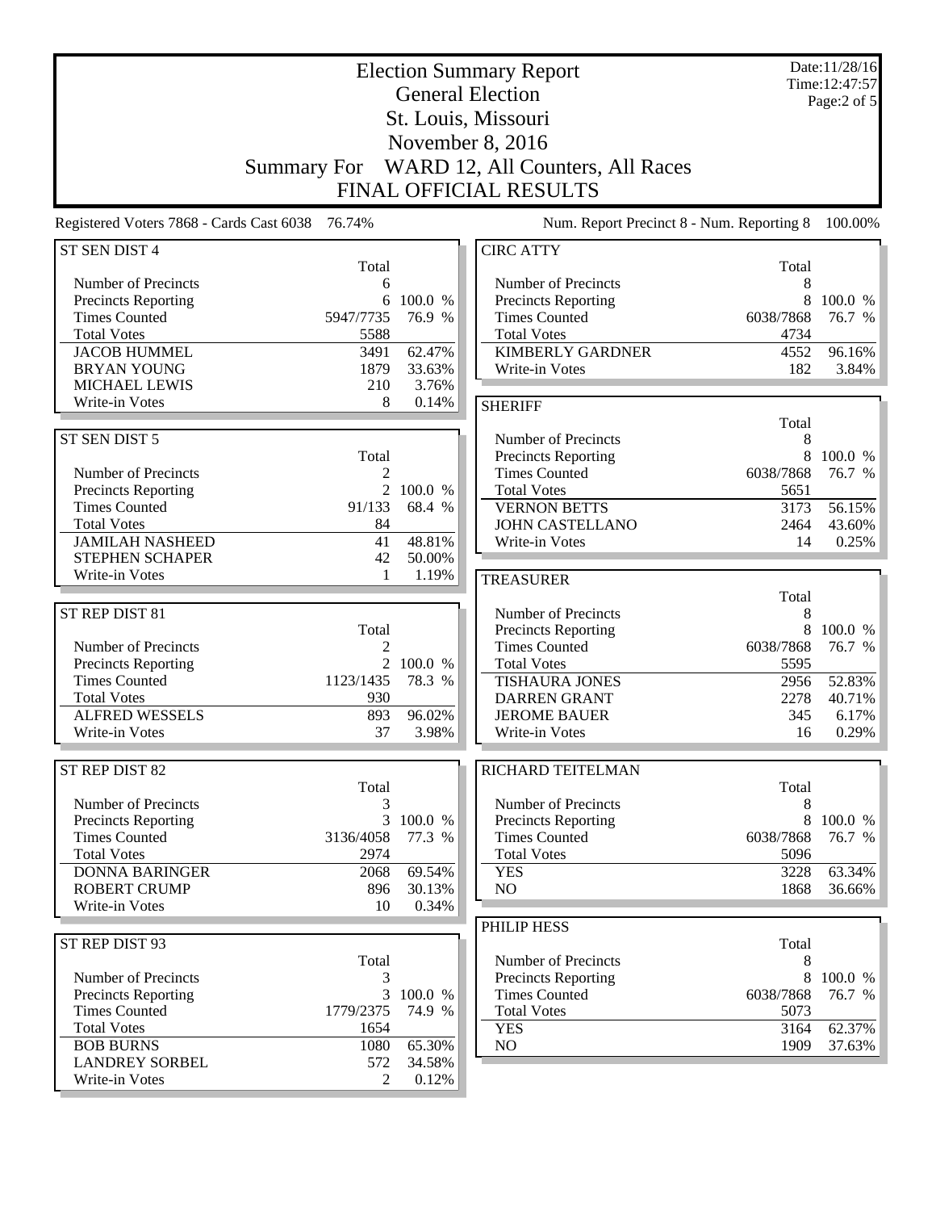# Election Summary Report

## General Election

## St. Louis, Missouri

## November 8, 2016

## Summary For WARD 12, All Counters, All Races

## FINAL OFFICIAL RESULTS

Date:11/28/16
Time:12:47:57
Page:2 of 5

Registered Voters 7868 - Cards Cast 6038 76.74%

Num. Report Precinct 8 - Num. Reporting 8 100.00%

### ST SEN DIST 4

| | Total | |
|---|---|---|
| Number of Precincts | 6 | |
| Precincts Reporting | 6 | 100.0 % |
| Times Counted | 5947/7735 | 76.9 % |
| Total Votes | 5588 | |
| JACOB HUMMEL | 3491 | 62.47% |
| BRYAN YOUNG | 1879 | 33.63% |
| MICHAEL LEWIS | 210 | 3.76% |
| Write-in Votes | 8 | 0.14% |

### ST SEN DIST 5

| | Total | |
|---|---|---|
| Number of Precincts | 2 | |
| Precincts Reporting | 2 | 100.0 % |
| Times Counted | 91/133 | 68.4 % |
| Total Votes | 84 | |
| JAMILAH NASHEED | 41 | 48.81% |
| STEPHEN SCHAPER | 42 | 50.00% |
| Write-in Votes | 1 | 1.19% |

### ST REP DIST 81

| | Total | |
|---|---|---|
| Number of Precincts | 2 | |
| Precincts Reporting | 2 | 100.0 % |
| Times Counted | 1123/1435 | 78.3 % |
| Total Votes | 930 | |
| ALFRED WESSELS | 893 | 96.02% |
| Write-in Votes | 37 | 3.98% |

### ST REP DIST 82

| | Total | |
|---|---|---|
| Number of Precincts | 3 | |
| Precincts Reporting | 3 | 100.0 % |
| Times Counted | 3136/4058 | 77.3 % |
| Total Votes | 2974 | |
| DONNA BARINGER | 2068 | 69.54% |
| ROBERT CRUMP | 896 | 30.13% |
| Write-in Votes | 10 | 0.34% |

### ST REP DIST 93

| | Total | |
|---|---|---|
| Number of Precincts | 3 | |
| Precincts Reporting | 3 | 100.0 % |
| Times Counted | 1779/2375 | 74.9 % |
| Total Votes | 1654 | |
| BOB BURNS | 1080 | 65.30% |
| LANDREY SORBEL | 572 | 34.58% |
| Write-in Votes | 2 | 0.12% |

### CIRC ATTY

| | Total | |
|---|---|---|
| Number of Precincts | 8 | |
| Precincts Reporting | 8 | 100.0 % |
| Times Counted | 6038/7868 | 76.7 % |
| Total Votes | 4734 | |
| KIMBERLY GARDNER | 4552 | 96.16% |
| Write-in Votes | 182 | 3.84% |

### SHERIFF

| | Total | |
|---|---|---|
| Number of Precincts | 8 | |
| Precincts Reporting | 8 | 100.0 % |
| Times Counted | 6038/7868 | 76.7 % |
| Total Votes | 5651 | |
| VERNON BETTS | 3173 | 56.15% |
| JOHN CASTELLANO | 2464 | 43.60% |
| Write-in Votes | 14 | 0.25% |

### TREASURER

| | Total | |
|---|---|---|
| Number of Precincts | 8 | |
| Precincts Reporting | 8 | 100.0 % |
| Times Counted | 6038/7868 | 76.7 % |
| Total Votes | 5595 | |
| TISHAURA JONES | 2956 | 52.83% |
| DARREN GRANT | 2278 | 40.71% |
| JEROME BAUER | 345 | 6.17% |
| Write-in Votes | 16 | 0.29% |

### RICHARD TEITELMAN

| | Total | |
|---|---|---|
| Number of Precincts | 8 | |
| Precincts Reporting | 8 | 100.0 % |
| Times Counted | 6038/7868 | 76.7 % |
| Total Votes | 5096 | |
| YES | 3228 | 63.34% |
| NO | 1868 | 36.66% |

### PHILIP HESS

| | Total | |
|---|---|---|
| Number of Precincts | 8 | |
| Precincts Reporting | 8 | 100.0 % |
| Times Counted | 6038/7868 | 76.7 % |
| Total Votes | 5073 | |
| YES | 3164 | 62.37% |
| NO | 1909 | 37.63% |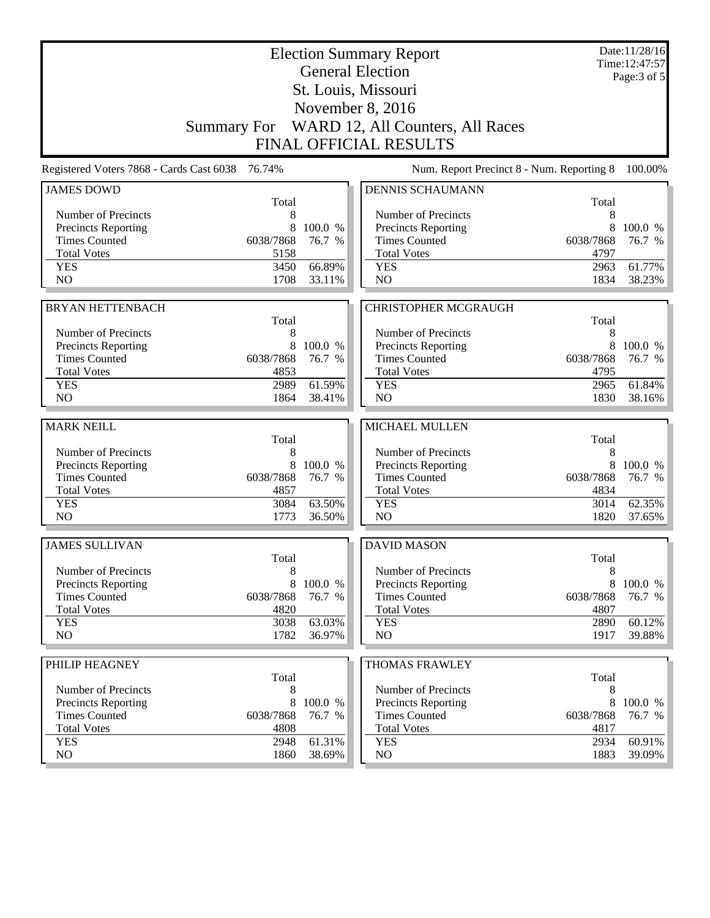# Election Summary Report

## General Election

## St. Louis, Missouri

## November 8, 2016

## Summary For WARD 12, All Counters, All Races

## FINAL OFFICIAL RESULTS

Date:11/28/16
Time:12:47:57

Registered Voters 7868 - Cards Cast 6038 76.74%

Num. Report Precinct 8 - Num. Reporting 8 100.00%

### JAMES DOWD

| | Total | |
|---|---|---|
| Number of Precincts | 8 | |
| Precincts Reporting | 8 | 100.0 % |
| Times Counted | 6038/7868 | 76.7 % |
| Total Votes | 5158 | |
| YES | 3450 | 66.89% |
| NO | 1708 | 33.11% |

### DENNIS SCHAUMANN

| | Total | |
|---|---|---|
| Number of Precincts | 8 | |
| Precincts Reporting | 8 | 100.0 % |
| Times Counted | 6038/7868 | 76.7 % |
| Total Votes | 4797 | |
| YES | 2963 | 61.77% |
| NO | 1834 | 38.23% |

### BRYAN HETTENBACH

| | Total | |
|---|---|---|
| Number of Precincts | 8 | |
| Precincts Reporting | 8 | 100.0 % |
| Times Counted | 6038/7868 | 76.7 % |
| Total Votes | 4853 | |
| YES | 2989 | 61.59% |
| NO | 1864 | 38.41% |

### CHRISTOPHER MCGRAUGH

| | Total | |
|---|---|---|
| Number of Precincts | 8 | |
| Precincts Reporting | 8 | 100.0 % |
| Times Counted | 6038/7868 | 76.7 % |
| Total Votes | 4795 | |
| YES | 2965 | 61.84% |
| NO | 1830 | 38.16% |

### MARK NEILL

| | Total | |
|---|---|---|
| Number of Precincts | 8 | |
| Precincts Reporting | 8 | 100.0 % |
| Times Counted | 6038/7868 | 76.7 % |
| Total Votes | 4857 | |
| YES | 3084 | 63.50% |
| NO | 1773 | 36.50% |

### MICHAEL MULLEN

| | Total | |
|---|---|---|
| Number of Precincts | 8 | |
| Precincts Reporting | 8 | 100.0 % |
| Times Counted | 6038/7868 | 76.7 % |
| Total Votes | 4834 | |
| YES | 3014 | 62.35% |
| NO | 1820 | 37.65% |

### JAMES SULLIVAN

| | Total | |
|---|---|---|
| Number of Precincts | 8 | |
| Precincts Reporting | 8 | 100.0 % |
| Times Counted | 6038/7868 | 76.7 % |
| Total Votes | 4820 | |
| YES | 3038 | 63.03% |
| NO | 1782 | 36.97% |

### DAVID MASON

| | Total | |
|---|---|---|
| Number of Precincts | 8 | |
| Precincts Reporting | 8 | 100.0 % |
| Times Counted | 6038/7868 | 76.7 % |
| Total Votes | 4807 | |
| YES | 2890 | 60.12% |
| NO | 1917 | 39.88% |

### PHILIP HEAGNEY

| | Total | |
|---|---|---|
| Number of Precincts | 8 | |
| Precincts Reporting | 8 | 100.0 % |
| Times Counted | 6038/7868 | 76.7 % |
| Total Votes | 4808 | |
| YES | 2948 | 61.31% |
| NO | 1860 | 38.69% |

### THOMAS FRAWLEY

| | Total | |
|---|---|---|
| Number of Precincts | 8 | |
| Precincts Reporting | 8 | 100.0 % |
| Times Counted | 6038/7868 | 76.7 % |
| Total Votes | 4817 | |
| YES | 2934 | 60.91% |
| NO | 1883 | 39.09% |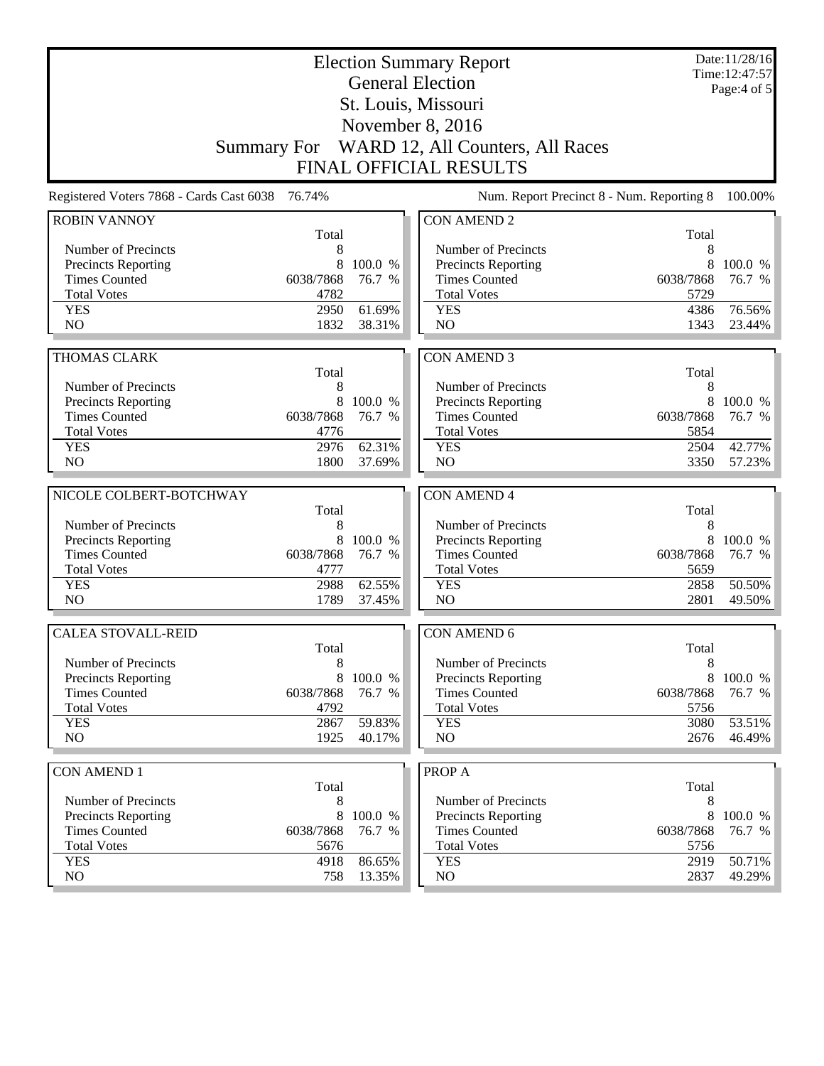# Election Summary Report
## General Election
## St. Louis, Missouri
## November 8, 2016
## Summary For WARD 12, All Counters, All Races
## FINAL OFFICIAL RESULTS

Date:11/28/16
Time:12:47:57

Registered Voters 7868 - Cards Cast 6038 76.74%

Num. Report Precinct 8 - Num. Reporting 8 100.00%

### ROBIN VANNOY

| | Total | |
|---|---|---|
| Number of Precincts | 8 | |
| Precincts Reporting | 8 | 100.0 % |
| Times Counted | 6038/7868 | 76.7 % |
| Total Votes | 4782 | |
| YES | 2950 | 61.69% |
| NO | 1832 | 38.31% |

### THOMAS CLARK

| | Total | |
|---|---|---|
| Number of Precincts | 8 | |
| Precincts Reporting | 8 | 100.0 % |
| Times Counted | 6038/7868 | 76.7 % |
| Total Votes | 4776 | |
| YES | 2976 | 62.31% |
| NO | 1800 | 37.69% |

### NICOLE COLBERT-BOTCHWAY

| | Total | |
|---|---|---|
| Number of Precincts | 8 | |
| Precincts Reporting | 8 | 100.0 % |
| Times Counted | 6038/7868 | 76.7 % |
| Total Votes | 4777 | |
| YES | 2988 | 62.55% |
| NO | 1789 | 37.45% |

### CALEA STOVALL-REID

| | Total | |
|---|---|---|
| Number of Precincts | 8 | |
| Precincts Reporting | 8 | 100.0 % |
| Times Counted | 6038/7868 | 76.7 % |
| Total Votes | 4792 | |
| YES | 2867 | 59.83% |
| NO | 1925 | 40.17% |

### CON AMEND 1

| | Total | |
|---|---|---|
| Number of Precincts | 8 | |
| Precincts Reporting | 8 | 100.0 % |
| Times Counted | 6038/7868 | 76.7 % |
| Total Votes | 5676 | |
| YES | 4918 | 86.65% |
| NO | 758 | 13.35% |

### CON AMEND 2

| | Total | |
|---|---|---|
| Number of Precincts | 8 | |
| Precincts Reporting | 8 | 100.0 % |
| Times Counted | 6038/7868 | 76.7 % |
| Total Votes | 5729 | |
| YES | 4386 | 76.56% |
| NO | 1343 | 23.44% |

### CON AMEND 3

| | Total | |
|---|---|---|
| Number of Precincts | 8 | |
| Precincts Reporting | 8 | 100.0 % |
| Times Counted | 6038/7868 | 76.7 % |
| Total Votes | 5854 | |
| YES | 2504 | 42.77% |
| NO | 3350 | 57.23% |

### CON AMEND 4

| | Total | |
|---|---|---|
| Number of Precincts | 8 | |
| Precincts Reporting | 8 | 100.0 % |
| Times Counted | 6038/7868 | 76.7 % |
| Total Votes | 5659 | |
| YES | 2858 | 50.50% |
| NO | 2801 | 49.50% |

### CON AMEND 6

| | Total | |
|---|---|---|
| Number of Precincts | 8 | |
| Precincts Reporting | 8 | 100.0 % |
| Times Counted | 6038/7868 | 76.7 % |
| Total Votes | 5756 | |
| YES | 3080 | 53.51% |
| NO | 2676 | 46.49% |

### PROP A

| | Total | |
|---|---|---|
| Number of Precincts | 8 | |
| Precincts Reporting | 8 | 100.0 % |
| Times Counted | 6038/7868 | 76.7 % |
| Total Votes | 5756 | |
| YES | 2919 | 50.71% |
| NO | 2837 | 49.29% |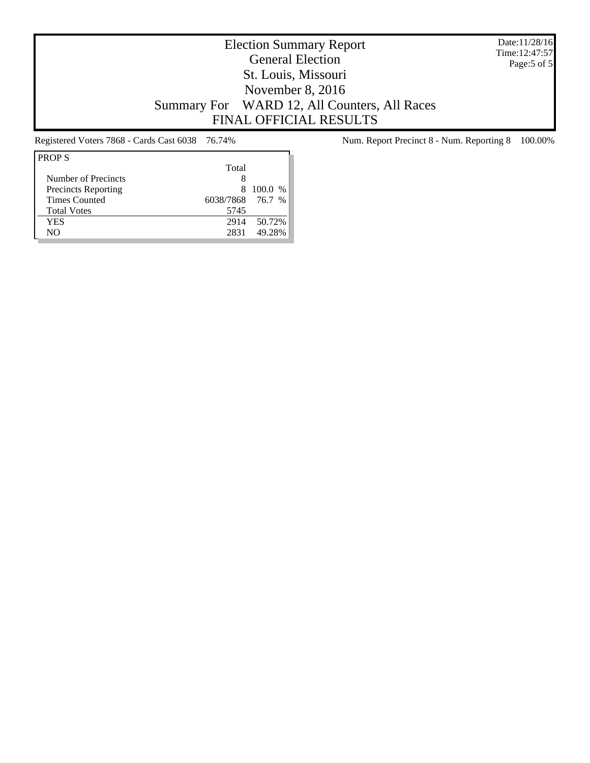# Election Summary Report

## General Election

## St. Louis, Missouri

## November 8, 2016

## Summary For WARD 12, All Counters, All Races

## FINAL OFFICIAL RESULTS

Date:11/28/16
Time:12:47:57

Registered Voters 7868 - Cards Cast 6038 76.74%

Num. Report Precinct 8 - Num. Reporting 8 100.00%

| PROP S | Total | |
|---|---|---|
| Number of Precincts | 8 | |
| Precincts Reporting | 8 | 100.0 % |
| Times Counted | 6038/7868 | 76.7 % |
| Total Votes | 5745 | |
| YES | 2914 | 50.72% |
| NO | 2831 | 49.28% |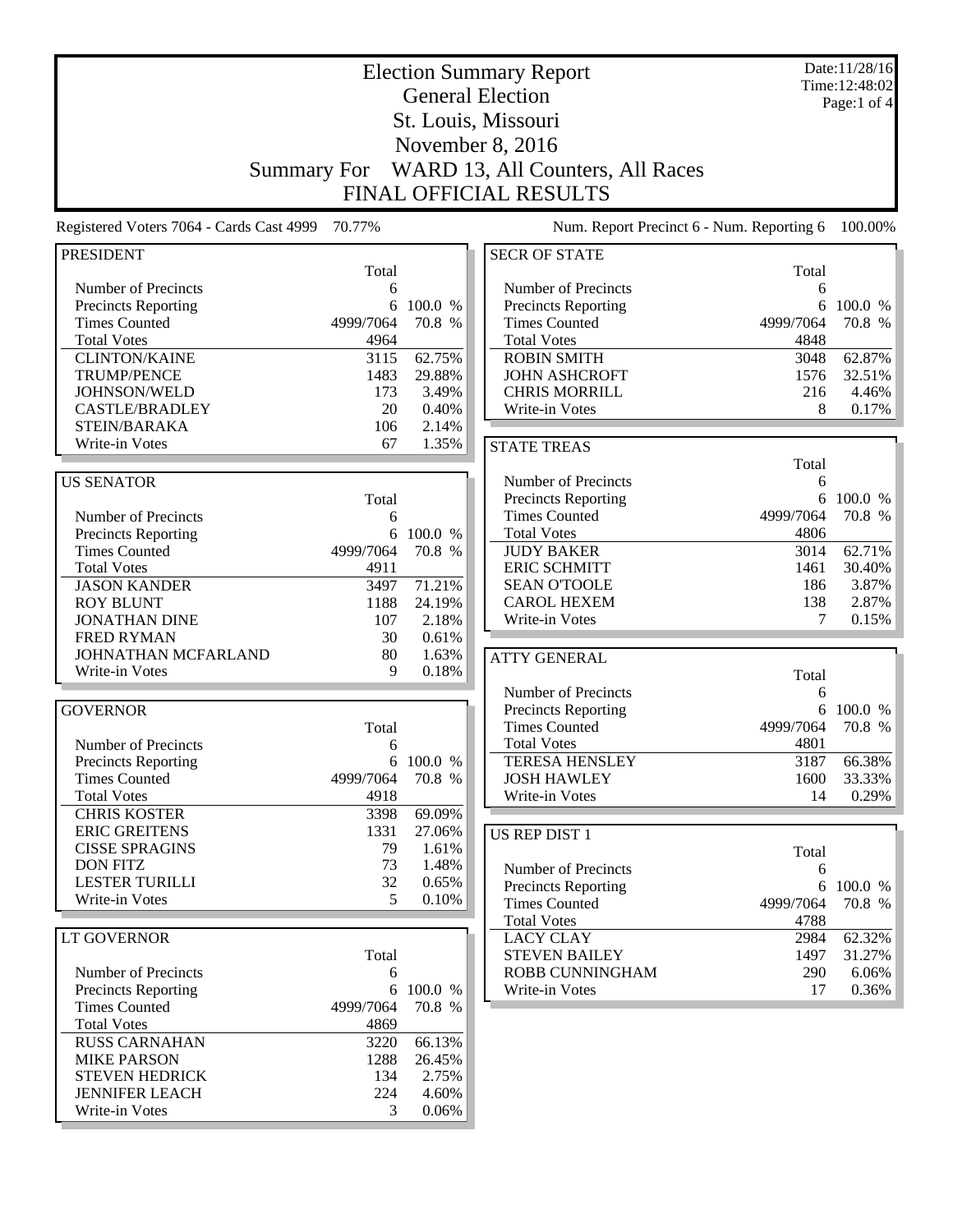# Election Summary Report

## General Election

## St. Louis, Missouri

## November 8, 2016

## Summary For WARD 13, All Counters, All Races

## FINAL OFFICIAL RESULTS

Date:11/28/16
Time:12:48:02

Registered Voters 7064 - Cards Cast 4999 70.77%

Num. Report Precinct 6 - Num. Reporting 6 100.00%

### PRESIDENT

| | Total | |
|---|---|---|
| Number of Precincts | 6 | |
| Precincts Reporting | 6 | 100.0 % |
| Times Counted | 4999/7064 | 70.8 % |
| Total Votes | 4964 | |
| CLINTON/KAINE | 3115 | 62.75% |
| TRUMP/PENCE | 1483 | 29.88% |
| JOHNSON/WELD | 173 | 3.49% |
| CASTLE/BRADLEY | 20 | 0.40% |
| STEIN/BARAKA | 106 | 2.14% |
| Write-in Votes | 67 | 1.35% |

### US SENATOR

| | Total | |
|---|---|---|
| Number of Precincts | 6 | |
| Precincts Reporting | 6 | 100.0 % |
| Times Counted | 4999/7064 | 70.8 % |
| Total Votes | 4911 | |
| JASON KANDER | 3497 | 71.21% |
| ROY BLUNT | 1188 | 24.19% |
| JONATHAN DINE | 107 | 2.18% |
| FRED RYMAN | 30 | 0.61% |
| JOHNATHAN MCFARLAND | 80 | 1.63% |
| Write-in Votes | 9 | 0.18% |

### GOVERNOR

| | Total | |
|---|---|---|
| Number of Precincts | 6 | |
| Precincts Reporting | 6 | 100.0 % |
| Times Counted | 4999/7064 | 70.8 % |
| Total Votes | 4918 | |
| CHRIS KOSTER | 3398 | 69.09% |
| ERIC GREITENS | 1331 | 27.06% |
| CISSE SPRAGINS | 79 | 1.61% |
| DON FITZ | 73 | 1.48% |
| LESTER TURILLI | 32 | 0.65% |
| Write-in Votes | 5 | 0.10% |

### LT GOVERNOR

| | Total | |
|---|---|---|
| Number of Precincts | 6 | |
| Precincts Reporting | 6 | 100.0 % |
| Times Counted | 4999/7064 | 70.8 % |
| Total Votes | 4869 | |
| RUSS CARNAHAN | 3220 | 66.13% |
| MIKE PARSON | 1288 | 26.45% |
| STEVEN HEDRICK | 134 | 2.75% |
| JENNIFER LEACH | 224 | 4.60% |
| Write-in Votes | 3 | 0.06% |

### SECR OF STATE

| | Total | |
|---|---|---|
| Number of Precincts | 6 | |
| Precincts Reporting | 6 | 100.0 % |
| Times Counted | 4999/7064 | 70.8 % |
| Total Votes | 4848 | |
| ROBIN SMITH | 3048 | 62.87% |
| JOHN ASHCROFT | 1576 | 32.51% |
| CHRIS MORRILL | 216 | 4.46% |
| Write-in Votes | 8 | 0.17% |

### STATE TREAS

| | Total | |
|---|---|---|
| Number of Precincts | 6 | |
| Precincts Reporting | 6 | 100.0 % |
| Times Counted | 4999/7064 | 70.8 % |
| Total Votes | 4806 | |
| JUDY BAKER | 3014 | 62.71% |
| ERIC SCHMITT | 1461 | 30.40% |
| SEAN O'TOOLE | 186 | 3.87% |
| CAROL HEXEM | 138 | 2.87% |
| Write-in Votes | 7 | 0.15% |

### ATTY GENERAL

| | Total | |
|---|---|---|
| Number of Precincts | 6 | |
| Precincts Reporting | 6 | 100.0 % |
| Times Counted | 4999/7064 | 70.8 % |
| Total Votes | 4801 | |
| TERESA HENSLEY | 3187 | 66.38% |
| JOSH HAWLEY | 1600 | 33.33% |
| Write-in Votes | 14 | 0.29% |

### US REP DIST 1

| | Total | |
|---|---|---|
| Number of Precincts | 6 | |
| Precincts Reporting | 6 | 100.0 % |
| Times Counted | 4999/7064 | 70.8 % |
| Total Votes | 4788 | |
| LACY CLAY | 2984 | 62.32% |
| STEVEN BAILEY | 1497 | 31.27% |
| ROBB CUNNINGHAM | 290 | 6.06% |
| Write-in Votes | 17 | 0.36% |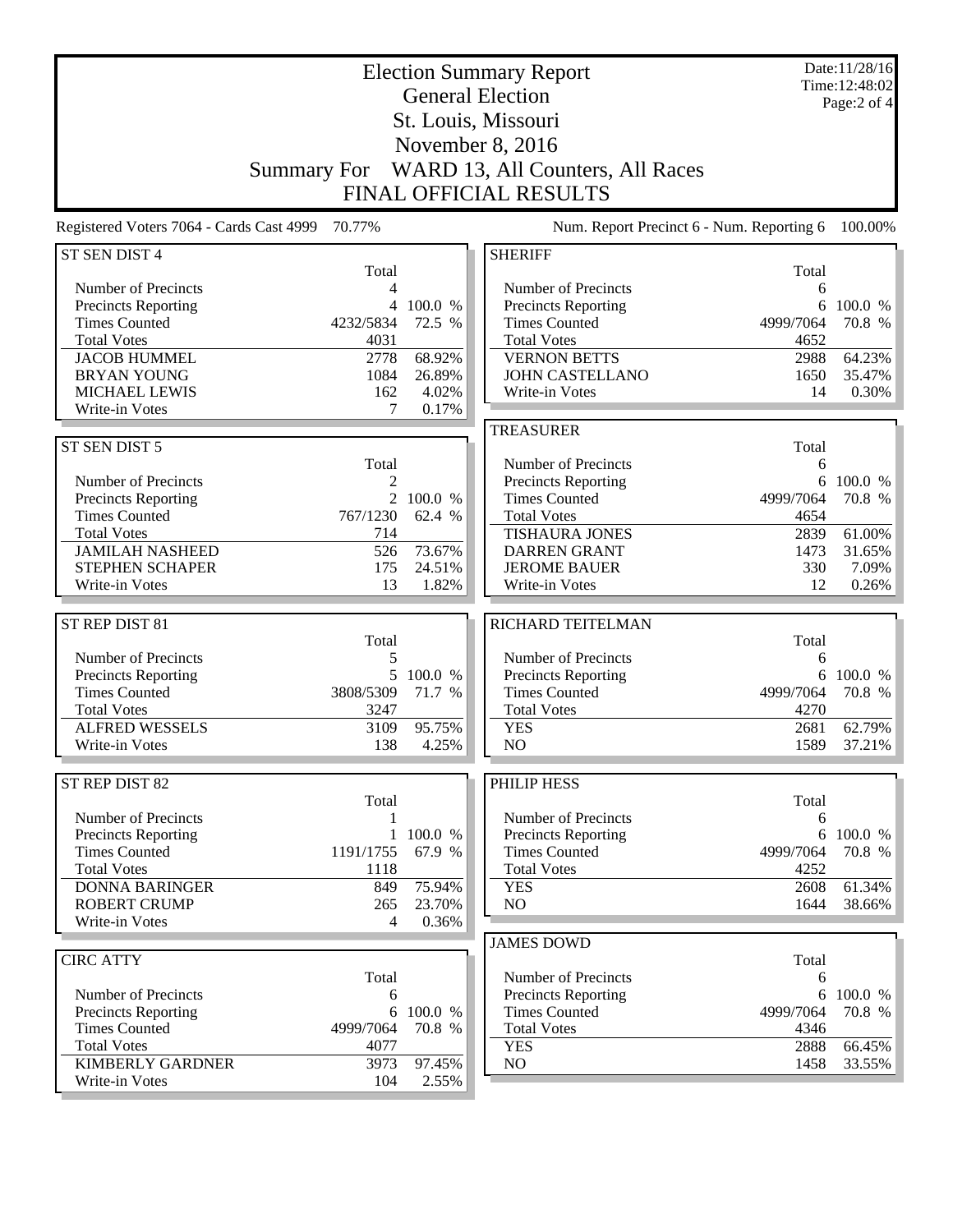# Election Summary Report

## General Election

## St. Louis, Missouri

## November 8, 2016

## Summary For WARD 13, All Counters, All Races

## FINAL OFFICIAL RESULTS

Date:11/28/16
Time:12:48:02

Registered Voters 7064 - Cards Cast 4999 70.77%

Num. Report Precinct 6 - Num. Reporting 6 100.00%

### ST SEN DIST 4

| | Total | |
|---|---|---|
| Number of Precincts | 4 | |
| Precincts Reporting | 4 | 100.0 % |
| Times Counted | 4232/5834 | 72.5 % |
| Total Votes | 4031 | |
| JACOB HUMMEL | 2778 | 68.92% |
| BRYAN YOUNG | 1084 | 26.89% |
| MICHAEL LEWIS | 162 | 4.02% |
| Write-in Votes | 7 | 0.17% |

### ST SEN DIST 5

| | Total | |
|---|---|---|
| Number of Precincts | 2 | |
| Precincts Reporting | 2 | 100.0 % |
| Times Counted | 767/1230 | 62.4 % |
| Total Votes | 714 | |
| JAMILAH NASHEED | 526 | 73.67% |
| STEPHEN SCHAPER | 175 | 24.51% |
| Write-in Votes | 13 | 1.82% |

### ST REP DIST 81

| | Total | |
|---|---|---|
| Number of Precincts | 5 | |
| Precincts Reporting | 5 | 100.0 % |
| Times Counted | 3808/5309 | 71.7 % |
| Total Votes | 3247 | |
| ALFRED WESSELS | 3109 | 95.75% |
| Write-in Votes | 138 | 4.25% |

### ST REP DIST 82

| | Total | |
|---|---|---|
| Number of Precincts | 1 | |
| Precincts Reporting | 1 | 100.0 % |
| Times Counted | 1191/1755 | 67.9 % |
| Total Votes | 1118 | |
| DONNA BARINGER | 849 | 75.94% |
| ROBERT CRUMP | 265 | 23.70% |
| Write-in Votes | 4 | 0.36% |

### CIRC ATTY

| | Total | |
|---|---|---|
| Number of Precincts | 6 | |
| Precincts Reporting | 6 | 100.0 % |
| Times Counted | 4999/7064 | 70.8 % |
| Total Votes | 4077 | |
| KIMBERLY GARDNER | 3973 | 97.45% |
| Write-in Votes | 104 | 2.55% |

### SHERIFF

| | Total | |
|---|---|---|
| Number of Precincts | 6 | |
| Precincts Reporting | 6 | 100.0 % |
| Times Counted | 4999/7064 | 70.8 % |
| Total Votes | 4652 | |
| VERNON BETTS | 2988 | 64.23% |
| JOHN CASTELLANO | 1650 | 35.47% |
| Write-in Votes | 14 | 0.30% |

### TREASURER

| | Total | |
|---|---|---|
| Number of Precincts | 6 | |
| Precincts Reporting | 6 | 100.0 % |
| Times Counted | 4999/7064 | 70.8 % |
| Total Votes | 4654 | |
| TISHAURA JONES | 2839 | 61.00% |
| DARREN GRANT | 1473 | 31.65% |
| JEROME BAUER | 330 | 7.09% |
| Write-in Votes | 12 | 0.26% |

### RICHARD TEITELMAN

| | Total | |
|---|---|---|
| Number of Precincts | 6 | |
| Precincts Reporting | 6 | 100.0 % |
| Times Counted | 4999/7064 | 70.8 % |
| Total Votes | 4270 | |
| YES | 2681 | 62.79% |
| NO | 1589 | 37.21% |

### PHILIP HESS

| | Total | |
|---|---|---|
| Number of Precincts | 6 | |
| Precincts Reporting | 6 | 100.0 % |
| Times Counted | 4999/7064 | 70.8 % |
| Total Votes | 4252 | |
| YES | 2608 | 61.34% |
| NO | 1644 | 38.66% |

### JAMES DOWD

| | Total | |
|---|---|---|
| Number of Precincts | 6 | |
| Precincts Reporting | 6 | 100.0 % |
| Times Counted | 4999/7064 | 70.8 % |
| Total Votes | 4346 | |
| YES | 2888 | 66.45% |
| NO | 1458 | 33.55% |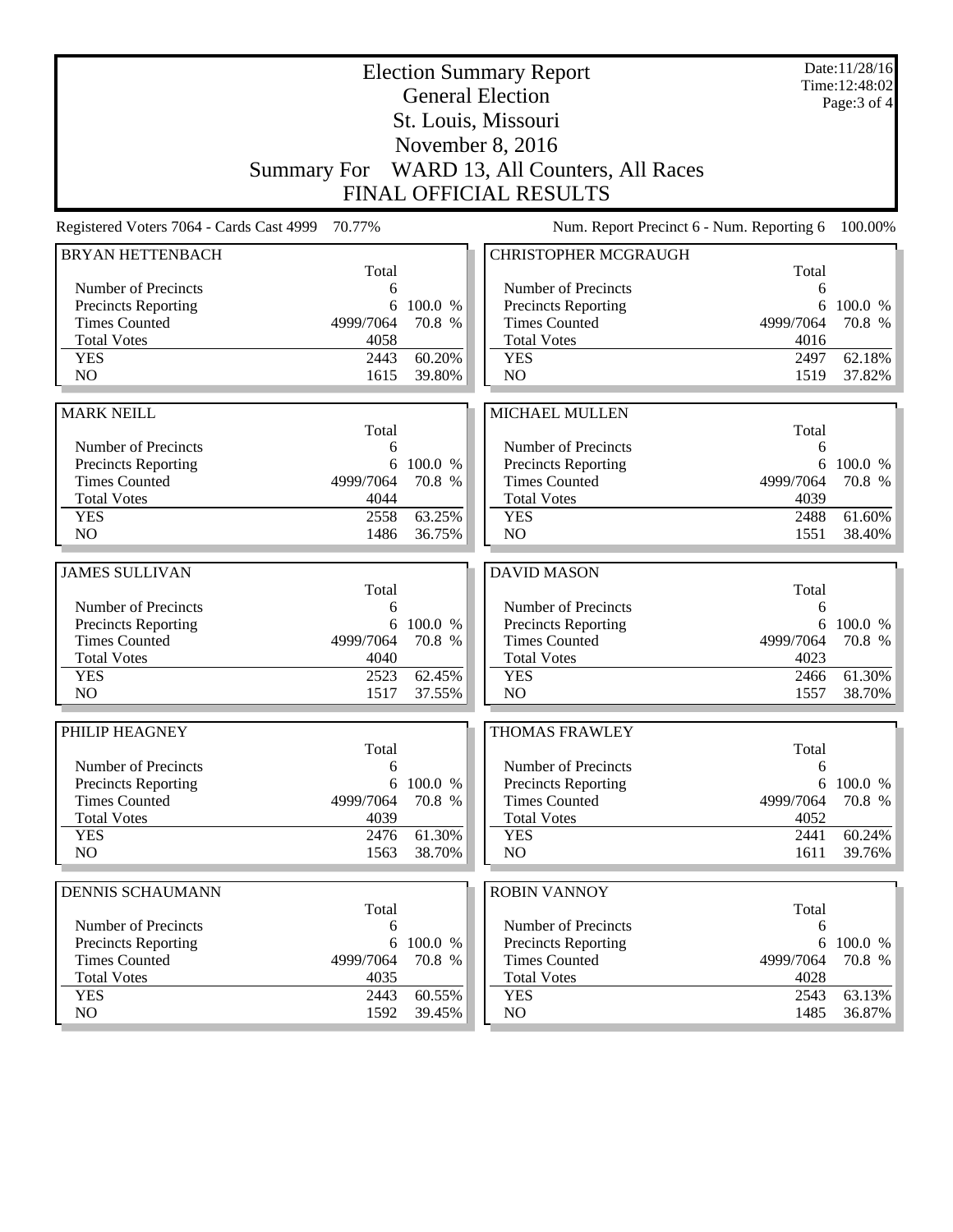# Election Summary Report

## General Election

## St. Louis, Missouri

## November 8, 2016

## Summary For WARD 13, All Counters, All Races

## FINAL OFFICIAL RESULTS

Date:11/28/16
Time:12:48:02

Registered Voters 7064 - Cards Cast 4999 70.77%

Num. Report Precinct 6 - Num. Reporting 6 100.00%

### BRYAN HETTENBACH

| | Total | |
|---|---|---|
| Number of Precincts | 6 | |
| Precincts Reporting | 6 | 100.0 % |
| Times Counted | 4999/7064 | 70.8 % |
| Total Votes | 4058 | |
| YES | 2443 | 60.20% |
| NO | 1615 | 39.80% |

### CHRISTOPHER MCGRAUGH

| | Total | |
|---|---|---|
| Number of Precincts | 6 | |
| Precincts Reporting | 6 | 100.0 % |
| Times Counted | 4999/7064 | 70.8 % |
| Total Votes | 4016 | |
| YES | 2497 | 62.18% |
| NO | 1519 | 37.82% |

### MARK NEILL

| | Total | |
|---|---|---|
| Number of Precincts | 6 | |
| Precincts Reporting | 6 | 100.0 % |
| Times Counted | 4999/7064 | 70.8 % |
| Total Votes | 4044 | |
| YES | 2558 | 63.25% |
| NO | 1486 | 36.75% |

### MICHAEL MULLEN

| | Total | |
|---|---|---|
| Number of Precincts | 6 | |
| Precincts Reporting | 6 | 100.0 % |
| Times Counted | 4999/7064 | 70.8 % |
| Total Votes | 4039 | |
| YES | 2488 | 61.60% |
| NO | 1551 | 38.40% |

### JAMES SULLIVAN

| | Total | |
|---|---|---|
| Number of Precincts | 6 | |
| Precincts Reporting | 6 | 100.0 % |
| Times Counted | 4999/7064 | 70.8 % |
| Total Votes | 4040 | |
| YES | 2523 | 62.45% |
| NO | 1517 | 37.55% |

### DAVID MASON

| | Total | |
|---|---|---|
| Number of Precincts | 6 | |
| Precincts Reporting | 6 | 100.0 % |
| Times Counted | 4999/7064 | 70.8 % |
| Total Votes | 4023 | |
| YES | 2466 | 61.30% |
| NO | 1557 | 38.70% |

### PHILIP HEAGNEY

| | Total | |
|---|---|---|
| Number of Precincts | 6 | |
| Precincts Reporting | 6 | 100.0 % |
| Times Counted | 4999/7064 | 70.8 % |
| Total Votes | 4039 | |
| YES | 2476 | 61.30% |
| NO | 1563 | 38.70% |

### THOMAS FRAWLEY

| | Total | |
|---|---|---|
| Number of Precincts | 6 | |
| Precincts Reporting | 6 | 100.0 % |
| Times Counted | 4999/7064 | 70.8 % |
| Total Votes | 4052 | |
| YES | 2441 | 60.24% |
| NO | 1611 | 39.76% |

### DENNIS SCHAUMANN

| | Total | |
|---|---|---|
| Number of Precincts | 6 | |
| Precincts Reporting | 6 | 100.0 % |
| Times Counted | 4999/7064 | 70.8 % |
| Total Votes | 4035 | |
| YES | 2443 | 60.55% |
| NO | 1592 | 39.45% |

### ROBIN VANNOY

| | Total | |
|---|---|---|
| Number of Precincts | 6 | |
| Precincts Reporting | 6 | 100.0 % |
| Times Counted | 4999/7064 | 70.8 % |
| Total Votes | 4028 | |
| YES | 2543 | 63.13% |
| NO | 1485 | 36.87% |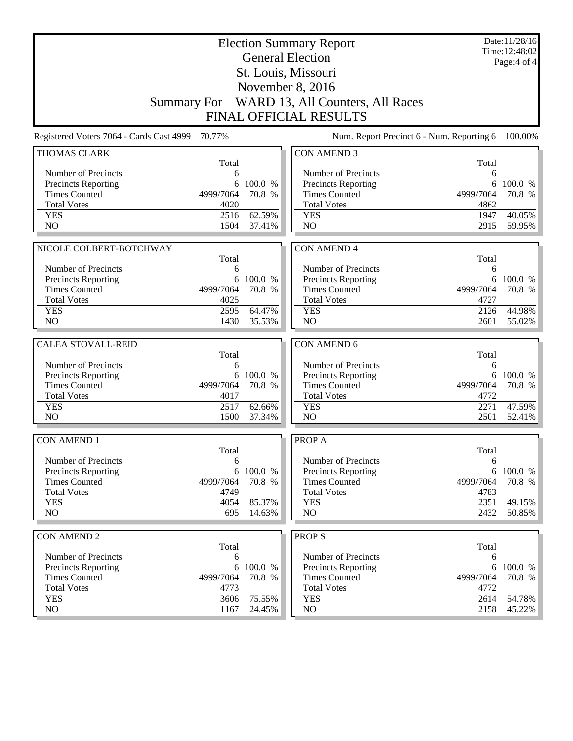# Election Summary Report

## General Election

## St. Louis, Missouri

## November 8, 2016

## Summary For WARD 13, All Counters, All Races

## FINAL OFFICIAL RESULTS

Date:11/28/16
Time:12:48:02

Registered Voters 7064 - Cards Cast 4999 70.77%

Num. Report Precinct 6 - Num. Reporting 6 100.00%

### THOMAS CLARK

| | Total | |
|---|---|---|
| Number of Precincts | 6 | |
| Precincts Reporting | 6 | 100.0 % |
| Times Counted | 4999/7064 | 70.8 % |
| Total Votes | 4020 | |
| YES | 2516 | 62.59% |
| NO | 1504 | 37.41% |

### NICOLE COLBERT-BOTCHWAY

| | Total | |
|---|---|---|
| Number of Precincts | 6 | |
| Precincts Reporting | 6 | 100.0 % |
| Times Counted | 4999/7064 | 70.8 % |
| Total Votes | 4025 | |
| YES | 2595 | 64.47% |
| NO | 1430 | 35.53% |

### CALEA STOVALL-REID

| | Total | |
|---|---|---|
| Number of Precincts | 6 | |
| Precincts Reporting | 6 | 100.0 % |
| Times Counted | 4999/7064 | 70.8 % |
| Total Votes | 4017 | |
| YES | 2517 | 62.66% |
| NO | 1500 | 37.34% |

### CON AMEND 1

| | Total | |
|---|---|---|
| Number of Precincts | 6 | |
| Precincts Reporting | 6 | 100.0 % |
| Times Counted | 4999/7064 | 70.8 % |
| Total Votes | 4749 | |
| YES | 4054 | 85.37% |
| NO | 695 | 14.63% |

### CON AMEND 2

| | Total | |
|---|---|---|
| Number of Precincts | 6 | |
| Precincts Reporting | 6 | 100.0 % |
| Times Counted | 4999/7064 | 70.8 % |
| Total Votes | 4773 | |
| YES | 3606 | 75.55% |
| NO | 1167 | 24.45% |

### CON AMEND 3

| | Total | |
|---|---|---|
| Number of Precincts | 6 | |
| Precincts Reporting | 6 | 100.0 % |
| Times Counted | 4999/7064 | 70.8 % |
| Total Votes | 4862 | |
| YES | 1947 | 40.05% |
| NO | 2915 | 59.95% |

### CON AMEND 4

| | Total | |
|---|---|---|
| Number of Precincts | 6 | |
| Precincts Reporting | 6 | 100.0 % |
| Times Counted | 4999/7064 | 70.8 % |
| Total Votes | 4727 | |
| YES | 2126 | 44.98% |
| NO | 2601 | 55.02% |

### CON AMEND 6

| | Total | |
|---|---|---|
| Number of Precincts | 6 | |
| Precincts Reporting | 6 | 100.0 % |
| Times Counted | 4999/7064 | 70.8 % |
| Total Votes | 4772 | |
| YES | 2271 | 47.59% |
| NO | 2501 | 52.41% |

### PROP A

| | Total | |
|---|---|---|
| Number of Precincts | 6 | |
| Precincts Reporting | 6 | 100.0 % |
| Times Counted | 4999/7064 | 70.8 % |
| Total Votes | 4783 | |
| YES | 2351 | 49.15% |
| NO | 2432 | 50.85% |

### PROP S

| | Total | |
|---|---|---|
| Number of Precincts | 6 | |
| Precincts Reporting | 6 | 100.0 % |
| Times Counted | 4999/7064 | 70.8 % |
| Total Votes | 4772 | |
| YES | 2614 | 54.78% |
| NO | 2158 | 45.22% |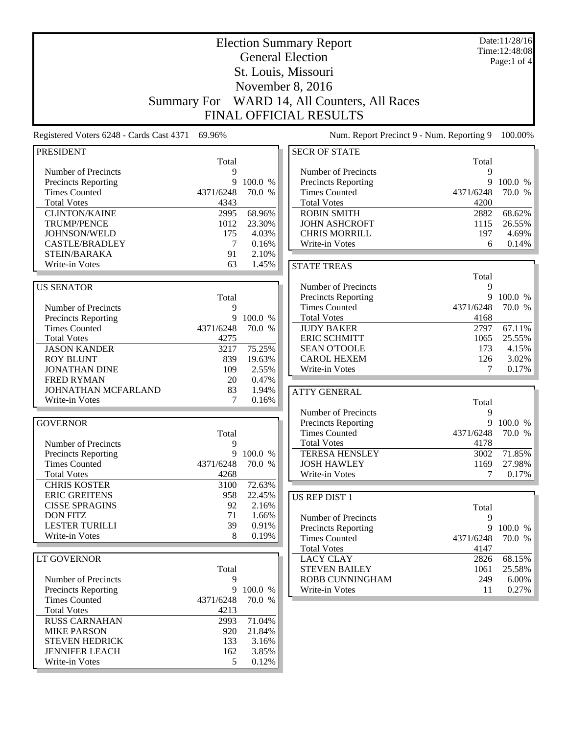# Election Summary Report

## General Election
## St. Louis, Missouri
## November 8, 2016
## Summary For WARD 14, All Counters, All Races
## FINAL OFFICIAL RESULTS

Date:11/28/16
Time:12:48:08

Registered Voters 6248 - Cards Cast 4371 69.96%

Num. Report Precinct 9 - Num. Reporting 9 100.00%

### PRESIDENT

| | Total | |
|---|---|---|
| Number of Precincts | 9 | |
| Precincts Reporting | 9 | 100.0 % |
| Times Counted | 4371/6248 | 70.0 % |
| Total Votes | 4343 | |
| CLINTON/KAINE | 2995 | 68.96% |
| TRUMP/PENCE | 1012 | 23.30% |
| JOHNSON/WELD | 175 | 4.03% |
| CASTLE/BRADLEY | 7 | 0.16% |
| STEIN/BARAKA | 91 | 2.10% |
| Write-in Votes | 63 | 1.45% |

### US SENATOR

| | Total | |
|---|---|---|
| Number of Precincts | 9 | |
| Precincts Reporting | 9 | 100.0 % |
| Times Counted | 4371/6248 | 70.0 % |
| Total Votes | 4275 | |
| JASON KANDER | 3217 | 75.25% |
| ROY BLUNT | 839 | 19.63% |
| JONATHAN DINE | 109 | 2.55% |
| FRED RYMAN | 20 | 0.47% |
| JOHNATHAN MCFARLAND | 83 | 1.94% |
| Write-in Votes | 7 | 0.16% |

### GOVERNOR

| | Total | |
|---|---|---|
| Number of Precincts | 9 | |
| Precincts Reporting | 9 | 100.0 % |
| Times Counted | 4371/6248 | 70.0 % |
| Total Votes | 4268 | |
| CHRIS KOSTER | 3100 | 72.63% |
| ERIC GREITENS | 958 | 22.45% |
| CISSE SPRAGINS | 92 | 2.16% |
| DON FITZ | 71 | 1.66% |
| LESTER TURILLI | 39 | 0.91% |
| Write-in Votes | 8 | 0.19% |

### LT GOVERNOR

| | Total | |
|---|---|---|
| Number of Precincts | 9 | |
| Precincts Reporting | 9 | 100.0 % |
| Times Counted | 4371/6248 | 70.0 % |
| Total Votes | 4213 | |
| RUSS CARNAHAN | 2993 | 71.04% |
| MIKE PARSON | 920 | 21.84% |
| STEVEN HEDRICK | 133 | 3.16% |
| JENNIFER LEACH | 162 | 3.85% |
| Write-in Votes | 5 | 0.12% |

### SECR OF STATE

| | Total | |
|---|---|---|
| Number of Precincts | 9 | |
| Precincts Reporting | 9 | 100.0 % |
| Times Counted | 4371/6248 | 70.0 % |
| Total Votes | 4200 | |
| ROBIN SMITH | 2882 | 68.62% |
| JOHN ASHCROFT | 1115 | 26.55% |
| CHRIS MORRILL | 197 | 4.69% |
| Write-in Votes | 6 | 0.14% |

### STATE TREAS

| | Total | |
|---|---|---|
| Number of Precincts | 9 | |
| Precincts Reporting | 9 | 100.0 % |
| Times Counted | 4371/6248 | 70.0 % |
| Total Votes | 4168 | |
| JUDY BAKER | 2797 | 67.11% |
| ERIC SCHMITT | 1065 | 25.55% |
| SEAN O'TOOLE | 173 | 4.15% |
| CAROL HEXEM | 126 | 3.02% |
| Write-in Votes | 7 | 0.17% |

### ATTY GENERAL

| | Total | |
|---|---|---|
| Number of Precincts | 9 | |
| Precincts Reporting | 9 | 100.0 % |
| Times Counted | 4371/6248 | 70.0 % |
| Total Votes | 4178 | |
| TERESA HENSLEY | 3002 | 71.85% |
| JOSH HAWLEY | 1169 | 27.98% |
| Write-in Votes | 7 | 0.17% |

### US REP DIST 1

| | Total | |
|---|---|---|
| Number of Precincts | 9 | |
| Precincts Reporting | 9 | 100.0 % |
| Times Counted | 4371/6248 | 70.0 % |
| Total Votes | 4147 | |
| LACY CLAY | 2826 | 68.15% |
| STEVEN BAILEY | 1061 | 25.58% |
| ROBB CUNNINGHAM | 249 | 6.00% |
| Write-in Votes | 11 | 0.27% |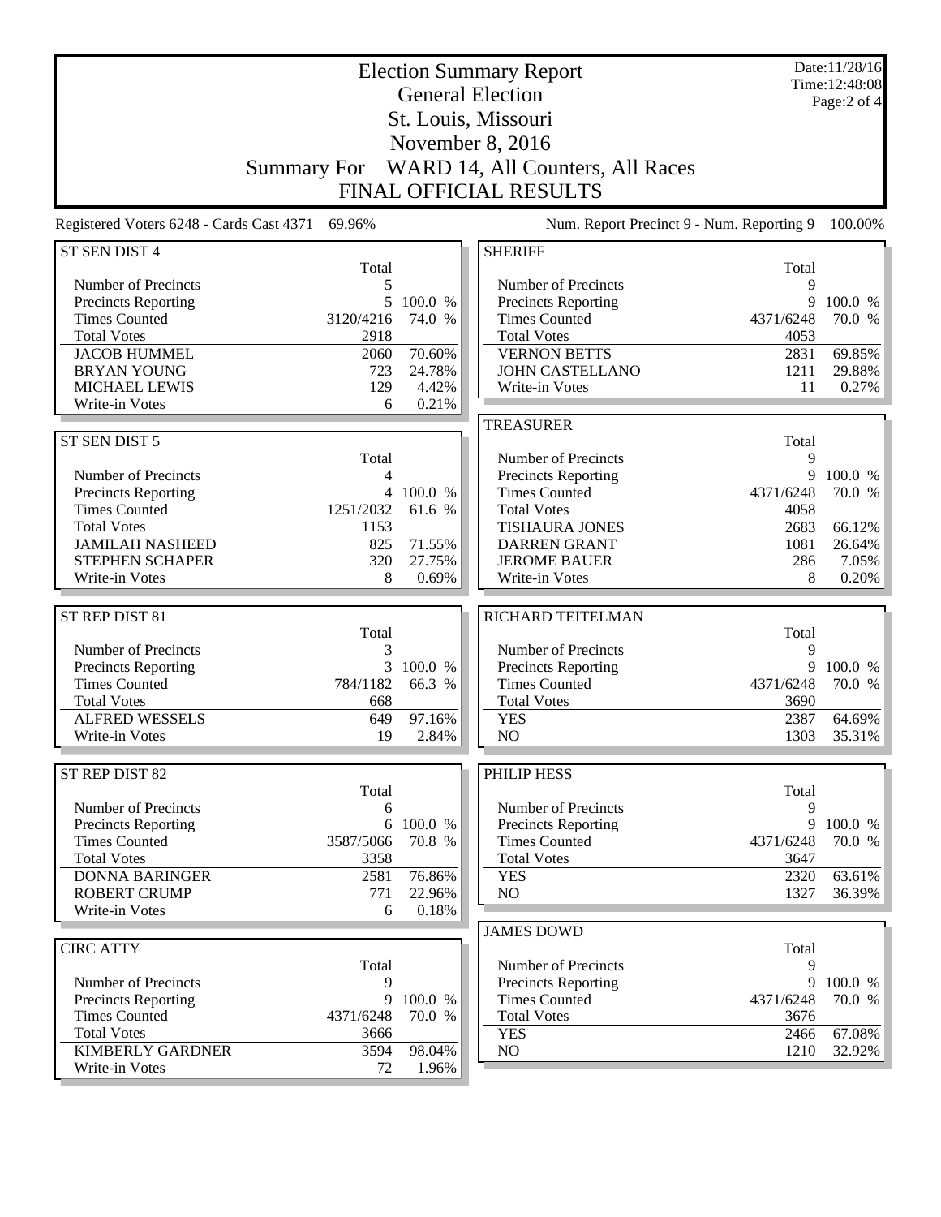# Election Summary Report

## General Election

## St. Louis, Missouri

## November 8, 2016

## Summary For WARD 14, All Counters, All Races

## FINAL OFFICIAL RESULTS

Date:11/28/16
Time:12:48:08

Registered Voters 6248 - Cards Cast 4371 69.96%

Num. Report Precinct 9 - Num. Reporting 9 100.00%

### ST SEN DIST 4

| | Total | |
|---|---|---|
| Number of Precincts | 5 | |
| Precincts Reporting | 5 | 100.0 % |
| Times Counted | 3120/4216 | 74.0 % |
| Total Votes | 2918 | |
| JACOB HUMMEL | 2060 | 70.60% |
| BRYAN YOUNG | 723 | 24.78% |
| MICHAEL LEWIS | 129 | 4.42% |
| Write-in Votes | 6 | 0.21% |

### ST SEN DIST 5

| | Total | |
|---|---|---|
| Number of Precincts | 4 | |
| Precincts Reporting | 4 | 100.0 % |
| Times Counted | 1251/2032 | 61.6 % |
| Total Votes | 1153 | |
| JAMILAH NASHEED | 825 | 71.55% |
| STEPHEN SCHAPER | 320 | 27.75% |
| Write-in Votes | 8 | 0.69% |

### ST REP DIST 81

| | Total | |
|---|---|---|
| Number of Precincts | 3 | |
| Precincts Reporting | 3 | 100.0 % |
| Times Counted | 784/1182 | 66.3 % |
| Total Votes | 668 | |
| ALFRED WESSELS | 649 | 97.16% |
| Write-in Votes | 19 | 2.84% |

### ST REP DIST 82

| | Total | |
|---|---|---|
| Number of Precincts | 6 | |
| Precincts Reporting | 6 | 100.0 % |
| Times Counted | 3587/5066 | 70.8 % |
| Total Votes | 3358 | |
| DONNA BARINGER | 2581 | 76.86% |
| ROBERT CRUMP | 771 | 22.96% |
| Write-in Votes | 6 | 0.18% |

### CIRC ATTY

| | Total | |
|---|---|---|
| Number of Precincts | 9 | |
| Precincts Reporting | 9 | 100.0 % |
| Times Counted | 4371/6248 | 70.0 % |
| Total Votes | 3666 | |
| KIMBERLY GARDNER | 3594 | 98.04% |
| Write-in Votes | 72 | 1.96% |

### SHERIFF

| | Total | |
|---|---|---|
| Number of Precincts | 9 | |
| Precincts Reporting | 9 | 100.0 % |
| Times Counted | 4371/6248 | 70.0 % |
| Total Votes | 4053 | |
| VERNON BETTS | 2831 | 69.85% |
| JOHN CASTELLANO | 1211 | 29.88% |
| Write-in Votes | 11 | 0.27% |

### TREASURER

| | Total | |
|---|---|---|
| Number of Precincts | 9 | |
| Precincts Reporting | 9 | 100.0 % |
| Times Counted | 4371/6248 | 70.0 % |
| Total Votes | 4058 | |
| TISHAURA JONES | 2683 | 66.12% |
| DARREN GRANT | 1081 | 26.64% |
| JEROME BAUER | 286 | 7.05% |
| Write-in Votes | 8 | 0.20% |

### RICHARD TEITELMAN

| | Total | |
|---|---|---|
| Number of Precincts | 9 | |
| Precincts Reporting | 9 | 100.0 % |
| Times Counted | 4371/6248 | 70.0 % |
| Total Votes | 3690 | |
| YES | 2387 | 64.69% |
| NO | 1303 | 35.31% |

### PHILIP HESS

| | Total | |
|---|---|---|
| Number of Precincts | 9 | |
| Precincts Reporting | 9 | 100.0 % |
| Times Counted | 4371/6248 | 70.0 % |
| Total Votes | 3647 | |
| YES | 2320 | 63.61% |
| NO | 1327 | 36.39% |

### JAMES DOWD

| | Total | |
|---|---|---|
| Number of Precincts | 9 | |
| Precincts Reporting | 9 | 100.0 % |
| Times Counted | 4371/6248 | 70.0 % |
| Total Votes | 3676 | |
| YES | 2466 | 67.08% |
| NO | 1210 | 32.92% |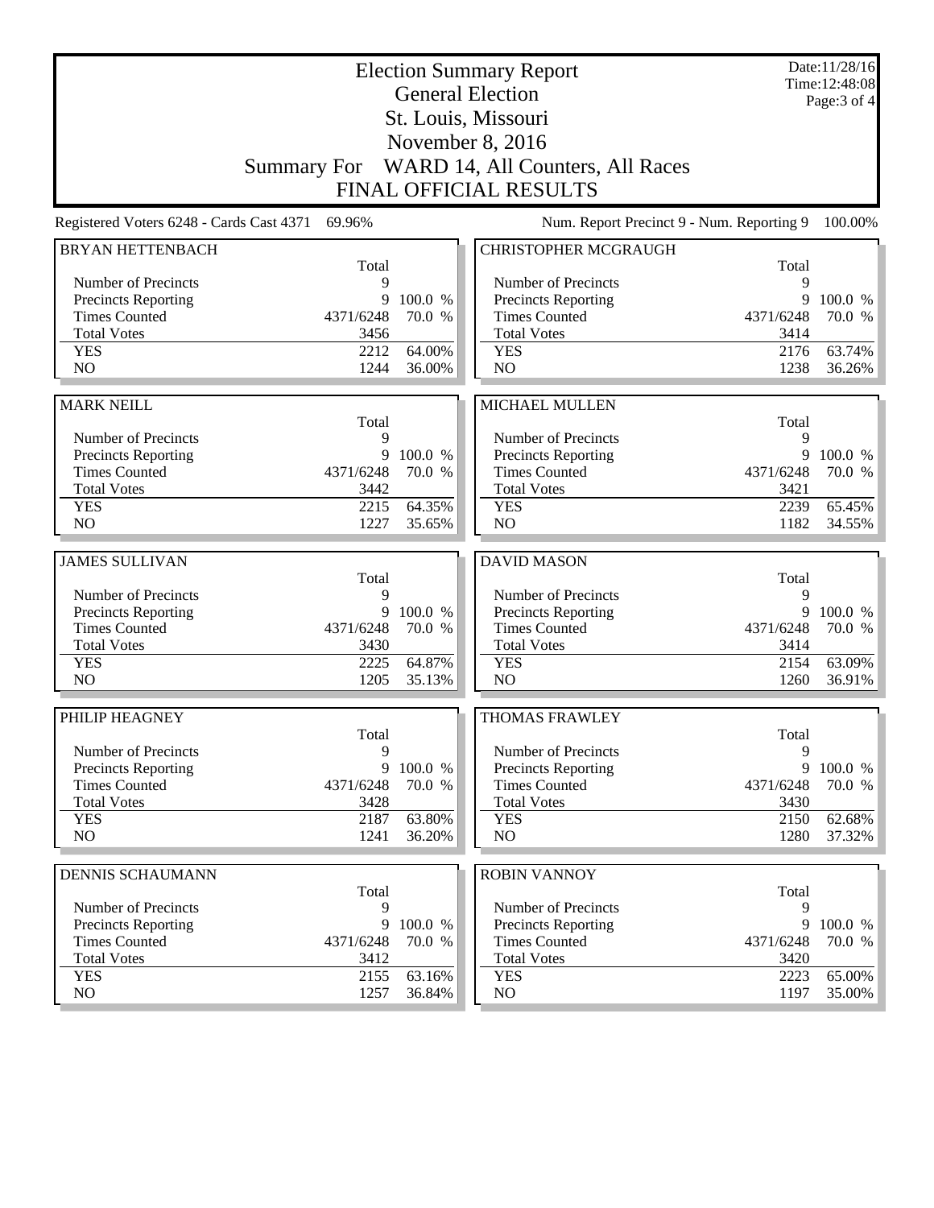# Election Summary Report

## General Election

## St. Louis, Missouri

## November 8, 2016

## Summary For WARD 14, All Counters, All Races

## FINAL OFFICIAL RESULTS

Date:11/28/16
Time:12:48:08

Registered Voters 6248 - Cards Cast 4371 69.96%

Num. Report Precinct 9 - Num. Reporting 9 100.00%

### BRYAN HETTENBACH

| | Total | |
|---|---|---|
| Number of Precincts | 9 | |
| Precincts Reporting | 9 | 100.0 % |
| Times Counted | 4371/6248 | 70.0 % |
| Total Votes | 3456 | |
| YES | 2212 | 64.00% |
| NO | 1244 | 36.00% |

### CHRISTOPHER MCGRAUGH

| | Total | |
|---|---|---|
| Number of Precincts | 9 | |
| Precincts Reporting | 9 | 100.0 % |
| Times Counted | 4371/6248 | 70.0 % |
| Total Votes | 3414 | |
| YES | 2176 | 63.74% |
| NO | 1238 | 36.26% |

### MARK NEILL

| | Total | |
|---|---|---|
| Number of Precincts | 9 | |
| Precincts Reporting | 9 | 100.0 % |
| Times Counted | 4371/6248 | 70.0 % |
| Total Votes | 3442 | |
| YES | 2215 | 64.35% |
| NO | 1227 | 35.65% |

### MICHAEL MULLEN

| | Total | |
|---|---|---|
| Number of Precincts | 9 | |
| Precincts Reporting | 9 | 100.0 % |
| Times Counted | 4371/6248 | 70.0 % |
| Total Votes | 3421 | |
| YES | 2239 | 65.45% |
| NO | 1182 | 34.55% |

### JAMES SULLIVAN

| | Total | |
|---|---|---|
| Number of Precincts | 9 | |
| Precincts Reporting | 9 | 100.0 % |
| Times Counted | 4371/6248 | 70.0 % |
| Total Votes | 3430 | |
| YES | 2225 | 64.87% |
| NO | 1205 | 35.13% |

### DAVID MASON

| | Total | |
|---|---|---|
| Number of Precincts | 9 | |
| Precincts Reporting | 9 | 100.0 % |
| Times Counted | 4371/6248 | 70.0 % |
| Total Votes | 3414 | |
| YES | 2154 | 63.09% |
| NO | 1260 | 36.91% |

### PHILIP HEAGNEY

| | Total | |
|---|---|---|
| Number of Precincts | 9 | |
| Precincts Reporting | 9 | 100.0 % |
| Times Counted | 4371/6248 | 70.0 % |
| Total Votes | 3428 | |
| YES | 2187 | 63.80% |
| NO | 1241 | 36.20% |

### THOMAS FRAWLEY

| | Total | |
|---|---|---|
| Number of Precincts | 9 | |
| Precincts Reporting | 9 | 100.0 % |
| Times Counted | 4371/6248 | 70.0 % |
| Total Votes | 3430 | |
| YES | 2150 | 62.68% |
| NO | 1280 | 37.32% |

### DENNIS SCHAUMANN

| | Total | |
|---|---|---|
| Number of Precincts | 9 | |
| Precincts Reporting | 9 | 100.0 % |
| Times Counted | 4371/6248 | 70.0 % |
| Total Votes | 3412 | |
| YES | 2155 | 63.16% |
| NO | 1257 | 36.84% |

### ROBIN VANNOY

| | Total | |
|---|---|---|
| Number of Precincts | 9 | |
| Precincts Reporting | 9 | 100.0 % |
| Times Counted | 4371/6248 | 70.0 % |
| Total Votes | 3420 | |
| YES | 2223 | 65.00% |
| NO | 1197 | 35.00% |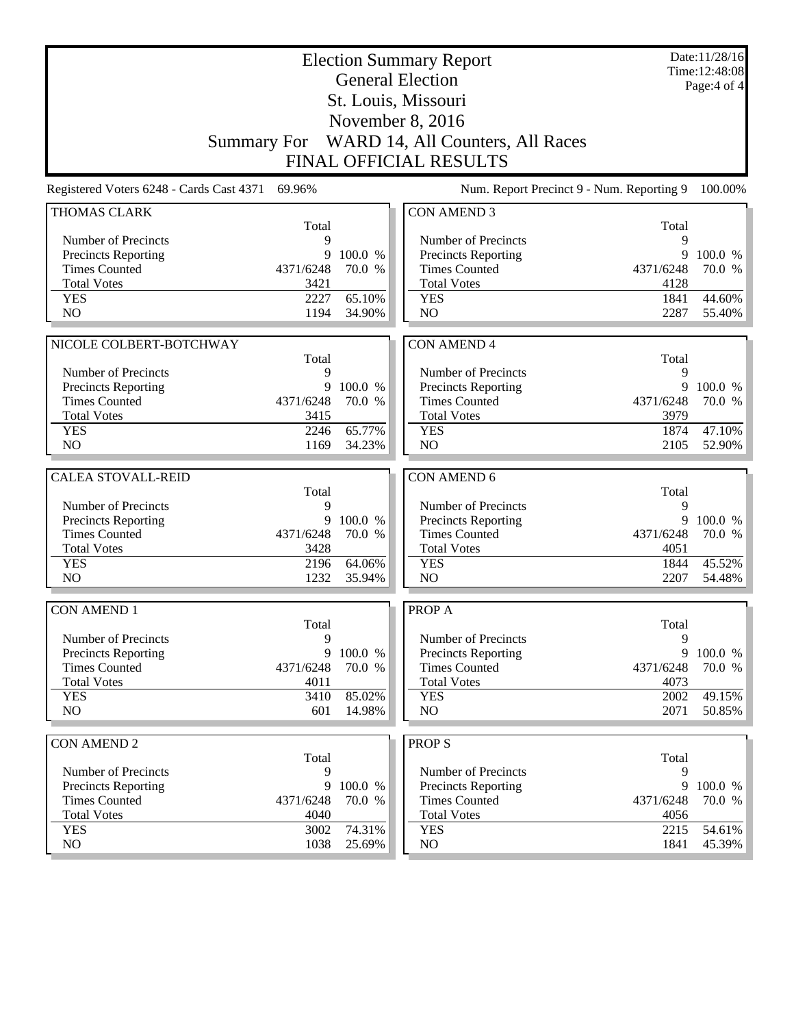# Election Summary Report
## General Election
## St. Louis, Missouri
## November 8, 2016
## Summary For WARD 14, All Counters, All Races
## FINAL OFFICIAL RESULTS

Date:11/28/16
Time:12:48:08

Registered Voters 6248 - Cards Cast 4371 69.96%

Num. Report Precinct 9 - Num. Reporting 9 100.00%

### THOMAS CLARK

| | Total | |
|---|---|---|
| Number of Precincts | 9 | |
| Precincts Reporting | 9 | 100.0 % |
| Times Counted | 4371/6248 | 70.0 % |
| Total Votes | 3421 | |
| YES | 2227 | 65.10% |
| NO | 1194 | 34.90% |

### NICOLE COLBERT-BOTCHWAY

| | Total | |
|---|---|---|
| Number of Precincts | 9 | |
| Precincts Reporting | 9 | 100.0 % |
| Times Counted | 4371/6248 | 70.0 % |
| Total Votes | 3415 | |
| YES | 2246 | 65.77% |
| NO | 1169 | 34.23% |

### CALEA STOVALL-REID

| | Total | |
|---|---|---|
| Number of Precincts | 9 | |
| Precincts Reporting | 9 | 100.0 % |
| Times Counted | 4371/6248 | 70.0 % |
| Total Votes | 3428 | |
| YES | 2196 | 64.06% |
| NO | 1232 | 35.94% |

### CON AMEND 1

| | Total | |
|---|---|---|
| Number of Precincts | 9 | |
| Precincts Reporting | 9 | 100.0 % |
| Times Counted | 4371/6248 | 70.0 % |
| Total Votes | 4011 | |
| YES | 3410 | 85.02% |
| NO | 601 | 14.98% |

### CON AMEND 2

| | Total | |
|---|---|---|
| Number of Precincts | 9 | |
| Precincts Reporting | 9 | 100.0 % |
| Times Counted | 4371/6248 | 70.0 % |
| Total Votes | 4040 | |
| YES | 3002 | 74.31% |
| NO | 1038 | 25.69% |

### CON AMEND 3

| | Total | |
|---|---|---|
| Number of Precincts | 9 | |
| Precincts Reporting | 9 | 100.0 % |
| Times Counted | 4371/6248 | 70.0 % |
| Total Votes | 4128 | |
| YES | 1841 | 44.60% |
| NO | 2287 | 55.40% |

### CON AMEND 4

| | Total | |
|---|---|---|
| Number of Precincts | 9 | |
| Precincts Reporting | 9 | 100.0 % |
| Times Counted | 4371/6248 | 70.0 % |
| Total Votes | 3979 | |
| YES | 1874 | 47.10% |
| NO | 2105 | 52.90% |

### CON AMEND 6

| | Total | |
|---|---|---|
| Number of Precincts | 9 | |
| Precincts Reporting | 9 | 100.0 % |
| Times Counted | 4371/6248 | 70.0 % |
| Total Votes | 4051 | |
| YES | 1844 | 45.52% |
| NO | 2207 | 54.48% |

### PROP A

| | Total | |
|---|---|---|
| Number of Precincts | 9 | |
| Precincts Reporting | 9 | 100.0 % |
| Times Counted | 4371/6248 | 70.0 % |
| Total Votes | 4073 | |
| YES | 2002 | 49.15% |
| NO | 2071 | 50.85% |

### PROP S

| | Total | |
|---|---|---|
| Number of Precincts | 9 | |
| Precincts Reporting | 9 | 100.0 % |
| Times Counted | 4371/6248 | 70.0 % |
| Total Votes | 4056 | |
| YES | 2215 | 54.61% |
| NO | 1841 | 45.39% |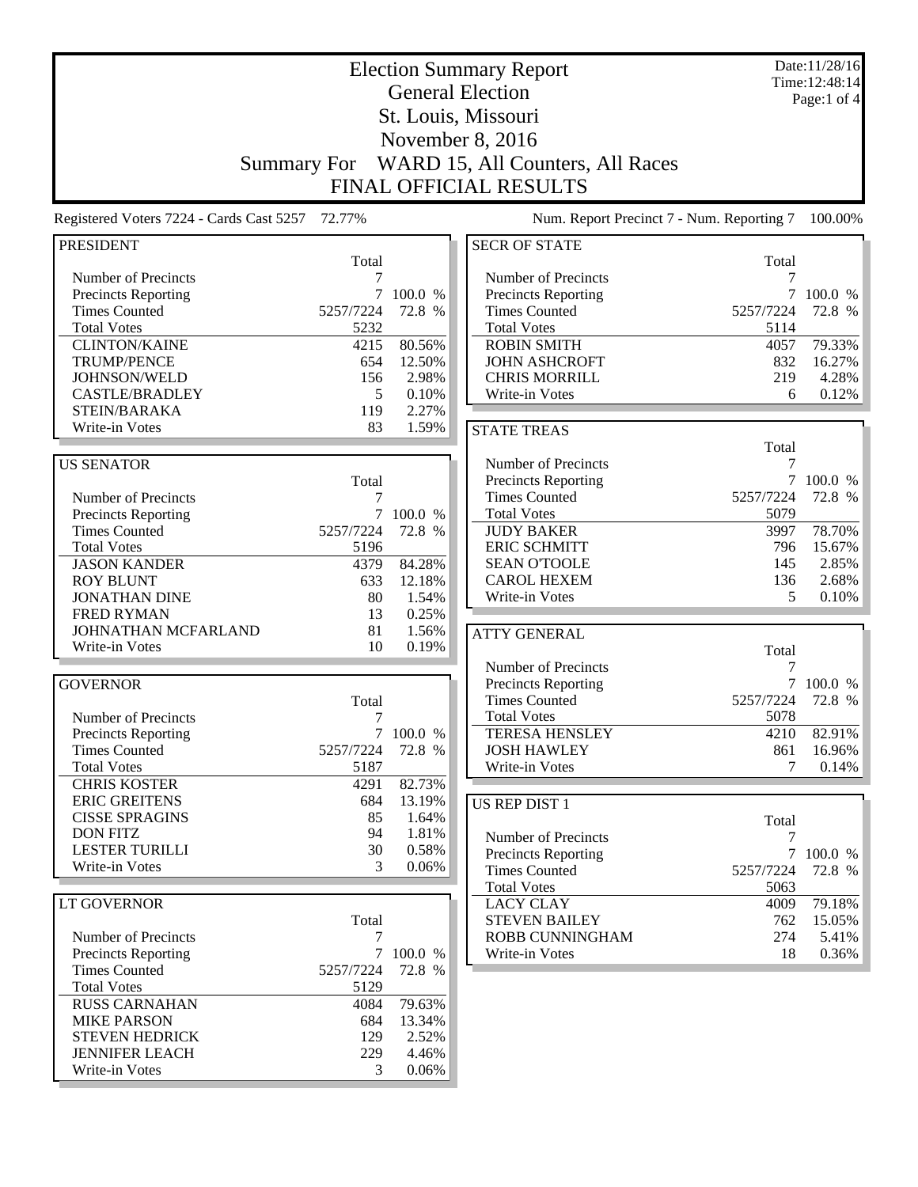# Election Summary Report

## General Election

## St. Louis, Missouri

## November 8, 2016

## Summary For WARD 15, All Counters, All Races

## FINAL OFFICIAL RESULTS

Date:11/28/16
Time:12:48:14

Registered Voters 7224 - Cards Cast 5257 72.77%

Num. Report Precinct 7 - Num. Reporting 7 100.00%

### PRESIDENT

| | Total | |
|---|---|---|
| Number of Precincts | 7 | |
| Precincts Reporting | 7 | 100.0 % |
| Times Counted | 5257/7224 | 72.8 % |
| Total Votes | 5232 | |
| CLINTON/KAINE | 4215 | 80.56% |
| TRUMP/PENCE | 654 | 12.50% |
| JOHNSON/WELD | 156 | 2.98% |
| CASTLE/BRADLEY | 5 | 0.10% |
| STEIN/BARAKA | 119 | 2.27% |
| Write-in Votes | 83 | 1.59% |

### US SENATOR

| | Total | |
|---|---|---|
| Number of Precincts | 7 | |
| Precincts Reporting | 7 | 100.0 % |
| Times Counted | 5257/7224 | 72.8 % |
| Total Votes | 5196 | |
| JASON KANDER | 4379 | 84.28% |
| ROY BLUNT | 633 | 12.18% |
| JONATHAN DINE | 80 | 1.54% |
| FRED RYMAN | 13 | 0.25% |
| JOHNATHAN MCFARLAND | 81 | 1.56% |
| Write-in Votes | 10 | 0.19% |

### GOVERNOR

| | Total | |
|---|---|---|
| Number of Precincts | 7 | |
| Precincts Reporting | 7 | 100.0 % |
| Times Counted | 5257/7224 | 72.8 % |
| Total Votes | 5187 | |
| CHRIS KOSTER | 4291 | 82.73% |
| ERIC GREITENS | 684 | 13.19% |
| CISSE SPRAGINS | 85 | 1.64% |
| DON FITZ | 94 | 1.81% |
| LESTER TURILLI | 30 | 0.58% |
| Write-in Votes | 3 | 0.06% |

### LT GOVERNOR

| | Total | |
|---|---|---|
| Number of Precincts | 7 | |
| Precincts Reporting | 7 | 100.0 % |
| Times Counted | 5257/7224 | 72.8 % |
| Total Votes | 5129 | |
| RUSS CARNAHAN | 4084 | 79.63% |
| MIKE PARSON | 684 | 13.34% |
| STEVEN HEDRICK | 129 | 2.52% |
| JENNIFER LEACH | 229 | 4.46% |
| Write-in Votes | 3 | 0.06% |

### SECR OF STATE

| | Total | |
|---|---|---|
| Number of Precincts | 7 | |
| Precincts Reporting | 7 | 100.0 % |
| Times Counted | 5257/7224 | 72.8 % |
| Total Votes | 5114 | |
| ROBIN SMITH | 4057 | 79.33% |
| JOHN ASHCROFT | 832 | 16.27% |
| CHRIS MORRILL | 219 | 4.28% |
| Write-in Votes | 6 | 0.12% |

### STATE TREAS

| | Total | |
|---|---|---|
| Number of Precincts | 7 | |
| Precincts Reporting | 7 | 100.0 % |
| Times Counted | 5257/7224 | 72.8 % |
| Total Votes | 5079 | |
| JUDY BAKER | 3997 | 78.70% |
| ERIC SCHMITT | 796 | 15.67% |
| SEAN O'TOOLE | 145 | 2.85% |
| CAROL HEXEM | 136 | 2.68% |
| Write-in Votes | 5 | 0.10% |

### ATTY GENERAL

| | Total | |
|---|---|---|
| Number of Precincts | 7 | |
| Precincts Reporting | 7 | 100.0 % |
| Times Counted | 5257/7224 | 72.8 % |
| Total Votes | 5078 | |
| TERESA HENSLEY | 4210 | 82.91% |
| JOSH HAWLEY | 861 | 16.96% |
| Write-in Votes | 7 | 0.14% |

### US REP DIST 1

| | Total | |
|---|---|---|
| Number of Precincts | 7 | |
| Precincts Reporting | 7 | 100.0 % |
| Times Counted | 5257/7224 | 72.8 % |
| Total Votes | 5063 | |
| LACY CLAY | 4009 | 79.18% |
| STEVEN BAILEY | 762 | 15.05% |
| ROBB CUNNINGHAM | 274 | 5.41% |
| Write-in Votes | 18 | 0.36% |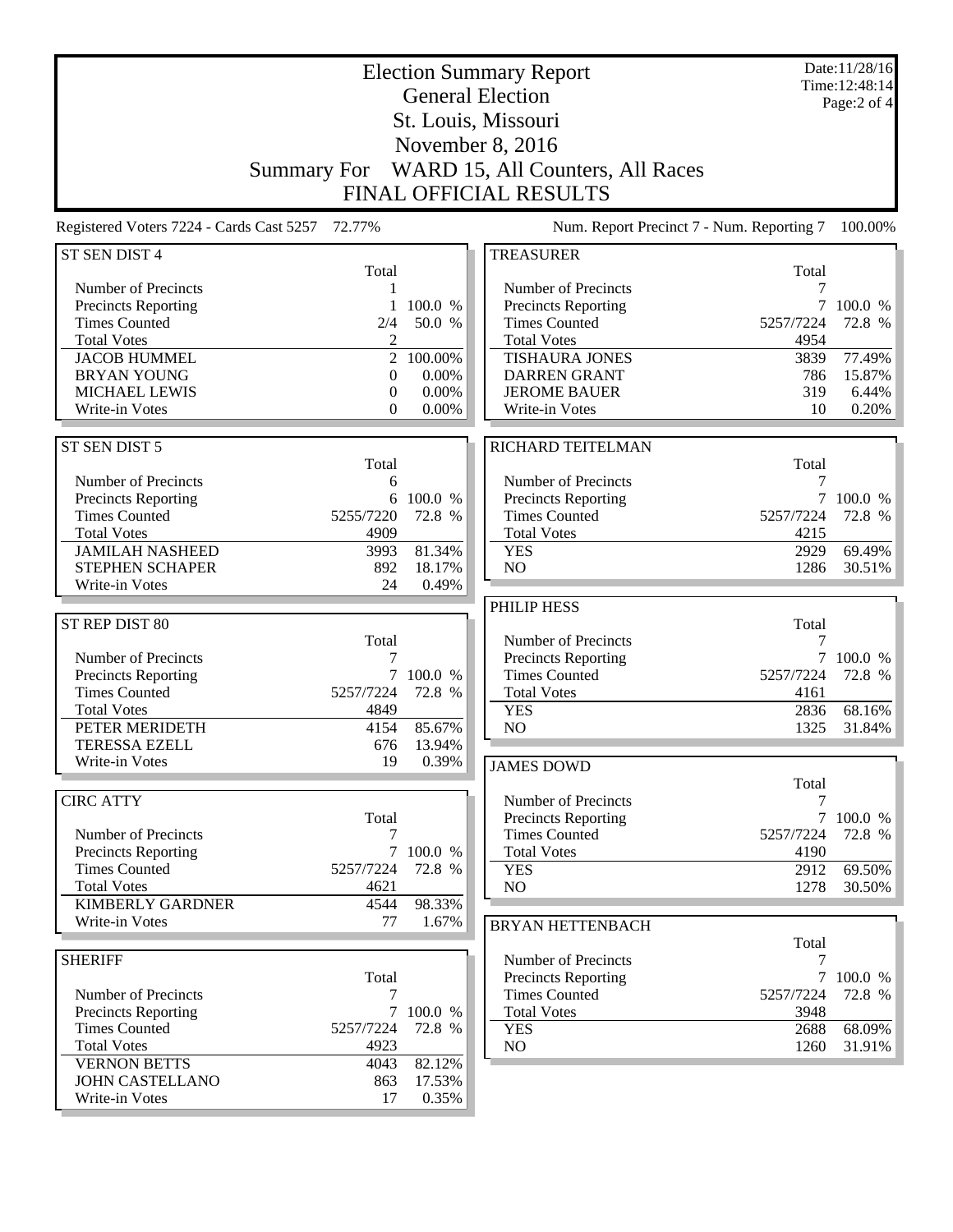# Election Summary Report

## General Election

## St. Louis, Missouri

## November 8, 2016

## Summary For WARD 15, All Counters, All Races

## FINAL OFFICIAL RESULTS

Date:11/28/16
Time:12:48:14

Registered Voters 7224 - Cards Cast 5257 72.77%

Num. Report Precinct 7 - Num. Reporting 7 100.00%

### ST SEN DIST 4

| | Total | |
|---|---|---|
| Number of Precincts | 1 | |
| Precincts Reporting | 1 | 100.0 % |
| Times Counted | 2/4 | 50.0 % |
| Total Votes | 2 | |
| JACOB HUMMEL | 2 | 100.00% |
| BRYAN YOUNG | 0 | 0.00% |
| MICHAEL LEWIS | 0 | 0.00% |
| Write-in Votes | 0 | 0.00% |

### ST SEN DIST 5

| | Total | |
|---|---|---|
| Number of Precincts | 6 | |
| Precincts Reporting | 6 | 100.0 % |
| Times Counted | 5255/7220 | 72.8 % |
| Total Votes | 4909 | |
| JAMILAH NASHEED | 3993 | 81.34% |
| STEPHEN SCHAPER | 892 | 18.17% |
| Write-in Votes | 24 | 0.49% |

### ST REP DIST 80

| | Total | |
|---|---|---|
| Number of Precincts | 7 | |
| Precincts Reporting | 7 | 100.0 % |
| Times Counted | 5257/7224 | 72.8 % |
| Total Votes | 4849 | |
| PETER MERIDETH | 4154 | 85.67% |
| TERESSA EZELL | 676 | 13.94% |
| Write-in Votes | 19 | 0.39% |

### CIRC ATTY

| | Total | |
|---|---|---|
| Number of Precincts | 7 | |
| Precincts Reporting | 7 | 100.0 % |
| Times Counted | 5257/7224 | 72.8 % |
| Total Votes | 4621 | |
| KIMBERLY GARDNER | 4544 | 98.33% |
| Write-in Votes | 77 | 1.67% |

### SHERIFF

| | Total | |
|---|---|---|
| Number of Precincts | 7 | |
| Precincts Reporting | 7 | 100.0 % |
| Times Counted | 5257/7224 | 72.8 % |
| Total Votes | 4923 | |
| VERNON BETTS | 4043 | 82.12% |
| JOHN CASTELLANO | 863 | 17.53% |
| Write-in Votes | 17 | 0.35% |

### TREASURER

| | Total | |
|---|---|---|
| Number of Precincts | 7 | |
| Precincts Reporting | 7 | 100.0 % |
| Times Counted | 5257/7224 | 72.8 % |
| Total Votes | 4954 | |
| TISHAURA JONES | 3839 | 77.49% |
| DARREN GRANT | 786 | 15.87% |
| JEROME BAUER | 319 | 6.44% |
| Write-in Votes | 10 | 0.20% |

### RICHARD TEITELMAN

| | Total | |
|---|---|---|
| Number of Precincts | 7 | |
| Precincts Reporting | 7 | 100.0 % |
| Times Counted | 5257/7224 | 72.8 % |
| Total Votes | 4215 | |
| YES | 2929 | 69.49% |
| NO | 1286 | 30.51% |

### PHILIP HESS

| | Total | |
|---|---|---|
| Number of Precincts | 7 | |
| Precincts Reporting | 7 | 100.0 % |
| Times Counted | 5257/7224 | 72.8 % |
| Total Votes | 4161 | |
| YES | 2836 | 68.16% |
| NO | 1325 | 31.84% |

### JAMES DOWD

| | Total | |
|---|---|---|
| Number of Precincts | 7 | |
| Precincts Reporting | 7 | 100.0 % |
| Times Counted | 5257/7224 | 72.8 % |
| Total Votes | 4190 | |
| YES | 2912 | 69.50% |
| NO | 1278 | 30.50% |

### BRYAN HETTENBACH

| | Total | |
|---|---|---|
| Number of Precincts | 7 | |
| Precincts Reporting | 7 | 100.0 % |
| Times Counted | 5257/7224 | 72.8 % |
| Total Votes | 3948 | |
| YES | 2688 | 68.09% |
| NO | 1260 | 31.91% |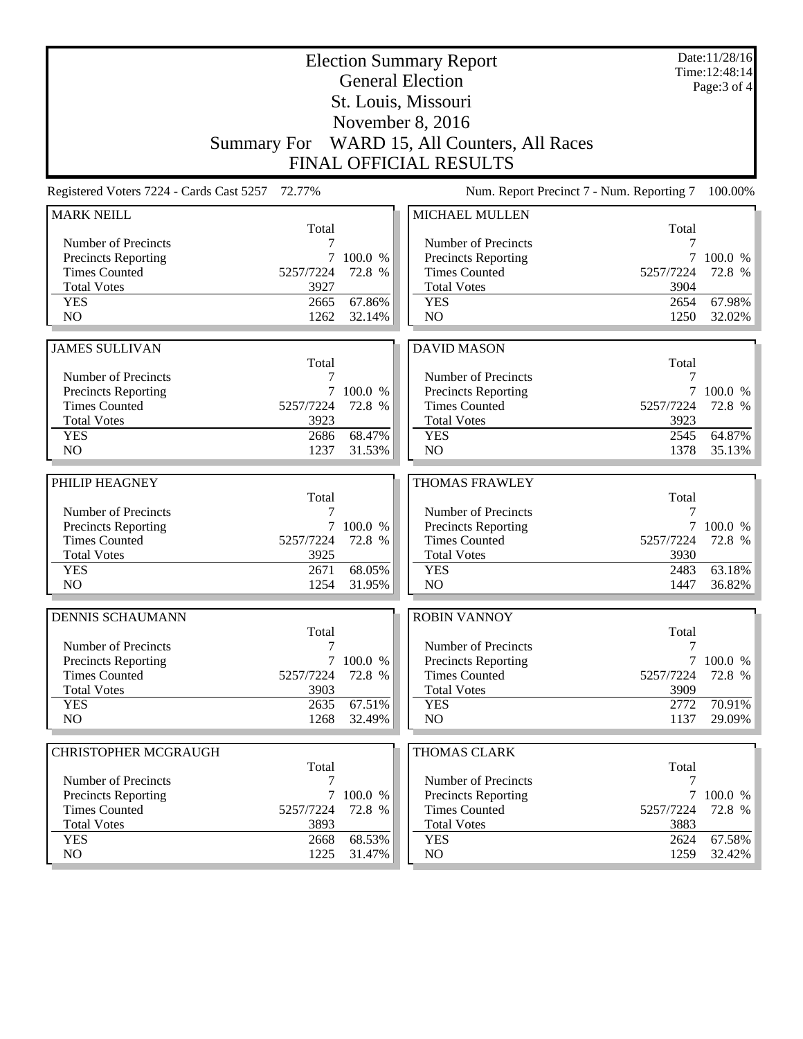# Election Summary Report

## General Election

## St. Louis, Missouri

## November 8, 2016

## Summary For WARD 15, All Counters, All Races

## FINAL OFFICIAL RESULTS

Date:11/28/16
Time:12:48:14

Registered Voters 7224 - Cards Cast 5257 72.77%

Num. Report Precinct 7 - Num. Reporting 7 100.00%

### MARK NEILL

| | Total | |
|---|---|---|
| Number of Precincts | 7 | |
| Precincts Reporting | 7 | 100.0 % |
| Times Counted | 5257/7224 | 72.8 % |
| Total Votes | 3927 | |
| YES | 2665 | 67.86% |
| NO | 1262 | 32.14% |

### MICHAEL MULLEN

| | Total | |
|---|---|---|
| Number of Precincts | 7 | |
| Precincts Reporting | 7 | 100.0 % |
| Times Counted | 5257/7224 | 72.8 % |
| Total Votes | 3904 | |
| YES | 2654 | 67.98% |
| NO | 1250 | 32.02% |

### JAMES SULLIVAN

| | Total | |
|---|---|---|
| Number of Precincts | 7 | |
| Precincts Reporting | 7 | 100.0 % |
| Times Counted | 5257/7224 | 72.8 % |
| Total Votes | 3923 | |
| YES | 2686 | 68.47% |
| NO | 1237 | 31.53% |

### DAVID MASON

| | Total | |
|---|---|---|
| Number of Precincts | 7 | |
| Precincts Reporting | 7 | 100.0 % |
| Times Counted | 5257/7224 | 72.8 % |
| Total Votes | 3923 | |
| YES | 2545 | 64.87% |
| NO | 1378 | 35.13% |

### PHILIP HEAGNEY

| | Total | |
|---|---|---|
| Number of Precincts | 7 | |
| Precincts Reporting | 7 | 100.0 % |
| Times Counted | 5257/7224 | 72.8 % |
| Total Votes | 3925 | |
| YES | 2671 | 68.05% |
| NO | 1254 | 31.95% |

### THOMAS FRAWLEY

| | Total | |
|---|---|---|
| Number of Precincts | 7 | |
| Precincts Reporting | 7 | 100.0 % |
| Times Counted | 5257/7224 | 72.8 % |
| Total Votes | 3930 | |
| YES | 2483 | 63.18% |
| NO | 1447 | 36.82% |

### DENNIS SCHAUMANN

| | Total | |
|---|---|---|
| Number of Precincts | 7 | |
| Precincts Reporting | 7 | 100.0 % |
| Times Counted | 5257/7224 | 72.8 % |
| Total Votes | 3903 | |
| YES | 2635 | 67.51% |
| NO | 1268 | 32.49% |

### ROBIN VANNOY

| | Total | |
|---|---|---|
| Number of Precincts | 7 | |
| Precincts Reporting | 7 | 100.0 % |
| Times Counted | 5257/7224 | 72.8 % |
| Total Votes | 3909 | |
| YES | 2772 | 70.91% |
| NO | 1137 | 29.09% |

### CHRISTOPHER MCGRAUGH

| | Total | |
|---|---|---|
| Number of Precincts | 7 | |
| Precincts Reporting | 7 | 100.0 % |
| Times Counted | 5257/7224 | 72.8 % |
| Total Votes | 3893 | |
| YES | 2668 | 68.53% |
| NO | 1225 | 31.47% |

### THOMAS CLARK

| | Total | |
|---|---|---|
| Number of Precincts | 7 | |
| Precincts Reporting | 7 | 100.0 % |
| Times Counted | 5257/7224 | 72.8 % |
| Total Votes | 3883 | |
| YES | 2624 | 67.58% |
| NO | 1259 | 32.42% |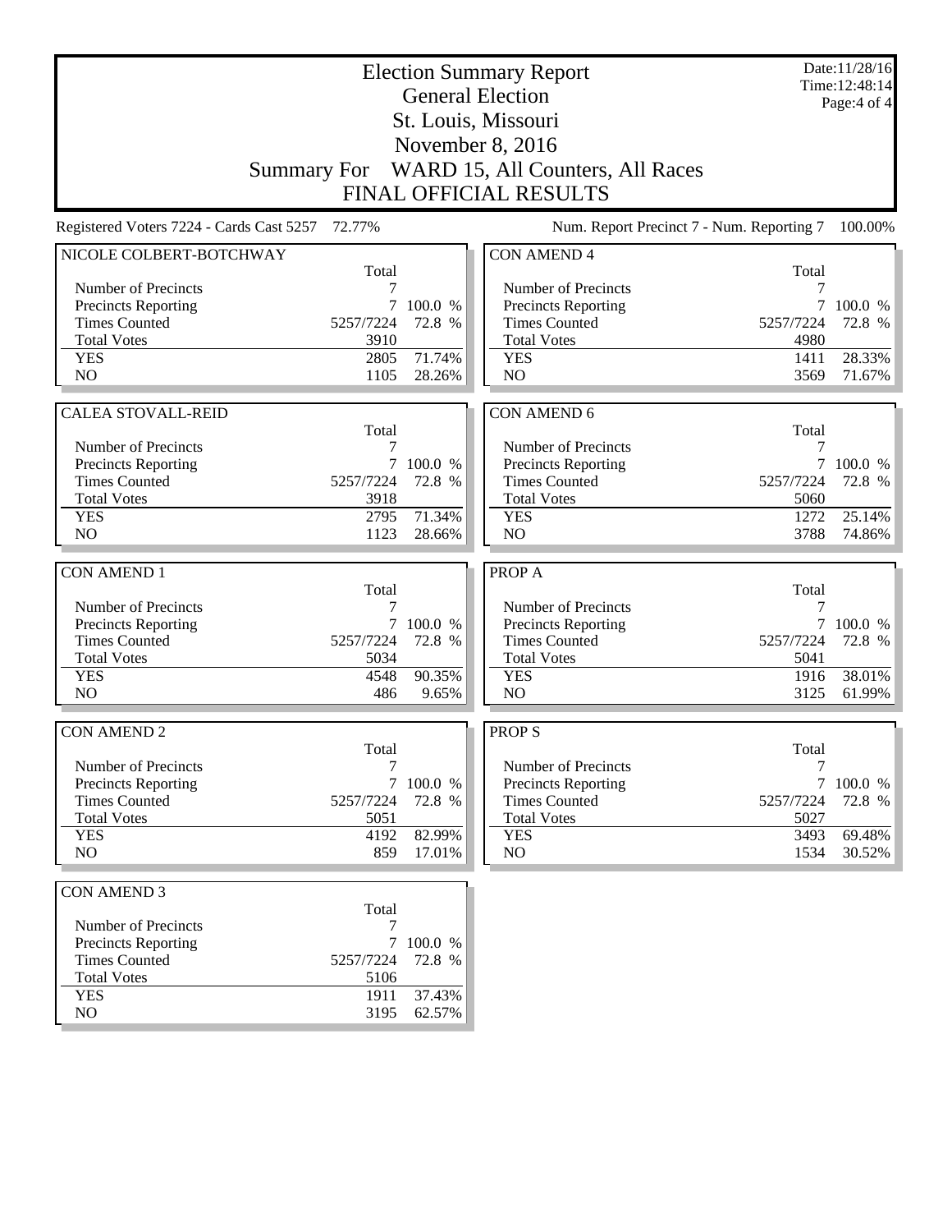# Election Summary Report
## General Election
## St. Louis, Missouri
## November 8, 2016
## Summary For WARD 15, All Counters, All Races
## FINAL OFFICIAL RESULTS

Date:11/28/16
Time:12:48:14

Registered Voters 7224 - Cards Cast 5257 72.77%

Num. Report Precinct 7 - Num. Reporting 7 100.00%

### NICOLE COLBERT-BOTCHWAY

| | Total | |
|---|---|---|
| Number of Precincts | 7 | |
| Precincts Reporting | 7 | 100.0 % |
| Times Counted | 5257/7224 | 72.8 % |
| Total Votes | 3910 | |
| YES | 2805 | 71.74% |
| NO | 1105 | 28.26% |

### CALEA STOVALL-REID

| | Total | |
|---|---|---|
| Number of Precincts | 7 | |
| Precincts Reporting | 7 | 100.0 % |
| Times Counted | 5257/7224 | 72.8 % |
| Total Votes | 3918 | |
| YES | 2795 | 71.34% |
| NO | 1123 | 28.66% |

### CON AMEND 1

| | Total | |
|---|---|---|
| Number of Precincts | 7 | |
| Precincts Reporting | 7 | 100.0 % |
| Times Counted | 5257/7224 | 72.8 % |
| Total Votes | 5034 | |
| YES | 4548 | 90.35% |
| NO | 486 | 9.65% |

### CON AMEND 2

| | Total | |
|---|---|---|
| Number of Precincts | 7 | |
| Precincts Reporting | 7 | 100.0 % |
| Times Counted | 5257/7224 | 72.8 % |
| Total Votes | 5051 | |
| YES | 4192 | 82.99% |
| NO | 859 | 17.01% |

### CON AMEND 3

| | Total | |
|---|---|---|
| Number of Precincts | 7 | |
| Precincts Reporting | 7 | 100.0 % |
| Times Counted | 5257/7224 | 72.8 % |
| Total Votes | 5106 | |
| YES | 1911 | 37.43% |
| NO | 3195 | 62.57% |

### CON AMEND 4

| | Total | |
|---|---|---|
| Number of Precincts | 7 | |
| Precincts Reporting | 7 | 100.0 % |
| Times Counted | 5257/7224 | 72.8 % |
| Total Votes | 4980 | |
| YES | 1411 | 28.33% |
| NO | 3569 | 71.67% |

### CON AMEND 6

| | Total | |
|---|---|---|
| Number of Precincts | 7 | |
| Precincts Reporting | 7 | 100.0 % |
| Times Counted | 5257/7224 | 72.8 % |
| Total Votes | 5060 | |
| YES | 1272 | 25.14% |
| NO | 3788 | 74.86% |

### PROP A

| | Total | |
|---|---|---|
| Number of Precincts | 7 | |
| Precincts Reporting | 7 | 100.0 % |
| Times Counted | 5257/7224 | 72.8 % |
| Total Votes | 5041 | |
| YES | 1916 | 38.01% |
| NO | 3125 | 61.99% |

### PROP S

| | Total | |
|---|---|---|
| Number of Precincts | 7 | |
| Precincts Reporting | 7 | 100.0 % |
| Times Counted | 5257/7224 | 72.8 % |
| Total Votes | 5027 | |
| YES | 3493 | 69.48% |
| NO | 1534 | 30.52% |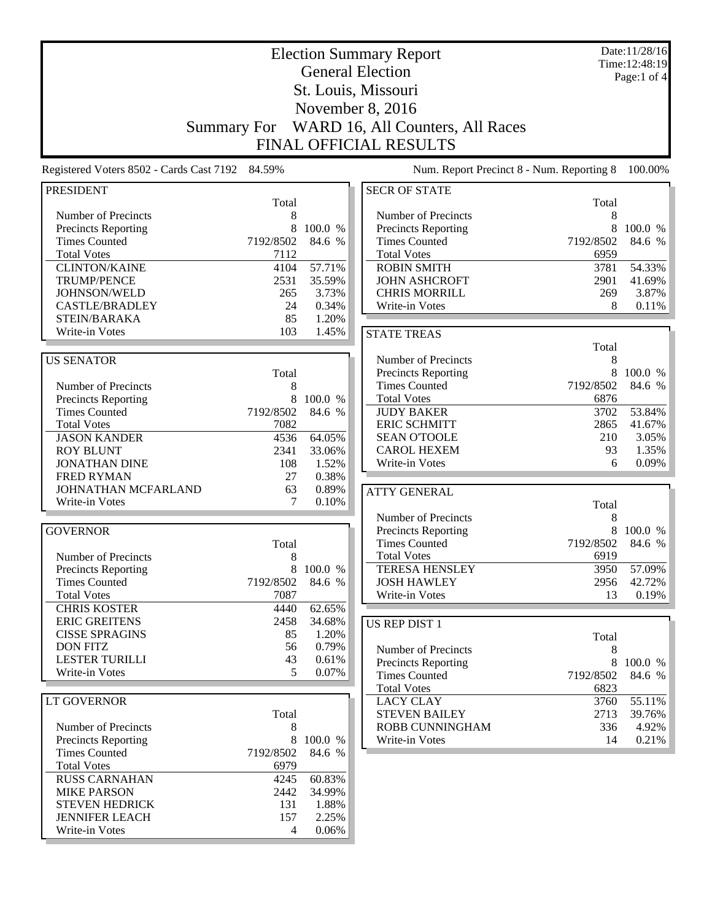# Election Summary Report

## General Election

## St. Louis, Missouri

## November 8, 2016

## Summary For WARD 16, All Counters, All Races

## FINAL OFFICIAL RESULTS

Date:11/28/16
Time:12:48:19

Registered Voters 8502 - Cards Cast 7192 84.59%

Num. Report Precinct 8 - Num. Reporting 8 100.00%

### PRESIDENT

| | Total | |
|---|---|---|
| Number of Precincts | 8 | |
| Precincts Reporting | 8 | 100.0 % |
| Times Counted | 7192/8502 | 84.6 % |
| Total Votes | 7112 | |
| CLINTON/KAINE | 4104 | 57.71% |
| TRUMP/PENCE | 2531 | 35.59% |
| JOHNSON/WELD | 265 | 3.73% |
| CASTLE/BRADLEY | 24 | 0.34% |
| STEIN/BARAKA | 85 | 1.20% |
| Write-in Votes | 103 | 1.45% |

### US SENATOR

| | Total | |
|---|---|---|
| Number of Precincts | 8 | |
| Precincts Reporting | 8 | 100.0 % |
| Times Counted | 7192/8502 | 84.6 % |
| Total Votes | 7082 | |
| JASON KANDER | 4536 | 64.05% |
| ROY BLUNT | 2341 | 33.06% |
| JONATHAN DINE | 108 | 1.52% |
| FRED RYMAN | 27 | 0.38% |
| JOHNATHAN MCFARLAND | 63 | 0.89% |
| Write-in Votes | 7 | 0.10% |

### GOVERNOR

| | Total | |
|---|---|---|
| Number of Precincts | 8 | |
| Precincts Reporting | 8 | 100.0 % |
| Times Counted | 7192/8502 | 84.6 % |
| Total Votes | 7087 | |
| CHRIS KOSTER | 4440 | 62.65% |
| ERIC GREITENS | 2458 | 34.68% |
| CISSE SPRAGINS | 85 | 1.20% |
| DON FITZ | 56 | 0.79% |
| LESTER TURILLI | 43 | 0.61% |
| Write-in Votes | 5 | 0.07% |

### LT GOVERNOR

| | Total | |
|---|---|---|
| Number of Precincts | 8 | |
| Precincts Reporting | 8 | 100.0 % |
| Times Counted | 7192/8502 | 84.6 % |
| Total Votes | 6979 | |
| RUSS CARNAHAN | 4245 | 60.83% |
| MIKE PARSON | 2442 | 34.99% |
| STEVEN HEDRICK | 131 | 1.88% |
| JENNIFER LEACH | 157 | 2.25% |
| Write-in Votes | 4 | 0.06% |

### SECR OF STATE

| | Total | |
|---|---|---|
| Number of Precincts | 8 | |
| Precincts Reporting | 8 | 100.0 % |
| Times Counted | 7192/8502 | 84.6 % |
| Total Votes | 6959 | |
| ROBIN SMITH | 3781 | 54.33% |
| JOHN ASHCROFT | 2901 | 41.69% |
| CHRIS MORRILL | 269 | 3.87% |
| Write-in Votes | 8 | 0.11% |

### STATE TREAS

| | Total | |
|---|---|---|
| Number of Precincts | 8 | |
| Precincts Reporting | 8 | 100.0 % |
| Times Counted | 7192/8502 | 84.6 % |
| Total Votes | 6876 | |
| JUDY BAKER | 3702 | 53.84% |
| ERIC SCHMITT | 2865 | 41.67% |
| SEAN O'TOOLE | 210 | 3.05% |
| CAROL HEXEM | 93 | 1.35% |
| Write-in Votes | 6 | 0.09% |

### ATTY GENERAL

| | Total | |
|---|---|---|
| Number of Precincts | 8 | |
| Precincts Reporting | 8 | 100.0 % |
| Times Counted | 7192/8502 | 84.6 % |
| Total Votes | 6919 | |
| TERESA HENSLEY | 3950 | 57.09% |
| JOSH HAWLEY | 2956 | 42.72% |
| Write-in Votes | 13 | 0.19% |

### US REP DIST 1

| | Total | |
|---|---|---|
| Number of Precincts | 8 | |
| Precincts Reporting | 8 | 100.0 % |
| Times Counted | 7192/8502 | 84.6 % |
| Total Votes | 6823 | |
| LACY CLAY | 3760 | 55.11% |
| STEVEN BAILEY | 2713 | 39.76% |
| ROBB CUNNINGHAM | 336 | 4.92% |
| Write-in Votes | 14 | 0.21% |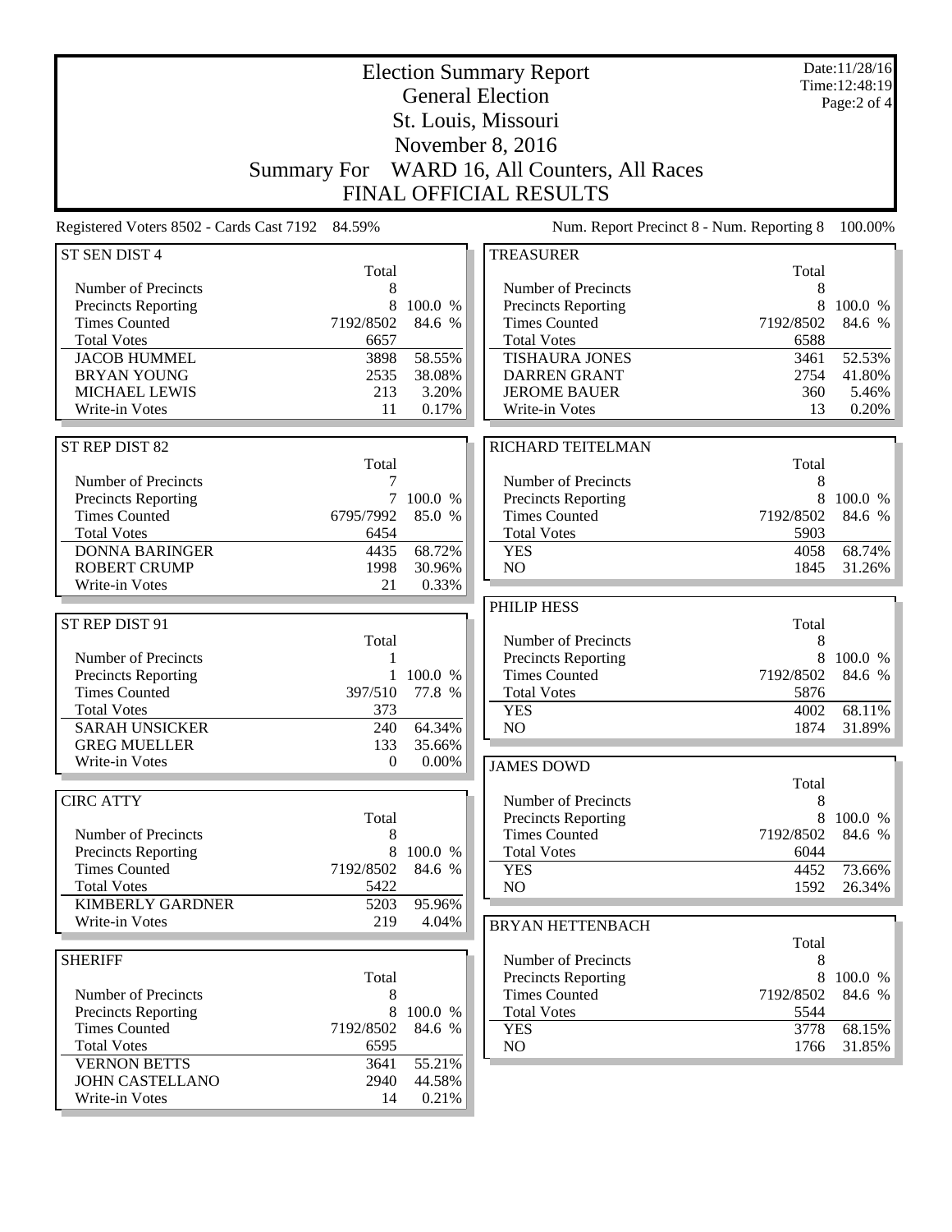# Election Summary Report

General Election

St. Louis, Missouri

November 8, 2016

Summary For WARD 16, All Counters, All Races

FINAL OFFICIAL RESULTS

Date:11/28/16
Time:12:48:19

Registered Voters 8502 - Cards Cast 7192 84.59%

Num. Report Precinct 8 - Num. Reporting 8 100.00%

### ST SEN DIST 4

| | Total | |
|---|---|---|
| Number of Precincts | 8 | |
| Precincts Reporting | 8 | 100.0 % |
| Times Counted | 7192/8502 | 84.6 % |
| Total Votes | 6657 | |
| JACOB HUMMEL | 3898 | 58.55% |
| BRYAN YOUNG | 2535 | 38.08% |
| MICHAEL LEWIS | 213 | 3.20% |
| Write-in Votes | 11 | 0.17% |

### ST REP DIST 82

| | Total | |
|---|---|---|
| Number of Precincts | 7 | |
| Precincts Reporting | 7 | 100.0 % |
| Times Counted | 6795/7992 | 85.0 % |
| Total Votes | 6454 | |
| DONNA BARINGER | 4435 | 68.72% |
| ROBERT CRUMP | 1998 | 30.96% |
| Write-in Votes | 21 | 0.33% |

### ST REP DIST 91

| | Total | |
|---|---|---|
| Number of Precincts | 1 | |
| Precincts Reporting | 1 | 100.0 % |
| Times Counted | 397/510 | 77.8 % |
| Total Votes | 373 | |
| SARAH UNSICKER | 240 | 64.34% |
| GREG MUELLER | 133 | 35.66% |
| Write-in Votes | 0 | 0.00% |

### CIRC ATTY

| | Total | |
|---|---|---|
| Number of Precincts | 8 | |
| Precincts Reporting | 8 | 100.0 % |
| Times Counted | 7192/8502 | 84.6 % |
| Total Votes | 5422 | |
| KIMBERLY GARDNER | 5203 | 95.96% |
| Write-in Votes | 219 | 4.04% |

### SHERIFF

| | Total | |
|---|---|---|
| Number of Precincts | 8 | |
| Precincts Reporting | 8 | 100.0 % |
| Times Counted | 7192/8502 | 84.6 % |
| Total Votes | 6595 | |
| VERNON BETTS | 3641 | 55.21% |
| JOHN CASTELLANO | 2940 | 44.58% |
| Write-in Votes | 14 | 0.21% |

### TREASURER

| | Total | |
|---|---|---|
| Number of Precincts | 8 | |
| Precincts Reporting | 8 | 100.0 % |
| Times Counted | 7192/8502 | 84.6 % |
| Total Votes | 6588 | |
| TISHAURA JONES | 3461 | 52.53% |
| DARREN GRANT | 2754 | 41.80% |
| JEROME BAUER | 360 | 5.46% |
| Write-in Votes | 13 | 0.20% |

### RICHARD TEITELMAN

| | Total | |
|---|---|---|
| Number of Precincts | 8 | |
| Precincts Reporting | 8 | 100.0 % |
| Times Counted | 7192/8502 | 84.6 % |
| Total Votes | 5903 | |
| YES | 4058 | 68.74% |
| NO | 1845 | 31.26% |

### PHILIP HESS

| | Total | |
|---|---|---|
| Number of Precincts | 8 | |
| Precincts Reporting | 8 | 100.0 % |
| Times Counted | 7192/8502 | 84.6 % |
| Total Votes | 5876 | |
| YES | 4002 | 68.11% |
| NO | 1874 | 31.89% |

### JAMES DOWD

| | Total | |
|---|---|---|
| Number of Precincts | 8 | |
| Precincts Reporting | 8 | 100.0 % |
| Times Counted | 7192/8502 | 84.6 % |
| Total Votes | 6044 | |
| YES | 4452 | 73.66% |
| NO | 1592 | 26.34% |

### BRYAN HETTENBACH

| | Total | |
|---|---|---|
| Number of Precincts | 8 | |
| Precincts Reporting | 8 | 100.0 % |
| Times Counted | 7192/8502 | 84.6 % |
| Total Votes | 5544 | |
| YES | 3778 | 68.15% |
| NO | 1766 | 31.85% |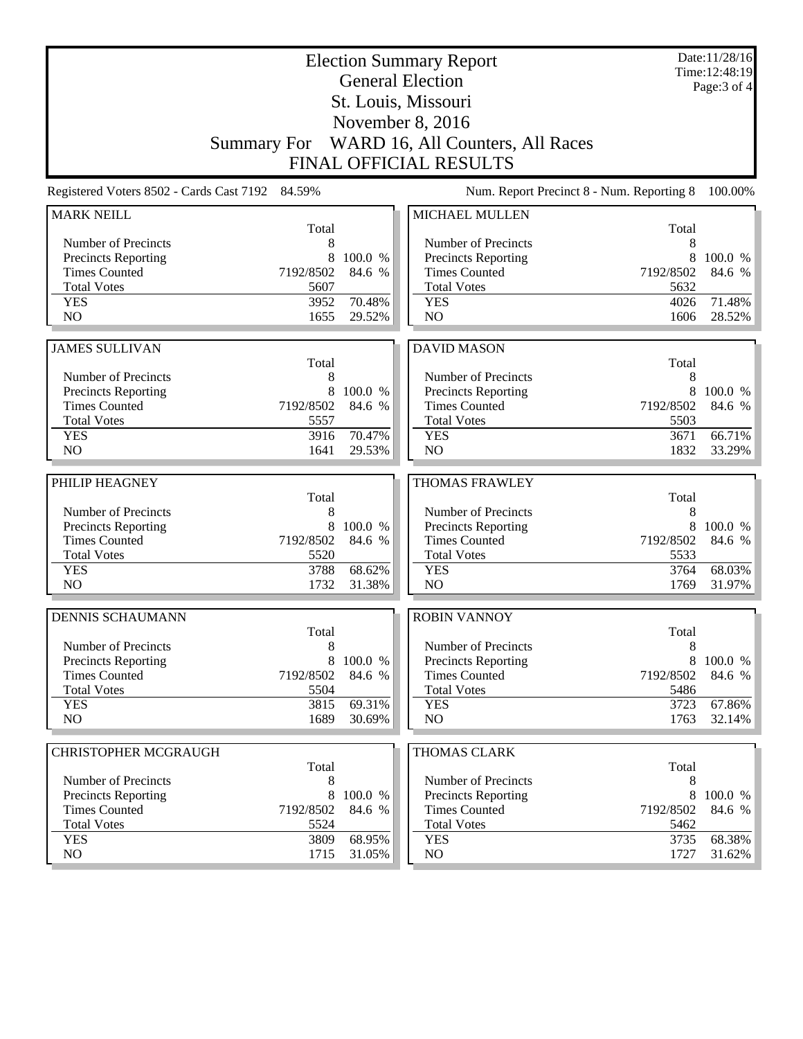# Election Summary Report

## General Election

## St. Louis, Missouri

## November 8, 2016

## Summary For WARD 16, All Counters, All Races

## FINAL OFFICIAL RESULTS

Date:11/28/16
Time:12:48:19

Registered Voters 8502 - Cards Cast 7192 84.59%

Num. Report Precinct 8 - Num. Reporting 8 100.00%

### MARK NEILL

| | Total | |
|---|---|---|
| Number of Precincts | 8 | |
| Precincts Reporting | 8 | 100.0 % |
| Times Counted | 7192/8502 | 84.6 % |
| Total Votes | 5607 | |
| YES | 3952 | 70.48% |
| NO | 1655 | 29.52% |

### MICHAEL MULLEN

| | Total | |
|---|---|---|
| Number of Precincts | 8 | |
| Precincts Reporting | 8 | 100.0 % |
| Times Counted | 7192/8502 | 84.6 % |
| Total Votes | 5632 | |
| YES | 4026 | 71.48% |
| NO | 1606 | 28.52% |

### JAMES SULLIVAN

| | Total | |
|---|---|---|
| Number of Precincts | 8 | |
| Precincts Reporting | 8 | 100.0 % |
| Times Counted | 7192/8502 | 84.6 % |
| Total Votes | 5557 | |
| YES | 3916 | 70.47% |
| NO | 1641 | 29.53% |

### DAVID MASON

| | Total | |
|---|---|---|
| Number of Precincts | 8 | |
| Precincts Reporting | 8 | 100.0 % |
| Times Counted | 7192/8502 | 84.6 % |
| Total Votes | 5503 | |
| YES | 3671 | 66.71% |
| NO | 1832 | 33.29% |

### PHILIP HEAGNEY

| | Total | |
|---|---|---|
| Number of Precincts | 8 | |
| Precincts Reporting | 8 | 100.0 % |
| Times Counted | 7192/8502 | 84.6 % |
| Total Votes | 5520 | |
| YES | 3788 | 68.62% |
| NO | 1732 | 31.38% |

### THOMAS FRAWLEY

| | Total | |
|---|---|---|
| Number of Precincts | 8 | |
| Precincts Reporting | 8 | 100.0 % |
| Times Counted | 7192/8502 | 84.6 % |
| Total Votes | 5533 | |
| YES | 3764 | 68.03% |
| NO | 1769 | 31.97% |

### DENNIS SCHAUMANN

| | Total | |
|---|---|---|
| Number of Precincts | 8 | |
| Precincts Reporting | 8 | 100.0 % |
| Times Counted | 7192/8502 | 84.6 % |
| Total Votes | 5504 | |
| YES | 3815 | 69.31% |
| NO | 1689 | 30.69% |

### ROBIN VANNOY

| | Total | |
|---|---|---|
| Number of Precincts | 8 | |
| Precincts Reporting | 8 | 100.0 % |
| Times Counted | 7192/8502 | 84.6 % |
| Total Votes | 5486 | |
| YES | 3723 | 67.86% |
| NO | 1763 | 32.14% |

### CHRISTOPHER MCGRAUGH

| | Total | |
|---|---|---|
| Number of Precincts | 8 | |
| Precincts Reporting | 8 | 100.0 % |
| Times Counted | 7192/8502 | 84.6 % |
| Total Votes | 5524 | |
| YES | 3809 | 68.95% |
| NO | 1715 | 31.05% |

### THOMAS CLARK

| | Total | |
|---|---|---|
| Number of Precincts | 8 | |
| Precincts Reporting | 8 | 100.0 % |
| Times Counted | 7192/8502 | 84.6 % |
| Total Votes | 5462 | |
| YES | 3735 | 68.38% |
| NO | 1727 | 31.62% |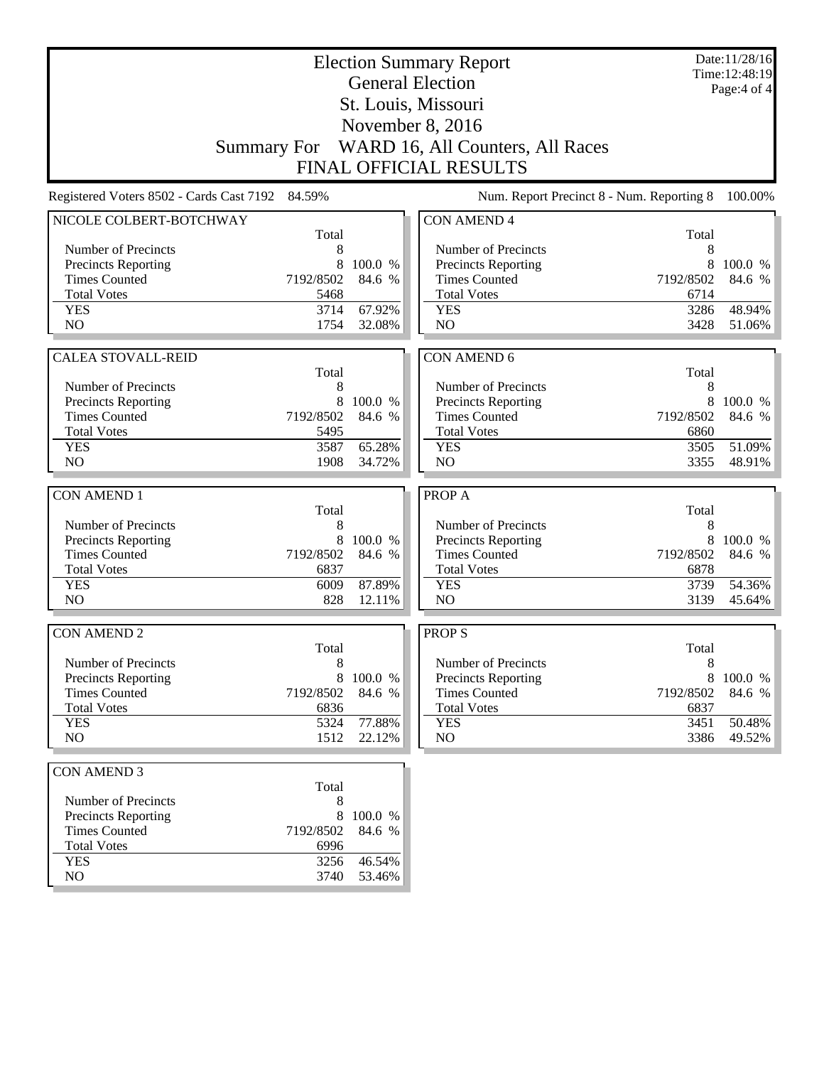# Election Summary Report

## General Election

## St. Louis, Missouri

## November 8, 2016

## Summary For WARD 16, All Counters, All Races

## FINAL OFFICIAL RESULTS

Date:11/28/16
Time:12:48:19

Registered Voters 8502 - Cards Cast 7192 84.59%

Num. Report Precinct 8 - Num. Reporting 8 100.00%

### NICOLE COLBERT-BOTCHWAY

| | Total | |
|---|---|---|
| Number of Precincts | 8 | |
| Precincts Reporting | 8 | 100.0 % |
| Times Counted | 7192/8502 | 84.6 % |
| Total Votes | 5468 | |
| YES | 3714 | 67.92% |
| NO | 1754 | 32.08% |

### CALEA STOVALL-REID

| | Total | |
|---|---|---|
| Number of Precincts | 8 | |
| Precincts Reporting | 8 | 100.0 % |
| Times Counted | 7192/8502 | 84.6 % |
| Total Votes | 5495 | |
| YES | 3587 | 65.28% |
| NO | 1908 | 34.72% |

### CON AMEND 1

| | Total | |
|---|---|---|
| Number of Precincts | 8 | |
| Precincts Reporting | 8 | 100.0 % |
| Times Counted | 7192/8502 | 84.6 % |
| Total Votes | 6837 | |
| YES | 6009 | 87.89% |
| NO | 828 | 12.11% |

### CON AMEND 2

| | Total | |
|---|---|---|
| Number of Precincts | 8 | |
| Precincts Reporting | 8 | 100.0 % |
| Times Counted | 7192/8502 | 84.6 % |
| Total Votes | 6836 | |
| YES | 5324 | 77.88% |
| NO | 1512 | 22.12% |

### CON AMEND 3

| | Total | |
|---|---|---|
| Number of Precincts | 8 | |
| Precincts Reporting | 8 | 100.0 % |
| Times Counted | 7192/8502 | 84.6 % |
| Total Votes | 6996 | |
| YES | 3256 | 46.54% |
| NO | 3740 | 53.46% |

### CON AMEND 4

| | Total | |
|---|---|---|
| Number of Precincts | 8 | |
| Precincts Reporting | 8 | 100.0 % |
| Times Counted | 7192/8502 | 84.6 % |
| Total Votes | 6714 | |
| YES | 3286 | 48.94% |
| NO | 3428 | 51.06% |

### CON AMEND 6

| | Total | |
|---|---|---|
| Number of Precincts | 8 | |
| Precincts Reporting | 8 | 100.0 % |
| Times Counted | 7192/8502 | 84.6 % |
| Total Votes | 6860 | |
| YES | 3505 | 51.09% |
| NO | 3355 | 48.91% |

### PROP A

| | Total | |
|---|---|---|
| Number of Precincts | 8 | |
| Precincts Reporting | 8 | 100.0 % |
| Times Counted | 7192/8502 | 84.6 % |
| Total Votes | 6878 | |
| YES | 3739 | 54.36% |
| NO | 3139 | 45.64% |

### PROP S

| | Total | |
|---|---|---|
| Number of Precincts | 8 | |
| Precincts Reporting | 8 | 100.0 % |
| Times Counted | 7192/8502 | 84.6 % |
| Total Votes | 6837 | |
| YES | 3451 | 50.48% |
| NO | 3386 | 49.52% |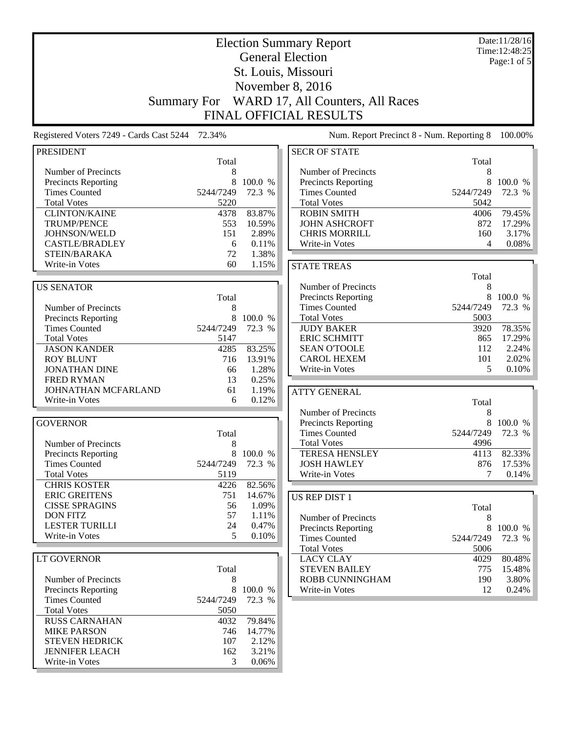# Election Summary Report
## General Election
## St. Louis, Missouri
## November 8, 2016
## Summary For WARD 17, All Counters, All Races
## FINAL OFFICIAL RESULTS

Date:11/28/16
Time:12:48:25

Registered Voters 7249 - Cards Cast 5244 72.34%

Num. Report Precinct 8 - Num. Reporting 8 100.00%

### PRESIDENT

| | Total | |
|---|---|---|
| Number of Precincts | 8 | |
| Precincts Reporting | 8 | 100.0 % |
| Times Counted | 5244/7249 | 72.3 % |
| Total Votes | 5220 | |
| CLINTON/KAINE | 4378 | 83.87% |
| TRUMP/PENCE | 553 | 10.59% |
| JOHNSON/WELD | 151 | 2.89% |
| CASTLE/BRADLEY | 6 | 0.11% |
| STEIN/BARAKA | 72 | 1.38% |
| Write-in Votes | 60 | 1.15% |

### US SENATOR

| | Total | |
|---|---|---|
| Number of Precincts | 8 | |
| Precincts Reporting | 8 | 100.0 % |
| Times Counted | 5244/7249 | 72.3 % |
| Total Votes | 5147 | |
| JASON KANDER | 4285 | 83.25% |
| ROY BLUNT | 716 | 13.91% |
| JONATHAN DINE | 66 | 1.28% |
| FRED RYMAN | 13 | 0.25% |
| JOHNATHAN MCFARLAND | 61 | 1.19% |
| Write-in Votes | 6 | 0.12% |

### GOVERNOR

| | Total | |
|---|---|---|
| Number of Precincts | 8 | |
| Precincts Reporting | 8 | 100.0 % |
| Times Counted | 5244/7249 | 72.3 % |
| Total Votes | 5119 | |
| CHRIS KOSTER | 4226 | 82.56% |
| ERIC GREITENS | 751 | 14.67% |
| CISSE SPRAGINS | 56 | 1.09% |
| DON FITZ | 57 | 1.11% |
| LESTER TURILLI | 24 | 0.47% |
| Write-in Votes | 5 | 0.10% |

### LT GOVERNOR

| | Total | |
|---|---|---|
| Number of Precincts | 8 | |
| Precincts Reporting | 8 | 100.0 % |
| Times Counted | 5244/7249 | 72.3 % |
| Total Votes | 5050 | |
| RUSS CARNAHAN | 4032 | 79.84% |
| MIKE PARSON | 746 | 14.77% |
| STEVEN HEDRICK | 107 | 2.12% |
| JENNIFER LEACH | 162 | 3.21% |
| Write-in Votes | 3 | 0.06% |

### SECR OF STATE

| | Total | |
|---|---|---|
| Number of Precincts | 8 | |
| Precincts Reporting | 8 | 100.0 % |
| Times Counted | 5244/7249 | 72.3 % |
| Total Votes | 5042 | |
| ROBIN SMITH | 4006 | 79.45% |
| JOHN ASHCROFT | 872 | 17.29% |
| CHRIS MORRILL | 160 | 3.17% |
| Write-in Votes | 4 | 0.08% |

### STATE TREAS

| | Total | |
|---|---|---|
| Number of Precincts | 8 | |
| Precincts Reporting | 8 | 100.0 % |
| Times Counted | 5244/7249 | 72.3 % |
| Total Votes | 5003 | |
| JUDY BAKER | 3920 | 78.35% |
| ERIC SCHMITT | 865 | 17.29% |
| SEAN O'TOOLE | 112 | 2.24% |
| CAROL HEXEM | 101 | 2.02% |
| Write-in Votes | 5 | 0.10% |

### ATTY GENERAL

| | Total | |
|---|---|---|
| Number of Precincts | 8 | |
| Precincts Reporting | 8 | 100.0 % |
| Times Counted | 5244/7249 | 72.3 % |
| Total Votes | 4996 | |
| TERESA HENSLEY | 4113 | 82.33% |
| JOSH HAWLEY | 876 | 17.53% |
| Write-in Votes | 7 | 0.14% |

### US REP DIST 1

| | Total | |
|---|---|---|
| Number of Precincts | 8 | |
| Precincts Reporting | 8 | 100.0 % |
| Times Counted | 5244/7249 | 72.3 % |
| Total Votes | 5006 | |
| LACY CLAY | 4029 | 80.48% |
| STEVEN BAILEY | 775 | 15.48% |
| ROBB CUNNINGHAM | 190 | 3.80% |
| Write-in Votes | 12 | 0.24% |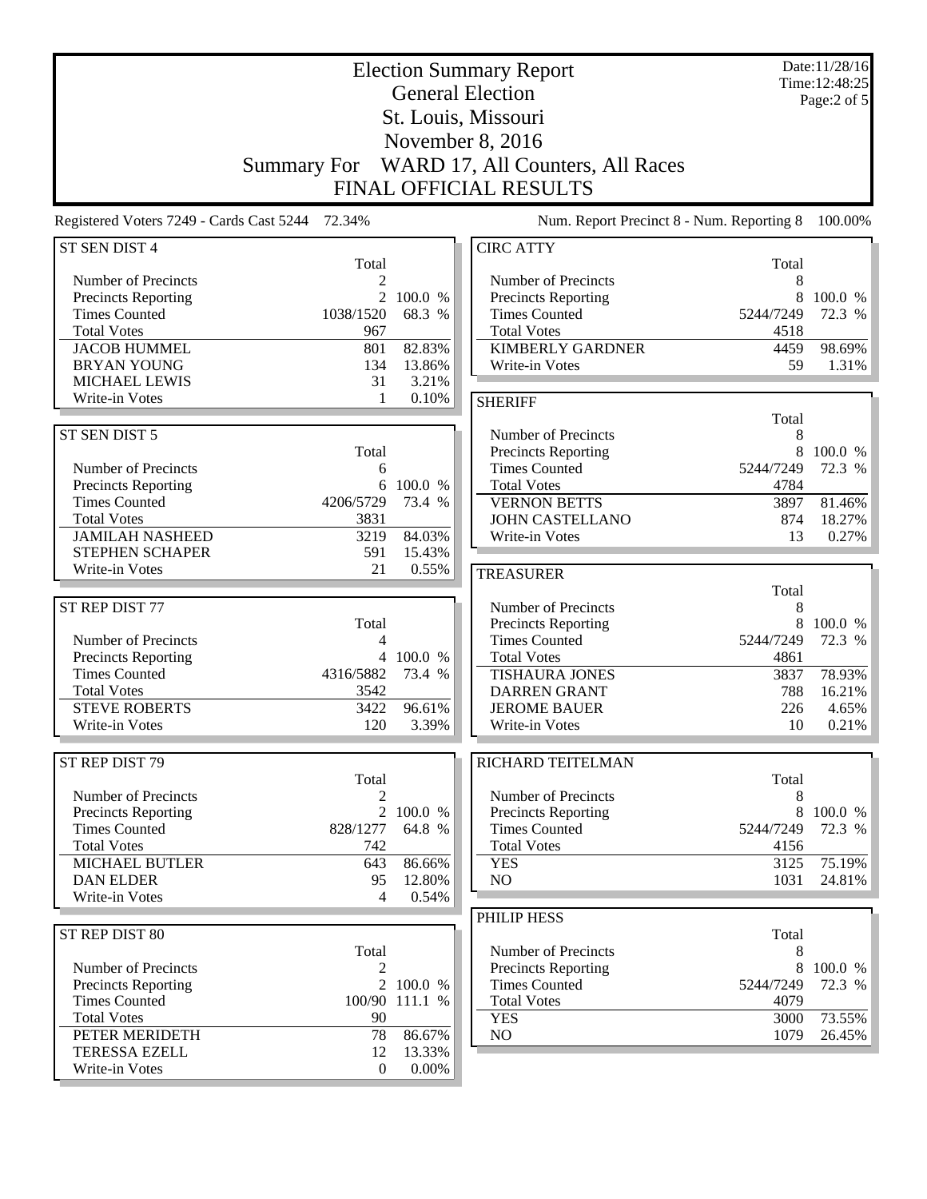# Election Summary Report

## General Election

## St. Louis, Missouri

## November 8, 2016

## Summary For WARD 17, All Counters, All Races

## FINAL OFFICIAL RESULTS

Date:11/28/16
Time:12:48:25

Registered Voters 7249 - Cards Cast 5244 72.34%

Num. Report Precinct 8 - Num. Reporting 8 100.00%

### ST SEN DIST 4

| | Total | |
|---|---|---|
| Number of Precincts | 2 | |
| Precincts Reporting | 2 | 100.0 % |
| Times Counted | 1038/1520 | 68.3 % |
| Total Votes | 967 | |
| JACOB HUMMEL | 801 | 82.83% |
| BRYAN YOUNG | 134 | 13.86% |
| MICHAEL LEWIS | 31 | 3.21% |
| Write-in Votes | 1 | 0.10% |

### ST SEN DIST 5

| | Total | |
|---|---|---|
| Number of Precincts | 6 | |
| Precincts Reporting | 6 | 100.0 % |
| Times Counted | 4206/5729 | 73.4 % |
| Total Votes | 3831 | |
| JAMILAH NASHEED | 3219 | 84.03% |
| STEPHEN SCHAPER | 591 | 15.43% |
| Write-in Votes | 21 | 0.55% |

### ST REP DIST 77

| | Total | |
|---|---|---|
| Number of Precincts | 4 | |
| Precincts Reporting | 4 | 100.0 % |
| Times Counted | 4316/5882 | 73.4 % |
| Total Votes | 3542 | |
| STEVE ROBERTS | 3422 | 96.61% |
| Write-in Votes | 120 | 3.39% |

### ST REP DIST 79

| | Total | |
|---|---|---|
| Number of Precincts | 2 | |
| Precincts Reporting | 2 | 100.0 % |
| Times Counted | 828/1277 | 64.8 % |
| Total Votes | 742 | |
| MICHAEL BUTLER | 643 | 86.66% |
| DAN ELDER | 95 | 12.80% |
| Write-in Votes | 4 | 0.54% |

### ST REP DIST 80

| | Total | |
|---|---|---|
| Number of Precincts | 2 | |
| Precincts Reporting | 2 | 100.0 % |
| Times Counted | 100/90 | 111.1 % |
| Total Votes | 90 | |
| PETER MERIDETH | 78 | 86.67% |
| TERESSA EZELL | 12 | 13.33% |
| Write-in Votes | 0 | 0.00% |

### CIRC ATTY

| | Total | |
|---|---|---|
| Number of Precincts | 8 | |
| Precincts Reporting | 8 | 100.0 % |
| Times Counted | 5244/7249 | 72.3 % |
| Total Votes | 4518 | |
| KIMBERLY GARDNER | 4459 | 98.69% |
| Write-in Votes | 59 | 1.31% |

### SHERIFF

| | Total | |
|---|---|---|
| Number of Precincts | 8 | |
| Precincts Reporting | 8 | 100.0 % |
| Times Counted | 5244/7249 | 72.3 % |
| Total Votes | 4784 | |
| VERNON BETTS | 3897 | 81.46% |
| JOHN CASTELLANO | 874 | 18.27% |
| Write-in Votes | 13 | 0.27% |

### TREASURER

| | Total | |
|---|---|---|
| Number of Precincts | 8 | |
| Precincts Reporting | 8 | 100.0 % |
| Times Counted | 5244/7249 | 72.3 % |
| Total Votes | 4861 | |
| TISHAURA JONES | 3837 | 78.93% |
| DARREN GRANT | 788 | 16.21% |
| JEROME BAUER | 226 | 4.65% |
| Write-in Votes | 10 | 0.21% |

### RICHARD TEITELMAN

| | Total | |
|---|---|---|
| Number of Precincts | 8 | |
| Precincts Reporting | 8 | 100.0 % |
| Times Counted | 5244/7249 | 72.3 % |
| Total Votes | 4156 | |
| YES | 3125 | 75.19% |
| NO | 1031 | 24.81% |

### PHILIP HESS

| | Total | |
|---|---|---|
| Number of Precincts | 8 | |
| Precincts Reporting | 8 | 100.0 % |
| Times Counted | 5244/7249 | 72.3 % |
| Total Votes | 4079 | |
| YES | 3000 | 73.55% |
| NO | 1079 | 26.45% |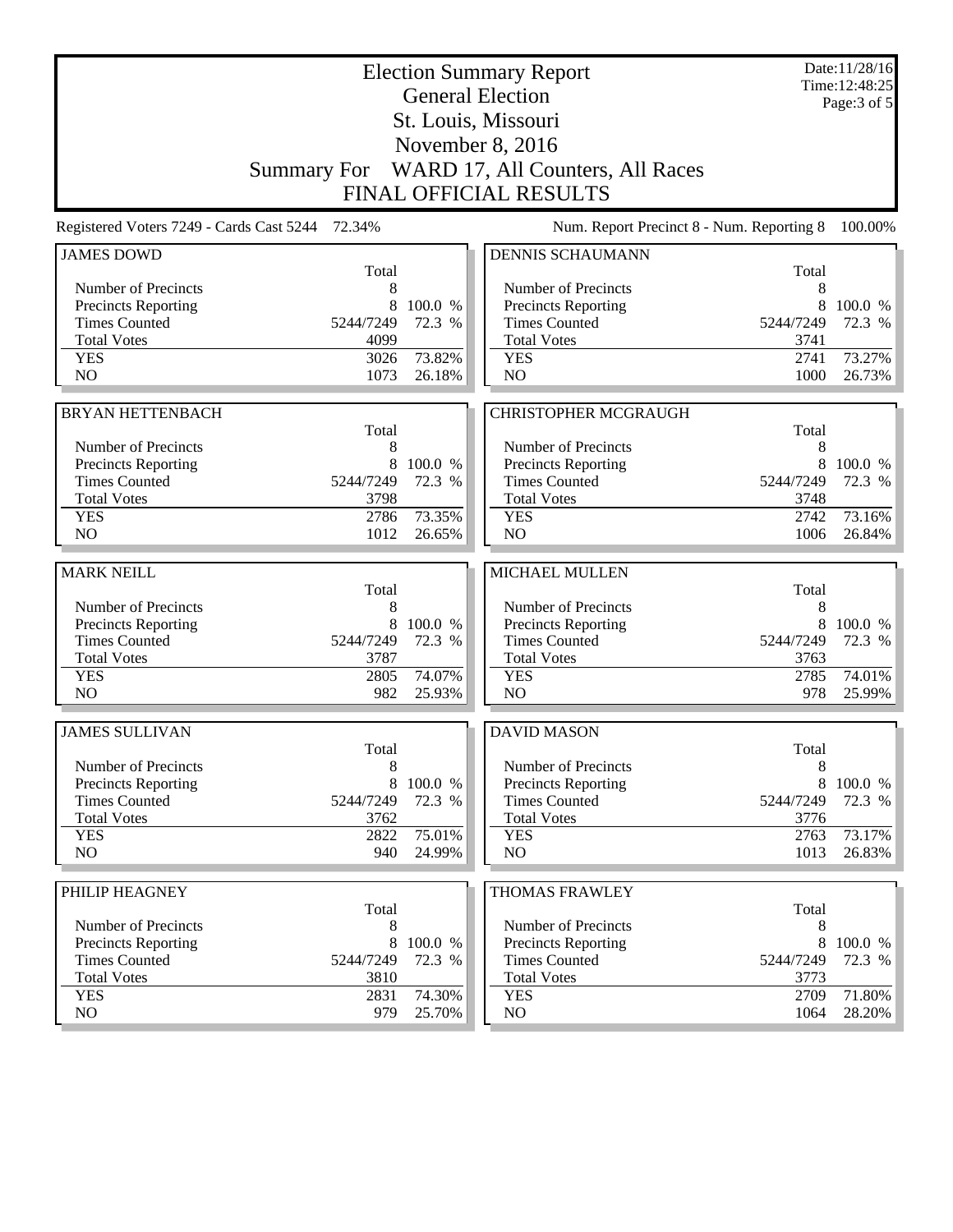# Election Summary Report

## General Election

## St. Louis, Missouri

## November 8, 2016

## Summary For WARD 17, All Counters, All Races

## FINAL OFFICIAL RESULTS

Date:11/28/16
Time:12:48:25

Registered Voters 7249 - Cards Cast 5244 72.34%

Num. Report Precinct 8 - Num. Reporting 8 100.00%

### JAMES DOWD

| | Total | |
|---|---|---|
| Number of Precincts | 8 | |
| Precincts Reporting | 8 | 100.0 % |
| Times Counted | 5244/7249 | 72.3 % |
| Total Votes | 4099 | |
| YES | 3026 | 73.82% |
| NO | 1073 | 26.18% |

### DENNIS SCHAUMANN

| | Total | |
|---|---|---|
| Number of Precincts | 8 | |
| Precincts Reporting | 8 | 100.0 % |
| Times Counted | 5244/7249 | 72.3 % |
| Total Votes | 3741 | |
| YES | 2741 | 73.27% |
| NO | 1000 | 26.73% |

### BRYAN HETTENBACH

| | Total | |
|---|---|---|
| Number of Precincts | 8 | |
| Precincts Reporting | 8 | 100.0 % |
| Times Counted | 5244/7249 | 72.3 % |
| Total Votes | 3798 | |
| YES | 2786 | 73.35% |
| NO | 1012 | 26.65% |

### CHRISTOPHER MCGRAUGH

| | Total | |
|---|---|---|
| Number of Precincts | 8 | |
| Precincts Reporting | 8 | 100.0 % |
| Times Counted | 5244/7249 | 72.3 % |
| Total Votes | 3748 | |
| YES | 2742 | 73.16% |
| NO | 1006 | 26.84% |

### MARK NEILL

| | Total | |
|---|---|---|
| Number of Precincts | 8 | |
| Precincts Reporting | 8 | 100.0 % |
| Times Counted | 5244/7249 | 72.3 % |
| Total Votes | 3787 | |
| YES | 2805 | 74.07% |
| NO | 982 | 25.93% |

### MICHAEL MULLEN

| | Total | |
|---|---|---|
| Number of Precincts | 8 | |
| Precincts Reporting | 8 | 100.0 % |
| Times Counted | 5244/7249 | 72.3 % |
| Total Votes | 3763 | |
| YES | 2785 | 74.01% |
| NO | 978 | 25.99% |

### JAMES SULLIVAN

| | Total | |
|---|---|---|
| Number of Precincts | 8 | |
| Precincts Reporting | 8 | 100.0 % |
| Times Counted | 5244/7249 | 72.3 % |
| Total Votes | 3762 | |
| YES | 2822 | 75.01% |
| NO | 940 | 24.99% |

### DAVID MASON

| | Total | |
|---|---|---|
| Number of Precincts | 8 | |
| Precincts Reporting | 8 | 100.0 % |
| Times Counted | 5244/7249 | 72.3 % |
| Total Votes | 3776 | |
| YES | 2763 | 73.17% |
| NO | 1013 | 26.83% |

### PHILIP HEAGNEY

| | Total | |
|---|---|---|
| Number of Precincts | 8 | |
| Precincts Reporting | 8 | 100.0 % |
| Times Counted | 5244/7249 | 72.3 % |
| Total Votes | 3810 | |
| YES | 2831 | 74.30% |
| NO | 979 | 25.70% |

### THOMAS FRAWLEY

| | Total | |
|---|---|---|
| Number of Precincts | 8 | |
| Precincts Reporting | 8 | 100.0 % |
| Times Counted | 5244/7249 | 72.3 % |
| Total Votes | 3773 | |
| YES | 2709 | 71.80% |
| NO | 1064 | 28.20% |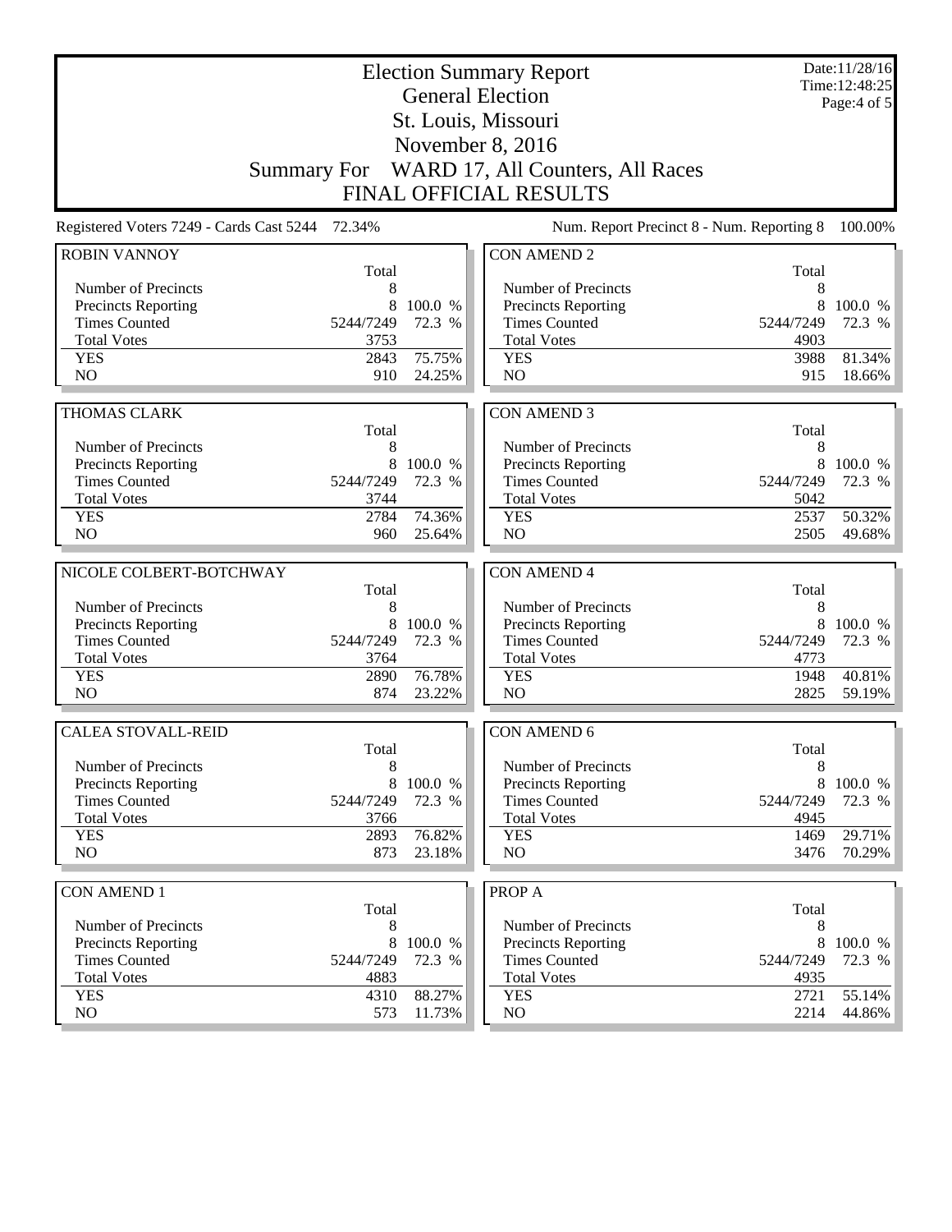# Election Summary Report
## General Election
## St. Louis, Missouri
## November 8, 2016
## Summary For WARD 17, All Counters, All Races
## FINAL OFFICIAL RESULTS

Date:11/28/16
Time:12:48:25

Registered Voters 7249 - Cards Cast 5244 72.34%

Num. Report Precinct 8 - Num. Reporting 8 100.00%

### ROBIN VANNOY

| | Total | |
|---|---|---|
| Number of Precincts | 8 | |
| Precincts Reporting | 8 | 100.0 % |
| Times Counted | 5244/7249 | 72.3 % |
| Total Votes | 3753 | |
| YES | 2843 | 75.75% |
| NO | 910 | 24.25% |

### THOMAS CLARK

| | Total | |
|---|---|---|
| Number of Precincts | 8 | |
| Precincts Reporting | 8 | 100.0 % |
| Times Counted | 5244/7249 | 72.3 % |
| Total Votes | 3744 | |
| YES | 2784 | 74.36% |
| NO | 960 | 25.64% |

### NICOLE COLBERT-BOTCHWAY

| | Total | |
|---|---|---|
| Number of Precincts | 8 | |
| Precincts Reporting | 8 | 100.0 % |
| Times Counted | 5244/7249 | 72.3 % |
| Total Votes | 3764 | |
| YES | 2890 | 76.78% |
| NO | 874 | 23.22% |

### CALEA STOVALL-REID

| | Total | |
|---|---|---|
| Number of Precincts | 8 | |
| Precincts Reporting | 8 | 100.0 % |
| Times Counted | 5244/7249 | 72.3 % |
| Total Votes | 3766 | |
| YES | 2893 | 76.82% |
| NO | 873 | 23.18% |

### CON AMEND 1

| | Total | |
|---|---|---|
| Number of Precincts | 8 | |
| Precincts Reporting | 8 | 100.0 % |
| Times Counted | 5244/7249 | 72.3 % |
| Total Votes | 4883 | |
| YES | 4310 | 88.27% |
| NO | 573 | 11.73% |

### CON AMEND 2

| | Total | |
|---|---|---|
| Number of Precincts | 8 | |
| Precincts Reporting | 8 | 100.0 % |
| Times Counted | 5244/7249 | 72.3 % |
| Total Votes | 4903 | |
| YES | 3988 | 81.34% |
| NO | 915 | 18.66% |

### CON AMEND 3

| | Total | |
|---|---|---|
| Number of Precincts | 8 | |
| Precincts Reporting | 8 | 100.0 % |
| Times Counted | 5244/7249 | 72.3 % |
| Total Votes | 5042 | |
| YES | 2537 | 50.32% |
| NO | 2505 | 49.68% |

### CON AMEND 4

| | Total | |
|---|---|---|
| Number of Precincts | 8 | |
| Precincts Reporting | 8 | 100.0 % |
| Times Counted | 5244/7249 | 72.3 % |
| Total Votes | 4773 | |
| YES | 1948 | 40.81% |
| NO | 2825 | 59.19% |

### CON AMEND 6

| | Total | |
|---|---|---|
| Number of Precincts | 8 | |
| Precincts Reporting | 8 | 100.0 % |
| Times Counted | 5244/7249 | 72.3 % |
| Total Votes | 4945 | |
| YES | 1469 | 29.71% |
| NO | 3476 | 70.29% |

### PROP A

| | Total | |
|---|---|---|
| Number of Precincts | 8 | |
| Precincts Reporting | 8 | 100.0 % |
| Times Counted | 5244/7249 | 72.3 % |
| Total Votes | 4935 | |
| YES | 2721 | 55.14% |
| NO | 2214 | 44.86% |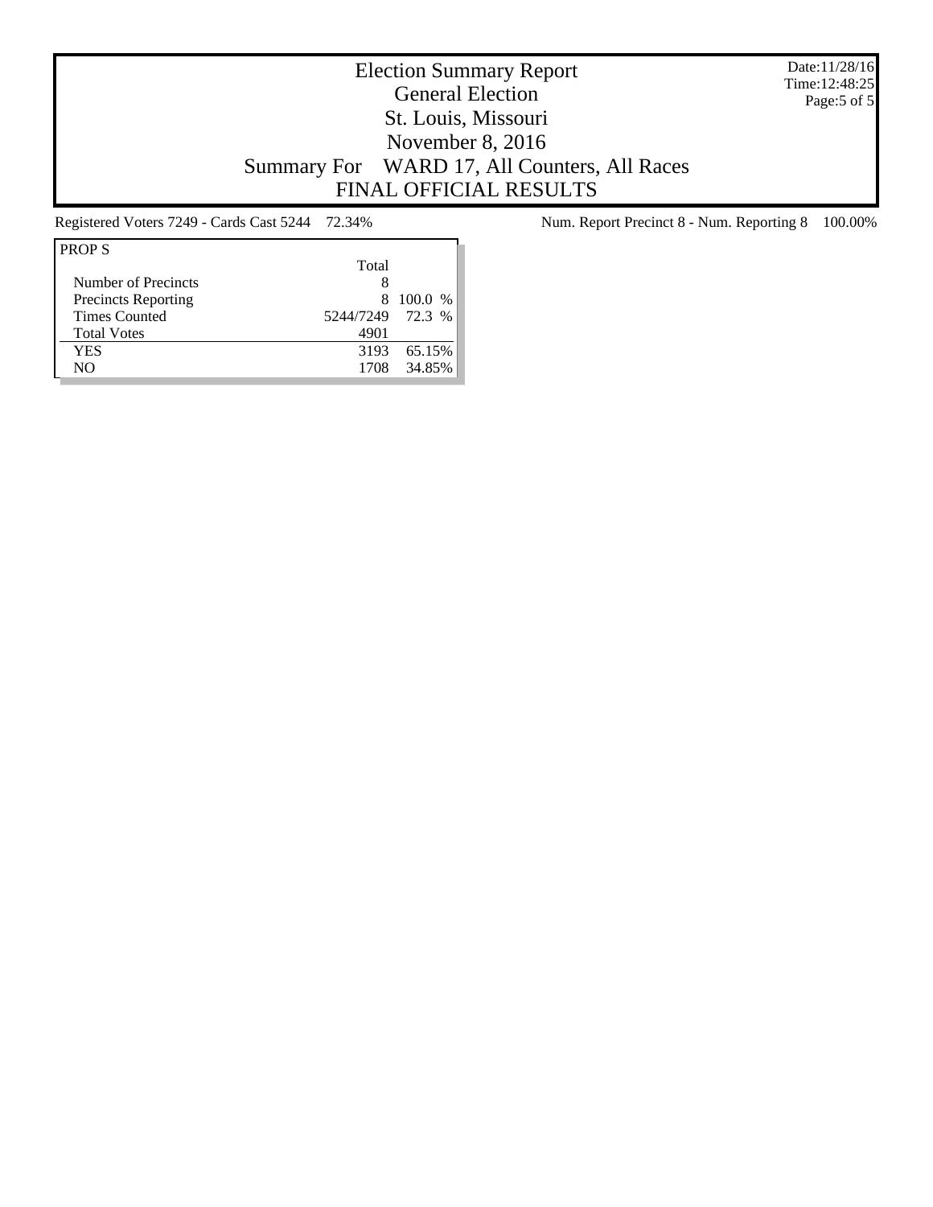# Election Summary Report
## General Election
## St. Louis, Missouri
## November 8, 2016
## Summary For WARD 17, All Counters, All Races
## FINAL OFFICIAL RESULTS

Date:11/28/16
Time:12:48:25

Registered Voters 7249 - Cards Cast 5244 72.34%

Num. Report Precinct 8 - Num. Reporting 8 100.00%

| PROP S | Total | |
|---|---|---|
| Number of Precincts | 8 | |
| Precincts Reporting | 8 | 100.0 % |
| Times Counted | 5244/7249 | 72.3 % |
| Total Votes | 4901 | |
| YES | 3193 | 65.15% |
| NO | 1708 | 34.85% |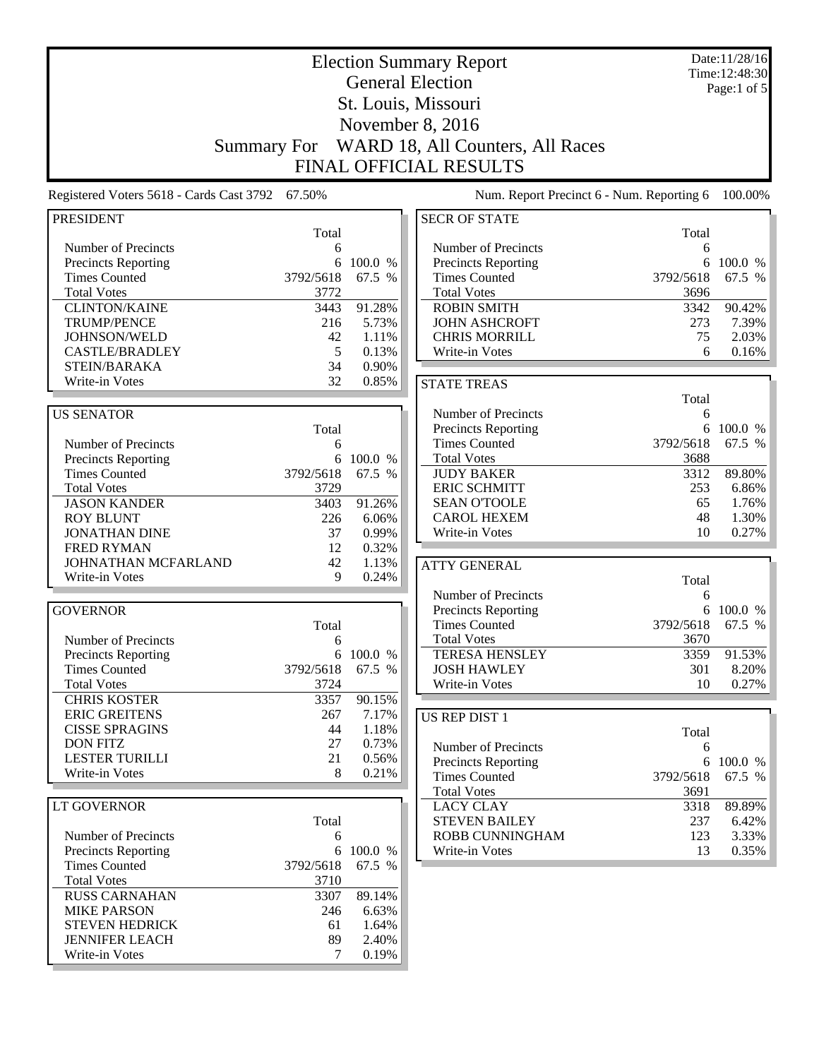# Election Summary Report

## General Election

## St. Louis, Missouri

## November 8, 2016

## Summary For WARD 18, All Counters, All Races

## FINAL OFFICIAL RESULTS

Date:11/28/16
Time:12:48:30

Registered Voters 5618 - Cards Cast 3792 67.50%

Num. Report Precinct 6 - Num. Reporting 6 100.00%

### PRESIDENT

| | Total | |
|---|---|---|
| Number of Precincts | 6 | |
| Precincts Reporting | 6 | 100.0 % |
| Times Counted | 3792/5618 | 67.5 % |
| Total Votes | 3772 | |
| CLINTON/KAINE | 3443 | 91.28% |
| TRUMP/PENCE | 216 | 5.73% |
| JOHNSON/WELD | 42 | 1.11% |
| CASTLE/BRADLEY | 5 | 0.13% |
| STEIN/BARAKA | 34 | 0.90% |
| Write-in Votes | 32 | 0.85% |

### US SENATOR

| | Total | |
|---|---|---|
| Number of Precincts | 6 | |
| Precincts Reporting | 6 | 100.0 % |
| Times Counted | 3792/5618 | 67.5 % |
| Total Votes | 3729 | |
| JASON KANDER | 3403 | 91.26% |
| ROY BLUNT | 226 | 6.06% |
| JONATHAN DINE | 37 | 0.99% |
| FRED RYMAN | 12 | 0.32% |
| JOHNATHAN MCFARLAND | 42 | 1.13% |
| Write-in Votes | 9 | 0.24% |

### GOVERNOR

| | Total | |
|---|---|---|
| Number of Precincts | 6 | |
| Precincts Reporting | 6 | 100.0 % |
| Times Counted | 3792/5618 | 67.5 % |
| Total Votes | 3724 | |
| CHRIS KOSTER | 3357 | 90.15% |
| ERIC GREITENS | 267 | 7.17% |
| CISSE SPRAGINS | 44 | 1.18% |
| DON FITZ | 27 | 0.73% |
| LESTER TURILLI | 21 | 0.56% |
| Write-in Votes | 8 | 0.21% |

### LT GOVERNOR

| | Total | |
|---|---|---|
| Number of Precincts | 6 | |
| Precincts Reporting | 6 | 100.0 % |
| Times Counted | 3792/5618 | 67.5 % |
| Total Votes | 3710 | |
| RUSS CARNAHAN | 3307 | 89.14% |
| MIKE PARSON | 246 | 6.63% |
| STEVEN HEDRICK | 61 | 1.64% |
| JENNIFER LEACH | 89 | 2.40% |
| Write-in Votes | 7 | 0.19% |

### SECR OF STATE

| | Total | |
|---|---|---|
| Number of Precincts | 6 | |
| Precincts Reporting | 6 | 100.0 % |
| Times Counted | 3792/5618 | 67.5 % |
| Total Votes | 3696 | |
| ROBIN SMITH | 3342 | 90.42% |
| JOHN ASHCROFT | 273 | 7.39% |
| CHRIS MORRILL | 75 | 2.03% |
| Write-in Votes | 6 | 0.16% |

### STATE TREAS

| | Total | |
|---|---|---|
| Number of Precincts | 6 | |
| Precincts Reporting | 6 | 100.0 % |
| Times Counted | 3792/5618 | 67.5 % |
| Total Votes | 3688 | |
| JUDY BAKER | 3312 | 89.80% |
| ERIC SCHMITT | 253 | 6.86% |
| SEAN O'TOOLE | 65 | 1.76% |
| CAROL HEXEM | 48 | 1.30% |
| Write-in Votes | 10 | 0.27% |

### ATTY GENERAL

| | Total | |
|---|---|---|
| Number of Precincts | 6 | |
| Precincts Reporting | 6 | 100.0 % |
| Times Counted | 3792/5618 | 67.5 % |
| Total Votes | 3670 | |
| TERESA HENSLEY | 3359 | 91.53% |
| JOSH HAWLEY | 301 | 8.20% |
| Write-in Votes | 10 | 0.27% |

### US REP DIST 1

| | Total | |
|---|---|---|
| Number of Precincts | 6 | |
| Precincts Reporting | 6 | 100.0 % |
| Times Counted | 3792/5618 | 67.5 % |
| Total Votes | 3691 | |
| LACY CLAY | 3318 | 89.89% |
| STEVEN BAILEY | 237 | 6.42% |
| ROBB CUNNINGHAM | 123 | 3.33% |
| Write-in Votes | 13 | 0.35% |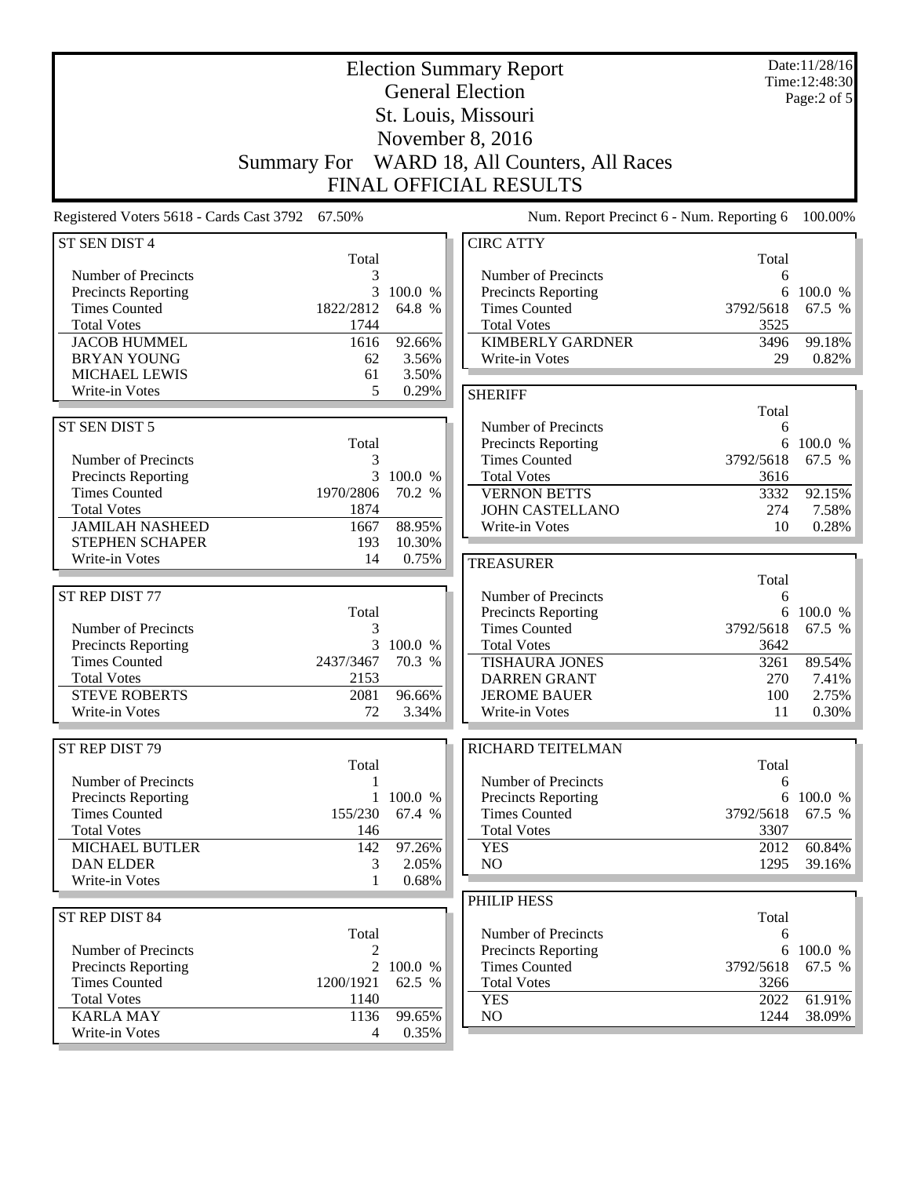# Election Summary Report

## General Election

## St. Louis, Missouri

## November 8, 2016

## Summary For WARD 18, All Counters, All Races

## FINAL OFFICIAL RESULTS

Date:11/28/16
Time:12:48:30

Registered Voters 5618 - Cards Cast 3792 67.50%

Num. Report Precinct 6 - Num. Reporting 6 100.00%

### ST SEN DIST 4

| | Total | |
|---|---|---|
| Number of Precincts | 3 | |
| Precincts Reporting | 3 | 100.0 % |
| Times Counted | 1822/2812 | 64.8 % |
| Total Votes | 1744 | |
| JACOB HUMMEL | 1616 | 92.66% |
| BRYAN YOUNG | 62 | 3.56% |
| MICHAEL LEWIS | 61 | 3.50% |
| Write-in Votes | 5 | 0.29% |

### ST SEN DIST 5

| | Total | |
|---|---|---|
| Number of Precincts | 3 | |
| Precincts Reporting | 3 | 100.0 % |
| Times Counted | 1970/2806 | 70.2 % |
| Total Votes | 1874 | |
| JAMILAH NASHEED | 1667 | 88.95% |
| STEPHEN SCHAPER | 193 | 10.30% |
| Write-in Votes | 14 | 0.75% |

### ST REP DIST 77

| | Total | |
|---|---|---|
| Number of Precincts | 3 | |
| Precincts Reporting | 3 | 100.0 % |
| Times Counted | 2437/3467 | 70.3 % |
| Total Votes | 2153 | |
| STEVE ROBERTS | 2081 | 96.66% |
| Write-in Votes | 72 | 3.34% |

### ST REP DIST 79

| | Total | |
|---|---|---|
| Number of Precincts | 1 | |
| Precincts Reporting | 1 | 100.0 % |
| Times Counted | 155/230 | 67.4 % |
| Total Votes | 146 | |
| MICHAEL BUTLER | 142 | 97.26% |
| DAN ELDER | 3 | 2.05% |
| Write-in Votes | 1 | 0.68% |

### ST REP DIST 84

| | Total | |
|---|---|---|
| Number of Precincts | 2 | |
| Precincts Reporting | 2 | 100.0 % |
| Times Counted | 1200/1921 | 62.5 % |
| Total Votes | 1140 | |
| KARLA MAY | 1136 | 99.65% |
| Write-in Votes | 4 | 0.35% |

### CIRC ATTY

| | Total | |
|---|---|---|
| Number of Precincts | 6 | |
| Precincts Reporting | 6 | 100.0 % |
| Times Counted | 3792/5618 | 67.5 % |
| Total Votes | 3525 | |
| KIMBERLY GARDNER | 3496 | 99.18% |
| Write-in Votes | 29 | 0.82% |

### SHERIFF

| | Total | |
|---|---|---|
| Number of Precincts | 6 | |
| Precincts Reporting | 6 | 100.0 % |
| Times Counted | 3792/5618 | 67.5 % |
| Total Votes | 3616 | |
| VERNON BETTS | 3332 | 92.15% |
| JOHN CASTELLANO | 274 | 7.58% |
| Write-in Votes | 10 | 0.28% |

### TREASURER

| | Total | |
|---|---|---|
| Number of Precincts | 6 | |
| Precincts Reporting | 6 | 100.0 % |
| Times Counted | 3792/5618 | 67.5 % |
| Total Votes | 3642 | |
| TISHAURA JONES | 3261 | 89.54% |
| DARREN GRANT | 270 | 7.41% |
| JEROME BAUER | 100 | 2.75% |
| Write-in Votes | 11 | 0.30% |

### RICHARD TEITELMAN

| | Total | |
|---|---|---|
| Number of Precincts | 6 | |
| Precincts Reporting | 6 | 100.0 % |
| Times Counted | 3792/5618 | 67.5 % |
| Total Votes | 3307 | |
| YES | 2012 | 60.84% |
| NO | 1295 | 39.16% |

### PHILIP HESS

| | Total | |
|---|---|---|
| Number of Precincts | 6 | |
| Precincts Reporting | 6 | 100.0 % |
| Times Counted | 3792/5618 | 67.5 % |
| Total Votes | 3266 | |
| YES | 2022 | 61.91% |
| NO | 1244 | 38.09% |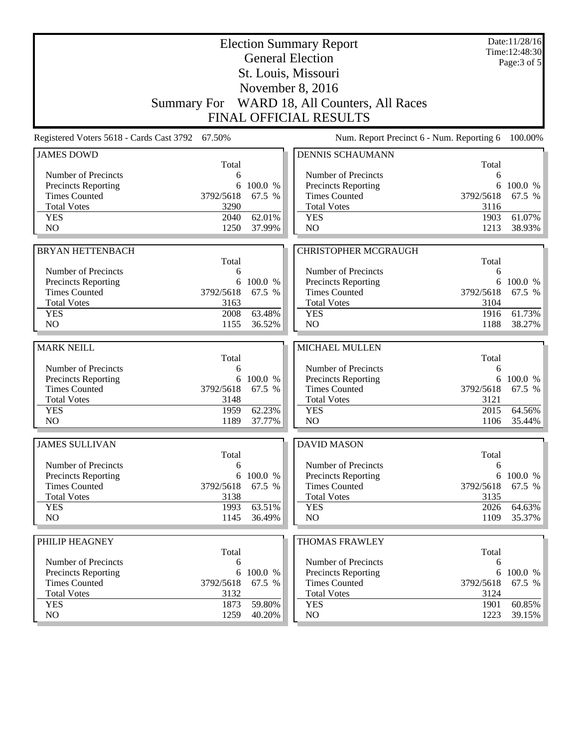# Election Summary Report

## General Election

## St. Louis, Missouri

## November 8, 2016

## Summary For WARD 18, All Counters, All Races

## FINAL OFFICIAL RESULTS

Date:11/28/16
Time:12:48:30

Registered Voters 5618 - Cards Cast 3792 67.50%

Num. Report Precinct 6 - Num. Reporting 6 100.00%

### JAMES DOWD

| | Total | |
|---|---|---|
| Number of Precincts | 6 | |
| Precincts Reporting | 6 | 100.0 % |
| Times Counted | 3792/5618 | 67.5 % |
| Total Votes | 3290 | |
| YES | 2040 | 62.01% |
| NO | 1250 | 37.99% |

### DENNIS SCHAUMANN

| | Total | |
|---|---|---|
| Number of Precincts | 6 | |
| Precincts Reporting | 6 | 100.0 % |
| Times Counted | 3792/5618 | 67.5 % |
| Total Votes | 3116 | |
| YES | 1903 | 61.07% |
| NO | 1213 | 38.93% |

### BRYAN HETTENBACH

| | Total | |
|---|---|---|
| Number of Precincts | 6 | |
| Precincts Reporting | 6 | 100.0 % |
| Times Counted | 3792/5618 | 67.5 % |
| Total Votes | 3163 | |
| YES | 2008 | 63.48% |
| NO | 1155 | 36.52% |

### CHRISTOPHER MCGRAUGH

| | Total | |
|---|---|---|
| Number of Precincts | 6 | |
| Precincts Reporting | 6 | 100.0 % |
| Times Counted | 3792/5618 | 67.5 % |
| Total Votes | 3104 | |
| YES | 1916 | 61.73% |
| NO | 1188 | 38.27% |

### MARK NEILL

| | Total | |
|---|---|---|
| Number of Precincts | 6 | |
| Precincts Reporting | 6 | 100.0 % |
| Times Counted | 3792/5618 | 67.5 % |
| Total Votes | 3148 | |
| YES | 1959 | 62.23% |
| NO | 1189 | 37.77% |

### MICHAEL MULLEN

| | Total | |
|---|---|---|
| Number of Precincts | 6 | |
| Precincts Reporting | 6 | 100.0 % |
| Times Counted | 3792/5618 | 67.5 % |
| Total Votes | 3121 | |
| YES | 2015 | 64.56% |
| NO | 1106 | 35.44% |

### JAMES SULLIVAN

| | Total | |
|---|---|---|
| Number of Precincts | 6 | |
| Precincts Reporting | 6 | 100.0 % |
| Times Counted | 3792/5618 | 67.5 % |
| Total Votes | 3138 | |
| YES | 1993 | 63.51% |
| NO | 1145 | 36.49% |

### DAVID MASON

| | Total | |
|---|---|---|
| Number of Precincts | 6 | |
| Precincts Reporting | 6 | 100.0 % |
| Times Counted | 3792/5618 | 67.5 % |
| Total Votes | 3135 | |
| YES | 2026 | 64.63% |
| NO | 1109 | 35.37% |

### PHILIP HEAGNEY

| | Total | |
|---|---|---|
| Number of Precincts | 6 | |
| Precincts Reporting | 6 | 100.0 % |
| Times Counted | 3792/5618 | 67.5 % |
| Total Votes | 3132 | |
| YES | 1873 | 59.80% |
| NO | 1259 | 40.20% |

### THOMAS FRAWLEY

| | Total | |
|---|---|---|
| Number of Precincts | 6 | |
| Precincts Reporting | 6 | 100.0 % |
| Times Counted | 3792/5618 | 67.5 % |
| Total Votes | 3124 | |
| YES | 1901 | 60.85% |
| NO | 1223 | 39.15% |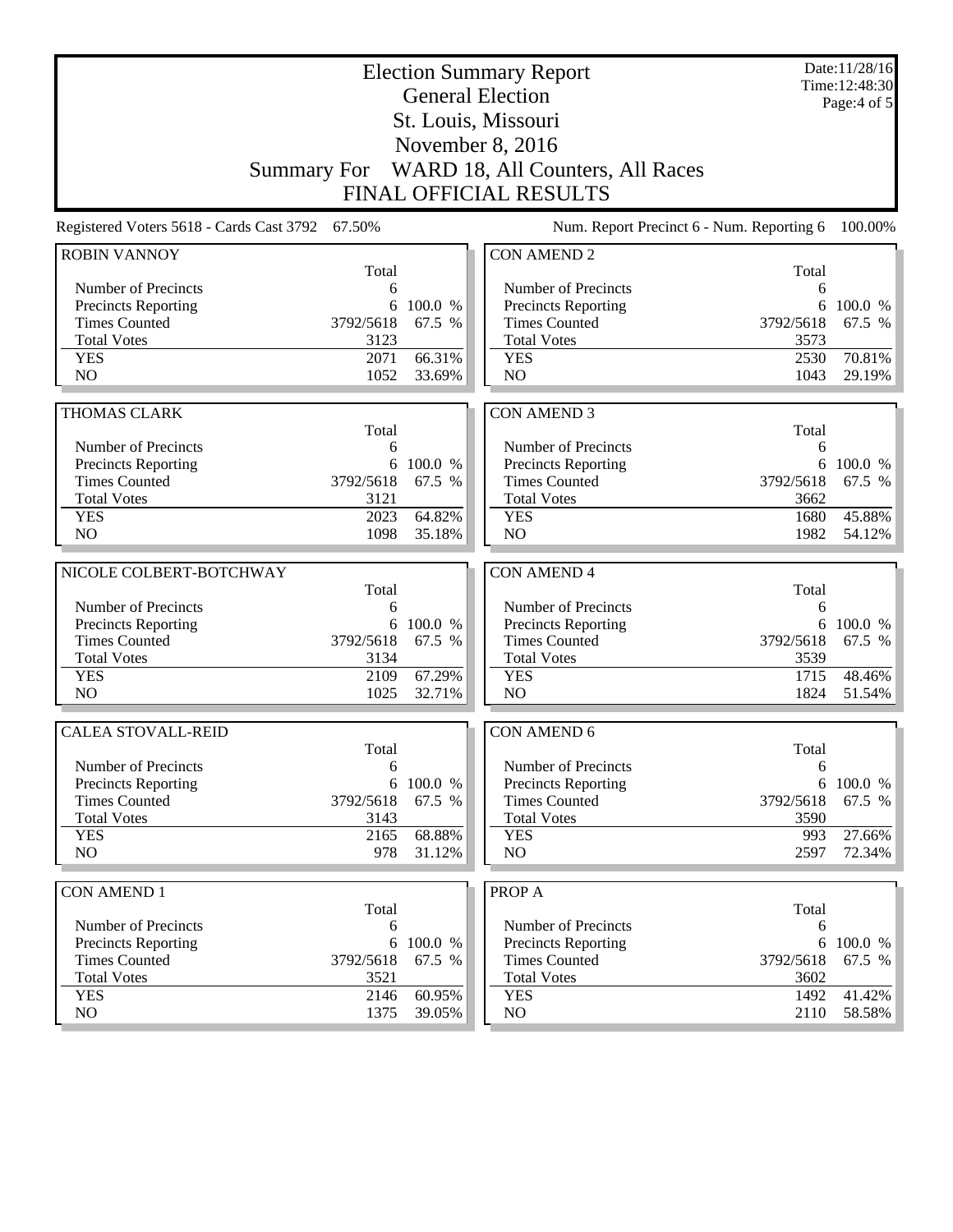# Election Summary Report

## General Election

## St. Louis, Missouri

## November 8, 2016

## Summary For WARD 18, All Counters, All Races

## FINAL OFFICIAL RESULTS

Date:11/28/16
Time:12:48:30

Registered Voters 5618 - Cards Cast 3792 67.50%

Num. Report Precinct 6 - Num. Reporting 6 100.00%

### ROBIN VANNOY

| | Total | |
|---|---|---|
| Number of Precincts | 6 | |
| Precincts Reporting | 6 | 100.0 % |
| Times Counted | 3792/5618 | 67.5 % |
| Total Votes | 3123 | |
| YES | 2071 | 66.31% |
| NO | 1052 | 33.69% |

### THOMAS CLARK

| | Total | |
|---|---|---|
| Number of Precincts | 6 | |
| Precincts Reporting | 6 | 100.0 % |
| Times Counted | 3792/5618 | 67.5 % |
| Total Votes | 3121 | |
| YES | 2023 | 64.82% |
| NO | 1098 | 35.18% |

### NICOLE COLBERT-BOTCHWAY

| | Total | |
|---|---|---|
| Number of Precincts | 6 | |
| Precincts Reporting | 6 | 100.0 % |
| Times Counted | 3792/5618 | 67.5 % |
| Total Votes | 3134 | |
| YES | 2109 | 67.29% |
| NO | 1025 | 32.71% |

### CALEA STOVALL-REID

| | Total | |
|---|---|---|
| Number of Precincts | 6 | |
| Precincts Reporting | 6 | 100.0 % |
| Times Counted | 3792/5618 | 67.5 % |
| Total Votes | 3143 | |
| YES | 2165 | 68.88% |
| NO | 978 | 31.12% |

### CON AMEND 1

| | Total | |
|---|---|---|
| Number of Precincts | 6 | |
| Precincts Reporting | 6 | 100.0 % |
| Times Counted | 3792/5618 | 67.5 % |
| Total Votes | 3521 | |
| YES | 2146 | 60.95% |
| NO | 1375 | 39.05% |

### CON AMEND 2

| | Total | |
|---|---|---|
| Number of Precincts | 6 | |
| Precincts Reporting | 6 | 100.0 % |
| Times Counted | 3792/5618 | 67.5 % |
| Total Votes | 3573 | |
| YES | 2530 | 70.81% |
| NO | 1043 | 29.19% |

### CON AMEND 3

| | Total | |
|---|---|---|
| Number of Precincts | 6 | |
| Precincts Reporting | 6 | 100.0 % |
| Times Counted | 3792/5618 | 67.5 % |
| Total Votes | 3662 | |
| YES | 1680 | 45.88% |
| NO | 1982 | 54.12% |

### CON AMEND 4

| | Total | |
|---|---|---|
| Number of Precincts | 6 | |
| Precincts Reporting | 6 | 100.0 % |
| Times Counted | 3792/5618 | 67.5 % |
| Total Votes | 3539 | |
| YES | 1715 | 48.46% |
| NO | 1824 | 51.54% |

### CON AMEND 6

| | Total | |
|---|---|---|
| Number of Precincts | 6 | |
| Precincts Reporting | 6 | 100.0 % |
| Times Counted | 3792/5618 | 67.5 % |
| Total Votes | 3590 | |
| YES | 993 | 27.66% |
| NO | 2597 | 72.34% |

### PROP A

| | Total | |
|---|---|---|
| Number of Precincts | 6 | |
| Precincts Reporting | 6 | 100.0 % |
| Times Counted | 3792/5618 | 67.5 % |
| Total Votes | 3602 | |
| YES | 1492 | 41.42% |
| NO | 2110 | 58.58% |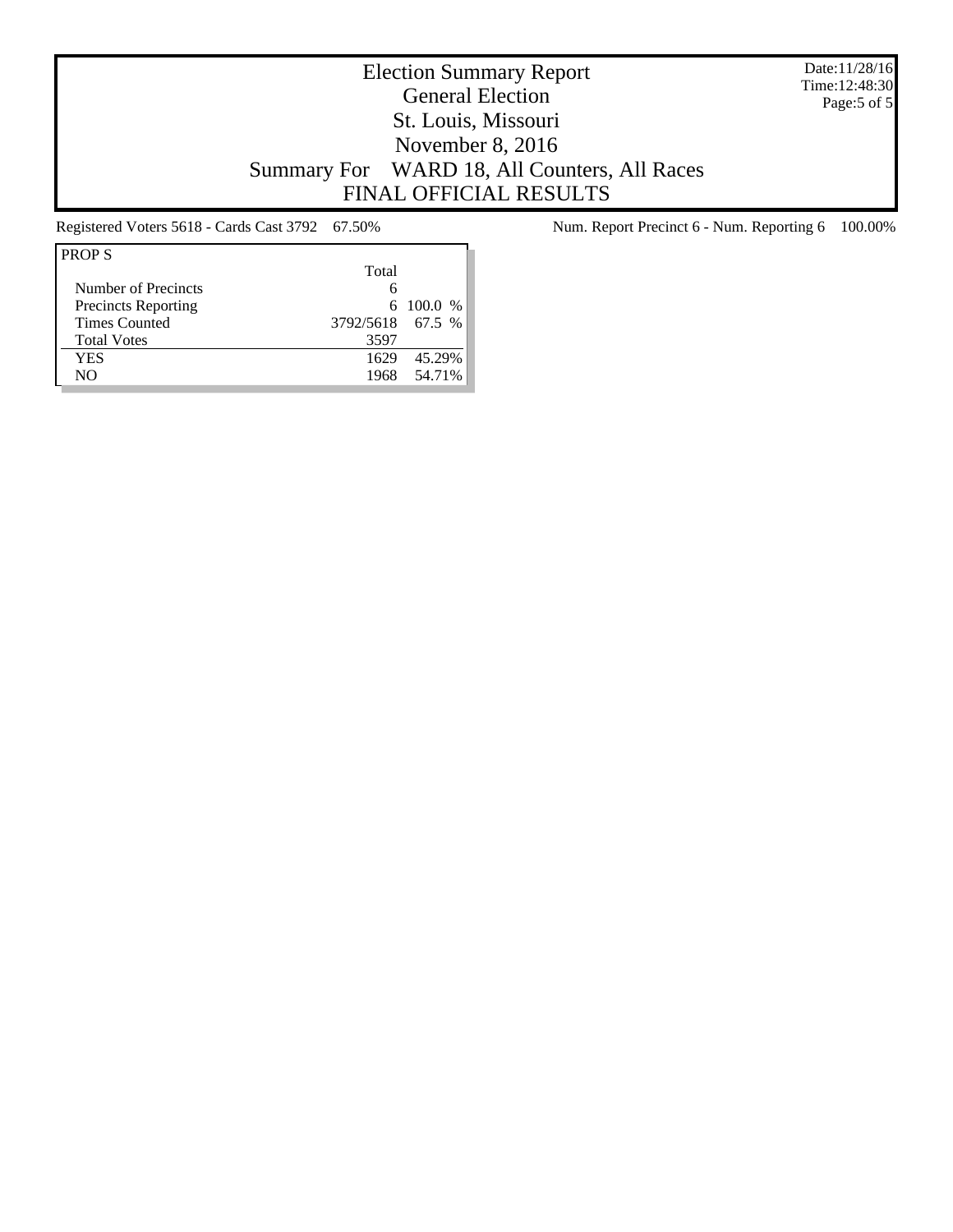# Election Summary Report
## General Election
## St. Louis, Missouri
## November 8, 2016
## Summary For WARD 18, All Counters, All Races
## FINAL OFFICIAL RESULTS

Date:11/28/16
Time:12:48:30

Registered Voters 5618 - Cards Cast 3792 67.50%

Num. Report Precinct 6 - Num. Reporting 6 100.00%

| PROP S | Total | |
|---|---|---|
| Number of Precincts | 6 | |
| Precincts Reporting | 6 | 100.0 % |
| Times Counted | 3792/5618 | 67.5 % |
| Total Votes | 3597 | |
| YES | 1629 | 45.29% |
| NO | 1968 | 54.71% |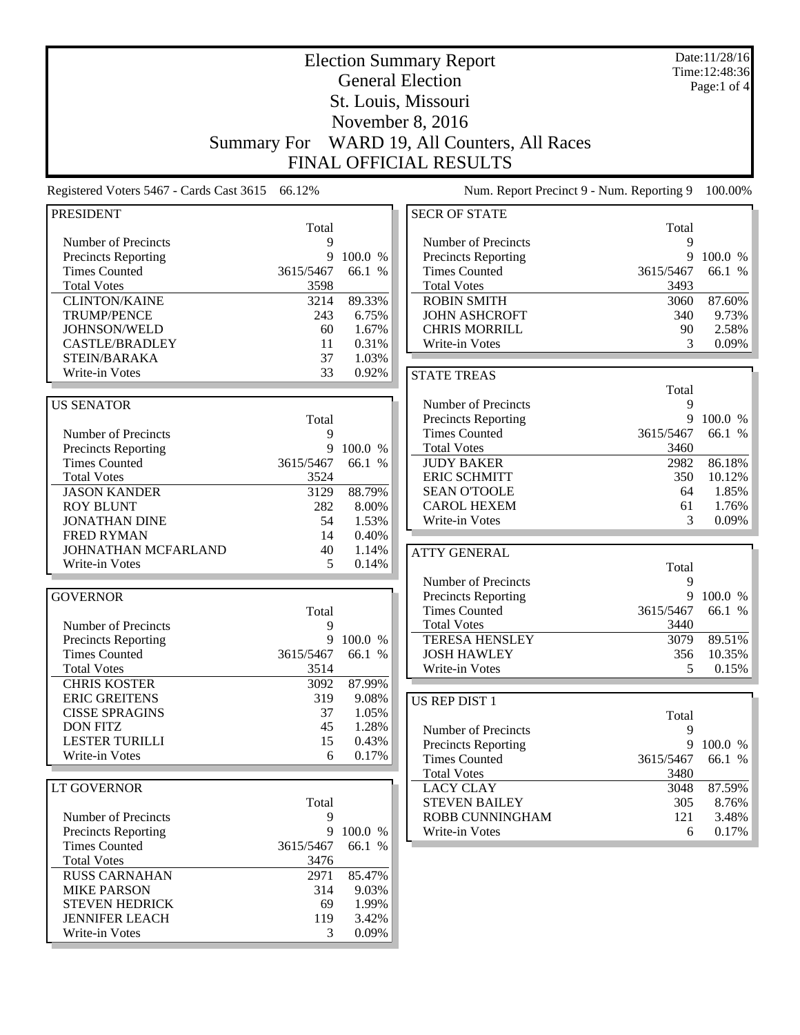# Election Summary Report

## General Election

## St. Louis, Missouri

## November 8, 2016

## Summary For WARD 19, All Counters, All Races

## FINAL OFFICIAL RESULTS

Date:11/28/16
Time:12:48:36

Registered Voters 5467 - Cards Cast 3615 66.12%

Num. Report Precinct 9 - Num. Reporting 9 100.00%

### PRESIDENT

| | Total | |
|---|---|---|
| Number of Precincts | 9 | |
| Precincts Reporting | 9 | 100.0 % |
| Times Counted | 3615/5467 | 66.1 % |
| Total Votes | 3598 | |
| CLINTON/KAINE | 3214 | 89.33% |
| TRUMP/PENCE | 243 | 6.75% |
| JOHNSON/WELD | 60 | 1.67% |
| CASTLE/BRADLEY | 11 | 0.31% |
| STEIN/BARAKA | 37 | 1.03% |
| Write-in Votes | 33 | 0.92% |

### US SENATOR

| | Total | |
|---|---|---|
| Number of Precincts | 9 | |
| Precincts Reporting | 9 | 100.0 % |
| Times Counted | 3615/5467 | 66.1 % |
| Total Votes | 3524 | |
| JASON KANDER | 3129 | 88.79% |
| ROY BLUNT | 282 | 8.00% |
| JONATHAN DINE | 54 | 1.53% |
| FRED RYMAN | 14 | 0.40% |
| JOHNATHAN MCFARLAND | 40 | 1.14% |
| Write-in Votes | 5 | 0.14% |

### GOVERNOR

| | Total | |
|---|---|---|
| Number of Precincts | 9 | |
| Precincts Reporting | 9 | 100.0 % |
| Times Counted | 3615/5467 | 66.1 % |
| Total Votes | 3514 | |
| CHRIS KOSTER | 3092 | 87.99% |
| ERIC GREITENS | 319 | 9.08% |
| CISSE SPRAGINS | 37 | 1.05% |
| DON FITZ | 45 | 1.28% |
| LESTER TURILLI | 15 | 0.43% |
| Write-in Votes | 6 | 0.17% |

### LT GOVERNOR

| | Total | |
|---|---|---|
| Number of Precincts | 9 | |
| Precincts Reporting | 9 | 100.0 % |
| Times Counted | 3615/5467 | 66.1 % |
| Total Votes | 3476 | |
| RUSS CARNAHAN | 2971 | 85.47% |
| MIKE PARSON | 314 | 9.03% |
| STEVEN HEDRICK | 69 | 1.99% |
| JENNIFER LEACH | 119 | 3.42% |
| Write-in Votes | 3 | 0.09% |

### SECR OF STATE

| | Total | |
|---|---|---|
| Number of Precincts | 9 | |
| Precincts Reporting | 9 | 100.0 % |
| Times Counted | 3615/5467 | 66.1 % |
| Total Votes | 3493 | |
| ROBIN SMITH | 3060 | 87.60% |
| JOHN ASHCROFT | 340 | 9.73% |
| CHRIS MORRILL | 90 | 2.58% |
| Write-in Votes | 3 | 0.09% |

### STATE TREAS

| | Total | |
|---|---|---|
| Number of Precincts | 9 | |
| Precincts Reporting | 9 | 100.0 % |
| Times Counted | 3615/5467 | 66.1 % |
| Total Votes | 3460 | |
| JUDY BAKER | 2982 | 86.18% |
| ERIC SCHMITT | 350 | 10.12% |
| SEAN O'TOOLE | 64 | 1.85% |
| CAROL HEXEM | 61 | 1.76% |
| Write-in Votes | 3 | 0.09% |

### ATTY GENERAL

| | Total | |
|---|---|---|
| Number of Precincts | 9 | |
| Precincts Reporting | 9 | 100.0 % |
| Times Counted | 3615/5467 | 66.1 % |
| Total Votes | 3440 | |
| TERESA HENSLEY | 3079 | 89.51% |
| JOSH HAWLEY | 356 | 10.35% |
| Write-in Votes | 5 | 0.15% |

### US REP DIST 1

| | Total | |
|---|---|---|
| Number of Precincts | 9 | |
| Precincts Reporting | 9 | 100.0 % |
| Times Counted | 3615/5467 | 66.1 % |
| Total Votes | 3480 | |
| LACY CLAY | 3048 | 87.59% |
| STEVEN BAILEY | 305 | 8.76% |
| ROBB CUNNINGHAM | 121 | 3.48% |
| Write-in Votes | 6 | 0.17% |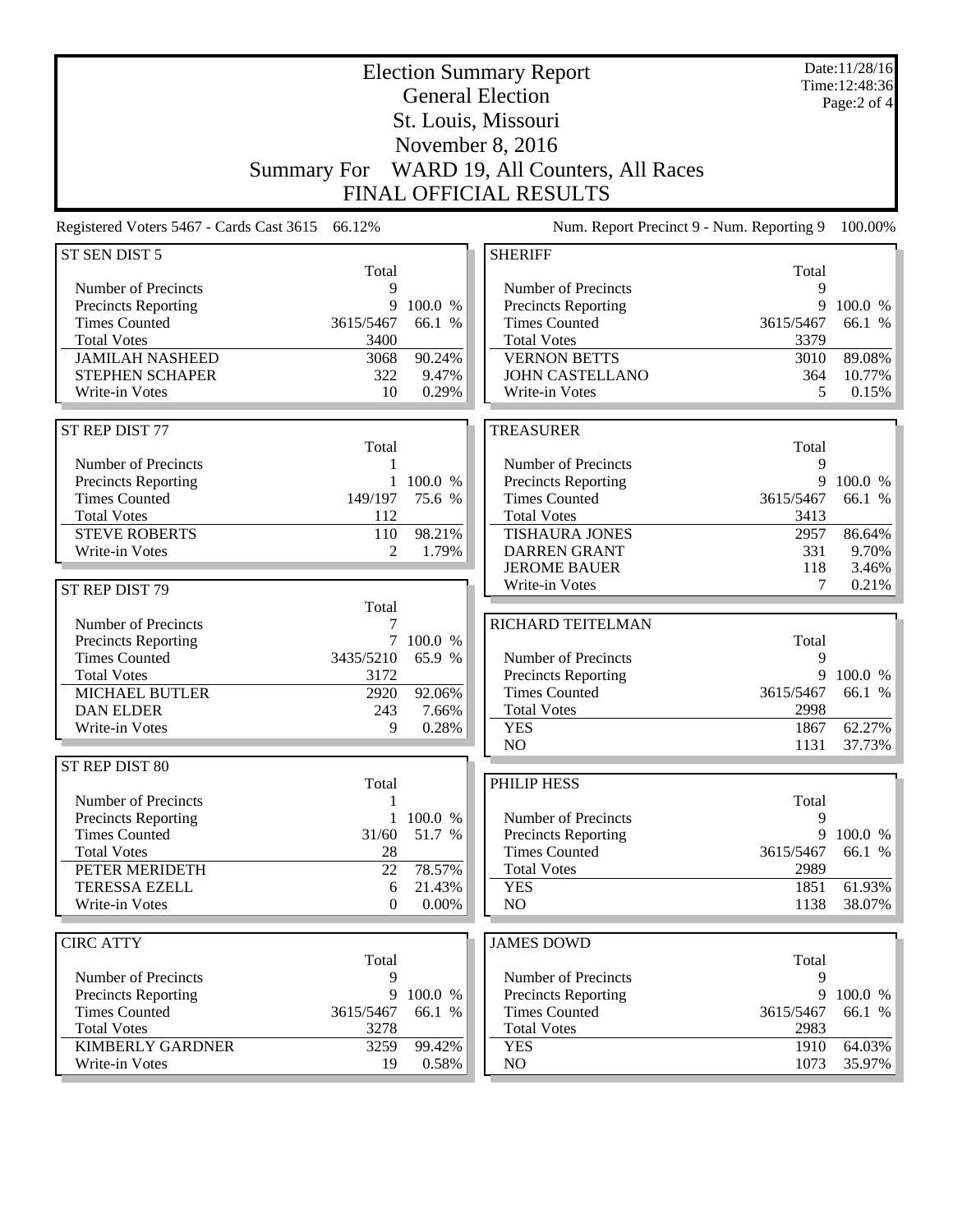# Election Summary Report
## General Election
## St. Louis, Missouri
## November 8, 2016
## Summary For WARD 19, All Counters, All Races
## FINAL OFFICIAL RESULTS

Date:11/28/16
Time:12:48:36

Registered Voters 5467 - Cards Cast 3615 66.12%

Num. Report Precinct 9 - Num. Reporting 9 100.00%

### ST SEN DIST 5

| | Total | |
|---|---|---|
| Number of Precincts | 9 | |
| Precincts Reporting | 9 | 100.0 % |
| Times Counted | 3615/5467 | 66.1 % |
| Total Votes | 3400 | |
| JAMILAH NASHEED | 3068 | 90.24% |
| STEPHEN SCHAPER | 322 | 9.47% |
| Write-in Votes | 10 | 0.29% |

### ST REP DIST 77

| | Total | |
|---|---|---|
| Number of Precincts | 1 | |
| Precincts Reporting | 1 | 100.0 % |
| Times Counted | 149/197 | 75.6 % |
| Total Votes | 112 | |
| STEVE ROBERTS | 110 | 98.21% |
| Write-in Votes | 2 | 1.79% |

### ST REP DIST 79

| | Total | |
|---|---|---|
| Number of Precincts | 7 | |
| Precincts Reporting | 7 | 100.0 % |
| Times Counted | 3435/5210 | 65.9 % |
| Total Votes | 3172 | |
| MICHAEL BUTLER | 2920 | 92.06% |
| DAN ELDER | 243 | 7.66% |
| Write-in Votes | 9 | 0.28% |

### ST REP DIST 80

| | Total | |
|---|---|---|
| Number of Precincts | 1 | |
| Precincts Reporting | 1 | 100.0 % |
| Times Counted | 31/60 | 51.7 % |
| Total Votes | 28 | |
| PETER MERIDETH | 22 | 78.57% |
| TERESSA EZELL | 6 | 21.43% |
| Write-in Votes | 0 | 0.00% |

### CIRC ATTY

| | Total | |
|---|---|---|
| Number of Precincts | 9 | |
| Precincts Reporting | 9 | 100.0 % |
| Times Counted | 3615/5467 | 66.1 % |
| Total Votes | 3278 | |
| KIMBERLY GARDNER | 3259 | 99.42% |
| Write-in Votes | 19 | 0.58% |

### SHERIFF

| | Total | |
|---|---|---|
| Number of Precincts | 9 | |
| Precincts Reporting | 9 | 100.0 % |
| Times Counted | 3615/5467 | 66.1 % |
| Total Votes | 3379 | |
| VERNON BETTS | 3010 | 89.08% |
| JOHN CASTELLANO | 364 | 10.77% |
| Write-in Votes | 5 | 0.15% |

### TREASURER

| | Total | |
|---|---|---|
| Number of Precincts | 9 | |
| Precincts Reporting | 9 | 100.0 % |
| Times Counted | 3615/5467 | 66.1 % |
| Total Votes | 3413 | |
| TISHAURA JONES | 2957 | 86.64% |
| DARREN GRANT | 331 | 9.70% |
| JEROME BAUER | 118 | 3.46% |
| Write-in Votes | 7 | 0.21% |

### RICHARD TEITELMAN

| | Total | |
|---|---|---|
| Number of Precincts | 9 | |
| Precincts Reporting | 9 | 100.0 % |
| Times Counted | 3615/5467 | 66.1 % |
| Total Votes | 2998 | |
| YES | 1867 | 62.27% |
| NO | 1131 | 37.73% |

### PHILIP HESS

| | Total | |
|---|---|---|
| Number of Precincts | 9 | |
| Precincts Reporting | 9 | 100.0 % |
| Times Counted | 3615/5467 | 66.1 % |
| Total Votes | 2989 | |
| YES | 1851 | 61.93% |
| NO | 1138 | 38.07% |

### JAMES DOWD

| | Total | |
|---|---|---|
| Number of Precincts | 9 | |
| Precincts Reporting | 9 | 100.0 % |
| Times Counted | 3615/5467 | 66.1 % |
| Total Votes | 2983 | |
| YES | 1910 | 64.03% |
| NO | 1073 | 35.97% |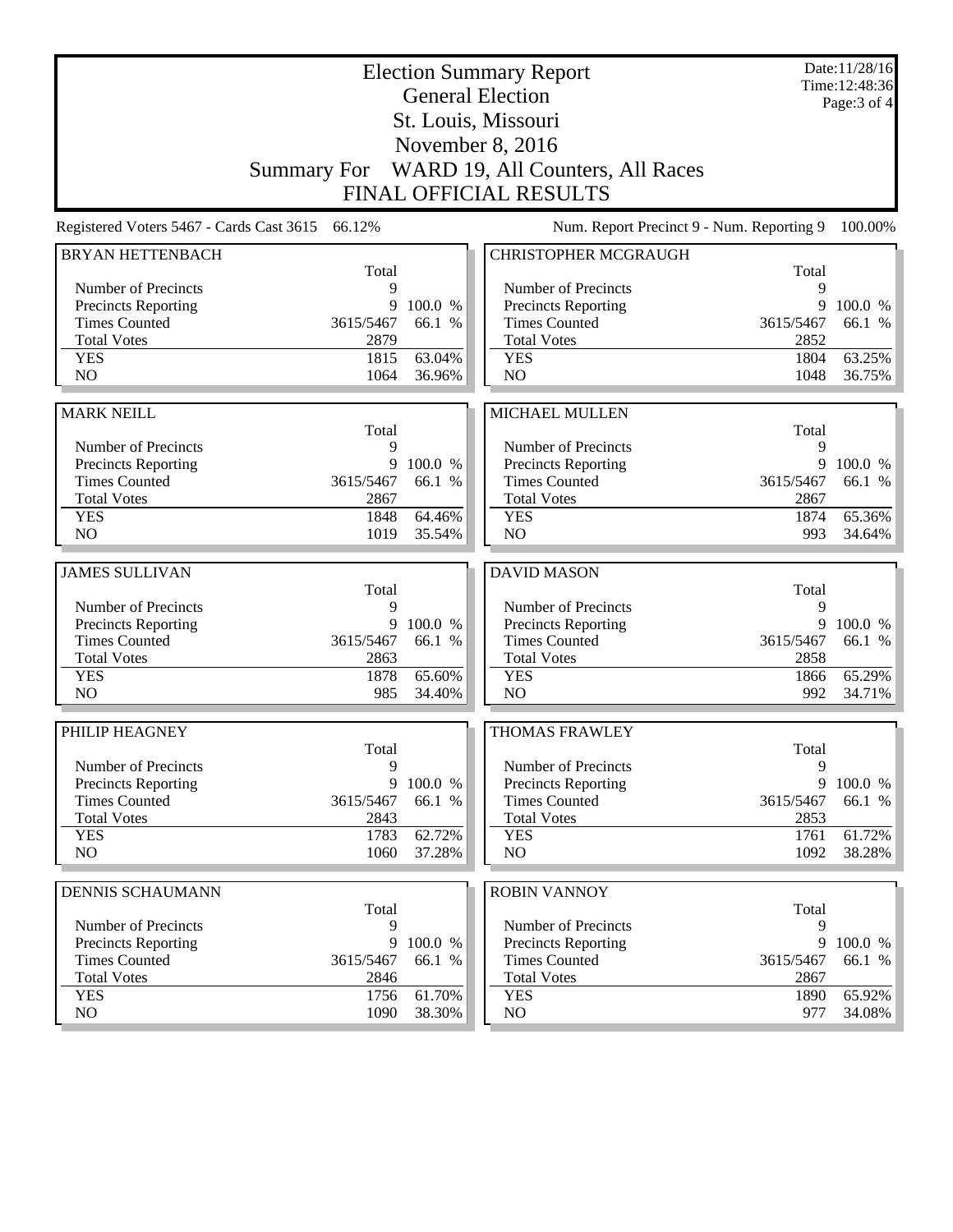# Election Summary Report

## General Election

## St. Louis, Missouri

## November 8, 2016

## Summary For WARD 19, All Counters, All Races

## FINAL OFFICIAL RESULTS

Date:11/28/16
Time:12:48:36

Registered Voters 5467 - Cards Cast 3615 66.12%

Num. Report Precinct 9 - Num. Reporting 9 100.00%

### BRYAN HETTENBACH

| | Total | |
|---|---|---|
| Number of Precincts | 9 | |
| Precincts Reporting | 9 | 100.0 % |
| Times Counted | 3615/5467 | 66.1 % |
| Total Votes | 2879 | |
| YES | 1815 | 63.04% |
| NO | 1064 | 36.96% |

### CHRISTOPHER MCGRAUGH

| | Total | |
|---|---|---|
| Number of Precincts | 9 | |
| Precincts Reporting | 9 | 100.0 % |
| Times Counted | 3615/5467 | 66.1 % |
| Total Votes | 2852 | |
| YES | 1804 | 63.25% |
| NO | 1048 | 36.75% |

### MARK NEILL

| | Total | |
|---|---|---|
| Number of Precincts | 9 | |
| Precincts Reporting | 9 | 100.0 % |
| Times Counted | 3615/5467 | 66.1 % |
| Total Votes | 2867 | |
| YES | 1848 | 64.46% |
| NO | 1019 | 35.54% |

### MICHAEL MULLEN

| | Total | |
|---|---|---|
| Number of Precincts | 9 | |
| Precincts Reporting | 9 | 100.0 % |
| Times Counted | 3615/5467 | 66.1 % |
| Total Votes | 2867 | |
| YES | 1874 | 65.36% |
| NO | 993 | 34.64% |

### JAMES SULLIVAN

| | Total | |
|---|---|---|
| Number of Precincts | 9 | |
| Precincts Reporting | 9 | 100.0 % |
| Times Counted | 3615/5467 | 66.1 % |
| Total Votes | 2863 | |
| YES | 1878 | 65.60% |
| NO | 985 | 34.40% |

### DAVID MASON

| | Total | |
|---|---|---|
| Number of Precincts | 9 | |
| Precincts Reporting | 9 | 100.0 % |
| Times Counted | 3615/5467 | 66.1 % |
| Total Votes | 2858 | |
| YES | 1866 | 65.29% |
| NO | 992 | 34.71% |

### PHILIP HEAGNEY

| | Total | |
|---|---|---|
| Number of Precincts | 9 | |
| Precincts Reporting | 9 | 100.0 % |
| Times Counted | 3615/5467 | 66.1 % |
| Total Votes | 2843 | |
| YES | 1783 | 62.72% |
| NO | 1060 | 37.28% |

### THOMAS FRAWLEY

| | Total | |
|---|---|---|
| Number of Precincts | 9 | |
| Precincts Reporting | 9 | 100.0 % |
| Times Counted | 3615/5467 | 66.1 % |
| Total Votes | 2853 | |
| YES | 1761 | 61.72% |
| NO | 1092 | 38.28% |

### DENNIS SCHAUMANN

| | Total | |
|---|---|---|
| Number of Precincts | 9 | |
| Precincts Reporting | 9 | 100.0 % |
| Times Counted | 3615/5467 | 66.1 % |
| Total Votes | 2846 | |
| YES | 1756 | 61.70% |
| NO | 1090 | 38.30% |

### ROBIN VANNOY

| | Total | |
|---|---|---|
| Number of Precincts | 9 | |
| Precincts Reporting | 9 | 100.0 % |
| Times Counted | 3615/5467 | 66.1 % |
| Total Votes | 2867 | |
| YES | 1890 | 65.92% |
| NO | 977 | 34.08% |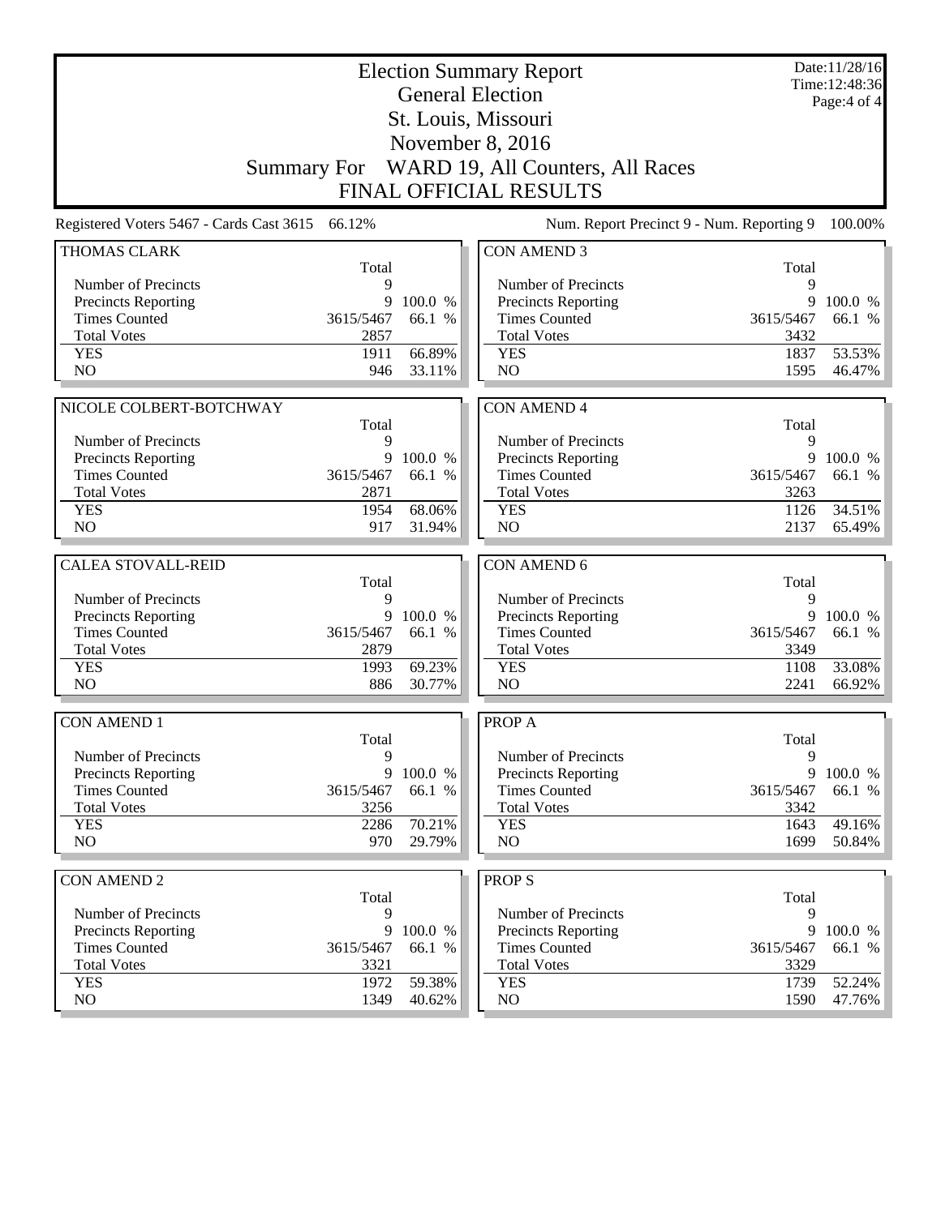# Election Summary Report

## General Election

## St. Louis, Missouri

## November 8, 2016

## Summary For WARD 19, All Counters, All Races

## FINAL OFFICIAL RESULTS

Date:11/28/16
Time:12:48:36

Registered Voters 5467 - Cards Cast 3615 66.12%

Num. Report Precinct 9 - Num. Reporting 9 100.00%

### THOMAS CLARK

| | Total | |
|---|---|---|
| Number of Precincts | 9 | |
| Precincts Reporting | 9 | 100.0 % |
| Times Counted | 3615/5467 | 66.1 % |
| Total Votes | 2857 | |
| YES | 1911 | 66.89% |
| NO | 946 | 33.11% |

### NICOLE COLBERT-BOTCHWAY

| | Total | |
|---|---|---|
| Number of Precincts | 9 | |
| Precincts Reporting | 9 | 100.0 % |
| Times Counted | 3615/5467 | 66.1 % |
| Total Votes | 2871 | |
| YES | 1954 | 68.06% |
| NO | 917 | 31.94% |

### CALEA STOVALL-REID

| | Total | |
|---|---|---|
| Number of Precincts | 9 | |
| Precincts Reporting | 9 | 100.0 % |
| Times Counted | 3615/5467 | 66.1 % |
| Total Votes | 2879 | |
| YES | 1993 | 69.23% |
| NO | 886 | 30.77% |

### CON AMEND 1

| | Total | |
|---|---|---|
| Number of Precincts | 9 | |
| Precincts Reporting | 9 | 100.0 % |
| Times Counted | 3615/5467 | 66.1 % |
| Total Votes | 3256 | |
| YES | 2286 | 70.21% |
| NO | 970 | 29.79% |

### CON AMEND 2

| | Total | |
|---|---|---|
| Number of Precincts | 9 | |
| Precincts Reporting | 9 | 100.0 % |
| Times Counted | 3615/5467 | 66.1 % |
| Total Votes | 3321 | |
| YES | 1972 | 59.38% |
| NO | 1349 | 40.62% |

### CON AMEND 3

| | Total | |
|---|---|---|
| Number of Precincts | 9 | |
| Precincts Reporting | 9 | 100.0 % |
| Times Counted | 3615/5467 | 66.1 % |
| Total Votes | 3432 | |
| YES | 1837 | 53.53% |
| NO | 1595 | 46.47% |

### CON AMEND 4

| | Total | |
|---|---|---|
| Number of Precincts | 9 | |
| Precincts Reporting | 9 | 100.0 % |
| Times Counted | 3615/5467 | 66.1 % |
| Total Votes | 3263 | |
| YES | 1126 | 34.51% |
| NO | 2137 | 65.49% |

### CON AMEND 6

| | Total | |
|---|---|---|
| Number of Precincts | 9 | |
| Precincts Reporting | 9 | 100.0 % |
| Times Counted | 3615/5467 | 66.1 % |
| Total Votes | 3349 | |
| YES | 1108 | 33.08% |
| NO | 2241 | 66.92% |

### PROP A

| | Total | |
|---|---|---|
| Number of Precincts | 9 | |
| Precincts Reporting | 9 | 100.0 % |
| Times Counted | 3615/5467 | 66.1 % |
| Total Votes | 3342 | |
| YES | 1643 | 49.16% |
| NO | 1699 | 50.84% |

### PROP S

| | Total | |
|---|---|---|
| Number of Precincts | 9 | |
| Precincts Reporting | 9 | 100.0 % |
| Times Counted | 3615/5467 | 66.1 % |
| Total Votes | 3329 | |
| YES | 1739 | 52.24% |
| NO | 1590 | 47.76% |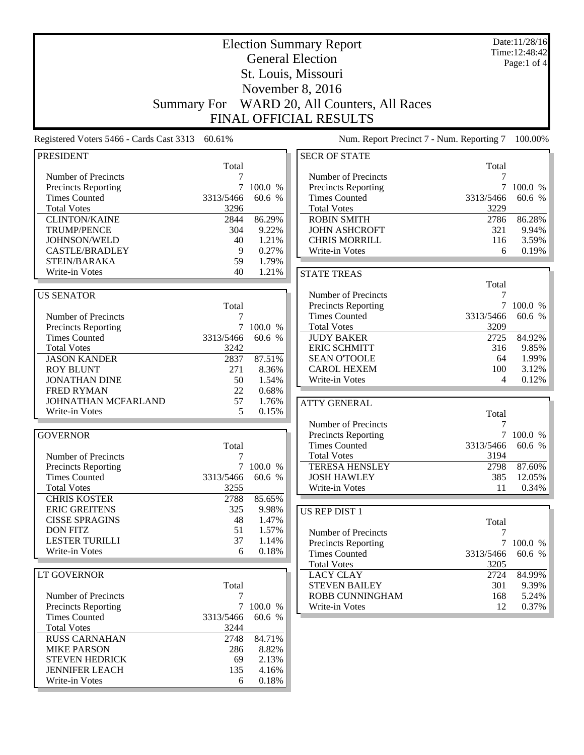# Election Summary Report

## General Election

## St. Louis, Missouri

## November 8, 2016

## Summary For WARD 20, All Counters, All Races

## FINAL OFFICIAL RESULTS

Date:11/28/16
Time:12:48:42

Registered Voters 5466 - Cards Cast 3313 60.61%

Num. Report Precinct 7 - Num. Reporting 7 100.00%

### PRESIDENT

| | Total | |
|---|---|---|
| Number of Precincts | 7 | |
| Precincts Reporting | 7 | 100.0 % |
| Times Counted | 3313/5466 | 60.6 % |
| Total Votes | 3296 | |
| CLINTON/KAINE | 2844 | 86.29% |
| TRUMP/PENCE | 304 | 9.22% |
| JOHNSON/WELD | 40 | 1.21% |
| CASTLE/BRADLEY | 9 | 0.27% |
| STEIN/BARAKA | 59 | 1.79% |
| Write-in Votes | 40 | 1.21% |

### US SENATOR

| | Total | |
|---|---|---|
| Number of Precincts | 7 | |
| Precincts Reporting | 7 | 100.0 % |
| Times Counted | 3313/5466 | 60.6 % |
| Total Votes | 3242 | |
| JASON KANDER | 2837 | 87.51% |
| ROY BLUNT | 271 | 8.36% |
| JONATHAN DINE | 50 | 1.54% |
| FRED RYMAN | 22 | 0.68% |
| JOHNATHAN MCFARLAND | 57 | 1.76% |
| Write-in Votes | 5 | 0.15% |

### GOVERNOR

| | Total | |
|---|---|---|
| Number of Precincts | 7 | |
| Precincts Reporting | 7 | 100.0 % |
| Times Counted | 3313/5466 | 60.6 % |
| Total Votes | 3255 | |
| CHRIS KOSTER | 2788 | 85.65% |
| ERIC GREITENS | 325 | 9.98% |
| CISSE SPRAGINS | 48 | 1.47% |
| DON FITZ | 51 | 1.57% |
| LESTER TURILLI | 37 | 1.14% |
| Write-in Votes | 6 | 0.18% |

### LT GOVERNOR

| | Total | |
|---|---|---|
| Number of Precincts | 7 | |
| Precincts Reporting | 7 | 100.0 % |
| Times Counted | 3313/5466 | 60.6 % |
| Total Votes | 3244 | |
| RUSS CARNAHAN | 2748 | 84.71% |
| MIKE PARSON | 286 | 8.82% |
| STEVEN HEDRICK | 69 | 2.13% |
| JENNIFER LEACH | 135 | 4.16% |
| Write-in Votes | 6 | 0.18% |

### SECR OF STATE

| | Total | |
|---|---|---|
| Number of Precincts | 7 | |
| Precincts Reporting | 7 | 100.0 % |
| Times Counted | 3313/5466 | 60.6 % |
| Total Votes | 3229 | |
| ROBIN SMITH | 2786 | 86.28% |
| JOHN ASHCROFT | 321 | 9.94% |
| CHRIS MORRILL | 116 | 3.59% |
| Write-in Votes | 6 | 0.19% |

### STATE TREAS

| | Total | |
|---|---|---|
| Number of Precincts | 7 | |
| Precincts Reporting | 7 | 100.0 % |
| Times Counted | 3313/5466 | 60.6 % |
| Total Votes | 3209 | |
| JUDY BAKER | 2725 | 84.92% |
| ERIC SCHMITT | 316 | 9.85% |
| SEAN O'TOOLE | 64 | 1.99% |
| CAROL HEXEM | 100 | 3.12% |
| Write-in Votes | 4 | 0.12% |

### ATTY GENERAL

| | Total | |
|---|---|---|
| Number of Precincts | 7 | |
| Precincts Reporting | 7 | 100.0 % |
| Times Counted | 3313/5466 | 60.6 % |
| Total Votes | 3194 | |
| TERESA HENSLEY | 2798 | 87.60% |
| JOSH HAWLEY | 385 | 12.05% |
| Write-in Votes | 11 | 0.34% |

### US REP DIST 1

| | Total | |
|---|---|---|
| Number of Precincts | 7 | |
| Precincts Reporting | 7 | 100.0 % |
| Times Counted | 3313/5466 | 60.6 % |
| Total Votes | 3205 | |
| LACY CLAY | 2724 | 84.99% |
| STEVEN BAILEY | 301 | 9.39% |
| ROBB CUNNINGHAM | 168 | 5.24% |
| Write-in Votes | 12 | 0.37% |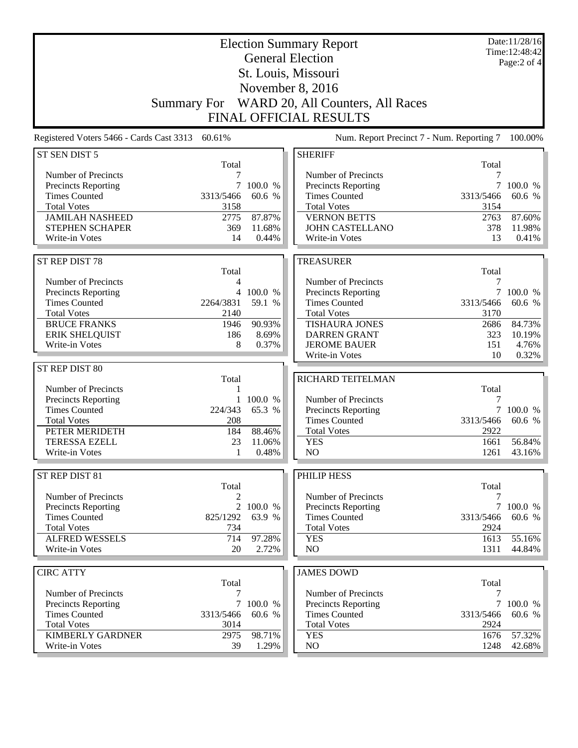# Election Summary Report

## General Election

## St. Louis, Missouri

## November 8, 2016

## Summary For WARD 20, All Counters, All Races

## FINAL OFFICIAL RESULTS

Date:11/28/16
Time:12:48:42

Registered Voters 5466 - Cards Cast 3313 60.61%

Num. Report Precinct 7 - Num. Reporting 7 100.00%

### ST SEN DIST 5

| | Total | |
|---|---|---|
| Number of Precincts | 7 | |
| Precincts Reporting | 7 | 100.0 % |
| Times Counted | 3313/5466 | 60.6 % |
| Total Votes | 3158 | |
| JAMILAH NASHEED | 2775 | 87.87% |
| STEPHEN SCHAPER | 369 | 11.68% |
| Write-in Votes | 14 | 0.44% |

### ST REP DIST 78

| | Total | |
|---|---|---|
| Number of Precincts | 4 | |
| Precincts Reporting | 4 | 100.0 % |
| Times Counted | 2264/3831 | 59.1 % |
| Total Votes | 2140 | |
| BRUCE FRANKS | 1946 | 90.93% |
| ERIK SHELQUIST | 186 | 8.69% |
| Write-in Votes | 8 | 0.37% |

### ST REP DIST 80

| | Total | |
|---|---|---|
| Number of Precincts | 1 | |
| Precincts Reporting | 1 | 100.0 % |
| Times Counted | 224/343 | 65.3 % |
| Total Votes | 208 | |
| PETER MERIDETH | 184 | 88.46% |
| TERESSA EZELL | 23 | 11.06% |
| Write-in Votes | 1 | 0.48% |

### ST REP DIST 81

| | Total | |
|---|---|---|
| Number of Precincts | 2 | |
| Precincts Reporting | 2 | 100.0 % |
| Times Counted | 825/1292 | 63.9 % |
| Total Votes | 734 | |
| ALFRED WESSELS | 714 | 97.28% |
| Write-in Votes | 20 | 2.72% |

### CIRC ATTY

| | Total | |
|---|---|---|
| Number of Precincts | 7 | |
| Precincts Reporting | 7 | 100.0 % |
| Times Counted | 3313/5466 | 60.6 % |
| Total Votes | 3014 | |
| KIMBERLY GARDNER | 2975 | 98.71% |
| Write-in Votes | 39 | 1.29% |

### SHERIFF

| | Total | |
|---|---|---|
| Number of Precincts | 7 | |
| Precincts Reporting | 7 | 100.0 % |
| Times Counted | 3313/5466 | 60.6 % |
| Total Votes | 3154 | |
| VERNON BETTS | 2763 | 87.60% |
| JOHN CASTELLANO | 378 | 11.98% |
| Write-in Votes | 13 | 0.41% |

### TREASURER

| | Total | |
|---|---|---|
| Number of Precincts | 7 | |
| Precincts Reporting | 7 | 100.0 % |
| Times Counted | 3313/5466 | 60.6 % |
| Total Votes | 3170 | |
| TISHAURA JONES | 2686 | 84.73% |
| DARREN GRANT | 323 | 10.19% |
| JEROME BAUER | 151 | 4.76% |
| Write-in Votes | 10 | 0.32% |

### RICHARD TEITELMAN

| | Total | |
|---|---|---|
| Number of Precincts | 7 | |
| Precincts Reporting | 7 | 100.0 % |
| Times Counted | 3313/5466 | 60.6 % |
| Total Votes | 2922 | |
| YES | 1661 | 56.84% |
| NO | 1261 | 43.16% |

### PHILIP HESS

| | Total | |
|---|---|---|
| Number of Precincts | 7 | |
| Precincts Reporting | 7 | 100.0 % |
| Times Counted | 3313/5466 | 60.6 % |
| Total Votes | 2924 | |
| YES | 1613 | 55.16% |
| NO | 1311 | 44.84% |

### JAMES DOWD

| | Total | |
|---|---|---|
| Number of Precincts | 7 | |
| Precincts Reporting | 7 | 100.0 % |
| Times Counted | 3313/5466 | 60.6 % |
| Total Votes | 2924 | |
| YES | 1676 | 57.32% |
| NO | 1248 | 42.68% |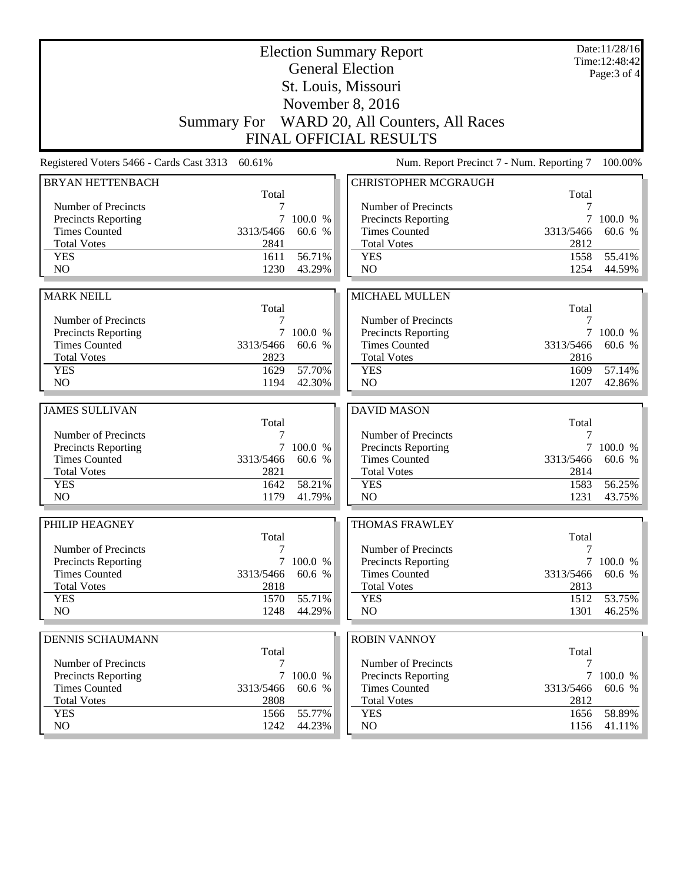# Election Summary Report

## General Election

## St. Louis, Missouri

## November 8, 2016

## Summary For WARD 20, All Counters, All Races

## FINAL OFFICIAL RESULTS

Date:11/28/16
Time:12:48:42

Registered Voters 5466 - Cards Cast 3313 60.61%

Num. Report Precinct 7 - Num. Reporting 7 100.00%

| BRYAN HETTENBACH | Total | |
|---|---|---|
| Number of Precincts | 7 | |
| Precincts Reporting | 7 | 100.0 % |
| Times Counted | 3313/5466 | 60.6 % |
| Total Votes | 2841 | |
| YES | 1611 | 56.71% |
| NO | 1230 | 43.29% |

| CHRISTOPHER MCGRAUGH | Total | |
|---|---|---|
| Number of Precincts | 7 | |
| Precincts Reporting | 7 | 100.0 % |
| Times Counted | 3313/5466 | 60.6 % |
| Total Votes | 2812 | |
| YES | 1558 | 55.41% |
| NO | 1254 | 44.59% |

| MARK NEILL | Total | |
|---|---|---|
| Number of Precincts | 7 | |
| Precincts Reporting | 7 | 100.0 % |
| Times Counted | 3313/5466 | 60.6 % |
| Total Votes | 2823 | |
| YES | 1629 | 57.70% |
| NO | 1194 | 42.30% |

| MICHAEL MULLEN | Total | |
|---|---|---|
| Number of Precincts | 7 | |
| Precincts Reporting | 7 | 100.0 % |
| Times Counted | 3313/5466 | 60.6 % |
| Total Votes | 2816 | |
| YES | 1609 | 57.14% |
| NO | 1207 | 42.86% |

| JAMES SULLIVAN | Total | |
|---|---|---|
| Number of Precincts | 7 | |
| Precincts Reporting | 7 | 100.0 % |
| Times Counted | 3313/5466 | 60.6 % |
| Total Votes | 2821 | |
| YES | 1642 | 58.21% |
| NO | 1179 | 41.79% |

| DAVID MASON | Total | |
|---|---|---|
| Number of Precincts | 7 | |
| Precincts Reporting | 7 | 100.0 % |
| Times Counted | 3313/5466 | 60.6 % |
| Total Votes | 2814 | |
| YES | 1583 | 56.25% |
| NO | 1231 | 43.75% |

| PHILIP HEAGNEY | Total | |
|---|---|---|
| Number of Precincts | 7 | |
| Precincts Reporting | 7 | 100.0 % |
| Times Counted | 3313/5466 | 60.6 % |
| Total Votes | 2818 | |
| YES | 1570 | 55.71% |
| NO | 1248 | 44.29% |

| THOMAS FRAWLEY | Total | |
|---|---|---|
| Number of Precincts | 7 | |
| Precincts Reporting | 7 | 100.0 % |
| Times Counted | 3313/5466 | 60.6 % |
| Total Votes | 2813 | |
| YES | 1512 | 53.75% |
| NO | 1301 | 46.25% |

| DENNIS SCHAUMANN | Total | |
|---|---|---|
| Number of Precincts | 7 | |
| Precincts Reporting | 7 | 100.0 % |
| Times Counted | 3313/5466 | 60.6 % |
| Total Votes | 2808 | |
| YES | 1566 | 55.77% |
| NO | 1242 | 44.23% |

| ROBIN VANNOY | Total | |
|---|---|---|
| Number of Precincts | 7 | |
| Precincts Reporting | 7 | 100.0 % |
| Times Counted | 3313/5466 | 60.6 % |
| Total Votes | 2812 | |
| YES | 1656 | 58.89% |
| NO | 1156 | 41.11% |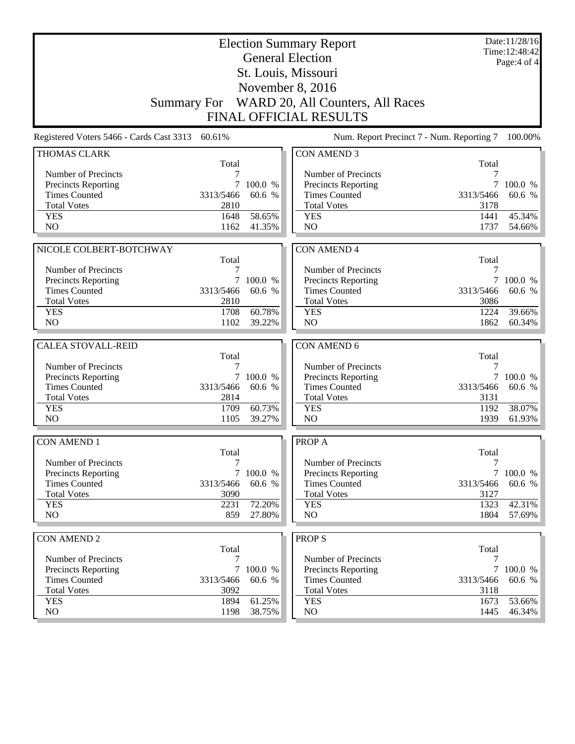# Election Summary Report
## General Election
## St. Louis, Missouri
## November 8, 2016
## Summary For WARD 20, All Counters, All Races
## FINAL OFFICIAL RESULTS

Date:11/28/16
Time:12:48:42

Registered Voters 5466 - Cards Cast 3313 60.61%

Num. Report Precinct 7 - Num. Reporting 7 100.00%

### THOMAS CLARK

| | Total | |
|---|---|---|
| Number of Precincts | 7 | |
| Precincts Reporting | 7 | 100.0 % |
| Times Counted | 3313/5466 | 60.6 % |
| Total Votes | 2810 | |
| YES | 1648 | 58.65% |
| NO | 1162 | 41.35% |

### NICOLE COLBERT-BOTCHWAY

| | Total | |
|---|---|---|
| Number of Precincts | 7 | |
| Precincts Reporting | 7 | 100.0 % |
| Times Counted | 3313/5466 | 60.6 % |
| Total Votes | 2810 | |
| YES | 1708 | 60.78% |
| NO | 1102 | 39.22% |

### CALEA STOVALL-REID

| | Total | |
|---|---|---|
| Number of Precincts | 7 | |
| Precincts Reporting | 7 | 100.0 % |
| Times Counted | 3313/5466 | 60.6 % |
| Total Votes | 2814 | |
| YES | 1709 | 60.73% |
| NO | 1105 | 39.27% |

### CON AMEND 1

| | Total | |
|---|---|---|
| Number of Precincts | 7 | |
| Precincts Reporting | 7 | 100.0 % |
| Times Counted | 3313/5466 | 60.6 % |
| Total Votes | 3090 | |
| YES | 2231 | 72.20% |
| NO | 859 | 27.80% |

### CON AMEND 2

| | Total | |
|---|---|---|
| Number of Precincts | 7 | |
| Precincts Reporting | 7 | 100.0 % |
| Times Counted | 3313/5466 | 60.6 % |
| Total Votes | 3092 | |
| YES | 1894 | 61.25% |
| NO | 1198 | 38.75% |

### CON AMEND 3

| | Total | |
|---|---|---|
| Number of Precincts | 7 | |
| Precincts Reporting | 7 | 100.0 % |
| Times Counted | 3313/5466 | 60.6 % |
| Total Votes | 3178 | |
| YES | 1441 | 45.34% |
| NO | 1737 | 54.66% |

### CON AMEND 4

| | Total | |
|---|---|---|
| Number of Precincts | 7 | |
| Precincts Reporting | 7 | 100.0 % |
| Times Counted | 3313/5466 | 60.6 % |
| Total Votes | 3086 | |
| YES | 1224 | 39.66% |
| NO | 1862 | 60.34% |

### CON AMEND 6

| | Total | |
|---|---|---|
| Number of Precincts | 7 | |
| Precincts Reporting | 7 | 100.0 % |
| Times Counted | 3313/5466 | 60.6 % |
| Total Votes | 3131 | |
| YES | 1192 | 38.07% |
| NO | 1939 | 61.93% |

### PROP A

| | Total | |
|---|---|---|
| Number of Precincts | 7 | |
| Precincts Reporting | 7 | 100.0 % |
| Times Counted | 3313/5466 | 60.6 % |
| Total Votes | 3127 | |
| YES | 1323 | 42.31% |
| NO | 1804 | 57.69% |

### PROP S

| | Total | |
|---|---|---|
| Number of Precincts | 7 | |
| Precincts Reporting | 7 | 100.0 % |
| Times Counted | 3313/5466 | 60.6 % |
| Total Votes | 3118 | |
| YES | 1673 | 53.66% |
| NO | 1445 | 46.34% |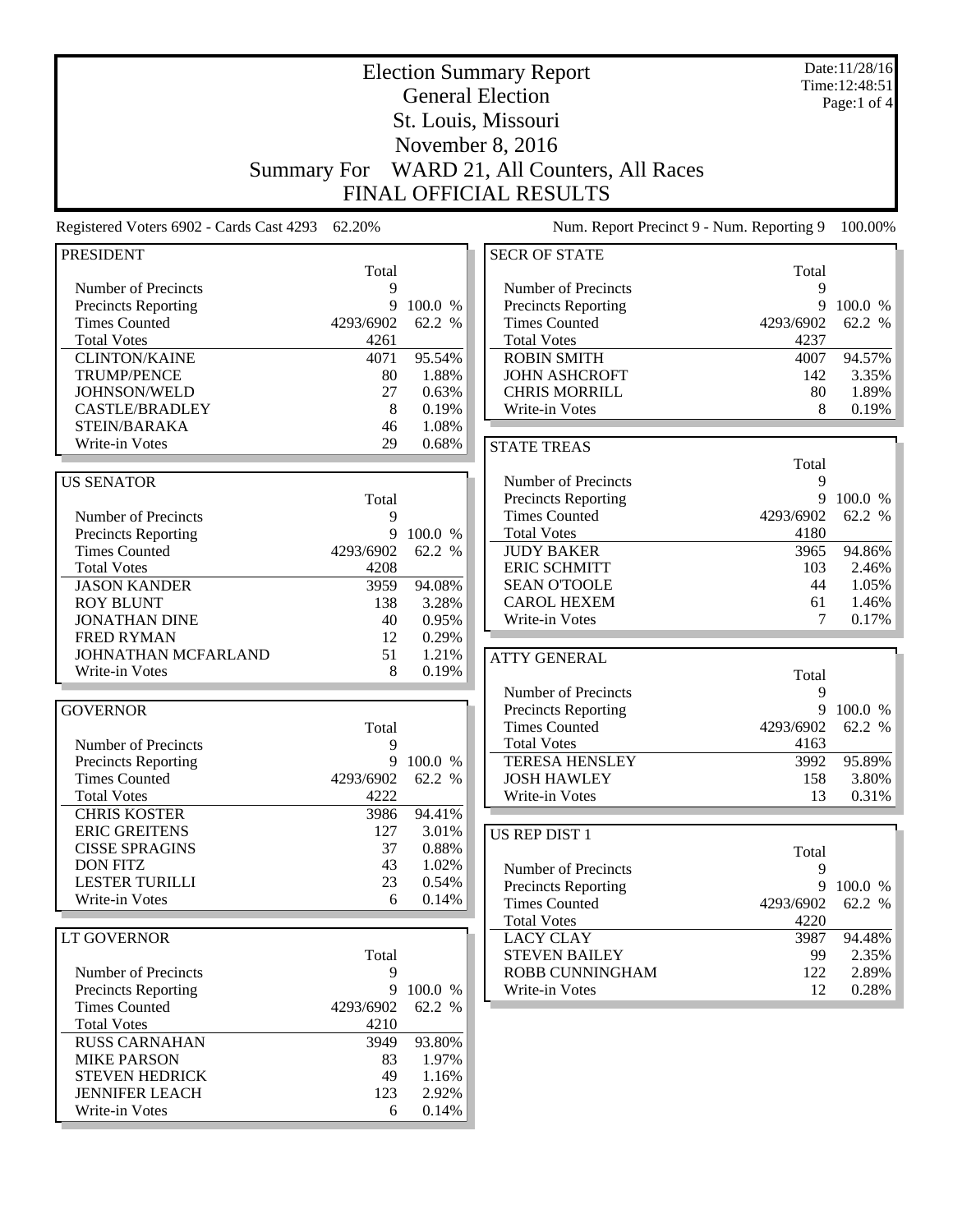# Election Summary Report

## General Election

## St. Louis, Missouri

## November 8, 2016

## Summary For WARD 21, All Counters, All Races

## FINAL OFFICIAL RESULTS

Date:11/28/16
Time:12:48:51

Registered Voters 6902 - Cards Cast 4293 62.20%

Num. Report Precinct 9 - Num. Reporting 9 100.00%

### PRESIDENT

| | Total | |
|---|---|---|
| Number of Precincts | 9 | |
| Precincts Reporting | 9 | 100.0 % |
| Times Counted | 4293/6902 | 62.2 % |
| Total Votes | 4261 | |
| CLINTON/KAINE | 4071 | 95.54% |
| TRUMP/PENCE | 80 | 1.88% |
| JOHNSON/WELD | 27 | 0.63% |
| CASTLE/BRADLEY | 8 | 0.19% |
| STEIN/BARAKA | 46 | 1.08% |
| Write-in Votes | 29 | 0.68% |

### US SENATOR

| | Total | |
|---|---|---|
| Number of Precincts | 9 | |
| Precincts Reporting | 9 | 100.0 % |
| Times Counted | 4293/6902 | 62.2 % |
| Total Votes | 4208 | |
| JASON KANDER | 3959 | 94.08% |
| ROY BLUNT | 138 | 3.28% |
| JONATHAN DINE | 40 | 0.95% |
| FRED RYMAN | 12 | 0.29% |
| JOHNATHAN MCFARLAND | 51 | 1.21% |
| Write-in Votes | 8 | 0.19% |

### GOVERNOR

| | Total | |
|---|---|---|
| Number of Precincts | 9 | |
| Precincts Reporting | 9 | 100.0 % |
| Times Counted | 4293/6902 | 62.2 % |
| Total Votes | 4222 | |
| CHRIS KOSTER | 3986 | 94.41% |
| ERIC GREITENS | 127 | 3.01% |
| CISSE SPRAGINS | 37 | 0.88% |
| DON FITZ | 43 | 1.02% |
| LESTER TURILLI | 23 | 0.54% |
| Write-in Votes | 6 | 0.14% |

### LT GOVERNOR

| | Total | |
|---|---|---|
| Number of Precincts | 9 | |
| Precincts Reporting | 9 | 100.0 % |
| Times Counted | 4293/6902 | 62.2 % |
| Total Votes | 4210 | |
| RUSS CARNAHAN | 3949 | 93.80% |
| MIKE PARSON | 83 | 1.97% |
| STEVEN HEDRICK | 49 | 1.16% |
| JENNIFER LEACH | 123 | 2.92% |
| Write-in Votes | 6 | 0.14% |

### SECR OF STATE

| | Total | |
|---|---|---|
| Number of Precincts | 9 | |
| Precincts Reporting | 9 | 100.0 % |
| Times Counted | 4293/6902 | 62.2 % |
| Total Votes | 4237 | |
| ROBIN SMITH | 4007 | 94.57% |
| JOHN ASHCROFT | 142 | 3.35% |
| CHRIS MORRILL | 80 | 1.89% |
| Write-in Votes | 8 | 0.19% |

### STATE TREAS

| | Total | |
|---|---|---|
| Number of Precincts | 9 | |
| Precincts Reporting | 9 | 100.0 % |
| Times Counted | 4293/6902 | 62.2 % |
| Total Votes | 4180 | |
| JUDY BAKER | 3965 | 94.86% |
| ERIC SCHMITT | 103 | 2.46% |
| SEAN O'TOOLE | 44 | 1.05% |
| CAROL HEXEM | 61 | 1.46% |
| Write-in Votes | 7 | 0.17% |

### ATTY GENERAL

| | Total | |
|---|---|---|
| Number of Precincts | 9 | |
| Precincts Reporting | 9 | 100.0 % |
| Times Counted | 4293/6902 | 62.2 % |
| Total Votes | 4163 | |
| TERESA HENSLEY | 3992 | 95.89% |
| JOSH HAWLEY | 158 | 3.80% |
| Write-in Votes | 13 | 0.31% |

### US REP DIST 1

| | Total | |
|---|---|---|
| Number of Precincts | 9 | |
| Precincts Reporting | 9 | 100.0 % |
| Times Counted | 4293/6902 | 62.2 % |
| Total Votes | 4220 | |
| LACY CLAY | 3987 | 94.48% |
| STEVEN BAILEY | 99 | 2.35% |
| ROBB CUNNINGHAM | 122 | 2.89% |
| Write-in Votes | 12 | 0.28% |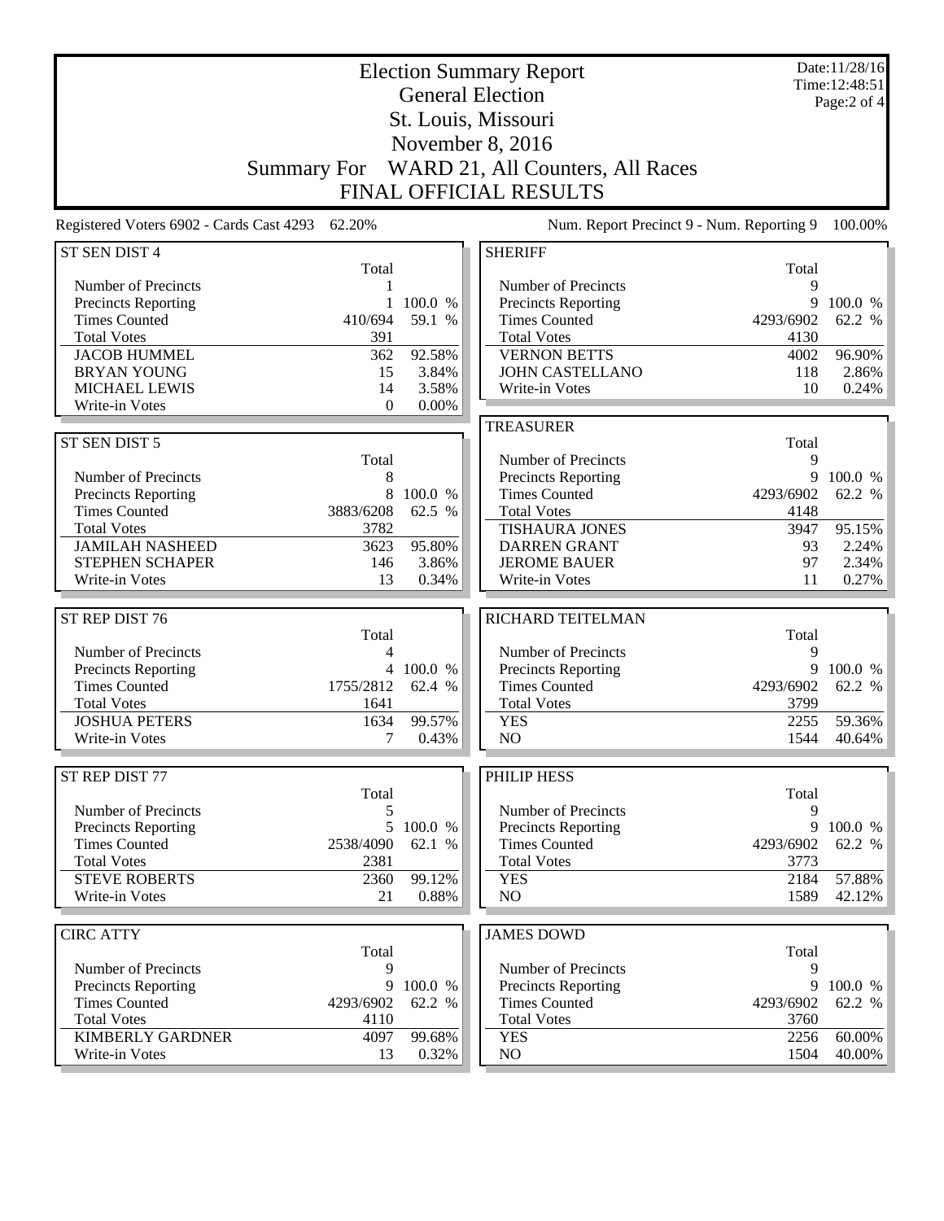# Election Summary Report

## General Election

## St. Louis, Missouri

## November 8, 2016

## Summary For WARD 21, All Counters, All Races

## FINAL OFFICIAL RESULTS

Date:11/28/16
Time:12:48:51

Registered Voters 6902 - Cards Cast 4293 62.20%

Num. Report Precinct 9 - Num. Reporting 9 100.00%

### ST SEN DIST 4

| | Total | |
|---|---|---|
| Number of Precincts | 1 | |
| Precincts Reporting | 1 | 100.0 % |
| Times Counted | 410/694 | 59.1 % |
| Total Votes | 391 | |
| JACOB HUMMEL | 362 | 92.58% |
| BRYAN YOUNG | 15 | 3.84% |
| MICHAEL LEWIS | 14 | 3.58% |
| Write-in Votes | 0 | 0.00% |

### ST SEN DIST 5

| | Total | |
|---|---|---|
| Number of Precincts | 8 | |
| Precincts Reporting | 8 | 100.0 % |
| Times Counted | 3883/6208 | 62.5 % |
| Total Votes | 3782 | |
| JAMILAH NASHEED | 3623 | 95.80% |
| STEPHEN SCHAPER | 146 | 3.86% |
| Write-in Votes | 13 | 0.34% |

### ST REP DIST 76

| | Total | |
|---|---|---|
| Number of Precincts | 4 | |
| Precincts Reporting | 4 | 100.0 % |
| Times Counted | 1755/2812 | 62.4 % |
| Total Votes | 1641 | |
| JOSHUA PETERS | 1634 | 99.57% |
| Write-in Votes | 7 | 0.43% |

### ST REP DIST 77

| | Total | |
|---|---|---|
| Number of Precincts | 5 | |
| Precincts Reporting | 5 | 100.0 % |
| Times Counted | 2538/4090 | 62.1 % |
| Total Votes | 2381 | |
| STEVE ROBERTS | 2360 | 99.12% |
| Write-in Votes | 21 | 0.88% |

### CIRC ATTY

| | Total | |
|---|---|---|
| Number of Precincts | 9 | |
| Precincts Reporting | 9 | 100.0 % |
| Times Counted | 4293/6902 | 62.2 % |
| Total Votes | 4110 | |
| KIMBERLY GARDNER | 4097 | 99.68% |
| Write-in Votes | 13 | 0.32% |

### SHERIFF

| | Total | |
|---|---|---|
| Number of Precincts | 9 | |
| Precincts Reporting | 9 | 100.0 % |
| Times Counted | 4293/6902 | 62.2 % |
| Total Votes | 4130 | |
| VERNON BETTS | 4002 | 96.90% |
| JOHN CASTELLANO | 118 | 2.86% |
| Write-in Votes | 10 | 0.24% |

### TREASURER

| | Total | |
|---|---|---|
| Number of Precincts | 9 | |
| Precincts Reporting | 9 | 100.0 % |
| Times Counted | 4293/6902 | 62.2 % |
| Total Votes | 4148 | |
| TISHAURA JONES | 3947 | 95.15% |
| DARREN GRANT | 93 | 2.24% |
| JEROME BAUER | 97 | 2.34% |
| Write-in Votes | 11 | 0.27% |

### RICHARD TEITELMAN

| | Total | |
|---|---|---|
| Number of Precincts | 9 | |
| Precincts Reporting | 9 | 100.0 % |
| Times Counted | 4293/6902 | 62.2 % |
| Total Votes | 3799 | |
| YES | 2255 | 59.36% |
| NO | 1544 | 40.64% |

### PHILIP HESS

| | Total | |
|---|---|---|
| Number of Precincts | 9 | |
| Precincts Reporting | 9 | 100.0 % |
| Times Counted | 4293/6902 | 62.2 % |
| Total Votes | 3773 | |
| YES | 2184 | 57.88% |
| NO | 1589 | 42.12% |

### JAMES DOWD

| | Total | |
|---|---|---|
| Number of Precincts | 9 | |
| Precincts Reporting | 9 | 100.0 % |
| Times Counted | 4293/6902 | 62.2 % |
| Total Votes | 3760 | |
| YES | 2256 | 60.00% |
| NO | 1504 | 40.00% |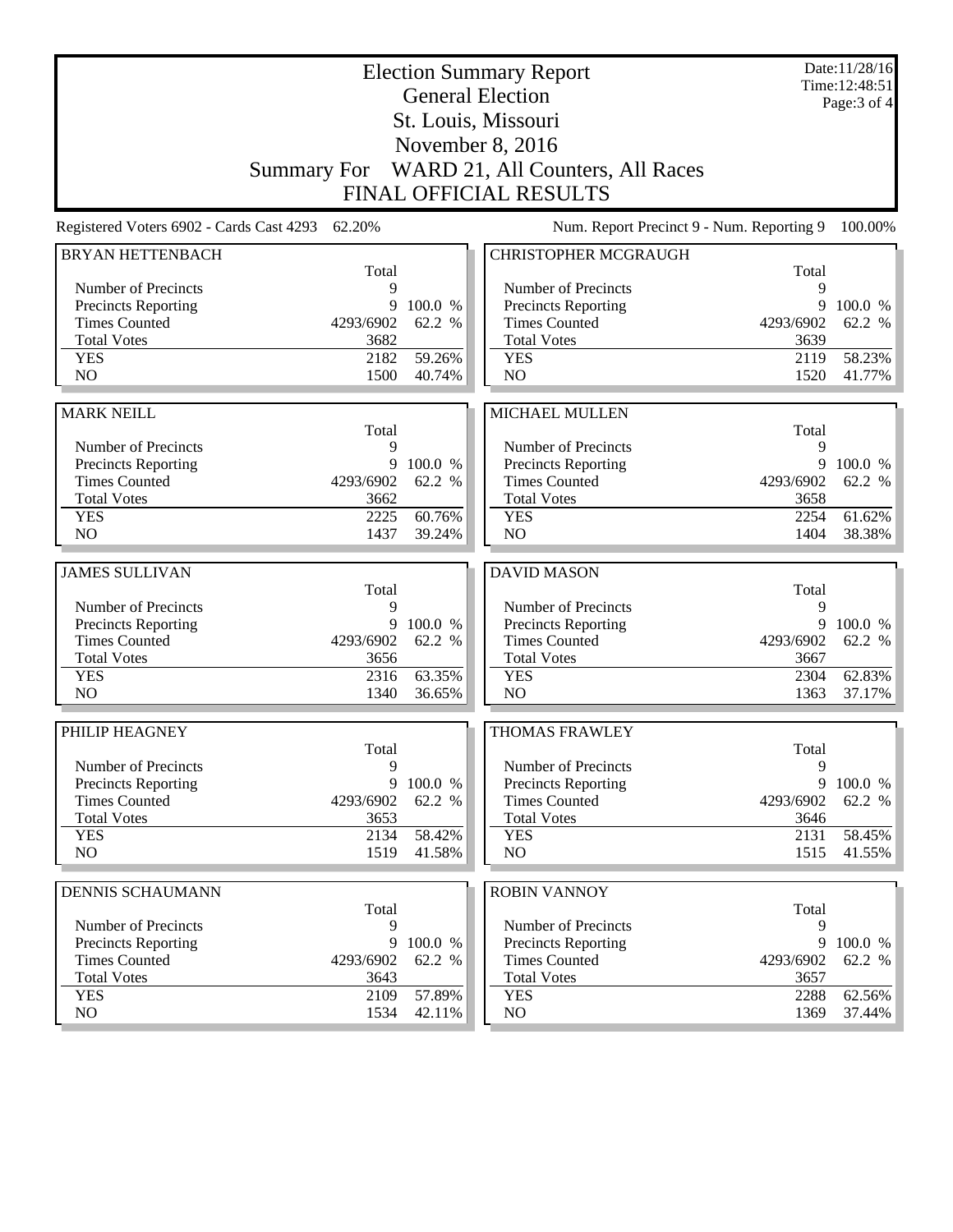# Election Summary Report

## General Election

## St. Louis, Missouri

## November 8, 2016

## Summary For WARD 21, All Counters, All Races

## FINAL OFFICIAL RESULTS

Date:11/28/16
Time:12:48:51

Registered Voters 6902 - Cards Cast 4293 62.20%

Num. Report Precinct 9 - Num. Reporting 9 100.00%

### BRYAN HETTENBACH

| | Total | |
|---|---|---|
| Number of Precincts | 9 | |
| Precincts Reporting | 9 | 100.0 % |
| Times Counted | 4293/6902 | 62.2 % |
| Total Votes | 3682 | |
| YES | 2182 | 59.26% |
| NO | 1500 | 40.74% |

### CHRISTOPHER MCGRAUGH

| | Total | |
|---|---|---|
| Number of Precincts | 9 | |
| Precincts Reporting | 9 | 100.0 % |
| Times Counted | 4293/6902 | 62.2 % |
| Total Votes | 3639 | |
| YES | 2119 | 58.23% |
| NO | 1520 | 41.77% |

### MARK NEILL

| | Total | |
|---|---|---|
| Number of Precincts | 9 | |
| Precincts Reporting | 9 | 100.0 % |
| Times Counted | 4293/6902 | 62.2 % |
| Total Votes | 3662 | |
| YES | 2225 | 60.76% |
| NO | 1437 | 39.24% |

### MICHAEL MULLEN

| | Total | |
|---|---|---|
| Number of Precincts | 9 | |
| Precincts Reporting | 9 | 100.0 % |
| Times Counted | 4293/6902 | 62.2 % |
| Total Votes | 3658 | |
| YES | 2254 | 61.62% |
| NO | 1404 | 38.38% |

### JAMES SULLIVAN

| | Total | |
|---|---|---|
| Number of Precincts | 9 | |
| Precincts Reporting | 9 | 100.0 % |
| Times Counted | 4293/6902 | 62.2 % |
| Total Votes | 3656 | |
| YES | 2316 | 63.35% |
| NO | 1340 | 36.65% |

### DAVID MASON

| | Total | |
|---|---|---|
| Number of Precincts | 9 | |
| Precincts Reporting | 9 | 100.0 % |
| Times Counted | 4293/6902 | 62.2 % |
| Total Votes | 3667 | |
| YES | 2304 | 62.83% |
| NO | 1363 | 37.17% |

### PHILIP HEAGNEY

| | Total | |
|---|---|---|
| Number of Precincts | 9 | |
| Precincts Reporting | 9 | 100.0 % |
| Times Counted | 4293/6902 | 62.2 % |
| Total Votes | 3653 | |
| YES | 2134 | 58.42% |
| NO | 1519 | 41.58% |

### THOMAS FRAWLEY

| | Total | |
|---|---|---|
| Number of Precincts | 9 | |
| Precincts Reporting | 9 | 100.0 % |
| Times Counted | 4293/6902 | 62.2 % |
| Total Votes | 3646 | |
| YES | 2131 | 58.45% |
| NO | 1515 | 41.55% |

### DENNIS SCHAUMANN

| | Total | |
|---|---|---|
| Number of Precincts | 9 | |
| Precincts Reporting | 9 | 100.0 % |
| Times Counted | 4293/6902 | 62.2 % |
| Total Votes | 3643 | |
| YES | 2109 | 57.89% |
| NO | 1534 | 42.11% |

### ROBIN VANNOY

| | Total | |
|---|---|---|
| Number of Precincts | 9 | |
| Precincts Reporting | 9 | 100.0 % |
| Times Counted | 4293/6902 | 62.2 % |
| Total Votes | 3657 | |
| YES | 2288 | 62.56% |
| NO | 1369 | 37.44% |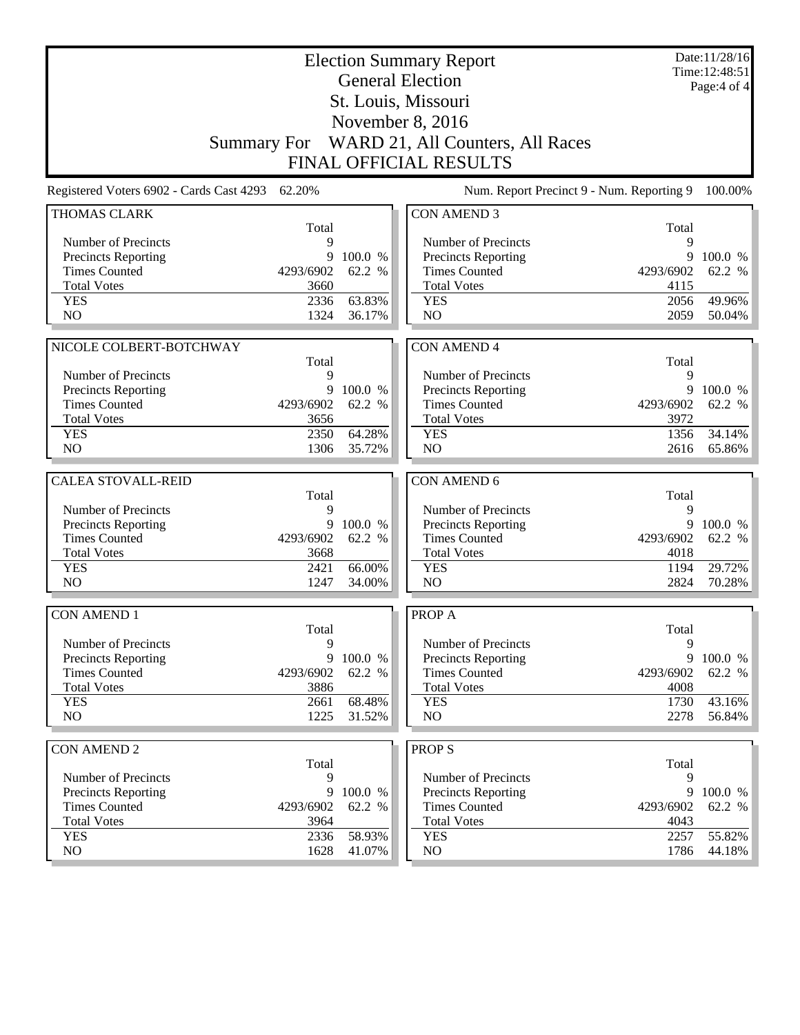# Election Summary Report

## General Election

## St. Louis, Missouri

## November 8, 2016

## Summary For WARD 21, All Counters, All Races

## FINAL OFFICIAL RESULTS

Date:11/28/16
Time:12:48:51

Registered Voters 6902 - Cards Cast 4293 62.20%

Num. Report Precinct 9 - Num. Reporting 9 100.00%

### THOMAS CLARK

| | Total | |
|---|---|---|
| Number of Precincts | 9 | |
| Precincts Reporting | 9 | 100.0 % |
| Times Counted | 4293/6902 | 62.2 % |
| Total Votes | 3660 | |
| YES | 2336 | 63.83% |
| NO | 1324 | 36.17% |

### NICOLE COLBERT-BOTCHWAY

| | Total | |
|---|---|---|
| Number of Precincts | 9 | |
| Precincts Reporting | 9 | 100.0 % |
| Times Counted | 4293/6902 | 62.2 % |
| Total Votes | 3656 | |
| YES | 2350 | 64.28% |
| NO | 1306 | 35.72% |

### CALEA STOVALL-REID

| | Total | |
|---|---|---|
| Number of Precincts | 9 | |
| Precincts Reporting | 9 | 100.0 % |
| Times Counted | 4293/6902 | 62.2 % |
| Total Votes | 3668 | |
| YES | 2421 | 66.00% |
| NO | 1247 | 34.00% |

### CON AMEND 1

| | Total | |
|---|---|---|
| Number of Precincts | 9 | |
| Precincts Reporting | 9 | 100.0 % |
| Times Counted | 4293/6902 | 62.2 % |
| Total Votes | 3886 | |
| YES | 2661 | 68.48% |
| NO | 1225 | 31.52% |

### CON AMEND 2

| | Total | |
|---|---|---|
| Number of Precincts | 9 | |
| Precincts Reporting | 9 | 100.0 % |
| Times Counted | 4293/6902 | 62.2 % |
| Total Votes | 3964 | |
| YES | 2336 | 58.93% |
| NO | 1628 | 41.07% |

### CON AMEND 3

| | Total | |
|---|---|---|
| Number of Precincts | 9 | |
| Precincts Reporting | 9 | 100.0 % |
| Times Counted | 4293/6902 | 62.2 % |
| Total Votes | 4115 | |
| YES | 2056 | 49.96% |
| NO | 2059 | 50.04% |

### CON AMEND 4

| | Total | |
|---|---|---|
| Number of Precincts | 9 | |
| Precincts Reporting | 9 | 100.0 % |
| Times Counted | 4293/6902 | 62.2 % |
| Total Votes | 3972 | |
| YES | 1356 | 34.14% |
| NO | 2616 | 65.86% |

### CON AMEND 6

| | Total | |
|---|---|---|
| Number of Precincts | 9 | |
| Precincts Reporting | 9 | 100.0 % |
| Times Counted | 4293/6902 | 62.2 % |
| Total Votes | 4018 | |
| YES | 1194 | 29.72% |
| NO | 2824 | 70.28% |

### PROP A

| | Total | |
|---|---|---|
| Number of Precincts | 9 | |
| Precincts Reporting | 9 | 100.0 % |
| Times Counted | 4293/6902 | 62.2 % |
| Total Votes | 4008 | |
| YES | 1730 | 43.16% |
| NO | 2278 | 56.84% |

### PROP S

| | Total | |
|---|---|---|
| Number of Precincts | 9 | |
| Precincts Reporting | 9 | 100.0 % |
| Times Counted | 4293/6902 | 62.2 % |
| Total Votes | 4043 | |
| YES | 2257 | 55.82% |
| NO | 1786 | 44.18% |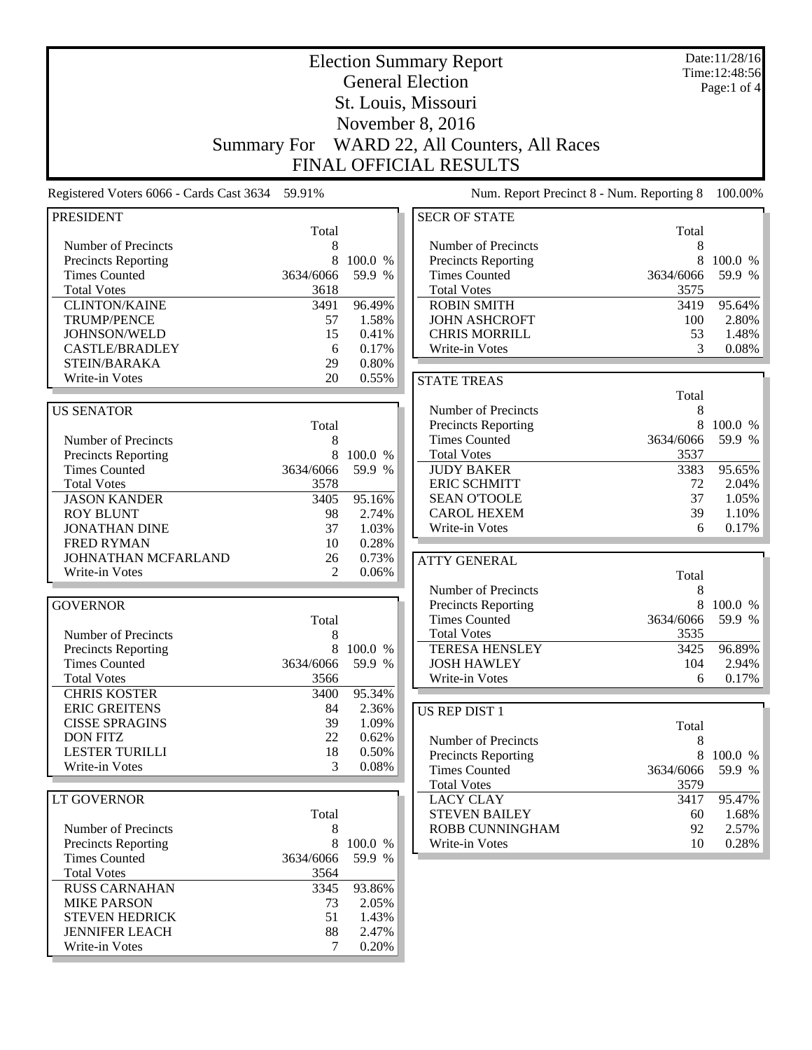# Election Summary Report
## General Election
## St. Louis, Missouri
## November 8, 2016
## Summary For WARD 22, All Counters, All Races
## FINAL OFFICIAL RESULTS

Date:11/28/16
Time:12:48:56

Registered Voters 6066 - Cards Cast 3634 59.91%

Num. Report Precinct 8 - Num. Reporting 8 100.00%

### PRESIDENT

| | Total | |
|---|---|---|
| Number of Precincts | 8 | |
| Precincts Reporting | 8 | 100.0 % |
| Times Counted | 3634/6066 | 59.9 % |
| Total Votes | 3618 | |
| CLINTON/KAINE | 3491 | 96.49% |
| TRUMP/PENCE | 57 | 1.58% |
| JOHNSON/WELD | 15 | 0.41% |
| CASTLE/BRADLEY | 6 | 0.17% |
| STEIN/BARAKA | 29 | 0.80% |
| Write-in Votes | 20 | 0.55% |

### US SENATOR

| | Total | |
|---|---|---|
| Number of Precincts | 8 | |
| Precincts Reporting | 8 | 100.0 % |
| Times Counted | 3634/6066 | 59.9 % |
| Total Votes | 3578 | |
| JASON KANDER | 3405 | 95.16% |
| ROY BLUNT | 98 | 2.74% |
| JONATHAN DINE | 37 | 1.03% |
| FRED RYMAN | 10 | 0.28% |
| JOHNATHAN MCFARLAND | 26 | 0.73% |
| Write-in Votes | 2 | 0.06% |

### GOVERNOR

| | Total | |
|---|---|---|
| Number of Precincts | 8 | |
| Precincts Reporting | 8 | 100.0 % |
| Times Counted | 3634/6066 | 59.9 % |
| Total Votes | 3566 | |
| CHRIS KOSTER | 3400 | 95.34% |
| ERIC GREITENS | 84 | 2.36% |
| CISSE SPRAGINS | 39 | 1.09% |
| DON FITZ | 22 | 0.62% |
| LESTER TURILLI | 18 | 0.50% |
| Write-in Votes | 3 | 0.08% |

### LT GOVERNOR

| | Total | |
|---|---|---|
| Number of Precincts | 8 | |
| Precincts Reporting | 8 | 100.0 % |
| Times Counted | 3634/6066 | 59.9 % |
| Total Votes | 3564 | |
| RUSS CARNAHAN | 3345 | 93.86% |
| MIKE PARSON | 73 | 2.05% |
| STEVEN HEDRICK | 51 | 1.43% |
| JENNIFER LEACH | 88 | 2.47% |
| Write-in Votes | 7 | 0.20% |

### SECR OF STATE

| | Total | |
|---|---|---|
| Number of Precincts | 8 | |
| Precincts Reporting | 8 | 100.0 % |
| Times Counted | 3634/6066 | 59.9 % |
| Total Votes | 3575 | |
| ROBIN SMITH | 3419 | 95.64% |
| JOHN ASHCROFT | 100 | 2.80% |
| CHRIS MORRILL | 53 | 1.48% |
| Write-in Votes | 3 | 0.08% |

### STATE TREAS

| | Total | |
|---|---|---|
| Number of Precincts | 8 | |
| Precincts Reporting | 8 | 100.0 % |
| Times Counted | 3634/6066 | 59.9 % |
| Total Votes | 3537 | |
| JUDY BAKER | 3383 | 95.65% |
| ERIC SCHMITT | 72 | 2.04% |
| SEAN O'TOOLE | 37 | 1.05% |
| CAROL HEXEM | 39 | 1.10% |
| Write-in Votes | 6 | 0.17% |

### ATTY GENERAL

| | Total | |
|---|---|---|
| Number of Precincts | 8 | |
| Precincts Reporting | 8 | 100.0 % |
| Times Counted | 3634/6066 | 59.9 % |
| Total Votes | 3535 | |
| TERESA HENSLEY | 3425 | 96.89% |
| JOSH HAWLEY | 104 | 2.94% |
| Write-in Votes | 6 | 0.17% |

### US REP DIST 1

| | Total | |
|---|---|---|
| Number of Precincts | 8 | |
| Precincts Reporting | 8 | 100.0 % |
| Times Counted | 3634/6066 | 59.9 % |
| Total Votes | 3579 | |
| LACY CLAY | 3417 | 95.47% |
| STEVEN BAILEY | 60 | 1.68% |
| ROBB CUNNINGHAM | 92 | 2.57% |
| Write-in Votes | 10 | 0.28% |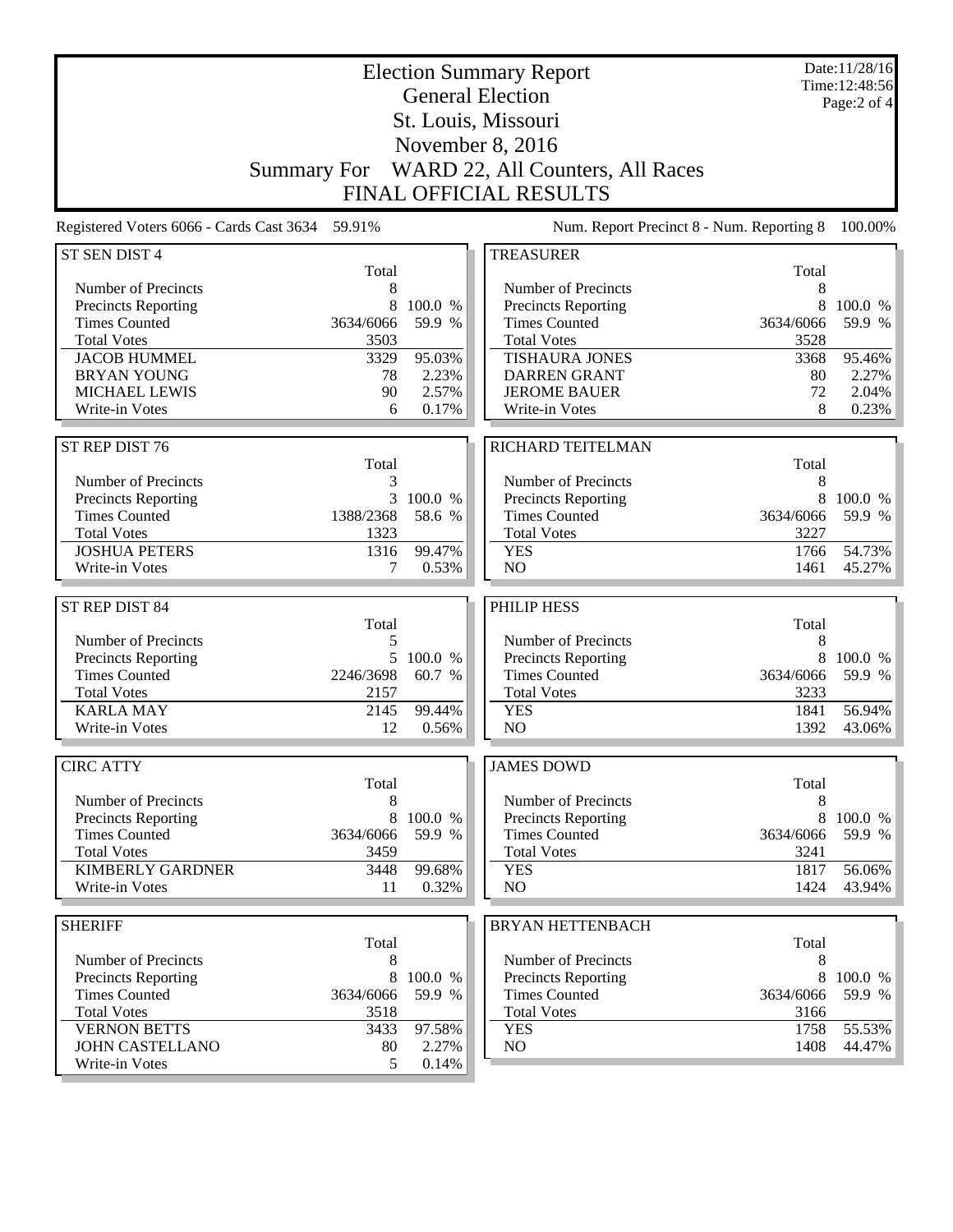# Election Summary Report

## General Election

## St. Louis, Missouri

## November 8, 2016

## Summary For WARD 22, All Counters, All Races

## FINAL OFFICIAL RESULTS

Date:11/28/16
Time:12:48:56

Registered Voters 6066 - Cards Cast 3634 59.91%

Num. Report Precinct 8 - Num. Reporting 8 100.00%

### ST SEN DIST 4

| | Total | |
|---|---|---|
| Number of Precincts | 8 | |
| Precincts Reporting | 8 | 100.0 % |
| Times Counted | 3634/6066 | 59.9 % |
| Total Votes | 3503 | |
| JACOB HUMMEL | 3329 | 95.03% |
| BRYAN YOUNG | 78 | 2.23% |
| MICHAEL LEWIS | 90 | 2.57% |
| Write-in Votes | 6 | 0.17% |

### ST REP DIST 76

| | Total | |
|---|---|---|
| Number of Precincts | 3 | |
| Precincts Reporting | 3 | 100.0 % |
| Times Counted | 1388/2368 | 58.6 % |
| Total Votes | 1323 | |
| JOSHUA PETERS | 1316 | 99.47% |
| Write-in Votes | 7 | 0.53% |

### ST REP DIST 84

| | Total | |
|---|---|---|
| Number of Precincts | 5 | |
| Precincts Reporting | 5 | 100.0 % |
| Times Counted | 2246/3698 | 60.7 % |
| Total Votes | 2157 | |
| KARLA MAY | 2145 | 99.44% |
| Write-in Votes | 12 | 0.56% |

### CIRC ATTY

| | Total | |
|---|---|---|
| Number of Precincts | 8 | |
| Precincts Reporting | 8 | 100.0 % |
| Times Counted | 3634/6066 | 59.9 % |
| Total Votes | 3459 | |
| KIMBERLY GARDNER | 3448 | 99.68% |
| Write-in Votes | 11 | 0.32% |

### SHERIFF

| | Total | |
|---|---|---|
| Number of Precincts | 8 | |
| Precincts Reporting | 8 | 100.0 % |
| Times Counted | 3634/6066 | 59.9 % |
| Total Votes | 3518 | |
| VERNON BETTS | 3433 | 97.58% |
| JOHN CASTELLANO | 80 | 2.27% |
| Write-in Votes | 5 | 0.14% |

### TREASURER

| | Total | |
|---|---|---|
| Number of Precincts | 8 | |
| Precincts Reporting | 8 | 100.0 % |
| Times Counted | 3634/6066 | 59.9 % |
| Total Votes | 3528 | |
| TISHAURA JONES | 3368 | 95.46% |
| DARREN GRANT | 80 | 2.27% |
| JEROME BAUER | 72 | 2.04% |
| Write-in Votes | 8 | 0.23% |

### RICHARD TEITELMAN

| | Total | |
|---|---|---|
| Number of Precincts | 8 | |
| Precincts Reporting | 8 | 100.0 % |
| Times Counted | 3634/6066 | 59.9 % |
| Total Votes | 3227 | |
| YES | 1766 | 54.73% |
| NO | 1461 | 45.27% |

### PHILIP HESS

| | Total | |
|---|---|---|
| Number of Precincts | 8 | |
| Precincts Reporting | 8 | 100.0 % |
| Times Counted | 3634/6066 | 59.9 % |
| Total Votes | 3233 | |
| YES | 1841 | 56.94% |
| NO | 1392 | 43.06% |

### JAMES DOWD

| | Total | |
|---|---|---|
| Number of Precincts | 8 | |
| Precincts Reporting | 8 | 100.0 % |
| Times Counted | 3634/6066 | 59.9 % |
| Total Votes | 3241 | |
| YES | 1817 | 56.06% |
| NO | 1424 | 43.94% |

### BRYAN HETTENBACH

| | Total | |
|---|---|---|
| Number of Precincts | 8 | |
| Precincts Reporting | 8 | 100.0 % |
| Times Counted | 3634/6066 | 59.9 % |
| Total Votes | 3166 | |
| YES | 1758 | 55.53% |
| NO | 1408 | 44.47% |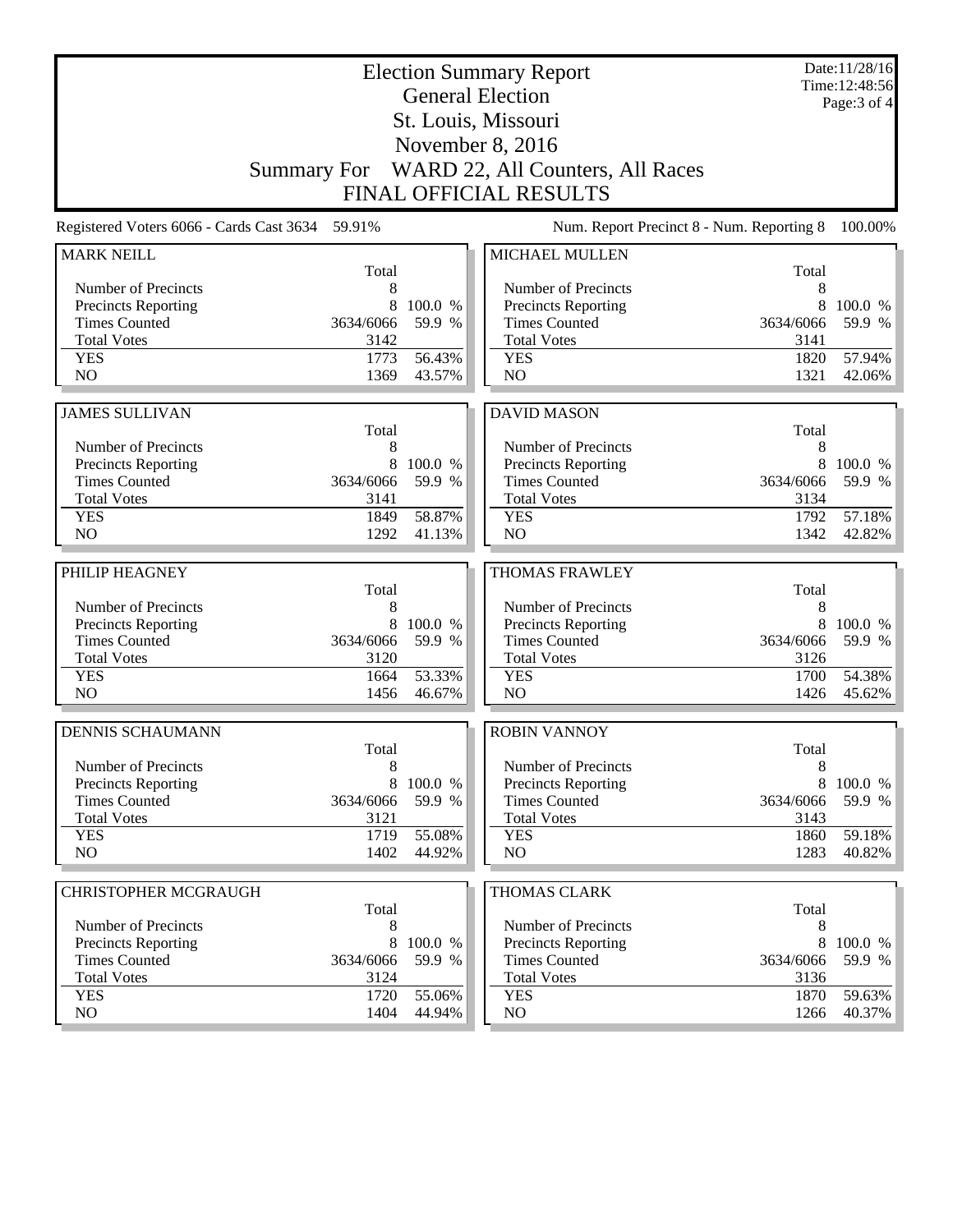# Election Summary Report

## General Election

## St. Louis, Missouri

## November 8, 2016

## Summary For WARD 22, All Counters, All Races

## FINAL OFFICIAL RESULTS

Date:11/28/16
Time:12:48:56

Registered Voters 6066 - Cards Cast 3634 59.91%

Num. Report Precinct 8 - Num. Reporting 8 100.00%

### MARK NEILL

| | Total | |
|---|---|---|
| Number of Precincts | 8 | |
| Precincts Reporting | 8 | 100.0 % |
| Times Counted | 3634/6066 | 59.9 % |
| Total Votes | 3142 | |
| YES | 1773 | 56.43% |
| NO | 1369 | 43.57% |

### MICHAEL MULLEN

| | Total | |
|---|---|---|
| Number of Precincts | 8 | |
| Precincts Reporting | 8 | 100.0 % |
| Times Counted | 3634/6066 | 59.9 % |
| Total Votes | 3141 | |
| YES | 1820 | 57.94% |
| NO | 1321 | 42.06% |

### JAMES SULLIVAN

| | Total | |
|---|---|---|
| Number of Precincts | 8 | |
| Precincts Reporting | 8 | 100.0 % |
| Times Counted | 3634/6066 | 59.9 % |
| Total Votes | 3141 | |
| YES | 1849 | 58.87% |
| NO | 1292 | 41.13% |

### DAVID MASON

| | Total | |
|---|---|---|
| Number of Precincts | 8 | |
| Precincts Reporting | 8 | 100.0 % |
| Times Counted | 3634/6066 | 59.9 % |
| Total Votes | 3134 | |
| YES | 1792 | 57.18% |
| NO | 1342 | 42.82% |

### PHILIP HEAGNEY

| | Total | |
|---|---|---|
| Number of Precincts | 8 | |
| Precincts Reporting | 8 | 100.0 % |
| Times Counted | 3634/6066 | 59.9 % |
| Total Votes | 3120 | |
| YES | 1664 | 53.33% |
| NO | 1456 | 46.67% |

### THOMAS FRAWLEY

| | Total | |
|---|---|---|
| Number of Precincts | 8 | |
| Precincts Reporting | 8 | 100.0 % |
| Times Counted | 3634/6066 | 59.9 % |
| Total Votes | 3126 | |
| YES | 1700 | 54.38% |
| NO | 1426 | 45.62% |

### DENNIS SCHAUMANN

| | Total | |
|---|---|---|
| Number of Precincts | 8 | |
| Precincts Reporting | 8 | 100.0 % |
| Times Counted | 3634/6066 | 59.9 % |
| Total Votes | 3121 | |
| YES | 1719 | 55.08% |
| NO | 1402 | 44.92% |

### ROBIN VANNOY

| | Total | |
|---|---|---|
| Number of Precincts | 8 | |
| Precincts Reporting | 8 | 100.0 % |
| Times Counted | 3634/6066 | 59.9 % |
| Total Votes | 3143 | |
| YES | 1860 | 59.18% |
| NO | 1283 | 40.82% |

### CHRISTOPHER MCGRAUGH

| | Total | |
|---|---|---|
| Number of Precincts | 8 | |
| Precincts Reporting | 8 | 100.0 % |
| Times Counted | 3634/6066 | 59.9 % |
| Total Votes | 3124 | |
| YES | 1720 | 55.06% |
| NO | 1404 | 44.94% |

### THOMAS CLARK

| | Total | |
|---|---|---|
| Number of Precincts | 8 | |
| Precincts Reporting | 8 | 100.0 % |
| Times Counted | 3634/6066 | 59.9 % |
| Total Votes | 3136 | |
| YES | 1870 | 59.63% |
| NO | 1266 | 40.37% |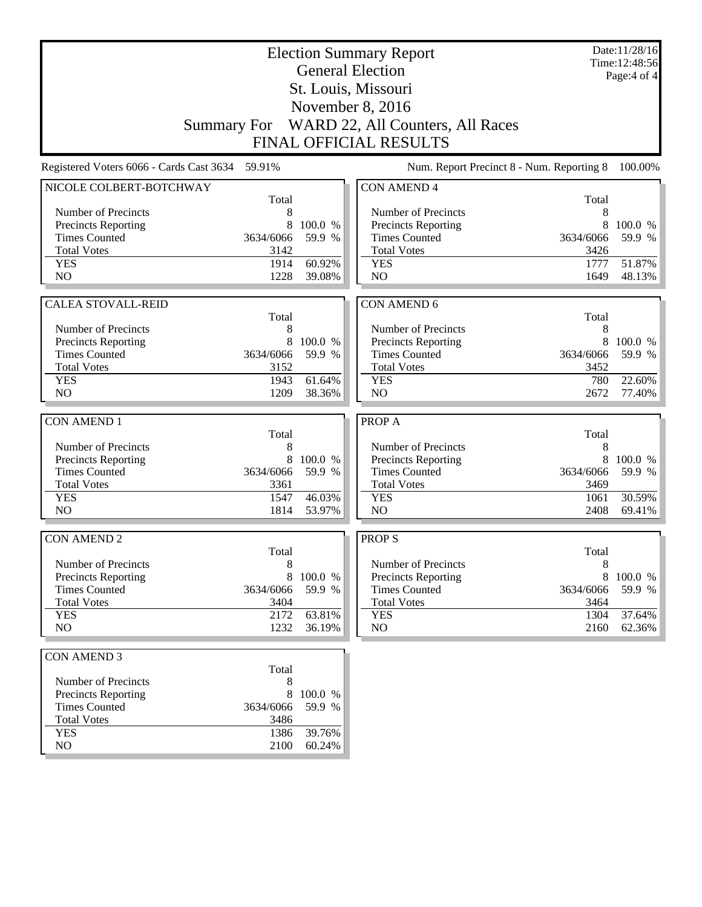# Election Summary Report

## General Election

## St. Louis, Missouri

## November 8, 2016

## Summary For WARD 22, All Counters, All Races

## FINAL OFFICIAL RESULTS

Date:11/28/16
Time:12:48:56

Registered Voters 6066 - Cards Cast 3634 59.91%

Num. Report Precinct 8 - Num. Reporting 8 100.00%

### NICOLE COLBERT-BOTCHWAY

| | Total | |
|---|---|---|
| Number of Precincts | 8 | |
| Precincts Reporting | 8 | 100.0 % |
| Times Counted | 3634/6066 | 59.9 % |
| Total Votes | 3142 | |
| YES | 1914 | 60.92% |
| NO | 1228 | 39.08% |

### CALEA STOVALL-REID

| | Total | |
|---|---|---|
| Number of Precincts | 8 | |
| Precincts Reporting | 8 | 100.0 % |
| Times Counted | 3634/6066 | 59.9 % |
| Total Votes | 3152 | |
| YES | 1943 | 61.64% |
| NO | 1209 | 38.36% |

### CON AMEND 1

| | Total | |
|---|---|---|
| Number of Precincts | 8 | |
| Precincts Reporting | 8 | 100.0 % |
| Times Counted | 3634/6066 | 59.9 % |
| Total Votes | 3361 | |
| YES | 1547 | 46.03% |
| NO | 1814 | 53.97% |

### CON AMEND 2

| | Total | |
|---|---|---|
| Number of Precincts | 8 | |
| Precincts Reporting | 8 | 100.0 % |
| Times Counted | 3634/6066 | 59.9 % |
| Total Votes | 3404 | |
| YES | 2172 | 63.81% |
| NO | 1232 | 36.19% |

### CON AMEND 3

| | Total | |
|---|---|---|
| Number of Precincts | 8 | |
| Precincts Reporting | 8 | 100.0 % |
| Times Counted | 3634/6066 | 59.9 % |
| Total Votes | 3486 | |
| YES | 1386 | 39.76% |
| NO | 2100 | 60.24% |

### CON AMEND 4

| | Total | |
|---|---|---|
| Number of Precincts | 8 | |
| Precincts Reporting | 8 | 100.0 % |
| Times Counted | 3634/6066 | 59.9 % |
| Total Votes | 3426 | |
| YES | 1777 | 51.87% |
| NO | 1649 | 48.13% |

### CON AMEND 6

| | Total | |
|---|---|---|
| Number of Precincts | 8 | |
| Precincts Reporting | 8 | 100.0 % |
| Times Counted | 3634/6066 | 59.9 % |
| Total Votes | 3452 | |
| YES | 780 | 22.60% |
| NO | 2672 | 77.40% |

### PROP A

| | Total | |
|---|---|---|
| Number of Precincts | 8 | |
| Precincts Reporting | 8 | 100.0 % |
| Times Counted | 3634/6066 | 59.9 % |
| Total Votes | 3469 | |
| YES | 1061 | 30.59% |
| NO | 2408 | 69.41% |

### PROP S

| | Total | |
|---|---|---|
| Number of Precincts | 8 | |
| Precincts Reporting | 8 | 100.0 % |
| Times Counted | 3634/6066 | 59.9 % |
| Total Votes | 3464 | |
| YES | 1304 | 37.64% |
| NO | 2160 | 62.36% |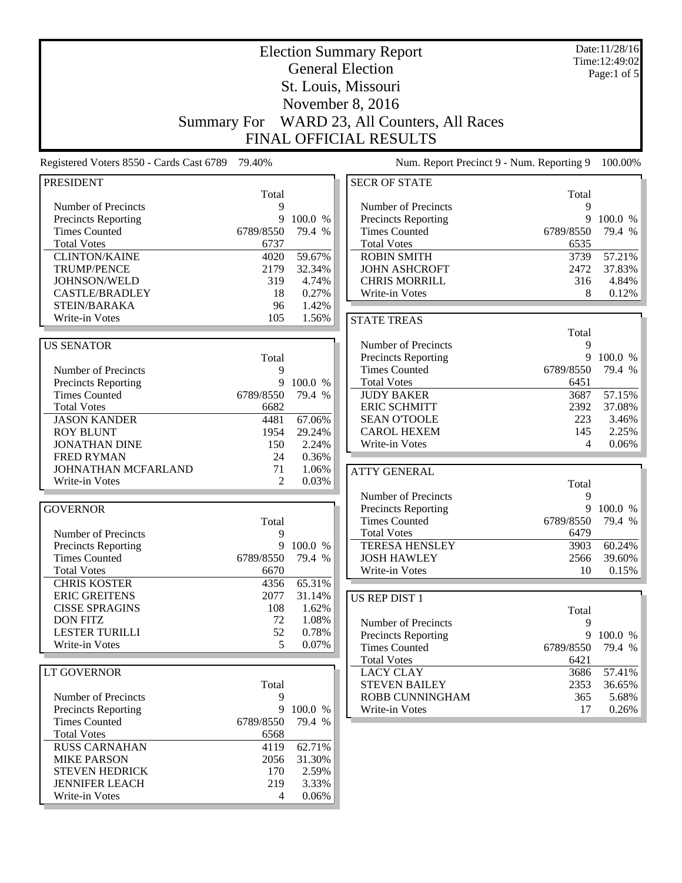# Election Summary Report

## General Election

## St. Louis, Missouri

## November 8, 2016

## Summary For WARD 23, All Counters, All Races

## FINAL OFFICIAL RESULTS

Date:11/28/16
Time:12:49:02

Registered Voters 8550 - Cards Cast 6789 79.40%

Num. Report Precinct 9 - Num. Reporting 9 100.00%

### PRESIDENT

| | Total | |
|---|---|---|
| Number of Precincts | 9 | |
| Precincts Reporting | 9 | 100.0 % |
| Times Counted | 6789/8550 | 79.4 % |
| Total Votes | 6737 | |
| CLINTON/KAINE | 4020 | 59.67% |
| TRUMP/PENCE | 2179 | 32.34% |
| JOHNSON/WELD | 319 | 4.74% |
| CASTLE/BRADLEY | 18 | 0.27% |
| STEIN/BARAKA | 96 | 1.42% |
| Write-in Votes | 105 | 1.56% |

### US SENATOR

| | Total | |
|---|---|---|
| Number of Precincts | 9 | |
| Precincts Reporting | 9 | 100.0 % |
| Times Counted | 6789/8550 | 79.4 % |
| Total Votes | 6682 | |
| JASON KANDER | 4481 | 67.06% |
| ROY BLUNT | 1954 | 29.24% |
| JONATHAN DINE | 150 | 2.24% |
| FRED RYMAN | 24 | 0.36% |
| JOHNATHAN MCFARLAND | 71 | 1.06% |
| Write-in Votes | 2 | 0.03% |

### GOVERNOR

| | Total | |
|---|---|---|
| Number of Precincts | 9 | |
| Precincts Reporting | 9 | 100.0 % |
| Times Counted | 6789/8550 | 79.4 % |
| Total Votes | 6670 | |
| CHRIS KOSTER | 4356 | 65.31% |
| ERIC GREITENS | 2077 | 31.14% |
| CISSE SPRAGINS | 108 | 1.62% |
| DON FITZ | 72 | 1.08% |
| LESTER TURILLI | 52 | 0.78% |
| Write-in Votes | 5 | 0.07% |

### LT GOVERNOR

| | Total | |
|---|---|---|
| Number of Precincts | 9 | |
| Precincts Reporting | 9 | 100.0 % |
| Times Counted | 6789/8550 | 79.4 % |
| Total Votes | 6568 | |
| RUSS CARNAHAN | 4119 | 62.71% |
| MIKE PARSON | 2056 | 31.30% |
| STEVEN HEDRICK | 170 | 2.59% |
| JENNIFER LEACH | 219 | 3.33% |
| Write-in Votes | 4 | 0.06% |

### SECR OF STATE

| | Total | |
|---|---|---|
| Number of Precincts | 9 | |
| Precincts Reporting | 9 | 100.0 % |
| Times Counted | 6789/8550 | 79.4 % |
| Total Votes | 6535 | |
| ROBIN SMITH | 3739 | 57.21% |
| JOHN ASHCROFT | 2472 | 37.83% |
| CHRIS MORRILL | 316 | 4.84% |
| Write-in Votes | 8 | 0.12% |

### STATE TREAS

| | Total | |
|---|---|---|
| Number of Precincts | 9 | |
| Precincts Reporting | 9 | 100.0 % |
| Times Counted | 6789/8550 | 79.4 % |
| Total Votes | 6451 | |
| JUDY BAKER | 3687 | 57.15% |
| ERIC SCHMITT | 2392 | 37.08% |
| SEAN O'TOOLE | 223 | 3.46% |
| CAROL HEXEM | 145 | 2.25% |
| Write-in Votes | 4 | 0.06% |

### ATTY GENERAL

| | Total | |
|---|---|---|
| Number of Precincts | 9 | |
| Precincts Reporting | 9 | 100.0 % |
| Times Counted | 6789/8550 | 79.4 % |
| Total Votes | 6479 | |
| TERESA HENSLEY | 3903 | 60.24% |
| JOSH HAWLEY | 2566 | 39.60% |
| Write-in Votes | 10 | 0.15% |

### US REP DIST 1

| | Total | |
|---|---|---|
| Number of Precincts | 9 | |
| Precincts Reporting | 9 | 100.0 % |
| Times Counted | 6789/8550 | 79.4 % |
| Total Votes | 6421 | |
| LACY CLAY | 3686 | 57.41% |
| STEVEN BAILEY | 2353 | 36.65% |
| ROBB CUNNINGHAM | 365 | 5.68% |
| Write-in Votes | 17 | 0.26% |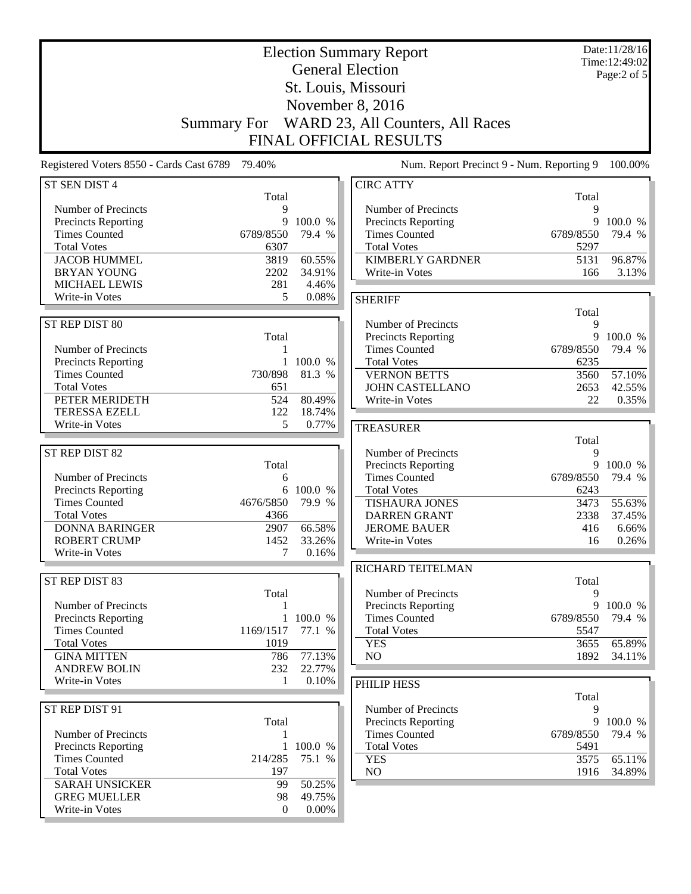# Election Summary Report

## General Election

## St. Louis, Missouri

## November 8, 2016

## Summary For WARD 23, All Counters, All Races

## FINAL OFFICIAL RESULTS

Date:11/28/16
Time:12:49:02

Registered Voters 8550 - Cards Cast 6789 79.40%

Num. Report Precinct 9 - Num. Reporting 9 100.00%

### ST SEN DIST 4

| | Total | |
|---|---|---|
| Number of Precincts | 9 | |
| Precincts Reporting | 9 | 100.0 % |
| Times Counted | 6789/8550 | 79.4 % |
| Total Votes | 6307 | |
| JACOB HUMMEL | 3819 | 60.55% |
| BRYAN YOUNG | 2202 | 34.91% |
| MICHAEL LEWIS | 281 | 4.46% |
| Write-in Votes | 5 | 0.08% |

### ST REP DIST 80

| | Total | |
|---|---|---|
| Number of Precincts | 1 | |
| Precincts Reporting | 1 | 100.0 % |
| Times Counted | 730/898 | 81.3 % |
| Total Votes | 651 | |
| PETER MERIDETH | 524 | 80.49% |
| TERESSA EZELL | 122 | 18.74% |
| Write-in Votes | 5 | 0.77% |

### ST REP DIST 82

| | Total | |
|---|---|---|
| Number of Precincts | 6 | |
| Precincts Reporting | 6 | 100.0 % |
| Times Counted | 4676/5850 | 79.9 % |
| Total Votes | 4366 | |
| DONNA BARINGER | 2907 | 66.58% |
| ROBERT CRUMP | 1452 | 33.26% |
| Write-in Votes | 7 | 0.16% |

### ST REP DIST 83

| | Total | |
|---|---|---|
| Number of Precincts | 1 | |
| Precincts Reporting | 1 | 100.0 % |
| Times Counted | 1169/1517 | 77.1 % |
| Total Votes | 1019 | |
| GINA MITTEN | 786 | 77.13% |
| ANDREW BOLIN | 232 | 22.77% |
| Write-in Votes | 1 | 0.10% |

### ST REP DIST 91

| | Total | |
|---|---|---|
| Number of Precincts | 1 | |
| Precincts Reporting | 1 | 100.0 % |
| Times Counted | 214/285 | 75.1 % |
| Total Votes | 197 | |
| SARAH UNSICKER | 99 | 50.25% |
| GREG MUELLER | 98 | 49.75% |
| Write-in Votes | 0 | 0.00% |

### CIRC ATTY

| | Total | |
|---|---|---|
| Number of Precincts | 9 | |
| Precincts Reporting | 9 | 100.0 % |
| Times Counted | 6789/8550 | 79.4 % |
| Total Votes | 5297 | |
| KIMBERLY GARDNER | 5131 | 96.87% |
| Write-in Votes | 166 | 3.13% |

### SHERIFF

| | Total | |
|---|---|---|
| Number of Precincts | 9 | |
| Precincts Reporting | 9 | 100.0 % |
| Times Counted | 6789/8550 | 79.4 % |
| Total Votes | 6235 | |
| VERNON BETTS | 3560 | 57.10% |
| JOHN CASTELLANO | 2653 | 42.55% |
| Write-in Votes | 22 | 0.35% |

### TREASURER

| | Total | |
|---|---|---|
| Number of Precincts | 9 | |
| Precincts Reporting | 9 | 100.0 % |
| Times Counted | 6789/8550 | 79.4 % |
| Total Votes | 6243 | |
| TISHAURA JONES | 3473 | 55.63% |
| DARREN GRANT | 2338 | 37.45% |
| JEROME BAUER | 416 | 6.66% |
| Write-in Votes | 16 | 0.26% |

### RICHARD TEITELMAN

| | Total | |
|---|---|---|
| Number of Precincts | 9 | |
| Precincts Reporting | 9 | 100.0 % |
| Times Counted | 6789/8550 | 79.4 % |
| Total Votes | 5547 | |
| YES | 3655 | 65.89% |
| NO | 1892 | 34.11% |

### PHILIP HESS

| | Total | |
|---|---|---|
| Number of Precincts | 9 | |
| Precincts Reporting | 9 | 100.0 % |
| Times Counted | 6789/8550 | 79.4 % |
| Total Votes | 5491 | |
| YES | 3575 | 65.11% |
| NO | 1916 | 34.89% |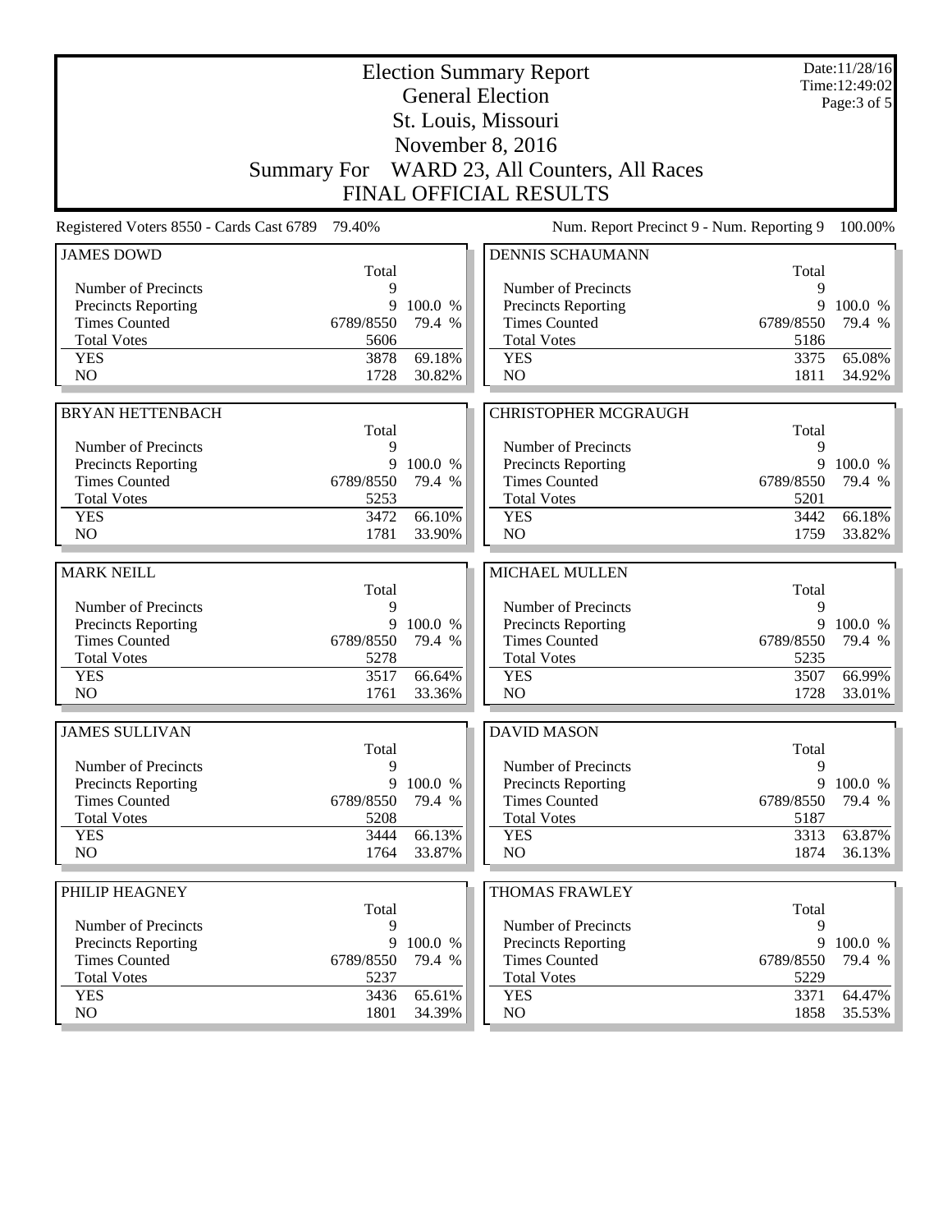# Election Summary Report

## General Election

## St. Louis, Missouri

## November 8, 2016

## Summary For WARD 23, All Counters, All Races

## FINAL OFFICIAL RESULTS

Date:11/28/16
Time:12:49:02

Registered Voters 8550 - Cards Cast 6789 79.40%

Num. Report Precinct 9 - Num. Reporting 9 100.00%

### JAMES DOWD

| | Total | |
|---|---|---|
| Number of Precincts | 9 | |
| Precincts Reporting | 9 | 100.0 % |
| Times Counted | 6789/8550 | 79.4 % |
| Total Votes | 5606 | |
| YES | 3878 | 69.18% |
| NO | 1728 | 30.82% |

### DENNIS SCHAUMANN

| | Total | |
|---|---|---|
| Number of Precincts | 9 | |
| Precincts Reporting | 9 | 100.0 % |
| Times Counted | 6789/8550 | 79.4 % |
| Total Votes | 5186 | |
| YES | 3375 | 65.08% |
| NO | 1811 | 34.92% |

### BRYAN HETTENBACH

| | Total | |
|---|---|---|
| Number of Precincts | 9 | |
| Precincts Reporting | 9 | 100.0 % |
| Times Counted | 6789/8550 | 79.4 % |
| Total Votes | 5253 | |
| YES | 3472 | 66.10% |
| NO | 1781 | 33.90% |

### CHRISTOPHER MCGRAUGH

| | Total | |
|---|---|---|
| Number of Precincts | 9 | |
| Precincts Reporting | 9 | 100.0 % |
| Times Counted | 6789/8550 | 79.4 % |
| Total Votes | 5201 | |
| YES | 3442 | 66.18% |
| NO | 1759 | 33.82% |

### MARK NEILL

| | Total | |
|---|---|---|
| Number of Precincts | 9 | |
| Precincts Reporting | 9 | 100.0 % |
| Times Counted | 6789/8550 | 79.4 % |
| Total Votes | 5278 | |
| YES | 3517 | 66.64% |
| NO | 1761 | 33.36% |

### MICHAEL MULLEN

| | Total | |
|---|---|---|
| Number of Precincts | 9 | |
| Precincts Reporting | 9 | 100.0 % |
| Times Counted | 6789/8550 | 79.4 % |
| Total Votes | 5235 | |
| YES | 3507 | 66.99% |
| NO | 1728 | 33.01% |

### JAMES SULLIVAN

| | Total | |
|---|---|---|
| Number of Precincts | 9 | |
| Precincts Reporting | 9 | 100.0 % |
| Times Counted | 6789/8550 | 79.4 % |
| Total Votes | 5208 | |
| YES | 3444 | 66.13% |
| NO | 1764 | 33.87% |

### DAVID MASON

| | Total | |
|---|---|---|
| Number of Precincts | 9 | |
| Precincts Reporting | 9 | 100.0 % |
| Times Counted | 6789/8550 | 79.4 % |
| Total Votes | 5187 | |
| YES | 3313 | 63.87% |
| NO | 1874 | 36.13% |

### PHILIP HEAGNEY

| | Total | |
|---|---|---|
| Number of Precincts | 9 | |
| Precincts Reporting | 9 | 100.0 % |
| Times Counted | 6789/8550 | 79.4 % |
| Total Votes | 5237 | |
| YES | 3436 | 65.61% |
| NO | 1801 | 34.39% |

### THOMAS FRAWLEY

| | Total | |
|---|---|---|
| Number of Precincts | 9 | |
| Precincts Reporting | 9 | 100.0 % |
| Times Counted | 6789/8550 | 79.4 % |
| Total Votes | 5229 | |
| YES | 3371 | 64.47% |
| NO | 1858 | 35.53% |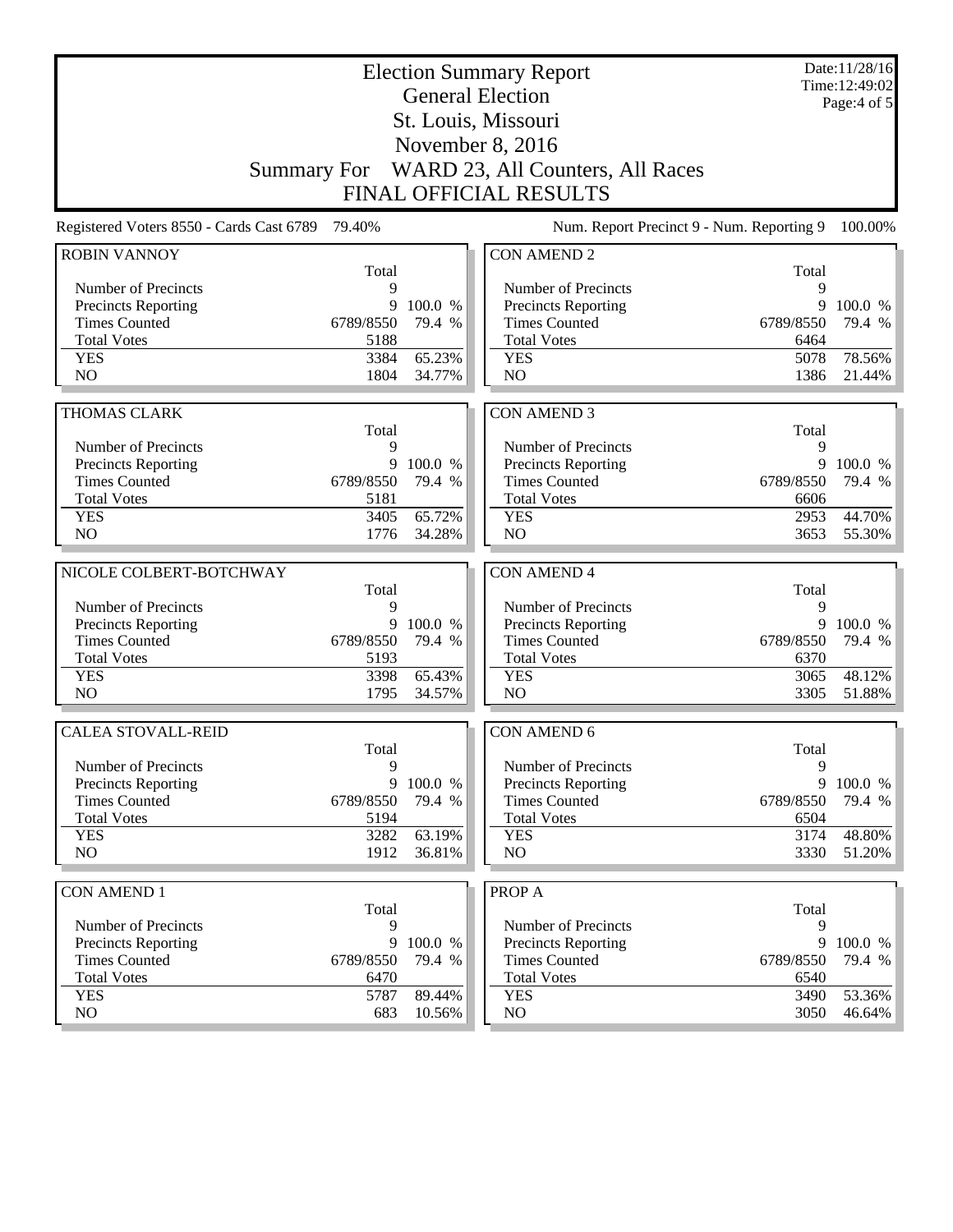# Election Summary Report

## General Election

## St. Louis, Missouri

## November 8, 2016

## Summary For WARD 23, All Counters, All Races

## FINAL OFFICIAL RESULTS

Date:11/28/16
Time:12:49:02

Registered Voters 8550 - Cards Cast 6789 79.40%

Num. Report Precinct 9 - Num. Reporting 9 100.00%

| ROBIN VANNOY | Total | |
|---|---|---|
| Number of Precincts | 9 | |
| Precincts Reporting | 9 | 100.0 % |
| Times Counted | 6789/8550 | 79.4 % |
| Total Votes | 5188 | |
| YES | 3384 | 65.23% |
| NO | 1804 | 34.77% |

| THOMAS CLARK | Total | |
|---|---|---|
| Number of Precincts | 9 | |
| Precincts Reporting | 9 | 100.0 % |
| Times Counted | 6789/8550 | 79.4 % |
| Total Votes | 5181 | |
| YES | 3405 | 65.72% |
| NO | 1776 | 34.28% |

| NICOLE COLBERT-BOTCHWAY | Total | |
|---|---|---|
| Number of Precincts | 9 | |
| Precincts Reporting | 9 | 100.0 % |
| Times Counted | 6789/8550 | 79.4 % |
| Total Votes | 5193 | |
| YES | 3398 | 65.43% |
| NO | 1795 | 34.57% |

| CALEA STOVALL-REID | Total | |
|---|---|---|
| Number of Precincts | 9 | |
| Precincts Reporting | 9 | 100.0 % |
| Times Counted | 6789/8550 | 79.4 % |
| Total Votes | 5194 | |
| YES | 3282 | 63.19% |
| NO | 1912 | 36.81% |

| CON AMEND 1 | Total | |
|---|---|---|
| Number of Precincts | 9 | |
| Precincts Reporting | 9 | 100.0 % |
| Times Counted | 6789/8550 | 79.4 % |
| Total Votes | 6470 | |
| YES | 5787 | 89.44% |
| NO | 683 | 10.56% |

| CON AMEND 2 | Total | |
|---|---|---|
| Number of Precincts | 9 | |
| Precincts Reporting | 9 | 100.0 % |
| Times Counted | 6789/8550 | 79.4 % |
| Total Votes | 6464 | |
| YES | 5078 | 78.56% |
| NO | 1386 | 21.44% |

| CON AMEND 3 | Total | |
|---|---|---|
| Number of Precincts | 9 | |
| Precincts Reporting | 9 | 100.0 % |
| Times Counted | 6789/8550 | 79.4 % |
| Total Votes | 6606 | |
| YES | 2953 | 44.70% |
| NO | 3653 | 55.30% |

| CON AMEND 4 | Total | |
|---|---|---|
| Number of Precincts | 9 | |
| Precincts Reporting | 9 | 100.0 % |
| Times Counted | 6789/8550 | 79.4 % |
| Total Votes | 6370 | |
| YES | 3065 | 48.12% |
| NO | 3305 | 51.88% |

| CON AMEND 6 | Total | |
|---|---|---|
| Number of Precincts | 9 | |
| Precincts Reporting | 9 | 100.0 % |
| Times Counted | 6789/8550 | 79.4 % |
| Total Votes | 6504 | |
| YES | 3174 | 48.80% |
| NO | 3330 | 51.20% |

| PROP A | Total | |
|---|---|---|
| Number of Precincts | 9 | |
| Precincts Reporting | 9 | 100.0 % |
| Times Counted | 6789/8550 | 79.4 % |
| Total Votes | 6540 | |
| YES | 3490 | 53.36% |
| NO | 3050 | 46.64% |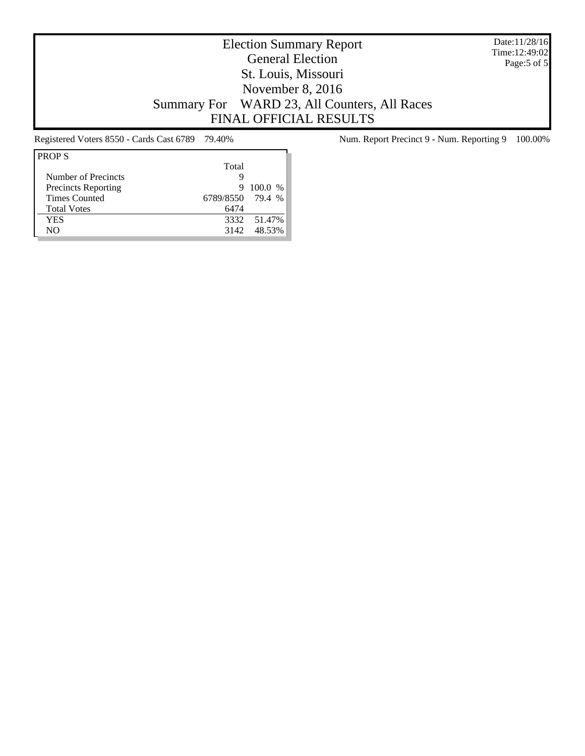# Election Summary Report
## General Election
## St. Louis, Missouri
## November 8, 2016
## Summary For WARD 23, All Counters, All Races
## FINAL OFFICIAL RESULTS

Date:11/28/16
Time:12:49:02

Registered Voters 8550 - Cards Cast 6789 79.40%

Num. Report Precinct 9 - Num. Reporting 9 100.00%

**PROP S**

| | Total | |
|---|---|---|
| Number of Precincts | 9 | |
| Precincts Reporting | 9 | 100.0 % |
| Times Counted | 6789/8550 | 79.4 % |
| Total Votes | 6474 | |
| YES | 3332 | 51.47% |
| NO | 3142 | 48.53% |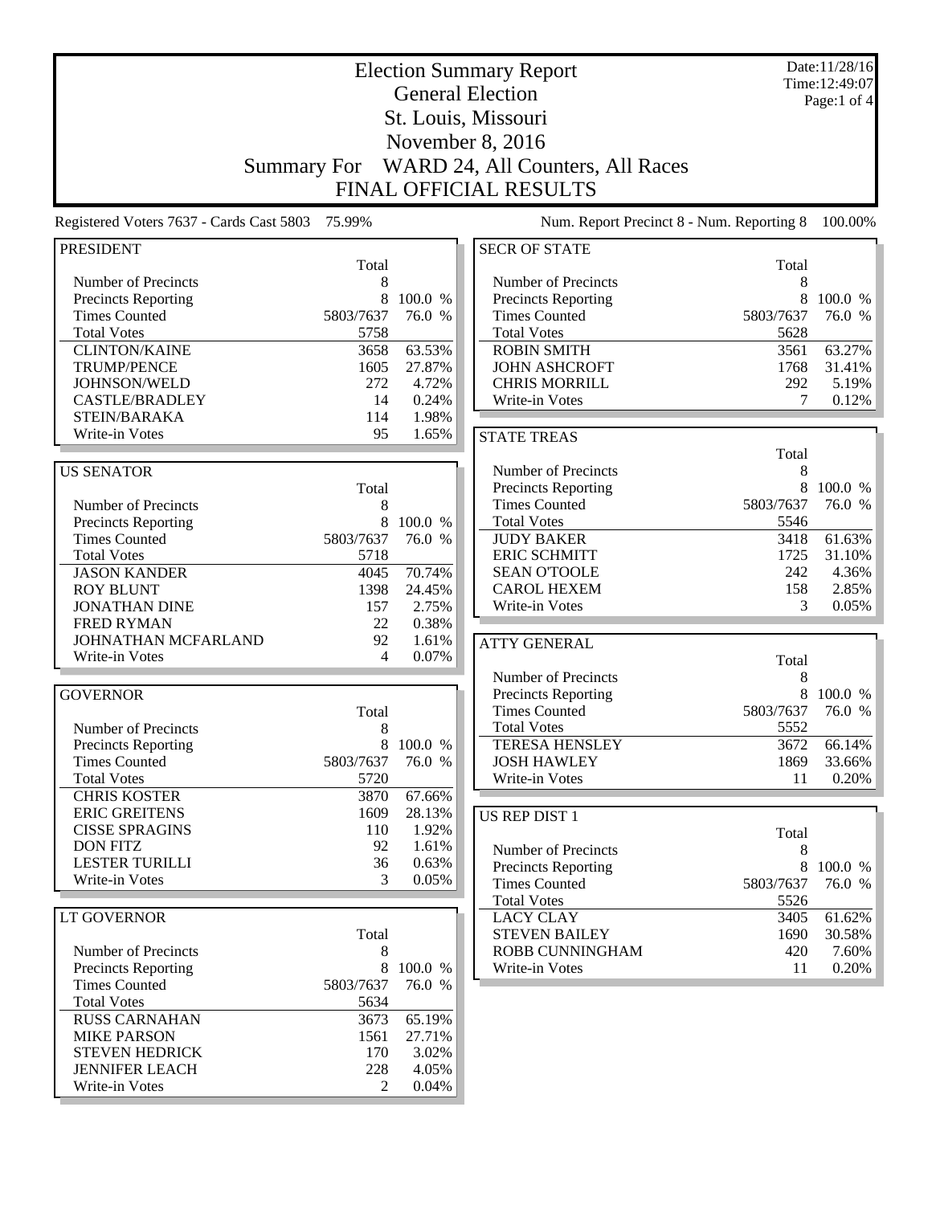# Election Summary Report

## General Election

## St. Louis, Missouri

## November 8, 2016

## Summary For WARD 24, All Counters, All Races

## FINAL OFFICIAL RESULTS

Date:11/28/16
Time:12:49:07

Registered Voters 7637 - Cards Cast 5803 75.99%

Num. Report Precinct 8 - Num. Reporting 8 100.00%

### PRESIDENT

| | Total | |
|---|---|---|
| Number of Precincts | 8 | |
| Precincts Reporting | 8 | 100.0 % |
| Times Counted | 5803/7637 | 76.0 % |
| Total Votes | 5758 | |
| CLINTON/KAINE | 3658 | 63.53% |
| TRUMP/PENCE | 1605 | 27.87% |
| JOHNSON/WELD | 272 | 4.72% |
| CASTLE/BRADLEY | 14 | 0.24% |
| STEIN/BARAKA | 114 | 1.98% |
| Write-in Votes | 95 | 1.65% |

### US SENATOR

| | Total | |
|---|---|---|
| Number of Precincts | 8 | |
| Precincts Reporting | 8 | 100.0 % |
| Times Counted | 5803/7637 | 76.0 % |
| Total Votes | 5718 | |
| JASON KANDER | 4045 | 70.74% |
| ROY BLUNT | 1398 | 24.45% |
| JONATHAN DINE | 157 | 2.75% |
| FRED RYMAN | 22 | 0.38% |
| JOHNATHAN MCFARLAND | 92 | 1.61% |
| Write-in Votes | 4 | 0.07% |

### GOVERNOR

| | Total | |
|---|---|---|
| Number of Precincts | 8 | |
| Precincts Reporting | 8 | 100.0 % |
| Times Counted | 5803/7637 | 76.0 % |
| Total Votes | 5720 | |
| CHRIS KOSTER | 3870 | 67.66% |
| ERIC GREITENS | 1609 | 28.13% |
| CISSE SPRAGINS | 110 | 1.92% |
| DON FITZ | 92 | 1.61% |
| LESTER TURILLI | 36 | 0.63% |
| Write-in Votes | 3 | 0.05% |

### LT GOVERNOR

| | Total | |
|---|---|---|
| Number of Precincts | 8 | |
| Precincts Reporting | 8 | 100.0 % |
| Times Counted | 5803/7637 | 76.0 % |
| Total Votes | 5634 | |
| RUSS CARNAHAN | 3673 | 65.19% |
| MIKE PARSON | 1561 | 27.71% |
| STEVEN HEDRICK | 170 | 3.02% |
| JENNIFER LEACH | 228 | 4.05% |
| Write-in Votes | 2 | 0.04% |

### SECR OF STATE

| | Total | |
|---|---|---|
| Number of Precincts | 8 | |
| Precincts Reporting | 8 | 100.0 % |
| Times Counted | 5803/7637 | 76.0 % |
| Total Votes | 5628 | |
| ROBIN SMITH | 3561 | 63.27% |
| JOHN ASHCROFT | 1768 | 31.41% |
| CHRIS MORRILL | 292 | 5.19% |
| Write-in Votes | 7 | 0.12% |

### STATE TREAS

| | Total | |
|---|---|---|
| Number of Precincts | 8 | |
| Precincts Reporting | 8 | 100.0 % |
| Times Counted | 5803/7637 | 76.0 % |
| Total Votes | 5546 | |
| JUDY BAKER | 3418 | 61.63% |
| ERIC SCHMITT | 1725 | 31.10% |
| SEAN O'TOOLE | 242 | 4.36% |
| CAROL HEXEM | 158 | 2.85% |
| Write-in Votes | 3 | 0.05% |

### ATTY GENERAL

| | Total | |
|---|---|---|
| Number of Precincts | 8 | |
| Precincts Reporting | 8 | 100.0 % |
| Times Counted | 5803/7637 | 76.0 % |
| Total Votes | 5552 | |
| TERESA HENSLEY | 3672 | 66.14% |
| JOSH HAWLEY | 1869 | 33.66% |
| Write-in Votes | 11 | 0.20% |

### US REP DIST 1

| | Total | |
|---|---|---|
| Number of Precincts | 8 | |
| Precincts Reporting | 8 | 100.0 % |
| Times Counted | 5803/7637 | 76.0 % |
| Total Votes | 5526 | |
| LACY CLAY | 3405 | 61.62% |
| STEVEN BAILEY | 1690 | 30.58% |
| ROBB CUNNINGHAM | 420 | 7.60% |
| Write-in Votes | 11 | 0.20% |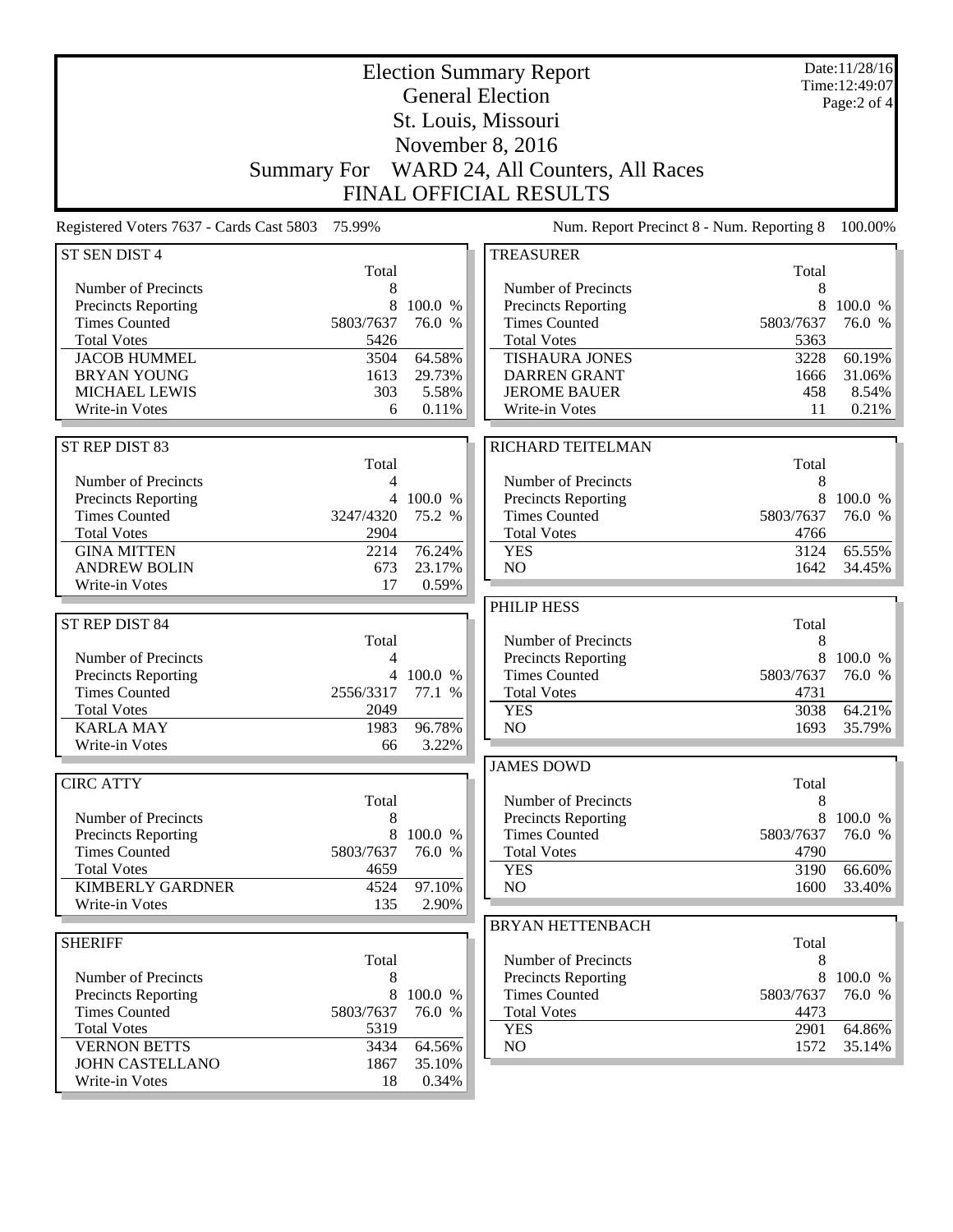# Election Summary Report

## General Election
## St. Louis, Missouri
## November 8, 2016
## Summary For WARD 24, All Counters, All Races
## FINAL OFFICIAL RESULTS

Date:11/28/16
Time:12:49:07

Registered Voters 7637 - Cards Cast 5803 75.99%

Num. Report Precinct 8 - Num. Reporting 8 100.00%

### ST SEN DIST 4

| | Total | |
|---|---|---|
| Number of Precincts | 8 | |
| Precincts Reporting | 8 | 100.0 % |
| Times Counted | 5803/7637 | 76.0 % |
| Total Votes | 5426 | |
| JACOB HUMMEL | 3504 | 64.58% |
| BRYAN YOUNG | 1613 | 29.73% |
| MICHAEL LEWIS | 303 | 5.58% |
| Write-in Votes | 6 | 0.11% |

### ST REP DIST 83

| | Total | |
|---|---|---|
| Number of Precincts | 4 | |
| Precincts Reporting | 4 | 100.0 % |
| Times Counted | 3247/4320 | 75.2 % |
| Total Votes | 2904 | |
| GINA MITTEN | 2214 | 76.24% |
| ANDREW BOLIN | 673 | 23.17% |
| Write-in Votes | 17 | 0.59% |

### ST REP DIST 84

| | Total | |
|---|---|---|
| Number of Precincts | 4 | |
| Precincts Reporting | 4 | 100.0 % |
| Times Counted | 2556/3317 | 77.1 % |
| Total Votes | 2049 | |
| KARLA MAY | 1983 | 96.78% |
| Write-in Votes | 66 | 3.22% |

### CIRC ATTY

| | Total | |
|---|---|---|
| Number of Precincts | 8 | |
| Precincts Reporting | 8 | 100.0 % |
| Times Counted | 5803/7637 | 76.0 % |
| Total Votes | 4659 | |
| KIMBERLY GARDNER | 4524 | 97.10% |
| Write-in Votes | 135 | 2.90% |

### SHERIFF

| | Total | |
|---|---|---|
| Number of Precincts | 8 | |
| Precincts Reporting | 8 | 100.0 % |
| Times Counted | 5803/7637 | 76.0 % |
| Total Votes | 5319 | |
| VERNON BETTS | 3434 | 64.56% |
| JOHN CASTELLANO | 1867 | 35.10% |
| Write-in Votes | 18 | 0.34% |

### TREASURER

| | Total | |
|---|---|---|
| Number of Precincts | 8 | |
| Precincts Reporting | 8 | 100.0 % |
| Times Counted | 5803/7637 | 76.0 % |
| Total Votes | 5363 | |
| TISHAURA JONES | 3228 | 60.19% |
| DARREN GRANT | 1666 | 31.06% |
| JEROME BAUER | 458 | 8.54% |
| Write-in Votes | 11 | 0.21% |

### RICHARD TEITELMAN

| | Total | |
|---|---|---|
| Number of Precincts | 8 | |
| Precincts Reporting | 8 | 100.0 % |
| Times Counted | 5803/7637 | 76.0 % |
| Total Votes | 4766 | |
| YES | 3124 | 65.55% |
| NO | 1642 | 34.45% |

### PHILIP HESS

| | Total | |
|---|---|---|
| Number of Precincts | 8 | |
| Precincts Reporting | 8 | 100.0 % |
| Times Counted | 5803/7637 | 76.0 % |
| Total Votes | 4731 | |
| YES | 3038 | 64.21% |
| NO | 1693 | 35.79% |

### JAMES DOWD

| | Total | |
|---|---|---|
| Number of Precincts | 8 | |
| Precincts Reporting | 8 | 100.0 % |
| Times Counted | 5803/7637 | 76.0 % |
| Total Votes | 4790 | |
| YES | 3190 | 66.60% |
| NO | 1600 | 33.40% |

### BRYAN HETTENBACH

| | Total | |
|---|---|---|
| Number of Precincts | 8 | |
| Precincts Reporting | 8 | 100.0 % |
| Times Counted | 5803/7637 | 76.0 % |
| Total Votes | 4473 | |
| YES | 2901 | 64.86% |
| NO | 1572 | 35.14% |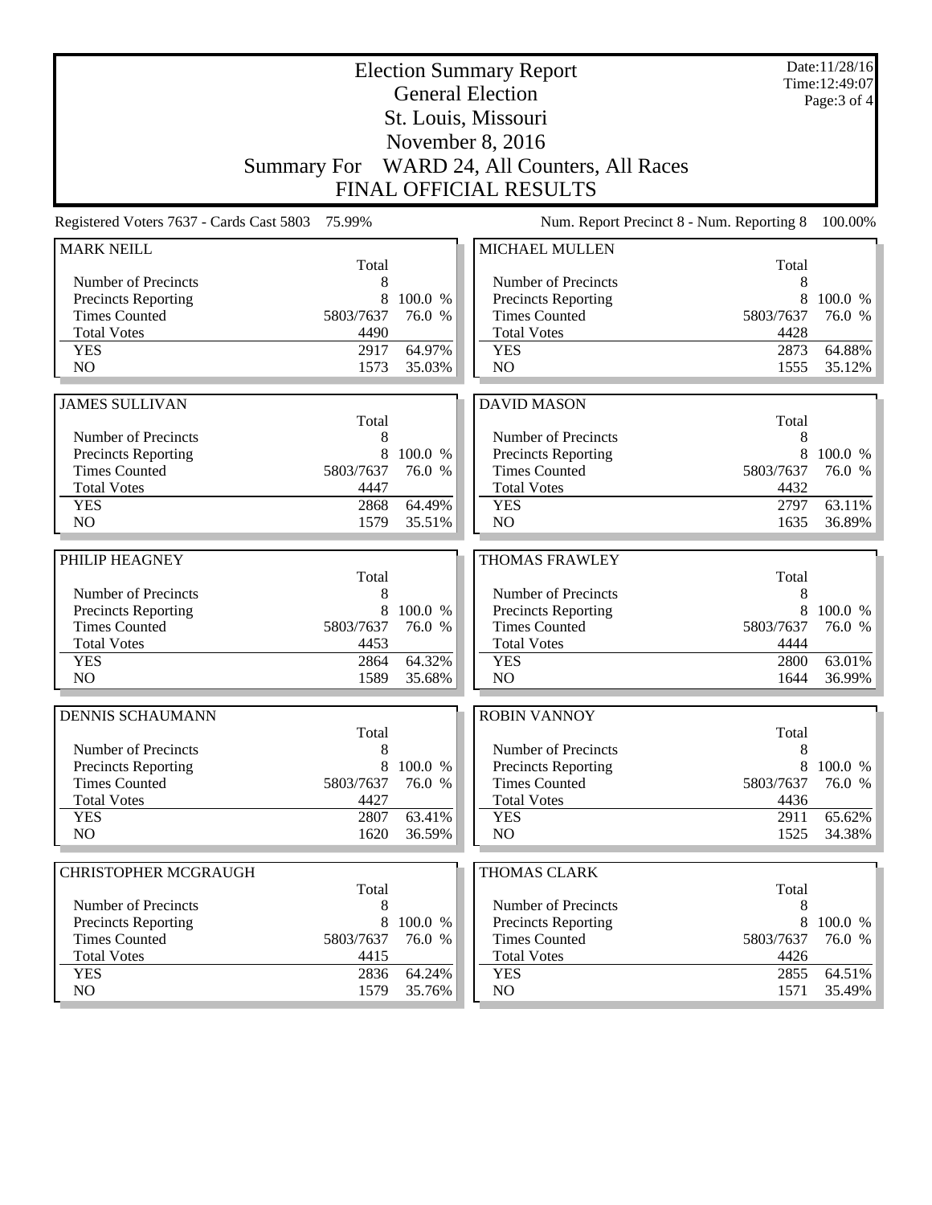# Election Summary Report

## General Election

## St. Louis, Missouri

## November 8, 2016

## Summary For WARD 24, All Counters, All Races

## FINAL OFFICIAL RESULTS

Date:11/28/16
Time:12:49:07

Registered Voters 7637 - Cards Cast 5803 75.99%

Num. Report Precinct 8 - Num. Reporting 8 100.00%

### MARK NEILL

| | Total | |
|---|---|---|
| Number of Precincts | 8 | |
| Precincts Reporting | 8 | 100.0 % |
| Times Counted | 5803/7637 | 76.0 % |
| Total Votes | 4490 | |
| YES | 2917 | 64.97% |
| NO | 1573 | 35.03% |

### MICHAEL MULLEN

| | Total | |
|---|---|---|
| Number of Precincts | 8 | |
| Precincts Reporting | 8 | 100.0 % |
| Times Counted | 5803/7637 | 76.0 % |
| Total Votes | 4428 | |
| YES | 2873 | 64.88% |
| NO | 1555 | 35.12% |

### JAMES SULLIVAN

| | Total | |
|---|---|---|
| Number of Precincts | 8 | |
| Precincts Reporting | 8 | 100.0 % |
| Times Counted | 5803/7637 | 76.0 % |
| Total Votes | 4447 | |
| YES | 2868 | 64.49% |
| NO | 1579 | 35.51% |

### DAVID MASON

| | Total | |
|---|---|---|
| Number of Precincts | 8 | |
| Precincts Reporting | 8 | 100.0 % |
| Times Counted | 5803/7637 | 76.0 % |
| Total Votes | 4432 | |
| YES | 2797 | 63.11% |
| NO | 1635 | 36.89% |

### PHILIP HEAGNEY

| | Total | |
|---|---|---|
| Number of Precincts | 8 | |
| Precincts Reporting | 8 | 100.0 % |
| Times Counted | 5803/7637 | 76.0 % |
| Total Votes | 4453 | |
| YES | 2864 | 64.32% |
| NO | 1589 | 35.68% |

### THOMAS FRAWLEY

| | Total | |
|---|---|---|
| Number of Precincts | 8 | |
| Precincts Reporting | 8 | 100.0 % |
| Times Counted | 5803/7637 | 76.0 % |
| Total Votes | 4444 | |
| YES | 2800 | 63.01% |
| NO | 1644 | 36.99% |

### DENNIS SCHAUMANN

| | Total | |
|---|---|---|
| Number of Precincts | 8 | |
| Precincts Reporting | 8 | 100.0 % |
| Times Counted | 5803/7637 | 76.0 % |
| Total Votes | 4427 | |
| YES | 2807 | 63.41% |
| NO | 1620 | 36.59% |

### ROBIN VANNOY

| | Total | |
|---|---|---|
| Number of Precincts | 8 | |
| Precincts Reporting | 8 | 100.0 % |
| Times Counted | 5803/7637 | 76.0 % |
| Total Votes | 4436 | |
| YES | 2911 | 65.62% |
| NO | 1525 | 34.38% |

### CHRISTOPHER MCGRAUGH

| | Total | |
|---|---|---|
| Number of Precincts | 8 | |
| Precincts Reporting | 8 | 100.0 % |
| Times Counted | 5803/7637 | 76.0 % |
| Total Votes | 4415 | |
| YES | 2836 | 64.24% |
| NO | 1579 | 35.76% |

### THOMAS CLARK

| | Total | |
|---|---|---|
| Number of Precincts | 8 | |
| Precincts Reporting | 8 | 100.0 % |
| Times Counted | 5803/7637 | 76.0 % |
| Total Votes | 4426 | |
| YES | 2855 | 64.51% |
| NO | 1571 | 35.49% |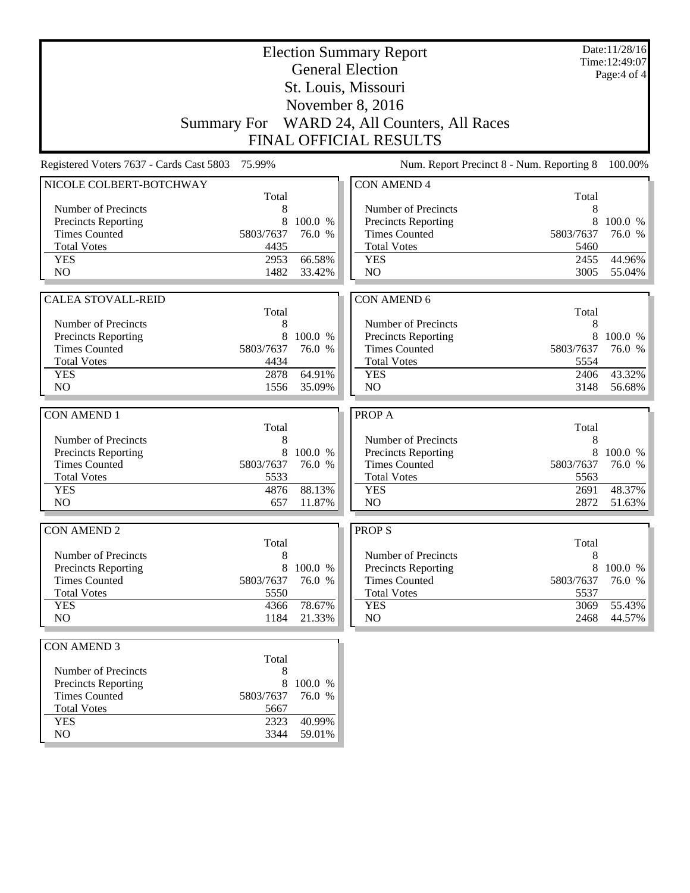# Election Summary Report

## General Election

## St. Louis, Missouri

## November 8, 2016

## Summary For WARD 24, All Counters, All Races

## FINAL OFFICIAL RESULTS

Date:11/28/16
Time:12:49:07

Registered Voters 7637 - Cards Cast 5803 75.99%

Num. Report Precinct 8 - Num. Reporting 8 100.00%

### NICOLE COLBERT-BOTCHWAY

| | Total | |
|---|---|---|
| Number of Precincts | 8 | |
| Precincts Reporting | 8 | 100.0 % |
| Times Counted | 5803/7637 | 76.0 % |
| Total Votes | 4435 | |
| YES | 2953 | 66.58% |
| NO | 1482 | 33.42% |

### CALEA STOVALL-REID

| | Total | |
|---|---|---|
| Number of Precincts | 8 | |
| Precincts Reporting | 8 | 100.0 % |
| Times Counted | 5803/7637 | 76.0 % |
| Total Votes | 4434 | |
| YES | 2878 | 64.91% |
| NO | 1556 | 35.09% |

### CON AMEND 1

| | Total | |
|---|---|---|
| Number of Precincts | 8 | |
| Precincts Reporting | 8 | 100.0 % |
| Times Counted | 5803/7637 | 76.0 % |
| Total Votes | 5533 | |
| YES | 4876 | 88.13% |
| NO | 657 | 11.87% |

### CON AMEND 2

| | Total | |
|---|---|---|
| Number of Precincts | 8 | |
| Precincts Reporting | 8 | 100.0 % |
| Times Counted | 5803/7637 | 76.0 % |
| Total Votes | 5550 | |
| YES | 4366 | 78.67% |
| NO | 1184 | 21.33% |

### CON AMEND 3

| | Total | |
|---|---|---|
| Number of Precincts | 8 | |
| Precincts Reporting | 8 | 100.0 % |
| Times Counted | 5803/7637 | 76.0 % |
| Total Votes | 5667 | |
| YES | 2323 | 40.99% |
| NO | 3344 | 59.01% |

### CON AMEND 4

| | Total | |
|---|---|---|
| Number of Precincts | 8 | |
| Precincts Reporting | 8 | 100.0 % |
| Times Counted | 5803/7637 | 76.0 % |
| Total Votes | 5460 | |
| YES | 2455 | 44.96% |
| NO | 3005 | 55.04% |

### CON AMEND 6

| | Total | |
|---|---|---|
| Number of Precincts | 8 | |
| Precincts Reporting | 8 | 100.0 % |
| Times Counted | 5803/7637 | 76.0 % |
| Total Votes | 5554 | |
| YES | 2406 | 43.32% |
| NO | 3148 | 56.68% |

### PROP A

| | Total | |
|---|---|---|
| Number of Precincts | 8 | |
| Precincts Reporting | 8 | 100.0 % |
| Times Counted | 5803/7637 | 76.0 % |
| Total Votes | 5563 | |
| YES | 2691 | 48.37% |
| NO | 2872 | 51.63% |

### PROP S

| | Total | |
|---|---|---|
| Number of Precincts | 8 | |
| Precincts Reporting | 8 | 100.0 % |
| Times Counted | 5803/7637 | 76.0 % |
| Total Votes | 5537 | |
| YES | 3069 | 55.43% |
| NO | 2468 | 44.57% |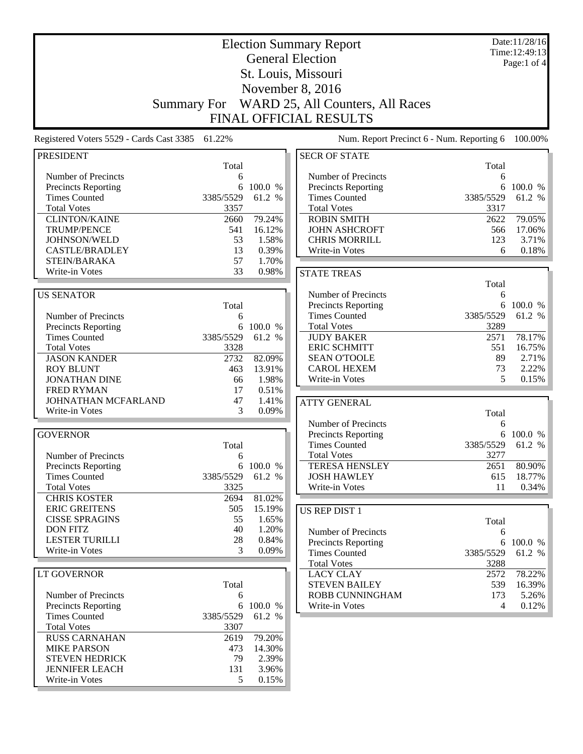# Election Summary Report

## General Election
## St. Louis, Missouri
## November 8, 2016
## Summary For WARD 25, All Counters, All Races
## FINAL OFFICIAL RESULTS

Date:11/28/16
Time:12:49:13
Page:1 of 4

Registered Voters 5529 - Cards Cast 3385 61.22%

Num. Report Precinct 6 - Num. Reporting 6 100.00%

### PRESIDENT

| | Total | |
|---|---|---|
| Number of Precincts | 6 | |
| Precincts Reporting | 6 | 100.0 % |
| Times Counted | 3385/5529 | 61.2 % |
| Total Votes | 3357 | |
| CLINTON/KAINE | 2660 | 79.24% |
| TRUMP/PENCE | 541 | 16.12% |
| JOHNSON/WELD | 53 | 1.58% |
| CASTLE/BRADLEY | 13 | 0.39% |
| STEIN/BARAKA | 57 | 1.70% |
| Write-in Votes | 33 | 0.98% |

### US SENATOR

| | Total | |
|---|---|---|
| Number of Precincts | 6 | |
| Precincts Reporting | 6 | 100.0 % |
| Times Counted | 3385/5529 | 61.2 % |
| Total Votes | 3328 | |
| JASON KANDER | 2732 | 82.09% |
| ROY BLUNT | 463 | 13.91% |
| JONATHAN DINE | 66 | 1.98% |
| FRED RYMAN | 17 | 0.51% |
| JOHNATHAN MCFARLAND | 47 | 1.41% |
| Write-in Votes | 3 | 0.09% |

### GOVERNOR

| | Total | |
|---|---|---|
| Number of Precincts | 6 | |
| Precincts Reporting | 6 | 100.0 % |
| Times Counted | 3385/5529 | 61.2 % |
| Total Votes | 3325 | |
| CHRIS KOSTER | 2694 | 81.02% |
| ERIC GREITENS | 505 | 15.19% |
| CISSE SPRAGINS | 55 | 1.65% |
| DON FITZ | 40 | 1.20% |
| LESTER TURILLI | 28 | 0.84% |
| Write-in Votes | 3 | 0.09% |

### LT GOVERNOR

| | Total | |
|---|---|---|
| Number of Precincts | 6 | |
| Precincts Reporting | 6 | 100.0 % |
| Times Counted | 3385/5529 | 61.2 % |
| Total Votes | 3307 | |
| RUSS CARNAHAN | 2619 | 79.20% |
| MIKE PARSON | 473 | 14.30% |
| STEVEN HEDRICK | 79 | 2.39% |
| JENNIFER LEACH | 131 | 3.96% |
| Write-in Votes | 5 | 0.15% |

### SECR OF STATE

| | Total | |
|---|---|---|
| Number of Precincts | 6 | |
| Precincts Reporting | 6 | 100.0 % |
| Times Counted | 3385/5529 | 61.2 % |
| Total Votes | 3317 | |
| ROBIN SMITH | 2622 | 79.05% |
| JOHN ASHCROFT | 566 | 17.06% |
| CHRIS MORRILL | 123 | 3.71% |
| Write-in Votes | 6 | 0.18% |

### STATE TREAS

| | Total | |
|---|---|---|
| Number of Precincts | 6 | |
| Precincts Reporting | 6 | 100.0 % |
| Times Counted | 3385/5529 | 61.2 % |
| Total Votes | 3289 | |
| JUDY BAKER | 2571 | 78.17% |
| ERIC SCHMITT | 551 | 16.75% |
| SEAN O'TOOLE | 89 | 2.71% |
| CAROL HEXEM | 73 | 2.22% |
| Write-in Votes | 5 | 0.15% |

### ATTY GENERAL

| | Total | |
|---|---|---|
| Number of Precincts | 6 | |
| Precincts Reporting | 6 | 100.0 % |
| Times Counted | 3385/5529 | 61.2 % |
| Total Votes | 3277 | |
| TERESA HENSLEY | 2651 | 80.90% |
| JOSH HAWLEY | 615 | 18.77% |
| Write-in Votes | 11 | 0.34% |

### US REP DIST 1

| | Total | |
|---|---|---|
| Number of Precincts | 6 | |
| Precincts Reporting | 6 | 100.0 % |
| Times Counted | 3385/5529 | 61.2 % |
| Total Votes | 3288 | |
| LACY CLAY | 2572 | 78.22% |
| STEVEN BAILEY | 539 | 16.39% |
| ROBB CUNNINGHAM | 173 | 5.26% |
| Write-in Votes | 4 | 0.12% |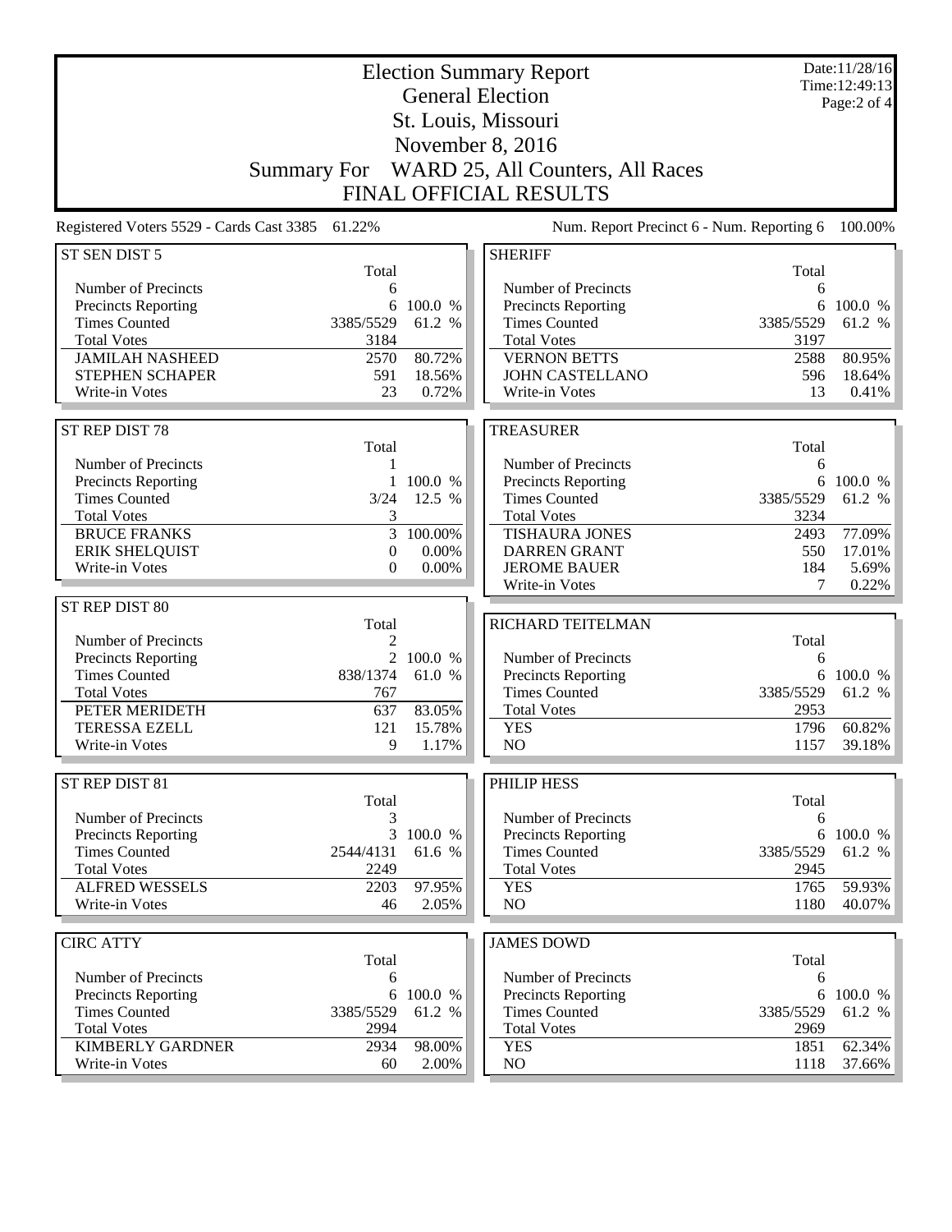# Election Summary Report
## General Election
## St. Louis, Missouri
## November 8, 2016
## Summary For WARD 25, All Counters, All Races
## FINAL OFFICIAL RESULTS

Date:11/28/16
Time:12:49:13
Page:2 of 4

Registered Voters 5529 - Cards Cast 3385 61.22%

Num. Report Precinct 6 - Num. Reporting 6 100.00%

### ST SEN DIST 5

| | Total | |
|---|---|---|
| Number of Precincts | 6 | |
| Precincts Reporting | 6 | 100.0 % |
| Times Counted | 3385/5529 | 61.2 % |
| Total Votes | 3184 | |
| JAMILAH NASHEED | 2570 | 80.72% |
| STEPHEN SCHAPER | 591 | 18.56% |
| Write-in Votes | 23 | 0.72% |

### ST REP DIST 78

| | Total | |
|---|---|---|
| Number of Precincts | 1 | |
| Precincts Reporting | 1 | 100.0 % |
| Times Counted | 3/24 | 12.5 % |
| Total Votes | 3 | |
| BRUCE FRANKS | 3 | 100.00% |
| ERIK SHELQUIST | 0 | 0.00% |
| Write-in Votes | 0 | 0.00% |

### ST REP DIST 80

| | Total | |
|---|---|---|
| Number of Precincts | 2 | |
| Precincts Reporting | 2 | 100.0 % |
| Times Counted | 838/1374 | 61.0 % |
| Total Votes | 767 | |
| PETER MERIDETH | 637 | 83.05% |
| TERESSA EZELL | 121 | 15.78% |
| Write-in Votes | 9 | 1.17% |

### ST REP DIST 81

| | Total | |
|---|---|---|
| Number of Precincts | 3 | |
| Precincts Reporting | 3 | 100.0 % |
| Times Counted | 2544/4131 | 61.6 % |
| Total Votes | 2249 | |
| ALFRED WESSELS | 2203 | 97.95% |
| Write-in Votes | 46 | 2.05% |

### CIRC ATTY

| | Total | |
|---|---|---|
| Number of Precincts | 6 | |
| Precincts Reporting | 6 | 100.0 % |
| Times Counted | 3385/5529 | 61.2 % |
| Total Votes | 2994 | |
| KIMBERLY GARDNER | 2934 | 98.00% |
| Write-in Votes | 60 | 2.00% |

### SHERIFF

| | Total | |
|---|---|---|
| Number of Precincts | 6 | |
| Precincts Reporting | 6 | 100.0 % |
| Times Counted | 3385/5529 | 61.2 % |
| Total Votes | 3197 | |
| VERNON BETTS | 2588 | 80.95% |
| JOHN CASTELLANO | 596 | 18.64% |
| Write-in Votes | 13 | 0.41% |

### TREASURER

| | Total | |
|---|---|---|
| Number of Precincts | 6 | |
| Precincts Reporting | 6 | 100.0 % |
| Times Counted | 3385/5529 | 61.2 % |
| Total Votes | 3234 | |
| TISHAURA JONES | 2493 | 77.09% |
| DARREN GRANT | 550 | 17.01% |
| JEROME BAUER | 184 | 5.69% |
| Write-in Votes | 7 | 0.22% |

### RICHARD TEITELMAN

| | Total | |
|---|---|---|
| Number of Precincts | 6 | |
| Precincts Reporting | 6 | 100.0 % |
| Times Counted | 3385/5529 | 61.2 % |
| Total Votes | 2953 | |
| YES | 1796 | 60.82% |
| NO | 1157 | 39.18% |

### PHILIP HESS

| | Total | |
|---|---|---|
| Number of Precincts | 6 | |
| Precincts Reporting | 6 | 100.0 % |
| Times Counted | 3385/5529 | 61.2 % |
| Total Votes | 2945 | |
| YES | 1765 | 59.93% |
| NO | 1180 | 40.07% |

### JAMES DOWD

| | Total | |
|---|---|---|
| Number of Precincts | 6 | |
| Precincts Reporting | 6 | 100.0 % |
| Times Counted | 3385/5529 | 61.2 % |
| Total Votes | 2969 | |
| YES | 1851 | 62.34% |
| NO | 1118 | 37.66% |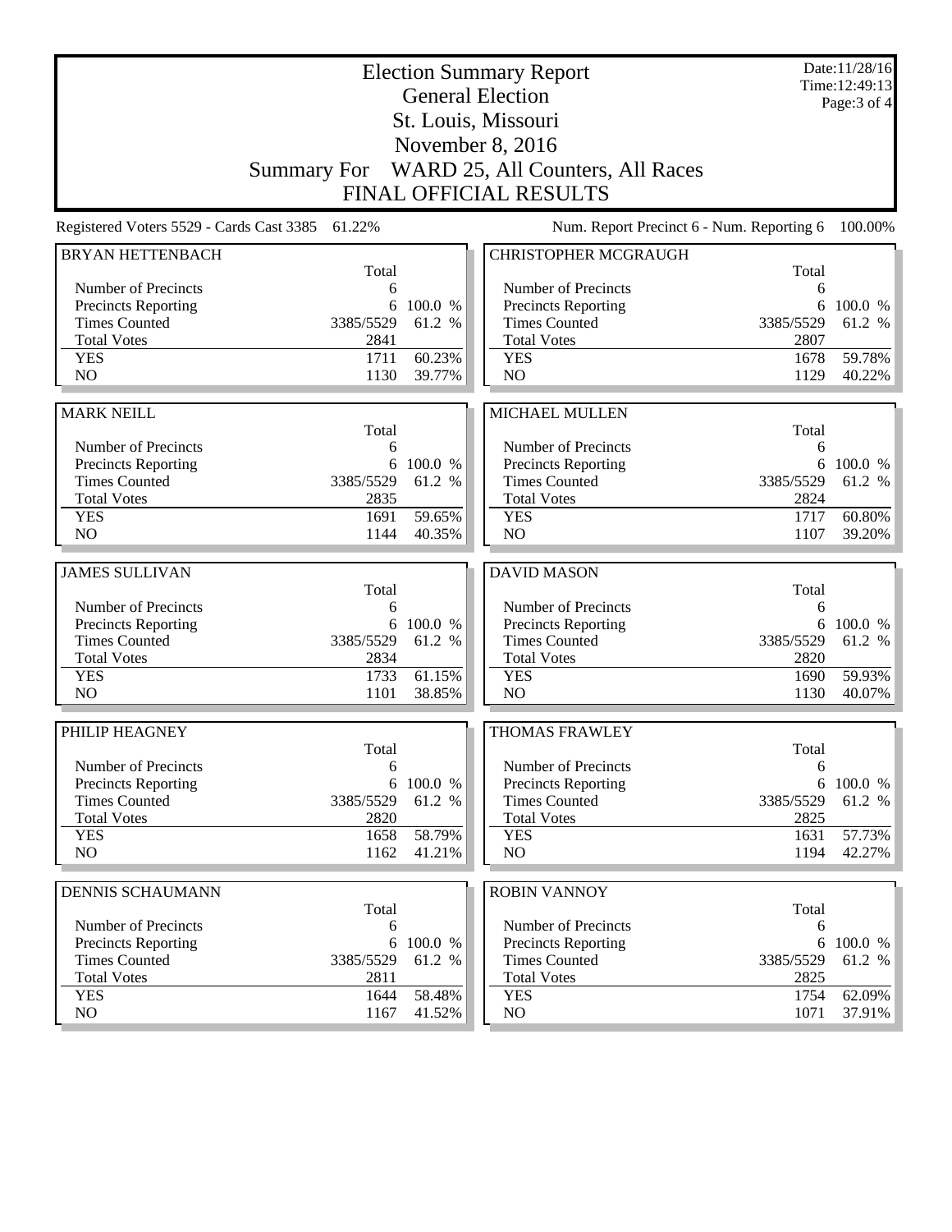# Election Summary Report

## General Election

## St. Louis, Missouri

## November 8, 2016

## Summary For WARD 25, All Counters, All Races

## FINAL OFFICIAL RESULTS

Date:11/28/16
Time:12:49:13

Registered Voters 5529 - Cards Cast 3385 61.22%

Num. Report Precinct 6 - Num. Reporting 6 100.00%

### BRYAN HETTENBACH

| | Total | |
|---|---|---|
| Number of Precincts | 6 | |
| Precincts Reporting | 6 | 100.0 % |
| Times Counted | 3385/5529 | 61.2 % |
| Total Votes | 2841 | |
| YES | 1711 | 60.23% |
| NO | 1130 | 39.77% |

### CHRISTOPHER MCGRAUGH

| | Total | |
|---|---|---|
| Number of Precincts | 6 | |
| Precincts Reporting | 6 | 100.0 % |
| Times Counted | 3385/5529 | 61.2 % |
| Total Votes | 2807 | |
| YES | 1678 | 59.78% |
| NO | 1129 | 40.22% |

### MARK NEILL

| | Total | |
|---|---|---|
| Number of Precincts | 6 | |
| Precincts Reporting | 6 | 100.0 % |
| Times Counted | 3385/5529 | 61.2 % |
| Total Votes | 2835 | |
| YES | 1691 | 59.65% |
| NO | 1144 | 40.35% |

### MICHAEL MULLEN

| | Total | |
|---|---|---|
| Number of Precincts | 6 | |
| Precincts Reporting | 6 | 100.0 % |
| Times Counted | 3385/5529 | 61.2 % |
| Total Votes | 2824 | |
| YES | 1717 | 60.80% |
| NO | 1107 | 39.20% |

### JAMES SULLIVAN

| | Total | |
|---|---|---|
| Number of Precincts | 6 | |
| Precincts Reporting | 6 | 100.0 % |
| Times Counted | 3385/5529 | 61.2 % |
| Total Votes | 2834 | |
| YES | 1733 | 61.15% |
| NO | 1101 | 38.85% |

### DAVID MASON

| | Total | |
|---|---|---|
| Number of Precincts | 6 | |
| Precincts Reporting | 6 | 100.0 % |
| Times Counted | 3385/5529 | 61.2 % |
| Total Votes | 2820 | |
| YES | 1690 | 59.93% |
| NO | 1130 | 40.07% |

### PHILIP HEAGNEY

| | Total | |
|---|---|---|
| Number of Precincts | 6 | |
| Precincts Reporting | 6 | 100.0 % |
| Times Counted | 3385/5529 | 61.2 % |
| Total Votes | 2820 | |
| YES | 1658 | 58.79% |
| NO | 1162 | 41.21% |

### THOMAS FRAWLEY

| | Total | |
|---|---|---|
| Number of Precincts | 6 | |
| Precincts Reporting | 6 | 100.0 % |
| Times Counted | 3385/5529 | 61.2 % |
| Total Votes | 2825 | |
| YES | 1631 | 57.73% |
| NO | 1194 | 42.27% |

### DENNIS SCHAUMANN

| | Total | |
|---|---|---|
| Number of Precincts | 6 | |
| Precincts Reporting | 6 | 100.0 % |
| Times Counted | 3385/5529 | 61.2 % |
| Total Votes | 2811 | |
| YES | 1644 | 58.48% |
| NO | 1167 | 41.52% |

### ROBIN VANNOY

| | Total | |
|---|---|---|
| Number of Precincts | 6 | |
| Precincts Reporting | 6 | 100.0 % |
| Times Counted | 3385/5529 | 61.2 % |
| Total Votes | 2825 | |
| YES | 1754 | 62.09% |
| NO | 1071 | 37.91% |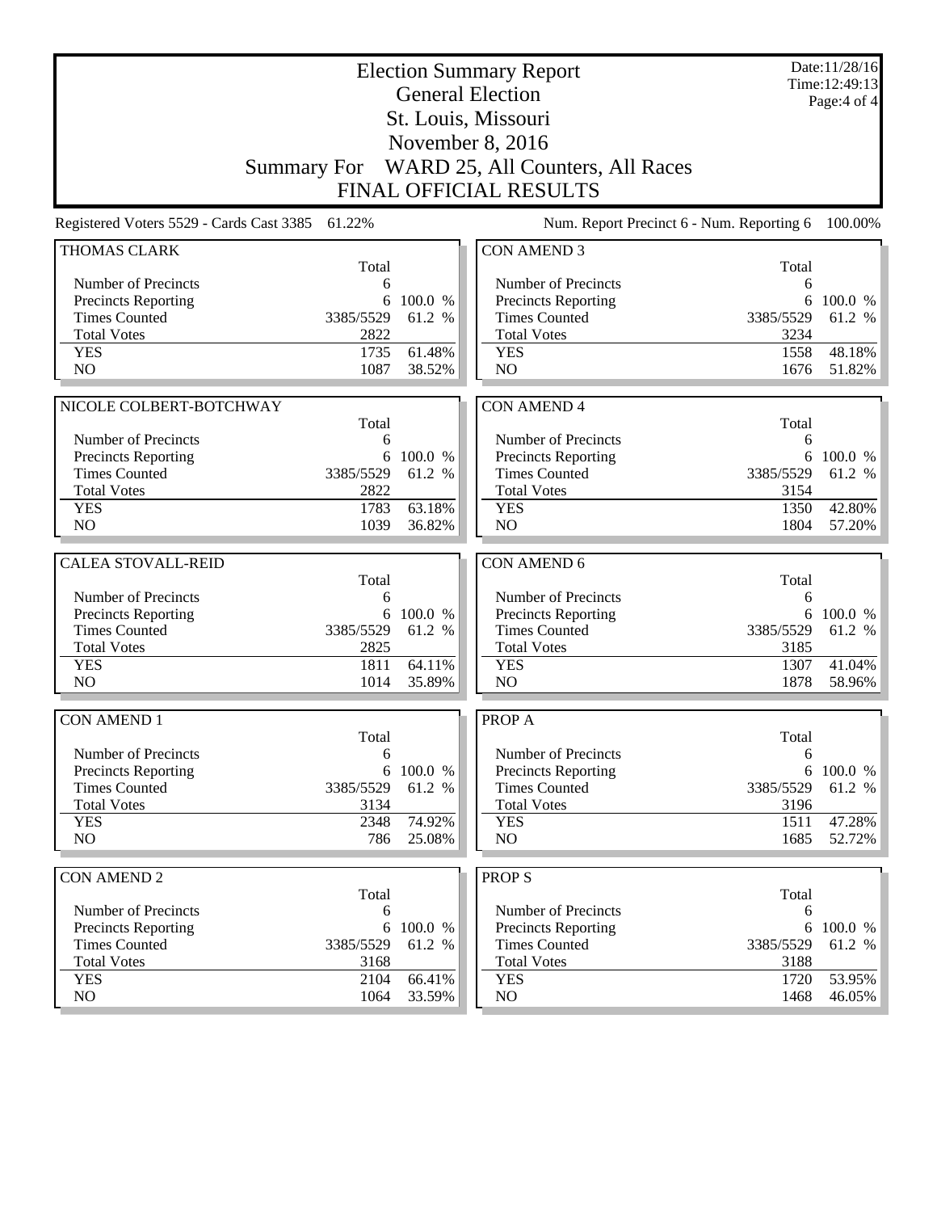# Election Summary Report

## General Election

## St. Louis, Missouri

## November 8, 2016

## Summary For WARD 25, All Counters, All Races

## FINAL OFFICIAL RESULTS

Date:11/28/16
Time:12:49:13

Registered Voters 5529 - Cards Cast 3385 61.22%

Num. Report Precinct 6 - Num. Reporting 6 100.00%

### THOMAS CLARK

| | Total | |
|---|---|---|
| Number of Precincts | 6 | |
| Precincts Reporting | 6 | 100.0 % |
| Times Counted | 3385/5529 | 61.2 % |
| Total Votes | 2822 | |
| YES | 1735 | 61.48% |
| NO | 1087 | 38.52% |

### NICOLE COLBERT-BOTCHWAY

| | Total | |
|---|---|---|
| Number of Precincts | 6 | |
| Precincts Reporting | 6 | 100.0 % |
| Times Counted | 3385/5529 | 61.2 % |
| Total Votes | 2822 | |
| YES | 1783 | 63.18% |
| NO | 1039 | 36.82% |

### CALEA STOVALL-REID

| | Total | |
|---|---|---|
| Number of Precincts | 6 | |
| Precincts Reporting | 6 | 100.0 % |
| Times Counted | 3385/5529 | 61.2 % |
| Total Votes | 2825 | |
| YES | 1811 | 64.11% |
| NO | 1014 | 35.89% |

### CON AMEND 1

| | Total | |
|---|---|---|
| Number of Precincts | 6 | |
| Precincts Reporting | 6 | 100.0 % |
| Times Counted | 3385/5529 | 61.2 % |
| Total Votes | 3134 | |
| YES | 2348 | 74.92% |
| NO | 786 | 25.08% |

### CON AMEND 2

| | Total | |
|---|---|---|
| Number of Precincts | 6 | |
| Precincts Reporting | 6 | 100.0 % |
| Times Counted | 3385/5529 | 61.2 % |
| Total Votes | 3168 | |
| YES | 2104 | 66.41% |
| NO | 1064 | 33.59% |

### CON AMEND 3

| | Total | |
|---|---|---|
| Number of Precincts | 6 | |
| Precincts Reporting | 6 | 100.0 % |
| Times Counted | 3385/5529 | 61.2 % |
| Total Votes | 3234 | |
| YES | 1558 | 48.18% |
| NO | 1676 | 51.82% |

### CON AMEND 4

| | Total | |
|---|---|---|
| Number of Precincts | 6 | |
| Precincts Reporting | 6 | 100.0 % |
| Times Counted | 3385/5529 | 61.2 % |
| Total Votes | 3154 | |
| YES | 1350 | 42.80% |
| NO | 1804 | 57.20% |

### CON AMEND 6

| | Total | |
|---|---|---|
| Number of Precincts | 6 | |
| Precincts Reporting | 6 | 100.0 % |
| Times Counted | 3385/5529 | 61.2 % |
| Total Votes | 3185 | |
| YES | 1307 | 41.04% |
| NO | 1878 | 58.96% |

### PROP A

| | Total | |
|---|---|---|
| Number of Precincts | 6 | |
| Precincts Reporting | 6 | 100.0 % |
| Times Counted | 3385/5529 | 61.2 % |
| Total Votes | 3196 | |
| YES | 1511 | 47.28% |
| NO | 1685 | 52.72% |

### PROP S

| | Total | |
|---|---|---|
| Number of Precincts | 6 | |
| Precincts Reporting | 6 | 100.0 % |
| Times Counted | 3385/5529 | 61.2 % |
| Total Votes | 3188 | |
| YES | 1720 | 53.95% |
| NO | 1468 | 46.05% |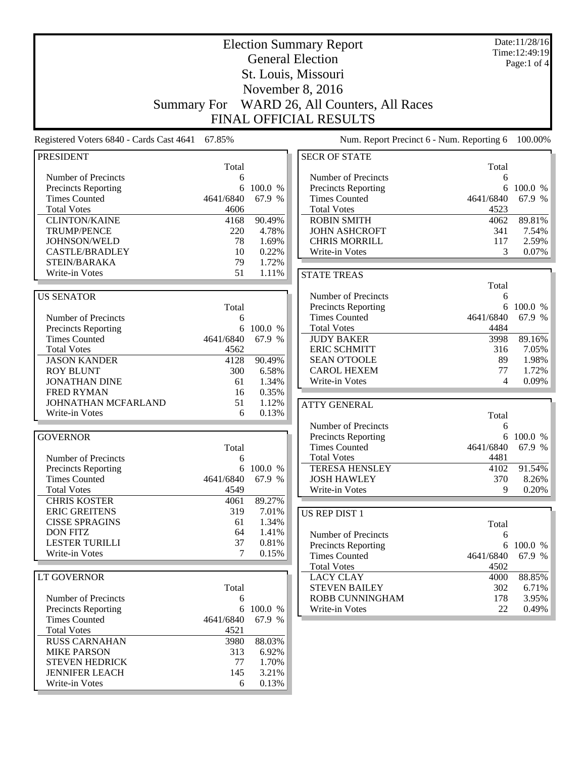# Election Summary Report

## General Election

## St. Louis, Missouri

## November 8, 2016

## Summary For WARD 26, All Counters, All Races

## FINAL OFFICIAL RESULTS

Date:11/28/16
Time:12:49:19

Registered Voters 6840 - Cards Cast 4641 67.85%

Num. Report Precinct 6 - Num. Reporting 6 100.00%

### PRESIDENT

| | Total | |
|---|---|---|
| Number of Precincts | 6 | |
| Precincts Reporting | 6 | 100.0 % |
| Times Counted | 4641/6840 | 67.9 % |
| Total Votes | 4606 | |
| CLINTON/KAINE | 4168 | 90.49% |
| TRUMP/PENCE | 220 | 4.78% |
| JOHNSON/WELD | 78 | 1.69% |
| CASTLE/BRADLEY | 10 | 0.22% |
| STEIN/BARAKA | 79 | 1.72% |
| Write-in Votes | 51 | 1.11% |

### US SENATOR

| | Total | |
|---|---|---|
| Number of Precincts | 6 | |
| Precincts Reporting | 6 | 100.0 % |
| Times Counted | 4641/6840 | 67.9 % |
| Total Votes | 4562 | |
| JASON KANDER | 4128 | 90.49% |
| ROY BLUNT | 300 | 6.58% |
| JONATHAN DINE | 61 | 1.34% |
| FRED RYMAN | 16 | 0.35% |
| JOHNATHAN MCFARLAND | 51 | 1.12% |
| Write-in Votes | 6 | 0.13% |

### GOVERNOR

| | Total | |
|---|---|---|
| Number of Precincts | 6 | |
| Precincts Reporting | 6 | 100.0 % |
| Times Counted | 4641/6840 | 67.9 % |
| Total Votes | 4549 | |
| CHRIS KOSTER | 4061 | 89.27% |
| ERIC GREITENS | 319 | 7.01% |
| CISSE SPRAGINS | 61 | 1.34% |
| DON FITZ | 64 | 1.41% |
| LESTER TURILLI | 37 | 0.81% |
| Write-in Votes | 7 | 0.15% |

### LT GOVERNOR

| | Total | |
|---|---|---|
| Number of Precincts | 6 | |
| Precincts Reporting | 6 | 100.0 % |
| Times Counted | 4641/6840 | 67.9 % |
| Total Votes | 4521 | |
| RUSS CARNAHAN | 3980 | 88.03% |
| MIKE PARSON | 313 | 6.92% |
| STEVEN HEDRICK | 77 | 1.70% |
| JENNIFER LEACH | 145 | 3.21% |
| Write-in Votes | 6 | 0.13% |

### SECR OF STATE

| | Total | |
|---|---|---|
| Number of Precincts | 6 | |
| Precincts Reporting | 6 | 100.0 % |
| Times Counted | 4641/6840 | 67.9 % |
| Total Votes | 4523 | |
| ROBIN SMITH | 4062 | 89.81% |
| JOHN ASHCROFT | 341 | 7.54% |
| CHRIS MORRILL | 117 | 2.59% |
| Write-in Votes | 3 | 0.07% |

### STATE TREAS

| | Total | |
|---|---|---|
| Number of Precincts | 6 | |
| Precincts Reporting | 6 | 100.0 % |
| Times Counted | 4641/6840 | 67.9 % |
| Total Votes | 4484 | |
| JUDY BAKER | 3998 | 89.16% |
| ERIC SCHMITT | 316 | 7.05% |
| SEAN O'TOOLE | 89 | 1.98% |
| CAROL HEXEM | 77 | 1.72% |
| Write-in Votes | 4 | 0.09% |

### ATTY GENERAL

| | Total | |
|---|---|---|
| Number of Precincts | 6 | |
| Precincts Reporting | 6 | 100.0 % |
| Times Counted | 4641/6840 | 67.9 % |
| Total Votes | 4481 | |
| TERESA HENSLEY | 4102 | 91.54% |
| JOSH HAWLEY | 370 | 8.26% |
| Write-in Votes | 9 | 0.20% |

### US REP DIST 1

| | Total | |
|---|---|---|
| Number of Precincts | 6 | |
| Precincts Reporting | 6 | 100.0 % |
| Times Counted | 4641/6840 | 67.9 % |
| Total Votes | 4502 | |
| LACY CLAY | 4000 | 88.85% |
| STEVEN BAILEY | 302 | 6.71% |
| ROBB CUNNINGHAM | 178 | 3.95% |
| Write-in Votes | 22 | 0.49% |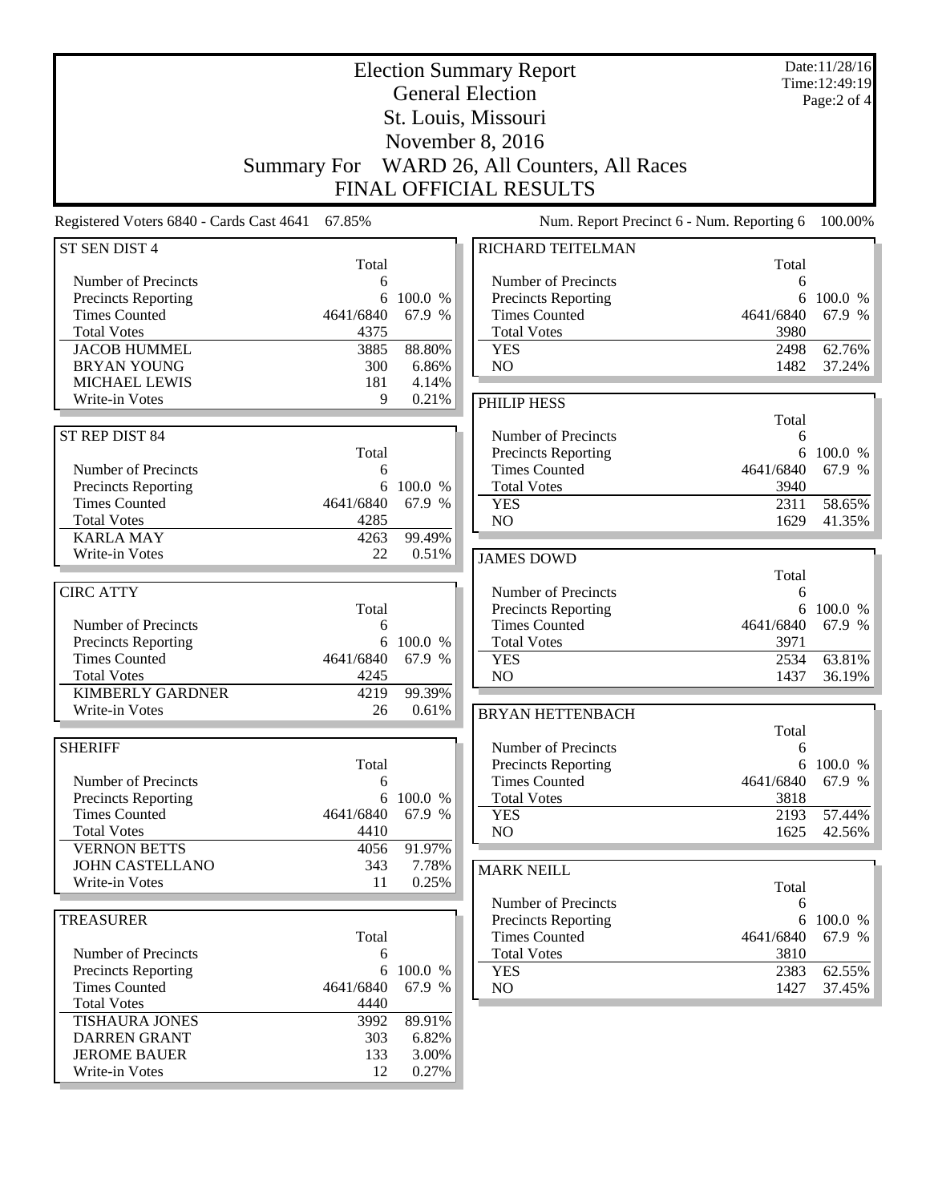# Election Summary Report

## General Election

## St. Louis, Missouri

## November 8, 2016

## Summary For WARD 26, All Counters, All Races

## FINAL OFFICIAL RESULTS

Date:11/28/16
Time:12:49:19

Registered Voters 6840 - Cards Cast 4641 67.85%

Num. Report Precinct 6 - Num. Reporting 6 100.00%

### ST SEN DIST 4

| | Total | |
|---|---|---|
| Number of Precincts | 6 | |
| Precincts Reporting | 6 | 100.0 % |
| Times Counted | 4641/6840 | 67.9 % |
| Total Votes | 4375 | |
| JACOB HUMMEL | 3885 | 88.80% |
| BRYAN YOUNG | 300 | 6.86% |
| MICHAEL LEWIS | 181 | 4.14% |
| Write-in Votes | 9 | 0.21% |

### ST REP DIST 84

| | Total | |
|---|---|---|
| Number of Precincts | 6 | |
| Precincts Reporting | 6 | 100.0 % |
| Times Counted | 4641/6840 | 67.9 % |
| Total Votes | 4285 | |
| KARLA MAY | 4263 | 99.49% |
| Write-in Votes | 22 | 0.51% |

### CIRC ATTY

| | Total | |
|---|---|---|
| Number of Precincts | 6 | |
| Precincts Reporting | 6 | 100.0 % |
| Times Counted | 4641/6840 | 67.9 % |
| Total Votes | 4245 | |
| KIMBERLY GARDNER | 4219 | 99.39% |
| Write-in Votes | 26 | 0.61% |

### SHERIFF

| | Total | |
|---|---|---|
| Number of Precincts | 6 | |
| Precincts Reporting | 6 | 100.0 % |
| Times Counted | 4641/6840 | 67.9 % |
| Total Votes | 4410 | |
| VERNON BETTS | 4056 | 91.97% |
| JOHN CASTELLANO | 343 | 7.78% |
| Write-in Votes | 11 | 0.25% |

### TREASURER

| | Total | |
|---|---|---|
| Number of Precincts | 6 | |
| Precincts Reporting | 6 | 100.0 % |
| Times Counted | 4641/6840 | 67.9 % |
| Total Votes | 4440 | |
| TISHAURA JONES | 3992 | 89.91% |
| DARREN GRANT | 303 | 6.82% |
| JEROME BAUER | 133 | 3.00% |
| Write-in Votes | 12 | 0.27% |

### RICHARD TEITELMAN

| | Total | |
|---|---|---|
| Number of Precincts | 6 | |
| Precincts Reporting | 6 | 100.0 % |
| Times Counted | 4641/6840 | 67.9 % |
| Total Votes | 3980 | |
| YES | 2498 | 62.76% |
| NO | 1482 | 37.24% |

### PHILIP HESS

| | Total | |
|---|---|---|
| Number of Precincts | 6 | |
| Precincts Reporting | 6 | 100.0 % |
| Times Counted | 4641/6840 | 67.9 % |
| Total Votes | 3940 | |
| YES | 2311 | 58.65% |
| NO | 1629 | 41.35% |

### JAMES DOWD

| | Total | |
|---|---|---|
| Number of Precincts | 6 | |
| Precincts Reporting | 6 | 100.0 % |
| Times Counted | 4641/6840 | 67.9 % |
| Total Votes | 3971 | |
| YES | 2534 | 63.81% |
| NO | 1437 | 36.19% |

### BRYAN HETTENBACH

| | Total | |
|---|---|---|
| Number of Precincts | 6 | |
| Precincts Reporting | 6 | 100.0 % |
| Times Counted | 4641/6840 | 67.9 % |
| Total Votes | 3818 | |
| YES | 2193 | 57.44% |
| NO | 1625 | 42.56% |

### MARK NEILL

| | Total | |
|---|---|---|
| Number of Precincts | 6 | |
| Precincts Reporting | 6 | 100.0 % |
| Times Counted | 4641/6840 | 67.9 % |
| Total Votes | 3810 | |
| YES | 2383 | 62.55% |
| NO | 1427 | 37.45% |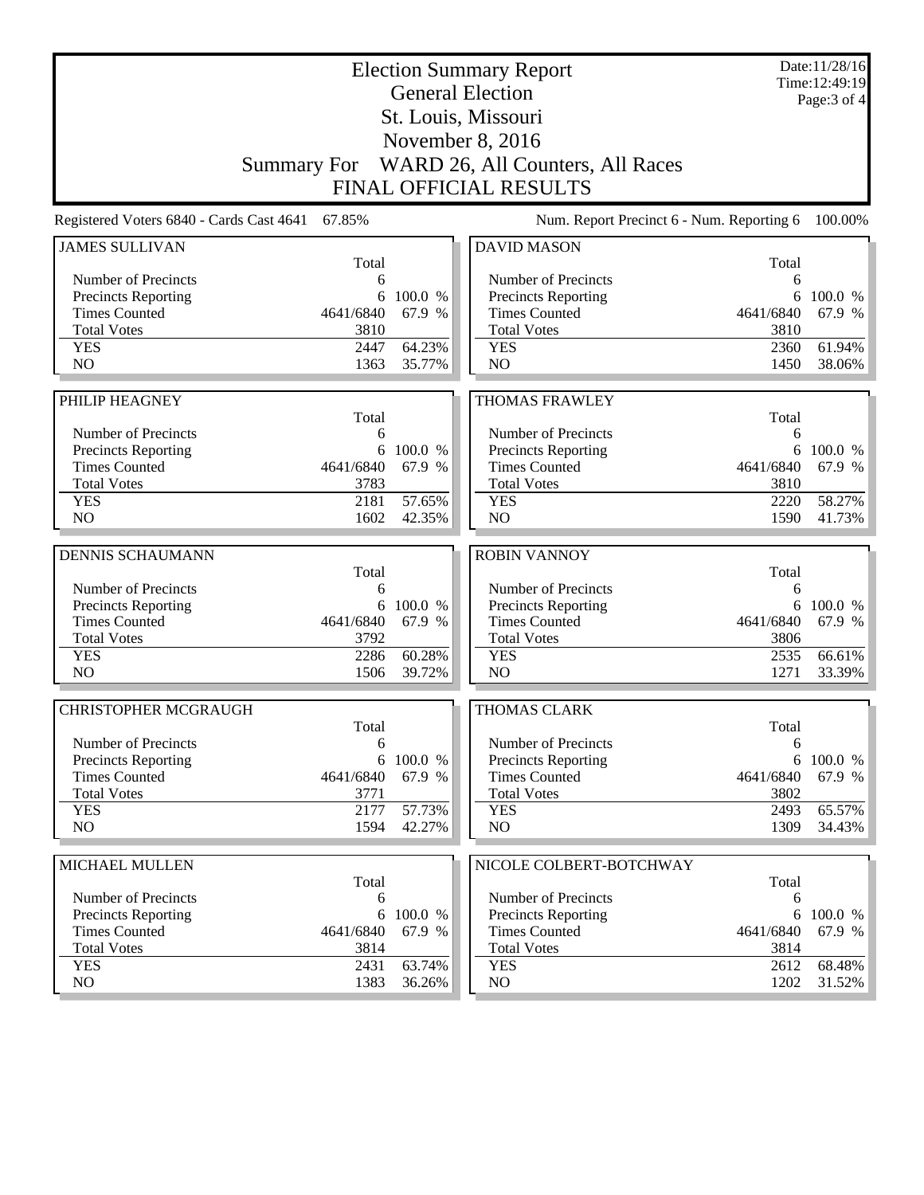# Election Summary Report

## General Election

## St. Louis, Missouri

## November 8, 2016

## Summary For WARD 26, All Counters, All Races

## FINAL OFFICIAL RESULTS

Date:11/28/16
Time:12:49:19

Registered Voters 6840 - Cards Cast 4641 67.85%

Num. Report Precinct 6 - Num. Reporting 6 100.00%

### JAMES SULLIVAN

| | Total | |
|---|---|---|
| Number of Precincts | 6 | |
| Precincts Reporting | 6 | 100.0 % |
| Times Counted | 4641/6840 | 67.9 % |
| Total Votes | 3810 | |
| YES | 2447 | 64.23% |
| NO | 1363 | 35.77% |

### DAVID MASON

| | Total | |
|---|---|---|
| Number of Precincts | 6 | |
| Precincts Reporting | 6 | 100.0 % |
| Times Counted | 4641/6840 | 67.9 % |
| Total Votes | 3810 | |
| YES | 2360 | 61.94% |
| NO | 1450 | 38.06% |

### PHILIP HEAGNEY

| | Total | |
|---|---|---|
| Number of Precincts | 6 | |
| Precincts Reporting | 6 | 100.0 % |
| Times Counted | 4641/6840 | 67.9 % |
| Total Votes | 3783 | |
| YES | 2181 | 57.65% |
| NO | 1602 | 42.35% |

### THOMAS FRAWLEY

| | Total | |
|---|---|---|
| Number of Precincts | 6 | |
| Precincts Reporting | 6 | 100.0 % |
| Times Counted | 4641/6840 | 67.9 % |
| Total Votes | 3810 | |
| YES | 2220 | 58.27% |
| NO | 1590 | 41.73% |

### DENNIS SCHAUMANN

| | Total | |
|---|---|---|
| Number of Precincts | 6 | |
| Precincts Reporting | 6 | 100.0 % |
| Times Counted | 4641/6840 | 67.9 % |
| Total Votes | 3792 | |
| YES | 2286 | 60.28% |
| NO | 1506 | 39.72% |

### ROBIN VANNOY

| | Total | |
|---|---|---|
| Number of Precincts | 6 | |
| Precincts Reporting | 6 | 100.0 % |
| Times Counted | 4641/6840 | 67.9 % |
| Total Votes | 3806 | |
| YES | 2535 | 66.61% |
| NO | 1271 | 33.39% |

### CHRISTOPHER MCGRAUGH

| | Total | |
|---|---|---|
| Number of Precincts | 6 | |
| Precincts Reporting | 6 | 100.0 % |
| Times Counted | 4641/6840 | 67.9 % |
| Total Votes | 3771 | |
| YES | 2177 | 57.73% |
| NO | 1594 | 42.27% |

### THOMAS CLARK

| | Total | |
|---|---|---|
| Number of Precincts | 6 | |
| Precincts Reporting | 6 | 100.0 % |
| Times Counted | 4641/6840 | 67.9 % |
| Total Votes | 3802 | |
| YES | 2493 | 65.57% |
| NO | 1309 | 34.43% |

### MICHAEL MULLEN

| | Total | |
|---|---|---|
| Number of Precincts | 6 | |
| Precincts Reporting | 6 | 100.0 % |
| Times Counted | 4641/6840 | 67.9 % |
| Total Votes | 3814 | |
| YES | 2431 | 63.74% |
| NO | 1383 | 36.26% |

### NICOLE COLBERT-BOTCHWAY

| | Total | |
|---|---|---|
| Number of Precincts | 6 | |
| Precincts Reporting | 6 | 100.0 % |
| Times Counted | 4641/6840 | 67.9 % |
| Total Votes | 3814 | |
| YES | 2612 | 68.48% |
| NO | 1202 | 31.52% |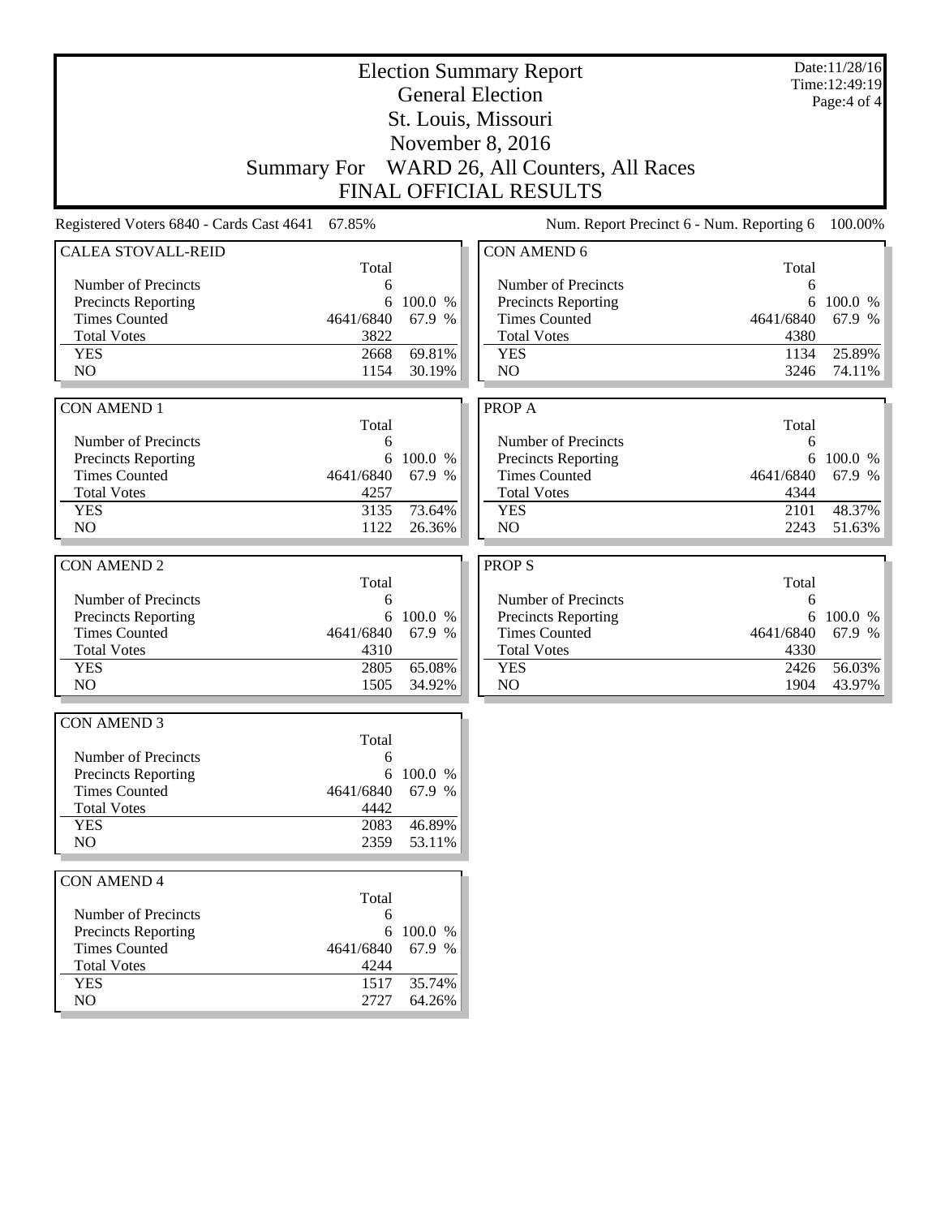# Election Summary Report

## General Election

## St. Louis, Missouri

## November 8, 2016

## Summary For WARD 26, All Counters, All Races

## FINAL OFFICIAL RESULTS

Date:11/28/16
Time:12:49:19

Registered Voters 6840 - Cards Cast 4641 67.85%

Num. Report Precinct 6 - Num. Reporting 6 100.00%

### CALEA STOVALL-REID

| | Total | |
|---|---|---|
| Number of Precincts | 6 | |
| Precincts Reporting | 6 | 100.0 % |
| Times Counted | 4641/6840 | 67.9 % |
| Total Votes | 3822 | |
| YES | 2668 | 69.81% |
| NO | 1154 | 30.19% |

### CON AMEND 1

| | Total | |
|---|---|---|
| Number of Precincts | 6 | |
| Precincts Reporting | 6 | 100.0 % |
| Times Counted | 4641/6840 | 67.9 % |
| Total Votes | 4257 | |
| YES | 3135 | 73.64% |
| NO | 1122 | 26.36% |

### CON AMEND 2

| | Total | |
|---|---|---|
| Number of Precincts | 6 | |
| Precincts Reporting | 6 | 100.0 % |
| Times Counted | 4641/6840 | 67.9 % |
| Total Votes | 4310 | |
| YES | 2805 | 65.08% |
| NO | 1505 | 34.92% |

### CON AMEND 3

| | Total | |
|---|---|---|
| Number of Precincts | 6 | |
| Precincts Reporting | 6 | 100.0 % |
| Times Counted | 4641/6840 | 67.9 % |
| Total Votes | 4442 | |
| YES | 2083 | 46.89% |
| NO | 2359 | 53.11% |

### CON AMEND 4

| | Total | |
|---|---|---|
| Number of Precincts | 6 | |
| Precincts Reporting | 6 | 100.0 % |
| Times Counted | 4641/6840 | 67.9 % |
| Total Votes | 4244 | |
| YES | 1517 | 35.74% |
| NO | 2727 | 64.26% |

### CON AMEND 6

| | Total | |
|---|---|---|
| Number of Precincts | 6 | |
| Precincts Reporting | 6 | 100.0 % |
| Times Counted | 4641/6840 | 67.9 % |
| Total Votes | 4380 | |
| YES | 1134 | 25.89% |
| NO | 3246 | 74.11% |

### PROP A

| | Total | |
|---|---|---|
| Number of Precincts | 6 | |
| Precincts Reporting | 6 | 100.0 % |
| Times Counted | 4641/6840 | 67.9 % |
| Total Votes | 4344 | |
| YES | 2101 | 48.37% |
| NO | 2243 | 51.63% |

### PROP S

| | Total | |
|---|---|---|
| Number of Precincts | 6 | |
| Precincts Reporting | 6 | 100.0 % |
| Times Counted | 4641/6840 | 67.9 % |
| Total Votes | 4330 | |
| YES | 2426 | 56.03% |
| NO | 1904 | 43.97% |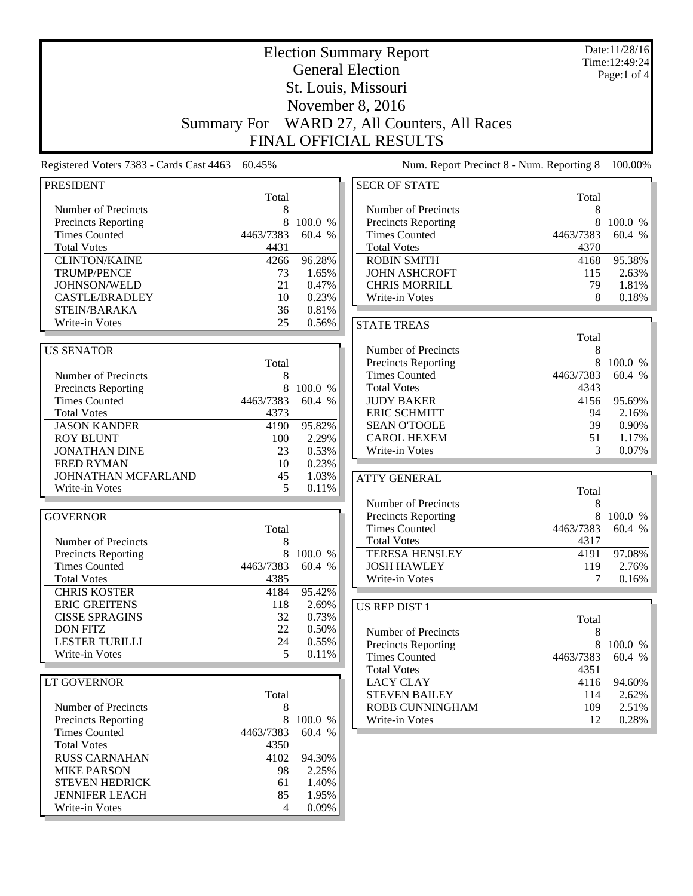# Election Summary Report

## General Election

## St. Louis, Missouri

## November 8, 2016

## Summary For WARD 27, All Counters, All Races

## FINAL OFFICIAL RESULTS

Date:11/28/16
Time:12:49:24

Registered Voters 7383 - Cards Cast 4463 60.45%

Num. Report Precinct 8 - Num. Reporting 8 100.00%

### PRESIDENT

| | Total | |
|---|---|---|
| Number of Precincts | 8 | |
| Precincts Reporting | 8 | 100.0 % |
| Times Counted | 4463/7383 | 60.4 % |
| Total Votes | 4431 | |
| CLINTON/KAINE | 4266 | 96.28% |
| TRUMP/PENCE | 73 | 1.65% |
| JOHNSON/WELD | 21 | 0.47% |
| CASTLE/BRADLEY | 10 | 0.23% |
| STEIN/BARAKA | 36 | 0.81% |
| Write-in Votes | 25 | 0.56% |

### US SENATOR

| | Total | |
|---|---|---|
| Number of Precincts | 8 | |
| Precincts Reporting | 8 | 100.0 % |
| Times Counted | 4463/7383 | 60.4 % |
| Total Votes | 4373 | |
| JASON KANDER | 4190 | 95.82% |
| ROY BLUNT | 100 | 2.29% |
| JONATHAN DINE | 23 | 0.53% |
| FRED RYMAN | 10 | 0.23% |
| JOHNATHAN MCFARLAND | 45 | 1.03% |
| Write-in Votes | 5 | 0.11% |

### GOVERNOR

| | Total | |
|---|---|---|
| Number of Precincts | 8 | |
| Precincts Reporting | 8 | 100.0 % |
| Times Counted | 4463/7383 | 60.4 % |
| Total Votes | 4385 | |
| CHRIS KOSTER | 4184 | 95.42% |
| ERIC GREITENS | 118 | 2.69% |
| CISSE SPRAGINS | 32 | 0.73% |
| DON FITZ | 22 | 0.50% |
| LESTER TURILLI | 24 | 0.55% |
| Write-in Votes | 5 | 0.11% |

### LT GOVERNOR

| | Total | |
|---|---|---|
| Number of Precincts | 8 | |
| Precincts Reporting | 8 | 100.0 % |
| Times Counted | 4463/7383 | 60.4 % |
| Total Votes | 4350 | |
| RUSS CARNAHAN | 4102 | 94.30% |
| MIKE PARSON | 98 | 2.25% |
| STEVEN HEDRICK | 61 | 1.40% |
| JENNIFER LEACH | 85 | 1.95% |
| Write-in Votes | 4 | 0.09% |

### SECR OF STATE

| | Total | |
|---|---|---|
| Number of Precincts | 8 | |
| Precincts Reporting | 8 | 100.0 % |
| Times Counted | 4463/7383 | 60.4 % |
| Total Votes | 4370 | |
| ROBIN SMITH | 4168 | 95.38% |
| JOHN ASHCROFT | 115 | 2.63% |
| CHRIS MORRILL | 79 | 1.81% |
| Write-in Votes | 8 | 0.18% |

### STATE TREAS

| | Total | |
|---|---|---|
| Number of Precincts | 8 | |
| Precincts Reporting | 8 | 100.0 % |
| Times Counted | 4463/7383 | 60.4 % |
| Total Votes | 4343 | |
| JUDY BAKER | 4156 | 95.69% |
| ERIC SCHMITT | 94 | 2.16% |
| SEAN O'TOOLE | 39 | 0.90% |
| CAROL HEXEM | 51 | 1.17% |
| Write-in Votes | 3 | 0.07% |

### ATTY GENERAL

| | Total | |
|---|---|---|
| Number of Precincts | 8 | |
| Precincts Reporting | 8 | 100.0 % |
| Times Counted | 4463/7383 | 60.4 % |
| Total Votes | 4317 | |
| TERESA HENSLEY | 4191 | 97.08% |
| JOSH HAWLEY | 119 | 2.76% |
| Write-in Votes | 7 | 0.16% |

### US REP DIST 1

| | Total | |
|---|---|---|
| Number of Precincts | 8 | |
| Precincts Reporting | 8 | 100.0 % |
| Times Counted | 4463/7383 | 60.4 % |
| Total Votes | 4351 | |
| LACY CLAY | 4116 | 94.60% |
| STEVEN BAILEY | 114 | 2.62% |
| ROBB CUNNINGHAM | 109 | 2.51% |
| Write-in Votes | 12 | 0.28% |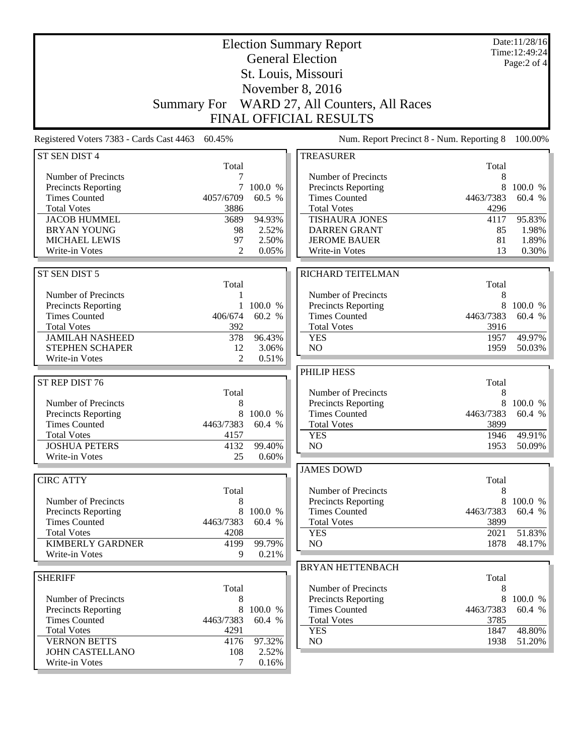# Election Summary Report

## General Election

## St. Louis, Missouri

## November 8, 2016

## Summary For WARD 27, All Counters, All Races

## FINAL OFFICIAL RESULTS

Date:11/28/16
Time:12:49:24

Registered Voters 7383 - Cards Cast 4463 60.45%

Num. Report Precinct 8 - Num. Reporting 8 100.00%

### ST SEN DIST 4

| | Total | |
|---|---|---|
| Number of Precincts | 7 | |
| Precincts Reporting | 7 | 100.0 % |
| Times Counted | 4057/6709 | 60.5 % |
| Total Votes | 3886 | |
| JACOB HUMMEL | 3689 | 94.93% |
| BRYAN YOUNG | 98 | 2.52% |
| MICHAEL LEWIS | 97 | 2.50% |
| Write-in Votes | 2 | 0.05% |

### ST SEN DIST 5

| | Total | |
|---|---|---|
| Number of Precincts | 1 | |
| Precincts Reporting | 1 | 100.0 % |
| Times Counted | 406/674 | 60.2 % |
| Total Votes | 392 | |
| JAMILAH NASHEED | 378 | 96.43% |
| STEPHEN SCHAPER | 12 | 3.06% |
| Write-in Votes | 2 | 0.51% |

### ST REP DIST 76

| | Total | |
|---|---|---|
| Number of Precincts | 8 | |
| Precincts Reporting | 8 | 100.0 % |
| Times Counted | 4463/7383 | 60.4 % |
| Total Votes | 4157 | |
| JOSHUA PETERS | 4132 | 99.40% |
| Write-in Votes | 25 | 0.60% |

### CIRC ATTY

| | Total | |
|---|---|---|
| Number of Precincts | 8 | |
| Precincts Reporting | 8 | 100.0 % |
| Times Counted | 4463/7383 | 60.4 % |
| Total Votes | 4208 | |
| KIMBERLY GARDNER | 4199 | 99.79% |
| Write-in Votes | 9 | 0.21% |

### SHERIFF

| | Total | |
|---|---|---|
| Number of Precincts | 8 | |
| Precincts Reporting | 8 | 100.0 % |
| Times Counted | 4463/7383 | 60.4 % |
| Total Votes | 4291 | |
| VERNON BETTS | 4176 | 97.32% |
| JOHN CASTELLANO | 108 | 2.52% |
| Write-in Votes | 7 | 0.16% |

### TREASURER

| | Total | |
|---|---|---|
| Number of Precincts | 8 | |
| Precincts Reporting | 8 | 100.0 % |
| Times Counted | 4463/7383 | 60.4 % |
| Total Votes | 4296 | |
| TISHAURA JONES | 4117 | 95.83% |
| DARREN GRANT | 85 | 1.98% |
| JEROME BAUER | 81 | 1.89% |
| Write-in Votes | 13 | 0.30% |

### RICHARD TEITELMAN

| | Total | |
|---|---|---|
| Number of Precincts | 8 | |
| Precincts Reporting | 8 | 100.0 % |
| Times Counted | 4463/7383 | 60.4 % |
| Total Votes | 3916 | |
| YES | 1957 | 49.97% |
| NO | 1959 | 50.03% |

### PHILIP HESS

| | Total | |
|---|---|---|
| Number of Precincts | 8 | |
| Precincts Reporting | 8 | 100.0 % |
| Times Counted | 4463/7383 | 60.4 % |
| Total Votes | 3899 | |
| YES | 1946 | 49.91% |
| NO | 1953 | 50.09% |

### JAMES DOWD

| | Total | |
|---|---|---|
| Number of Precincts | 8 | |
| Precincts Reporting | 8 | 100.0 % |
| Times Counted | 4463/7383 | 60.4 % |
| Total Votes | 3899 | |
| YES | 2021 | 51.83% |
| NO | 1878 | 48.17% |

### BRYAN HETTENBACH

| | Total | |
|---|---|---|
| Number of Precincts | 8 | |
| Precincts Reporting | 8 | 100.0 % |
| Times Counted | 4463/7383 | 60.4 % |
| Total Votes | 3785 | |
| YES | 1847 | 48.80% |
| NO | 1938 | 51.20% |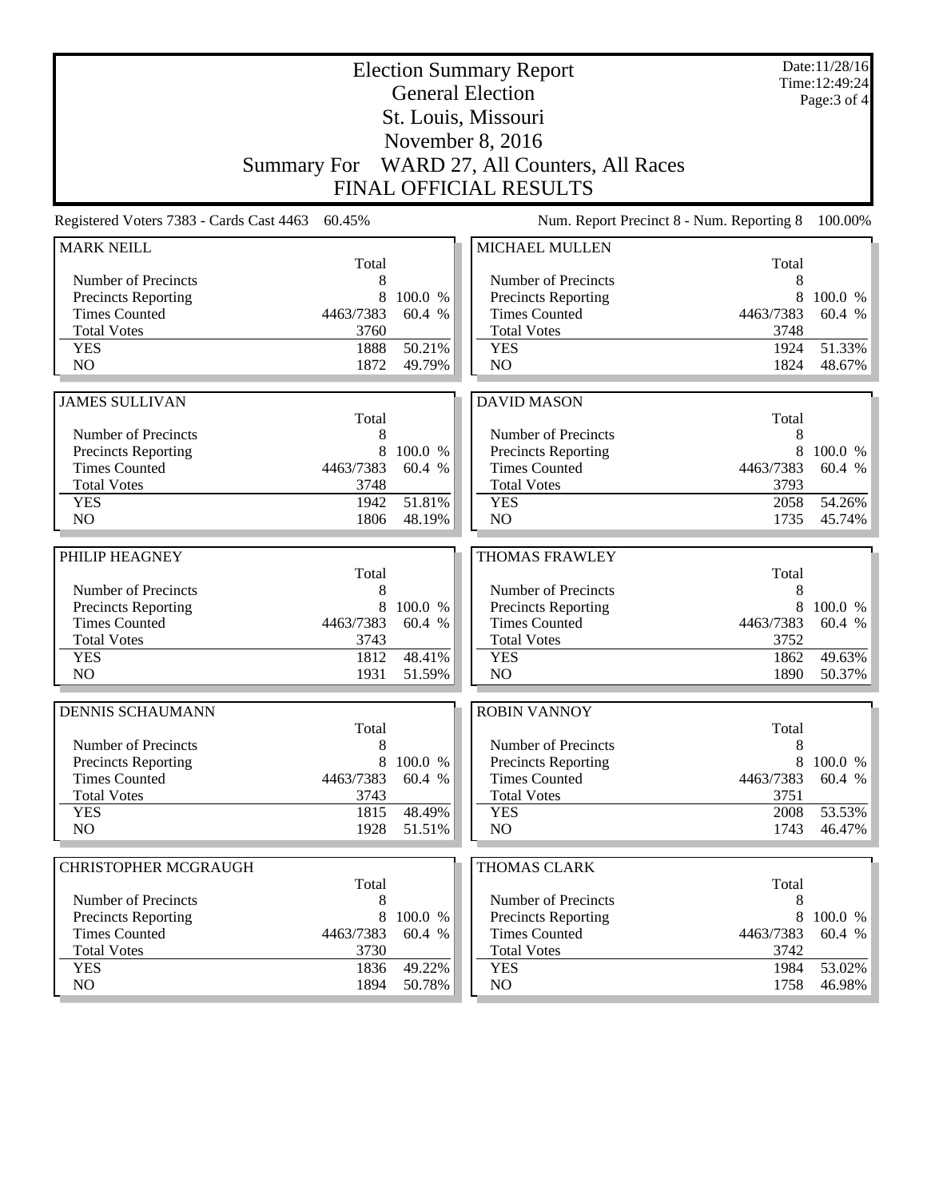# Election Summary Report
## General Election
## St. Louis, Missouri
## November 8, 2016
## Summary For WARD 27, All Counters, All Races
## FINAL OFFICIAL RESULTS

Date:11/28/16
Time:12:49:24

Registered Voters 7383 - Cards Cast 4463 60.45%

Num. Report Precinct 8 - Num. Reporting 8 100.00%

### MARK NEILL

| | Total | |
|---|---|---|
| Number of Precincts | 8 | |
| Precincts Reporting | 8 | 100.0 % |
| Times Counted | 4463/7383 | 60.4 % |
| Total Votes | 3760 | |
| YES | 1888 | 50.21% |
| NO | 1872 | 49.79% |

### MICHAEL MULLEN

| | Total | |
|---|---|---|
| Number of Precincts | 8 | |
| Precincts Reporting | 8 | 100.0 % |
| Times Counted | 4463/7383 | 60.4 % |
| Total Votes | 3748 | |
| YES | 1924 | 51.33% |
| NO | 1824 | 48.67% |

### JAMES SULLIVAN

| | Total | |
|---|---|---|
| Number of Precincts | 8 | |
| Precincts Reporting | 8 | 100.0 % |
| Times Counted | 4463/7383 | 60.4 % |
| Total Votes | 3748 | |
| YES | 1942 | 51.81% |
| NO | 1806 | 48.19% |

### DAVID MASON

| | Total | |
|---|---|---|
| Number of Precincts | 8 | |
| Precincts Reporting | 8 | 100.0 % |
| Times Counted | 4463/7383 | 60.4 % |
| Total Votes | 3793 | |
| YES | 2058 | 54.26% |
| NO | 1735 | 45.74% |

### PHILIP HEAGNEY

| | Total | |
|---|---|---|
| Number of Precincts | 8 | |
| Precincts Reporting | 8 | 100.0 % |
| Times Counted | 4463/7383 | 60.4 % |
| Total Votes | 3743 | |
| YES | 1812 | 48.41% |
| NO | 1931 | 51.59% |

### THOMAS FRAWLEY

| | Total | |
|---|---|---|
| Number of Precincts | 8 | |
| Precincts Reporting | 8 | 100.0 % |
| Times Counted | 4463/7383 | 60.4 % |
| Total Votes | 3752 | |
| YES | 1862 | 49.63% |
| NO | 1890 | 50.37% |

### DENNIS SCHAUMANN

| | Total | |
|---|---|---|
| Number of Precincts | 8 | |
| Precincts Reporting | 8 | 100.0 % |
| Times Counted | 4463/7383 | 60.4 % |
| Total Votes | 3743 | |
| YES | 1815 | 48.49% |
| NO | 1928 | 51.51% |

### ROBIN VANNOY

| | Total | |
|---|---|---|
| Number of Precincts | 8 | |
| Precincts Reporting | 8 | 100.0 % |
| Times Counted | 4463/7383 | 60.4 % |
| Total Votes | 3751 | |
| YES | 2008 | 53.53% |
| NO | 1743 | 46.47% |

### CHRISTOPHER MCGRAUGH

| | Total | |
|---|---|---|
| Number of Precincts | 8 | |
| Precincts Reporting | 8 | 100.0 % |
| Times Counted | 4463/7383 | 60.4 % |
| Total Votes | 3730 | |
| YES | 1836 | 49.22% |
| NO | 1894 | 50.78% |

### THOMAS CLARK

| | Total | |
|---|---|---|
| Number of Precincts | 8 | |
| Precincts Reporting | 8 | 100.0 % |
| Times Counted | 4463/7383 | 60.4 % |
| Total Votes | 3742 | |
| YES | 1984 | 53.02% |
| NO | 1758 | 46.98% |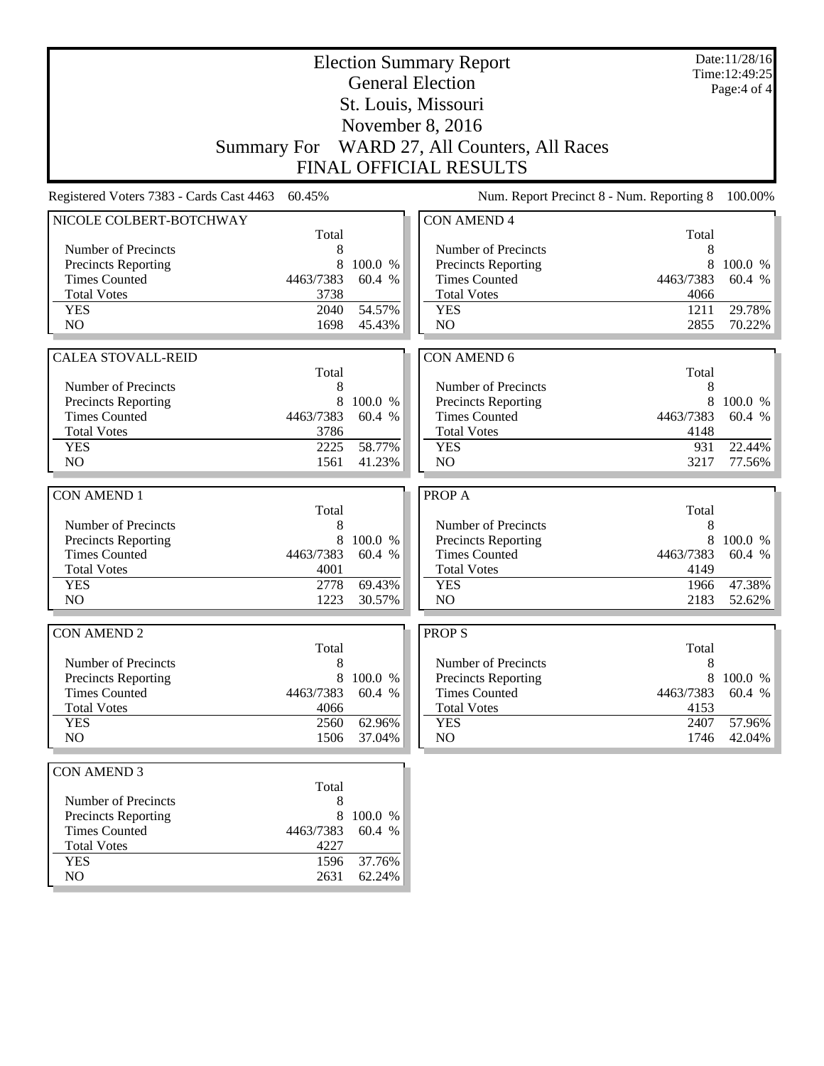# Election Summary Report

## General Election

## St. Louis, Missouri

## November 8, 2016

## Summary For WARD 27, All Counters, All Races

## FINAL OFFICIAL RESULTS

Date:11/28/16
Time:12:49:25

Registered Voters 7383 - Cards Cast 4463 60.45%

Num. Report Precinct 8 - Num. Reporting 8 100.00%

### NICOLE COLBERT-BOTCHWAY

| | Total | |
|---|---|---|
| Number of Precincts | 8 | |
| Precincts Reporting | 8 | 100.0 % |
| Times Counted | 4463/7383 | 60.4 % |
| Total Votes | 3738 | |
| YES | 2040 | 54.57% |
| NO | 1698 | 45.43% |

### CALEA STOVALL-REID

| | Total | |
|---|---|---|
| Number of Precincts | 8 | |
| Precincts Reporting | 8 | 100.0 % |
| Times Counted | 4463/7383 | 60.4 % |
| Total Votes | 3786 | |
| YES | 2225 | 58.77% |
| NO | 1561 | 41.23% |

### CON AMEND 1

| | Total | |
|---|---|---|
| Number of Precincts | 8 | |
| Precincts Reporting | 8 | 100.0 % |
| Times Counted | 4463/7383 | 60.4 % |
| Total Votes | 4001 | |
| YES | 2778 | 69.43% |
| NO | 1223 | 30.57% |

### CON AMEND 2

| | Total | |
|---|---|---|
| Number of Precincts | 8 | |
| Precincts Reporting | 8 | 100.0 % |
| Times Counted | 4463/7383 | 60.4 % |
| Total Votes | 4066 | |
| YES | 2560 | 62.96% |
| NO | 1506 | 37.04% |

### CON AMEND 3

| | Total | |
|---|---|---|
| Number of Precincts | 8 | |
| Precincts Reporting | 8 | 100.0 % |
| Times Counted | 4463/7383 | 60.4 % |
| Total Votes | 4227 | |
| YES | 1596 | 37.76% |
| NO | 2631 | 62.24% |

### CON AMEND 4

| | Total | |
|---|---|---|
| Number of Precincts | 8 | |
| Precincts Reporting | 8 | 100.0 % |
| Times Counted | 4463/7383 | 60.4 % |
| Total Votes | 4066 | |
| YES | 1211 | 29.78% |
| NO | 2855 | 70.22% |

### CON AMEND 6

| | Total | |
|---|---|---|
| Number of Precincts | 8 | |
| Precincts Reporting | 8 | 100.0 % |
| Times Counted | 4463/7383 | 60.4 % |
| Total Votes | 4148 | |
| YES | 931 | 22.44% |
| NO | 3217 | 77.56% |

### PROP A

| | Total | |
|---|---|---|
| Number of Precincts | 8 | |
| Precincts Reporting | 8 | 100.0 % |
| Times Counted | 4463/7383 | 60.4 % |
| Total Votes | 4149 | |
| YES | 1966 | 47.38% |
| NO | 2183 | 52.62% |

### PROP S

| | Total | |
|---|---|---|
| Number of Precincts | 8 | |
| Precincts Reporting | 8 | 100.0 % |
| Times Counted | 4463/7383 | 60.4 % |
| Total Votes | 4153 | |
| YES | 2407 | 57.96% |
| NO | 1746 | 42.04% |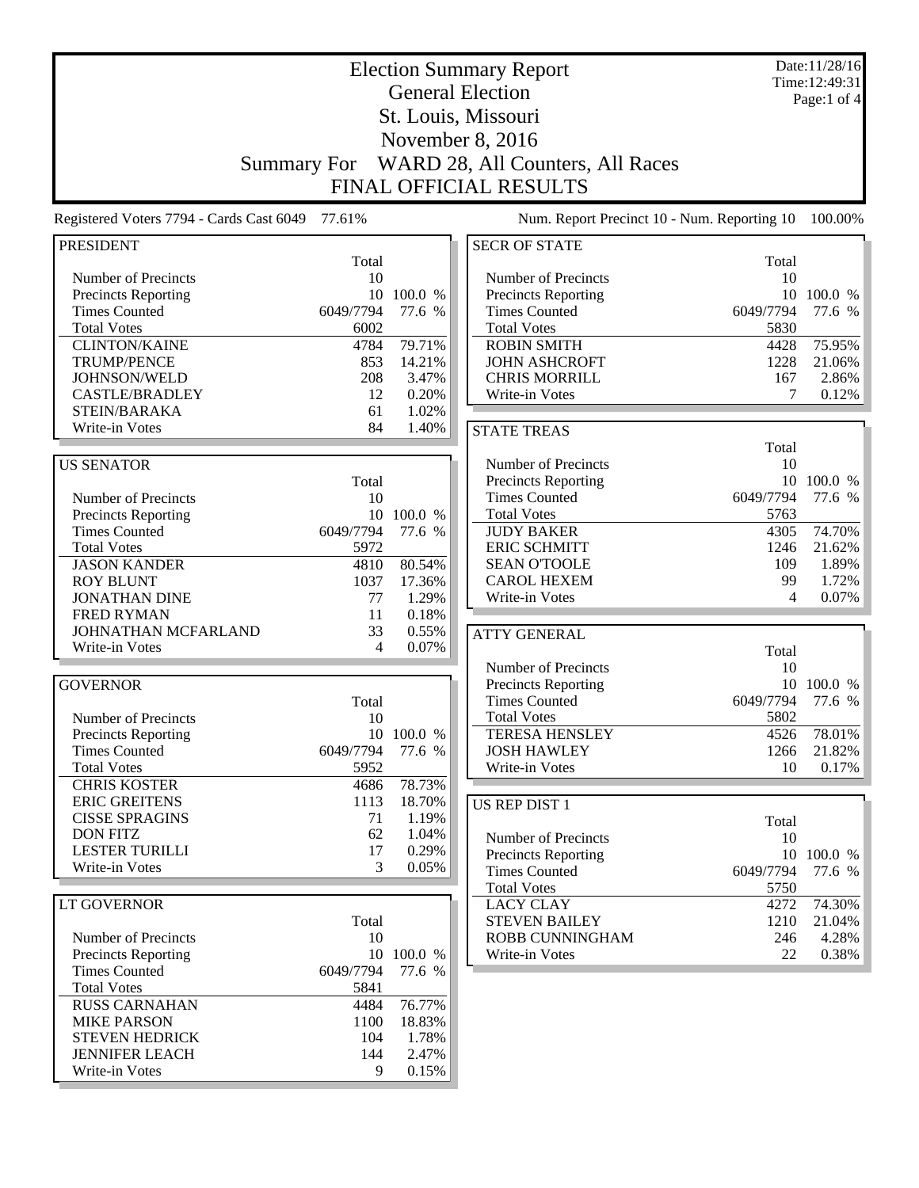# Election Summary Report
## General Election
## St. Louis, Missouri
## November 8, 2016
## Summary For WARD 28, All Counters, All Races
## FINAL OFFICIAL RESULTS

Date:11/28/16
Time:12:49:31

Registered Voters 7794 - Cards Cast 6049 77.61%

Num. Report Precinct 10 - Num. Reporting 10 100.00%

### PRESIDENT

| | Total | |
|---|---|---|
| Number of Precincts | 10 | |
| Precincts Reporting | 10 | 100.0 % |
| Times Counted | 6049/7794 | 77.6 % |
| Total Votes | 6002 | |
| CLINTON/KAINE | 4784 | 79.71% |
| TRUMP/PENCE | 853 | 14.21% |
| JOHNSON/WELD | 208 | 3.47% |
| CASTLE/BRADLEY | 12 | 0.20% |
| STEIN/BARAKA | 61 | 1.02% |
| Write-in Votes | 84 | 1.40% |

### US SENATOR

| | Total | |
|---|---|---|
| Number of Precincts | 10 | |
| Precincts Reporting | 10 | 100.0 % |
| Times Counted | 6049/7794 | 77.6 % |
| Total Votes | 5972 | |
| JASON KANDER | 4810 | 80.54% |
| ROY BLUNT | 1037 | 17.36% |
| JONATHAN DINE | 77 | 1.29% |
| FRED RYMAN | 11 | 0.18% |
| JOHNATHAN MCFARLAND | 33 | 0.55% |
| Write-in Votes | 4 | 0.07% |

### GOVERNOR

| | Total | |
|---|---|---|
| Number of Precincts | 10 | |
| Precincts Reporting | 10 | 100.0 % |
| Times Counted | 6049/7794 | 77.6 % |
| Total Votes | 5952 | |
| CHRIS KOSTER | 4686 | 78.73% |
| ERIC GREITENS | 1113 | 18.70% |
| CISSE SPRAGINS | 71 | 1.19% |
| DON FITZ | 62 | 1.04% |
| LESTER TURILLI | 17 | 0.29% |
| Write-in Votes | 3 | 0.05% |

### LT GOVERNOR

| | Total | |
|---|---|---|
| Number of Precincts | 10 | |
| Precincts Reporting | 10 | 100.0 % |
| Times Counted | 6049/7794 | 77.6 % |
| Total Votes | 5841 | |
| RUSS CARNAHAN | 4484 | 76.77% |
| MIKE PARSON | 1100 | 18.83% |
| STEVEN HEDRICK | 104 | 1.78% |
| JENNIFER LEACH | 144 | 2.47% |
| Write-in Votes | 9 | 0.15% |

### SECR OF STATE

| | Total | |
|---|---|---|
| Number of Precincts | 10 | |
| Precincts Reporting | 10 | 100.0 % |
| Times Counted | 6049/7794 | 77.6 % |
| Total Votes | 5830 | |
| ROBIN SMITH | 4428 | 75.95% |
| JOHN ASHCROFT | 1228 | 21.06% |
| CHRIS MORRILL | 167 | 2.86% |
| Write-in Votes | 7 | 0.12% |

### STATE TREAS

| | Total | |
|---|---|---|
| Number of Precincts | 10 | |
| Precincts Reporting | 10 | 100.0 % |
| Times Counted | 6049/7794 | 77.6 % |
| Total Votes | 5763 | |
| JUDY BAKER | 4305 | 74.70% |
| ERIC SCHMITT | 1246 | 21.62% |
| SEAN O'TOOLE | 109 | 1.89% |
| CAROL HEXEM | 99 | 1.72% |
| Write-in Votes | 4 | 0.07% |

### ATTY GENERAL

| | Total | |
|---|---|---|
| Number of Precincts | 10 | |
| Precincts Reporting | 10 | 100.0 % |
| Times Counted | 6049/7794 | 77.6 % |
| Total Votes | 5802 | |
| TERESA HENSLEY | 4526 | 78.01% |
| JOSH HAWLEY | 1266 | 21.82% |
| Write-in Votes | 10 | 0.17% |

### US REP DIST 1

| | Total | |
|---|---|---|
| Number of Precincts | 10 | |
| Precincts Reporting | 10 | 100.0 % |
| Times Counted | 6049/7794 | 77.6 % |
| Total Votes | 5750 | |
| LACY CLAY | 4272 | 74.30% |
| STEVEN BAILEY | 1210 | 21.04% |
| ROBB CUNNINGHAM | 246 | 4.28% |
| Write-in Votes | 22 | 0.38% |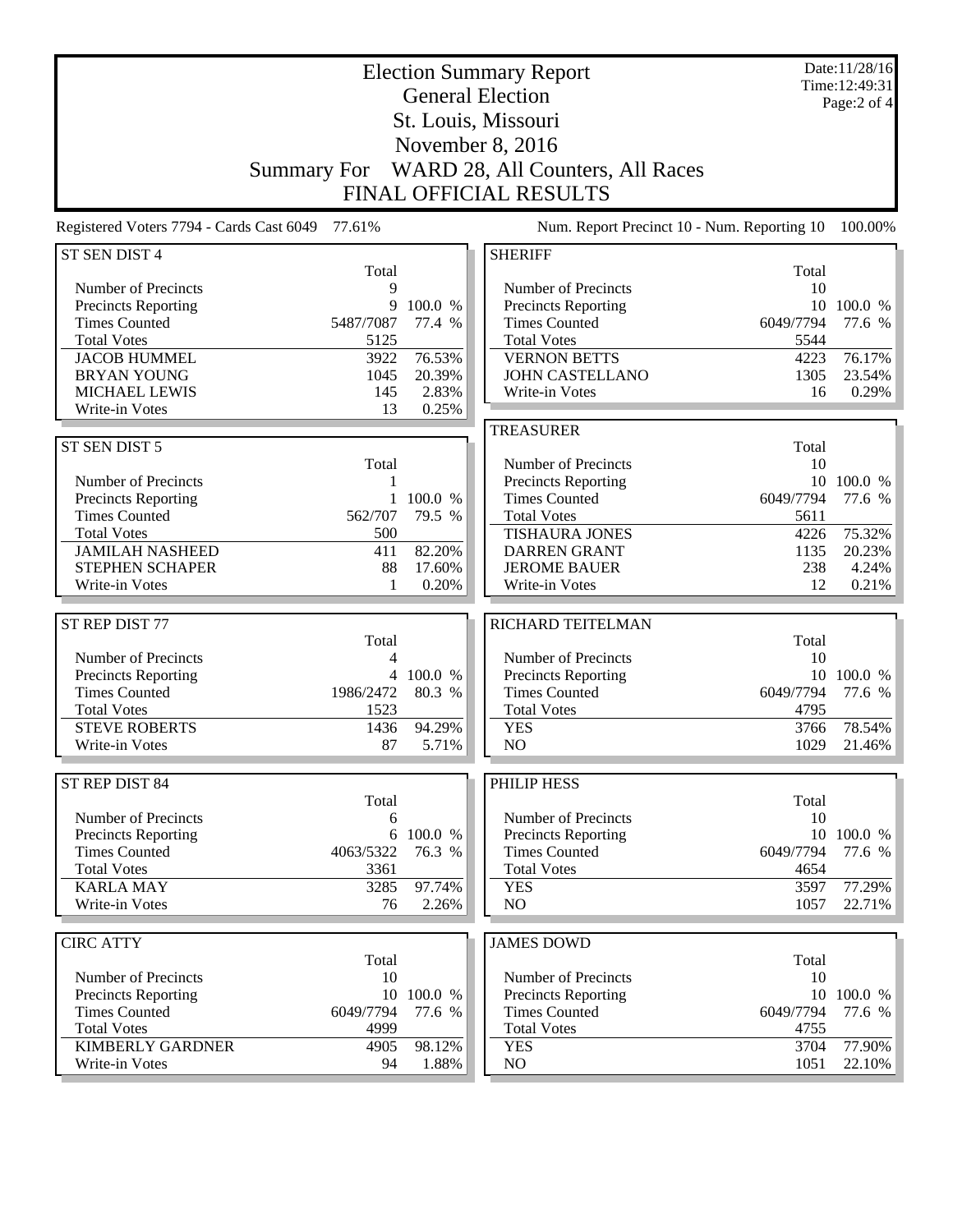# Election Summary Report

General Election

St. Louis, Missouri

November 8, 2016

Summary For WARD 28, All Counters, All Races

FINAL OFFICIAL RESULTS

Date:11/28/16
Time:12:49:31

Registered Voters 7794 - Cards Cast 6049 77.61%

Num. Report Precinct 10 - Num. Reporting 10 100.00%

| ST SEN DIST 4 | Total | |
|---|---|---|
| Number of Precincts | 9 | |
| Precincts Reporting | 9 | 100.0 % |
| Times Counted | 5487/7087 | 77.4 % |
| Total Votes | 5125 | |
| JACOB HUMMEL | 3922 | 76.53% |
| BRYAN YOUNG | 1045 | 20.39% |
| MICHAEL LEWIS | 145 | 2.83% |
| Write-in Votes | 13 | 0.25% |

| ST SEN DIST 5 | Total | |
|---|---|---|
| Number of Precincts | 1 | |
| Precincts Reporting | 1 | 100.0 % |
| Times Counted | 562/707 | 79.5 % |
| Total Votes | 500 | |
| JAMILAH NASHEED | 411 | 82.20% |
| STEPHEN SCHAPER | 88 | 17.60% |
| Write-in Votes | 1 | 0.20% |

| ST REP DIST 77 | Total | |
|---|---|---|
| Number of Precincts | 4 | |
| Precincts Reporting | 4 | 100.0 % |
| Times Counted | 1986/2472 | 80.3 % |
| Total Votes | 1523 | |
| STEVE ROBERTS | 1436 | 94.29% |
| Write-in Votes | 87 | 5.71% |

| ST REP DIST 84 | Total | |
|---|---|---|
| Number of Precincts | 6 | |
| Precincts Reporting | 6 | 100.0 % |
| Times Counted | 4063/5322 | 76.3 % |
| Total Votes | 3361 | |
| KARLA MAY | 3285 | 97.74% |
| Write-in Votes | 76 | 2.26% |

| CIRC ATTY | Total | |
|---|---|---|
| Number of Precincts | 10 | |
| Precincts Reporting | 10 | 100.0 % |
| Times Counted | 6049/7794 | 77.6 % |
| Total Votes | 4999 | |
| KIMBERLY GARDNER | 4905 | 98.12% |
| Write-in Votes | 94 | 1.88% |

| SHERIFF | Total | |
|---|---|---|
| Number of Precincts | 10 | |
| Precincts Reporting | 10 | 100.0 % |
| Times Counted | 6049/7794 | 77.6 % |
| Total Votes | 5544 | |
| VERNON BETTS | 4223 | 76.17% |
| JOHN CASTELLANO | 1305 | 23.54% |
| Write-in Votes | 16 | 0.29% |

| TREASURER | Total | |
|---|---|---|
| Number of Precincts | 10 | |
| Precincts Reporting | 10 | 100.0 % |
| Times Counted | 6049/7794 | 77.6 % |
| Total Votes | 5611 | |
| TISHAURA JONES | 4226 | 75.32% |
| DARREN GRANT | 1135 | 20.23% |
| JEROME BAUER | 238 | 4.24% |
| Write-in Votes | 12 | 0.21% |

| RICHARD TEITELMAN | Total | |
|---|---|---|
| Number of Precincts | 10 | |
| Precincts Reporting | 10 | 100.0 % |
| Times Counted | 6049/7794 | 77.6 % |
| Total Votes | 4795 | |
| YES | 3766 | 78.54% |
| NO | 1029 | 21.46% |

| PHILIP HESS | Total | |
|---|---|---|
| Number of Precincts | 10 | |
| Precincts Reporting | 10 | 100.0 % |
| Times Counted | 6049/7794 | 77.6 % |
| Total Votes | 4654 | |
| YES | 3597 | 77.29% |
| NO | 1057 | 22.71% |

| JAMES DOWD | Total | |
|---|---|---|
| Number of Precincts | 10 | |
| Precincts Reporting | 10 | 100.0 % |
| Times Counted | 6049/7794 | 77.6 % |
| Total Votes | 4755 | |
| YES | 3704 | 77.90% |
| NO | 1051 | 22.10% |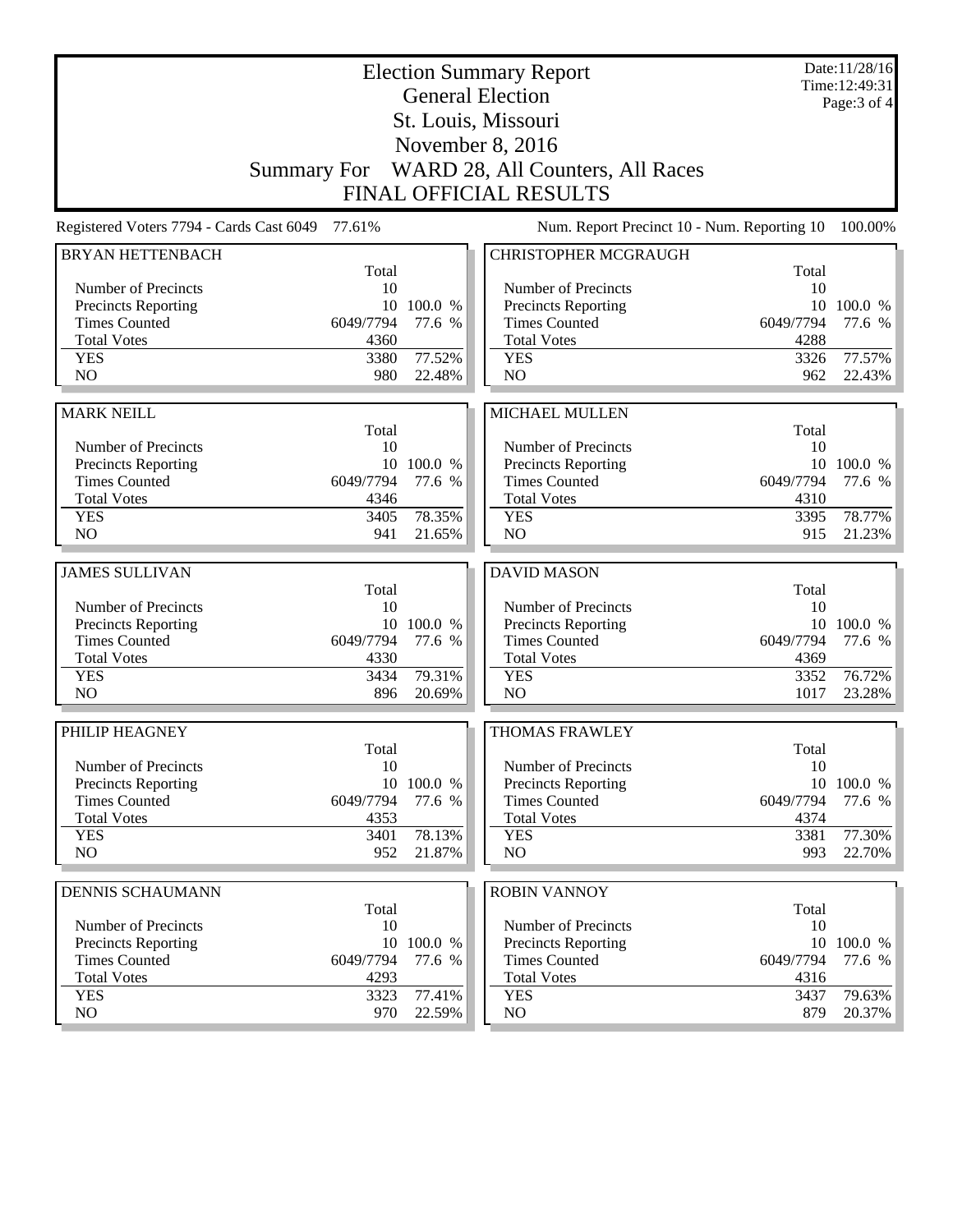# Election Summary Report

## General Election

## St. Louis, Missouri

## November 8, 2016

## Summary For WARD 28, All Counters, All Races

## FINAL OFFICIAL RESULTS

Date:11/28/16
Time:12:49:31

Registered Voters 7794 - Cards Cast 6049 77.61%

Num. Report Precinct 10 - Num. Reporting 10 100.00%

### BRYAN HETTENBACH

| | Total | |
|---|---|---|
| Number of Precincts | 10 | |
| Precincts Reporting | 10 | 100.0 % |
| Times Counted | 6049/7794 | 77.6 % |
| Total Votes | 4360 | |
| YES | 3380 | 77.52% |
| NO | 980 | 22.48% |

### CHRISTOPHER MCGRAUGH

| | Total | |
|---|---|---|
| Number of Precincts | 10 | |
| Precincts Reporting | 10 | 100.0 % |
| Times Counted | 6049/7794 | 77.6 % |
| Total Votes | 4288 | |
| YES | 3326 | 77.57% |
| NO | 962 | 22.43% |

### MARK NEILL

| | Total | |
|---|---|---|
| Number of Precincts | 10 | |
| Precincts Reporting | 10 | 100.0 % |
| Times Counted | 6049/7794 | 77.6 % |
| Total Votes | 4346 | |
| YES | 3405 | 78.35% |
| NO | 941 | 21.65% |

### MICHAEL MULLEN

| | Total | |
|---|---|---|
| Number of Precincts | 10 | |
| Precincts Reporting | 10 | 100.0 % |
| Times Counted | 6049/7794 | 77.6 % |
| Total Votes | 4310 | |
| YES | 3395 | 78.77% |
| NO | 915 | 21.23% |

### JAMES SULLIVAN

| | Total | |
|---|---|---|
| Number of Precincts | 10 | |
| Precincts Reporting | 10 | 100.0 % |
| Times Counted | 6049/7794 | 77.6 % |
| Total Votes | 4330 | |
| YES | 3434 | 79.31% |
| NO | 896 | 20.69% |

### DAVID MASON

| | Total | |
|---|---|---|
| Number of Precincts | 10 | |
| Precincts Reporting | 10 | 100.0 % |
| Times Counted | 6049/7794 | 77.6 % |
| Total Votes | 4369 | |
| YES | 3352 | 76.72% |
| NO | 1017 | 23.28% |

### PHILIP HEAGNEY

| | Total | |
|---|---|---|
| Number of Precincts | 10 | |
| Precincts Reporting | 10 | 100.0 % |
| Times Counted | 6049/7794 | 77.6 % |
| Total Votes | 4353 | |
| YES | 3401 | 78.13% |
| NO | 952 | 21.87% |

### THOMAS FRAWLEY

| | Total | |
|---|---|---|
| Number of Precincts | 10 | |
| Precincts Reporting | 10 | 100.0 % |
| Times Counted | 6049/7794 | 77.6 % |
| Total Votes | 4374 | |
| YES | 3381 | 77.30% |
| NO | 993 | 22.70% |

### DENNIS SCHAUMANN

| | Total | |
|---|---|---|
| Number of Precincts | 10 | |
| Precincts Reporting | 10 | 100.0 % |
| Times Counted | 6049/7794 | 77.6 % |
| Total Votes | 4293 | |
| YES | 3323 | 77.41% |
| NO | 970 | 22.59% |

### ROBIN VANNOY

| | Total | |
|---|---|---|
| Number of Precincts | 10 | |
| Precincts Reporting | 10 | 100.0 % |
| Times Counted | 6049/7794 | 77.6 % |
| Total Votes | 4316 | |
| YES | 3437 | 79.63% |
| NO | 879 | 20.37% |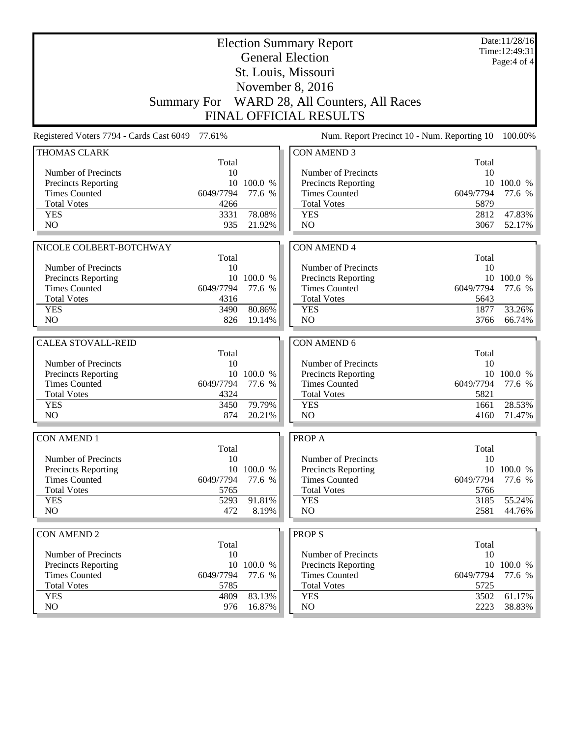# Election Summary Report

## General Election

## St. Louis, Missouri

## November 8, 2016

## Summary For WARD 28, All Counters, All Races

## FINAL OFFICIAL RESULTS

Date:11/28/16
Time:12:49:31

Registered Voters 7794 - Cards Cast 6049 77.61%

Num. Report Precinct 10 - Num. Reporting 10 100.00%

### THOMAS CLARK

| | Total | |
|---|---|---|
| Number of Precincts | 10 | |
| Precincts Reporting | 10 | 100.0 % |
| Times Counted | 6049/7794 | 77.6 % |
| Total Votes | 4266 | |
| YES | 3331 | 78.08% |
| NO | 935 | 21.92% |

### NICOLE COLBERT-BOTCHWAY

| | Total | |
|---|---|---|
| Number of Precincts | 10 | |
| Precincts Reporting | 10 | 100.0 % |
| Times Counted | 6049/7794 | 77.6 % |
| Total Votes | 4316 | |
| YES | 3490 | 80.86% |
| NO | 826 | 19.14% |

### CALEA STOVALL-REID

| | Total | |
|---|---|---|
| Number of Precincts | 10 | |
| Precincts Reporting | 10 | 100.0 % |
| Times Counted | 6049/7794 | 77.6 % |
| Total Votes | 4324 | |
| YES | 3450 | 79.79% |
| NO | 874 | 20.21% |

### CON AMEND 1

| | Total | |
|---|---|---|
| Number of Precincts | 10 | |
| Precincts Reporting | 10 | 100.0 % |
| Times Counted | 6049/7794 | 77.6 % |
| Total Votes | 5765 | |
| YES | 5293 | 91.81% |
| NO | 472 | 8.19% |

### CON AMEND 2

| | Total | |
|---|---|---|
| Number of Precincts | 10 | |
| Precincts Reporting | 10 | 100.0 % |
| Times Counted | 6049/7794 | 77.6 % |
| Total Votes | 5785 | |
| YES | 4809 | 83.13% |
| NO | 976 | 16.87% |

### CON AMEND 3

| | Total | |
|---|---|---|
| Number of Precincts | 10 | |
| Precincts Reporting | 10 | 100.0 % |
| Times Counted | 6049/7794 | 77.6 % |
| Total Votes | 5879 | |
| YES | 2812 | 47.83% |
| NO | 3067 | 52.17% |

### CON AMEND 4

| | Total | |
|---|---|---|
| Number of Precincts | 10 | |
| Precincts Reporting | 10 | 100.0 % |
| Times Counted | 6049/7794 | 77.6 % |
| Total Votes | 5643 | |
| YES | 1877 | 33.26% |
| NO | 3766 | 66.74% |

### CON AMEND 6

| | Total | |
|---|---|---|
| Number of Precincts | 10 | |
| Precincts Reporting | 10 | 100.0 % |
| Times Counted | 6049/7794 | 77.6 % |
| Total Votes | 5821 | |
| YES | 1661 | 28.53% |
| NO | 4160 | 71.47% |

### PROP A

| | Total | |
|---|---|---|
| Number of Precincts | 10 | |
| Precincts Reporting | 10 | 100.0 % |
| Times Counted | 6049/7794 | 77.6 % |
| Total Votes | 5766 | |
| YES | 3185 | 55.24% |
| NO | 2581 | 44.76% |

### PROP S

| | Total | |
|---|---|---|
| Number of Precincts | 10 | |
| Precincts Reporting | 10 | 100.0 % |
| Times Counted | 6049/7794 | 77.6 % |
| Total Votes | 5725 | |
| YES | 3502 | 61.17% |
| NO | 2223 | 38.83% |